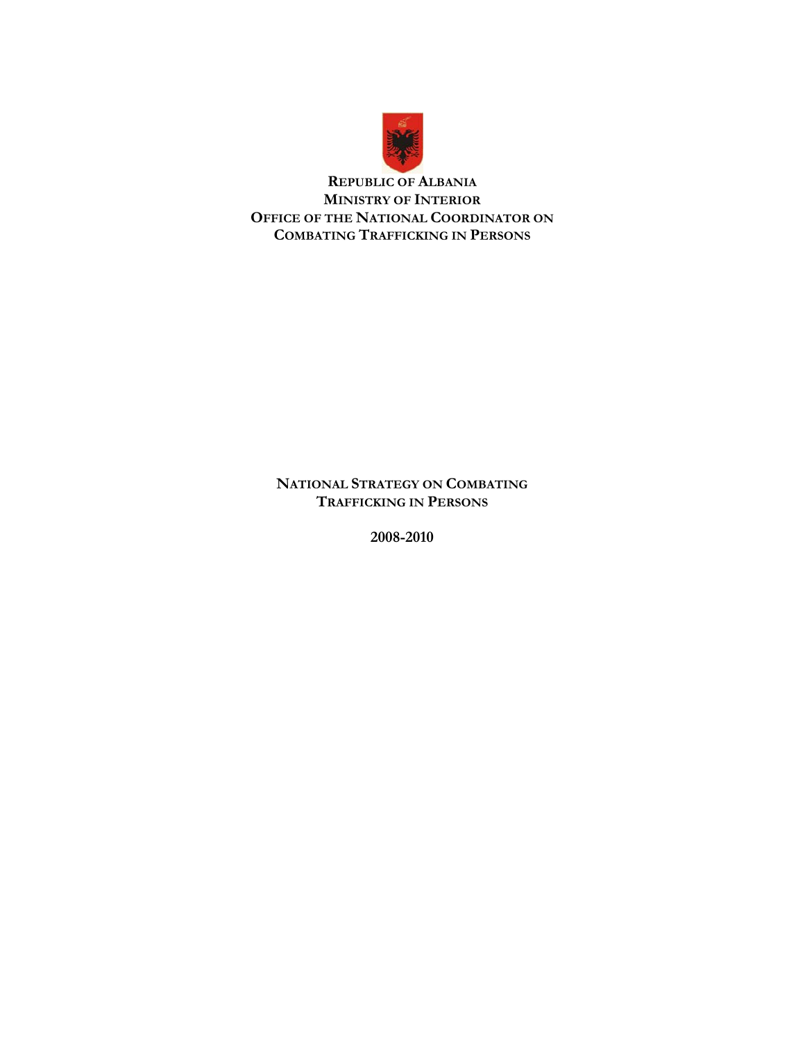**REPUBLIC OF ALBANIA**
**MINISTRY OF INTERIOR**
**OFFICE OF THE NATIONAL COORDINATOR ON COMBATING TRAFFICKING IN PERSONS**

# NATIONAL STRATEGY ON COMBATING TRAFFICKING IN PERSONS

**2008-2010**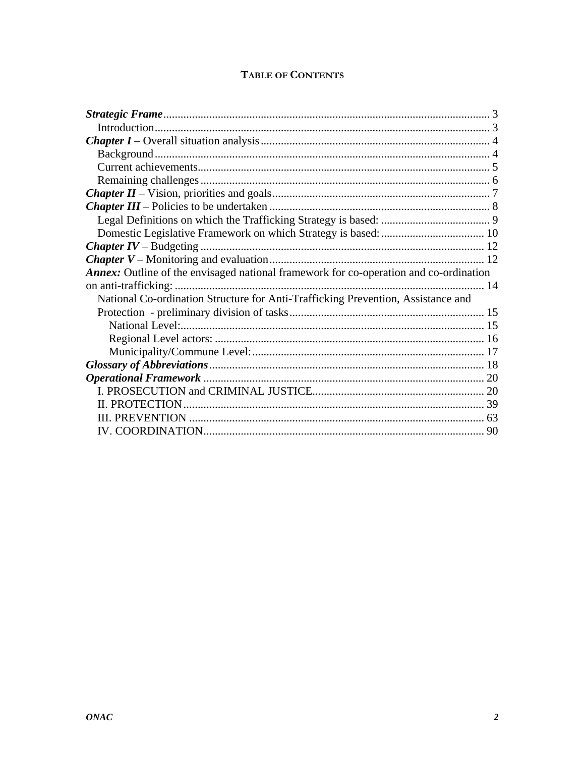# Table of Contents

***Strategic Frame*** ........ 3
- Introduction ........ 3

***Chapter I*** – Overall situation analysis ........ 4
- Background ........ 4
- Current achievements ........ 5
- Remaining challenges ........ 6

***Chapter II*** – Vision, priorities and goals ........ 7

***Chapter III*** – Policies to be undertaken ........ 8
- Legal Definitions on which the Trafficking Strategy is based: ........ 9
- Domestic Legislative Framework on which Strategy is based: ........ 10

***Chapter IV*** – Budgeting ........ 12

***Chapter V*** – Monitoring and evaluation ........ 12

***Annex:*** Outline of the envisaged national framework for co-operation and co-ordination on anti-trafficking: ........ 14
- National Co-ordination Structure for Anti-Trafficking Prevention, Assistance and Protection - preliminary division of tasks ........ 15
  - National Level: ........ 15
  - Regional Level actors: ........ 16
  - Municipality/Commune Level: ........ 17

***Glossary of Abbreviations*** ........ 18

***Operational Framework*** ........ 20
- I. PROSECUTION and CRIMINAL JUSTICE ........ 20
- II. PROTECTION ........ 39
- III. PREVENTION ........ 63
- IV. COORDINATION ........ 90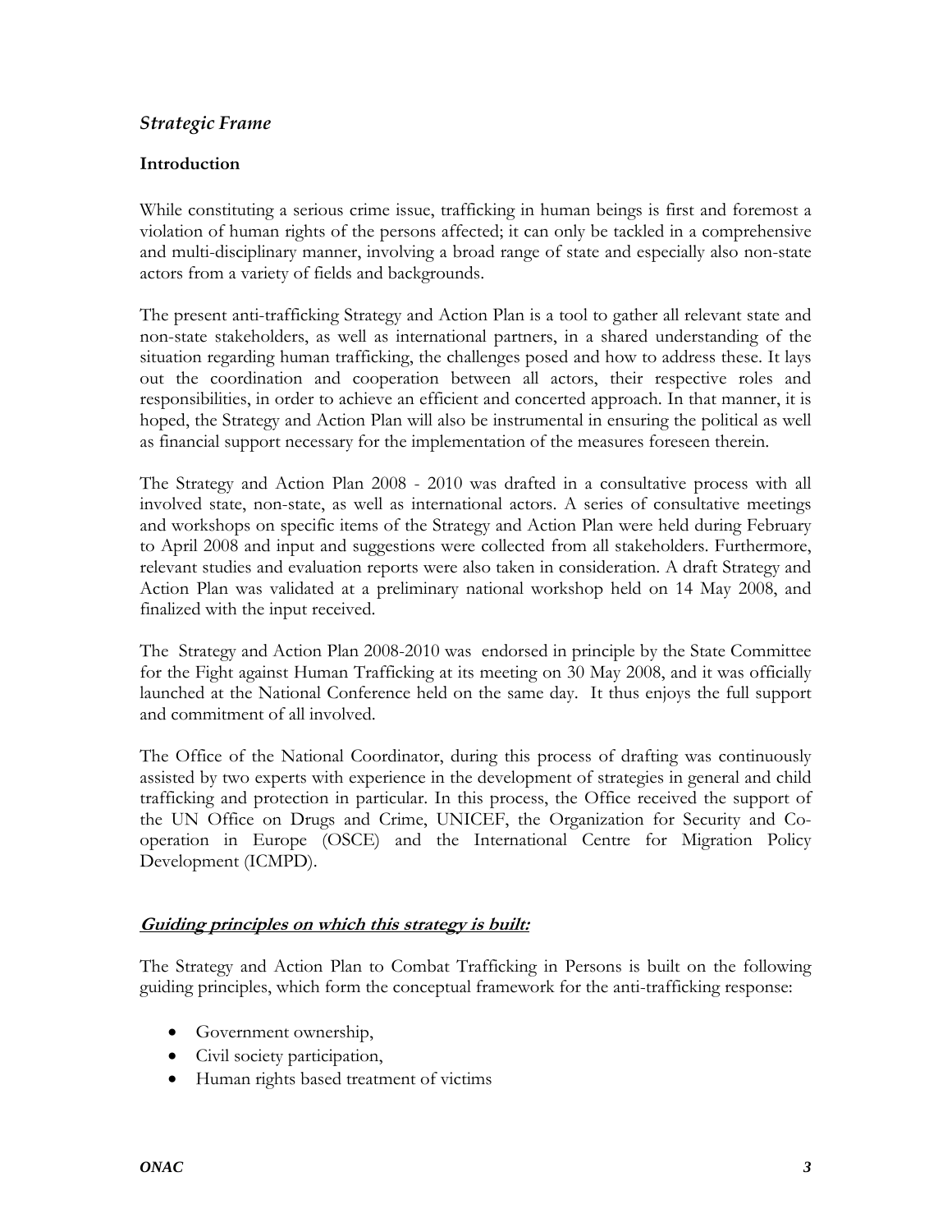## *Strategic Frame*

### Introduction

While constituting a serious crime issue, trafficking in human beings is first and foremost a violation of human rights of the persons affected; it can only be tackled in a comprehensive and multi-disciplinary manner, involving a broad range of state and especially also non-state actors from a variety of fields and backgrounds.

The present anti-trafficking Strategy and Action Plan is a tool to gather all relevant state and non-state stakeholders, as well as international partners, in a shared understanding of the situation regarding human trafficking, the challenges posed and how to address these. It lays out the coordination and cooperation between all actors, their respective roles and responsibilities, in order to achieve an efficient and concerted approach. In that manner, it is hoped, the Strategy and Action Plan will also be instrumental in ensuring the political as well as financial support necessary for the implementation of the measures foreseen therein.

The Strategy and Action Plan 2008 - 2010 was drafted in a consultative process with all involved state, non-state, as well as international actors. A series of consultative meetings and workshops on specific items of the Strategy and Action Plan were held during February to April 2008 and input and suggestions were collected from all stakeholders. Furthermore, relevant studies and evaluation reports were also taken in consideration. A draft Strategy and Action Plan was validated at a preliminary national workshop held on 14 May 2008, and finalized with the input received.

The Strategy and Action Plan 2008-2010 was endorsed in principle by the State Committee for the Fight against Human Trafficking at its meeting on 30 May 2008, and it was officially launched at the National Conference held on the same day. It thus enjoys the full support and commitment of all involved.

The Office of the National Coordinator, during this process of drafting was continuously assisted by two experts with experience in the development of strategies in general and child trafficking and protection in particular. In this process, the Office received the support of the UN Office on Drugs and Crime, UNICEF, the Organization for Security and Co-operation in Europe (OSCE) and the International Centre for Migration Policy Development (ICMPD).

### ***<u>Guiding principles on which this strategy is built:</u>***

The Strategy and Action Plan to Combat Trafficking in Persons is built on the following guiding principles, which form the conceptual framework for the anti-trafficking response:

- Government ownership,
- Civil society participation,
- Human rights based treatment of victims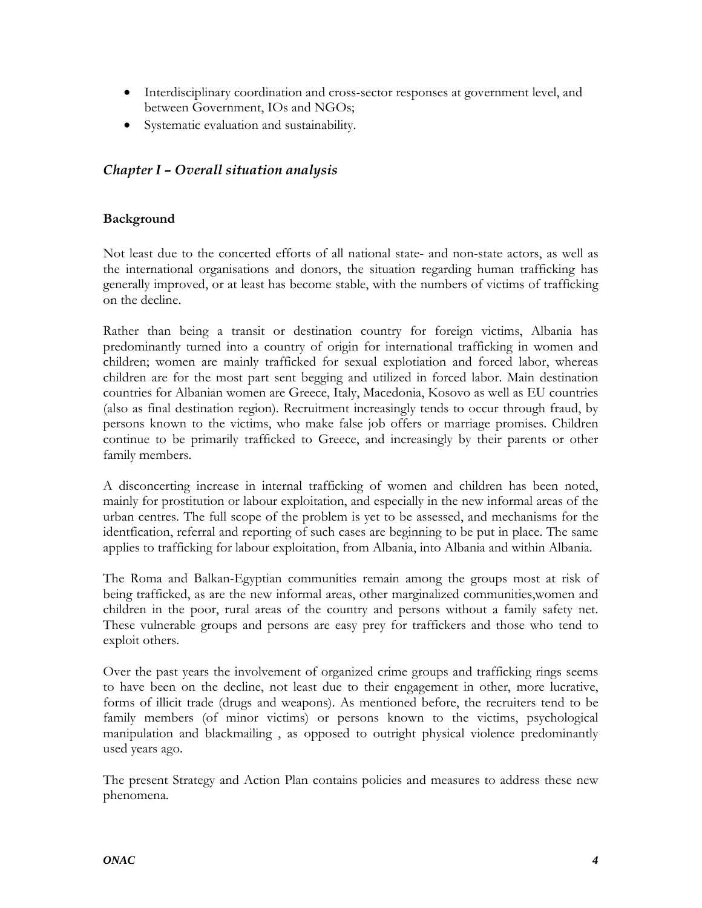- Interdisciplinary coordination and cross-sector responses at government level, and between Government, IOs and NGOs;
- Systematic evaluation and sustainability.

## *Chapter I – Overall situation analysis*

### Background

Not least due to the concerted efforts of all national state- and non-state actors, as well as the international organisations and donors, the situation regarding human trafficking has generally improved, or at least has become stable, with the numbers of victims of trafficking on the decline.

Rather than being a transit or destination country for foreign victims, Albania has predominantly turned into a country of origin for international trafficking in women and children; women are mainly trafficked for sexual explotiation and forced labor, whereas children are for the most part sent begging and utilized in forced labor. Main destination countries for Albanian women are Greece, Italy, Macedonia, Kosovo as well as EU countries (also as final destination region). Recruitment increasingly tends to occur through fraud, by persons known to the victims, who make false job offers or marriage promises. Children continue to be primarily trafficked to Greece, and increasingly by their parents or other family members.

A disconcerting increase in internal trafficking of women and children has been noted, mainly for prostitution or labour exploitation, and especially in the new informal areas of the urban centres. The full scope of the problem is yet to be assessed, and mechanisms for the identfication, referral and reporting of such cases are beginning to be put in place. The same applies to trafficking for labour exploitation, from Albania, into Albania and within Albania.

The Roma and Balkan-Egyptian communities remain among the groups most at risk of being trafficked, as are the new informal areas, other marginalized communities,women and children in the poor, rural areas of the country and persons without a family safety net. These vulnerable groups and persons are easy prey for traffickers and those who tend to exploit others.

Over the past years the involvement of organized crime groups and trafficking rings seems to have been on the decline, not least due to their engagement in other, more lucrative, forms of illicit trade (drugs and weapons). As mentioned before, the recruiters tend to be family members (of minor victims) or persons known to the victims, psychological manipulation and blackmailing , as opposed to outright physical violence predominantly used years ago.

The present Strategy and Action Plan contains policies and measures to address these new phenomena.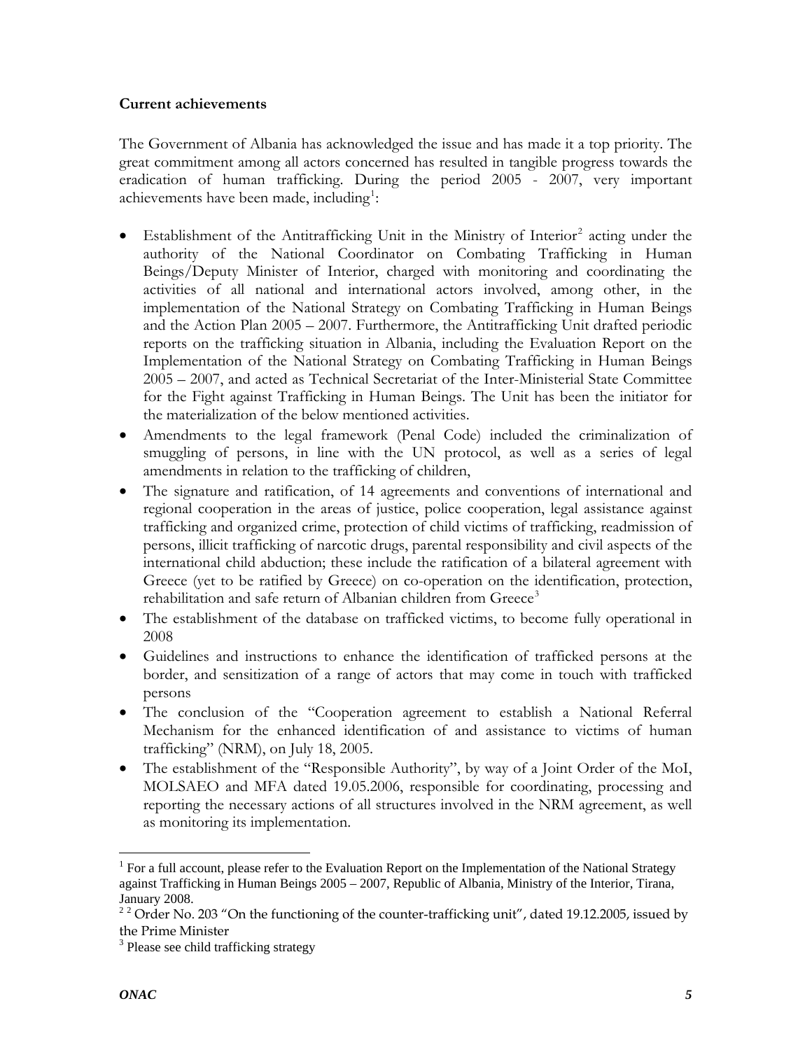**Current achievements**

The Government of Albania has acknowledged the issue and has made it a top priority. The great commitment among all actors concerned has resulted in tangible progress towards the eradication of human trafficking. During the period 2005 - 2007, very important achievements have been made, including[1]:

- Establishment of the Antitrafficking Unit in the Ministry of Interior[2] acting under the authority of the National Coordinator on Combating Trafficking in Human Beings/Deputy Minister of Interior, charged with monitoring and coordinating the activities of all national and international actors involved, among other, in the implementation of the National Strategy on Combating Trafficking in Human Beings and the Action Plan 2005 – 2007. Furthermore, the Antitrafficking Unit drafted periodic reports on the trafficking situation in Albania, including the Evaluation Report on the Implementation of the National Strategy on Combating Trafficking in Human Beings 2005 – 2007, and acted as Technical Secretariat of the Inter-Ministerial State Committee for the Fight against Trafficking in Human Beings. The Unit has been the initiator for the materialization of the below mentioned activities.
- Amendments to the legal framework (Penal Code) included the criminalization of smuggling of persons, in line with the UN protocol, as well as a series of legal amendments in relation to the trafficking of children,
- The signature and ratification, of 14 agreements and conventions of international and regional cooperation in the areas of justice, police cooperation, legal assistance against trafficking and organized crime, protection of child victims of trafficking, readmission of persons, illicit trafficking of narcotic drugs, parental responsibility and civil aspects of the international child abduction; these include the ratification of a bilateral agreement with Greece (yet to be ratified by Greece) on co-operation on the identification, protection, rehabilitation and safe return of Albanian children from Greece[3]
- The establishment of the database on trafficked victims, to become fully operational in 2008
- Guidelines and instructions to enhance the identification of trafficked persons at the border, and sensitization of a range of actors that may come in touch with trafficked persons
- The conclusion of the "Cooperation agreement to establish a National Referral Mechanism for the enhanced identification of and assistance to victims of human trafficking" (NRM), on July 18, 2005.
- The establishment of the "Responsible Authority", by way of a Joint Order of the MoI, MOLSAEO and MFA dated 19.05.2006, responsible for coordinating, processing and reporting the necessary actions of all structures involved in the NRM agreement, as well as monitoring its implementation.

---

[1] For a full account, please refer to the Evaluation Report on the Implementation of the National Strategy against Trafficking in Human Beings 2005 – 2007, Republic of Albania, Ministry of the Interior, Tirana, January 2008.

[2] [2] Order No. 203 "On the functioning of the counter-trafficking unit", dated 19.12.2005, issued by the Prime Minister

[3] Please see child trafficking strategy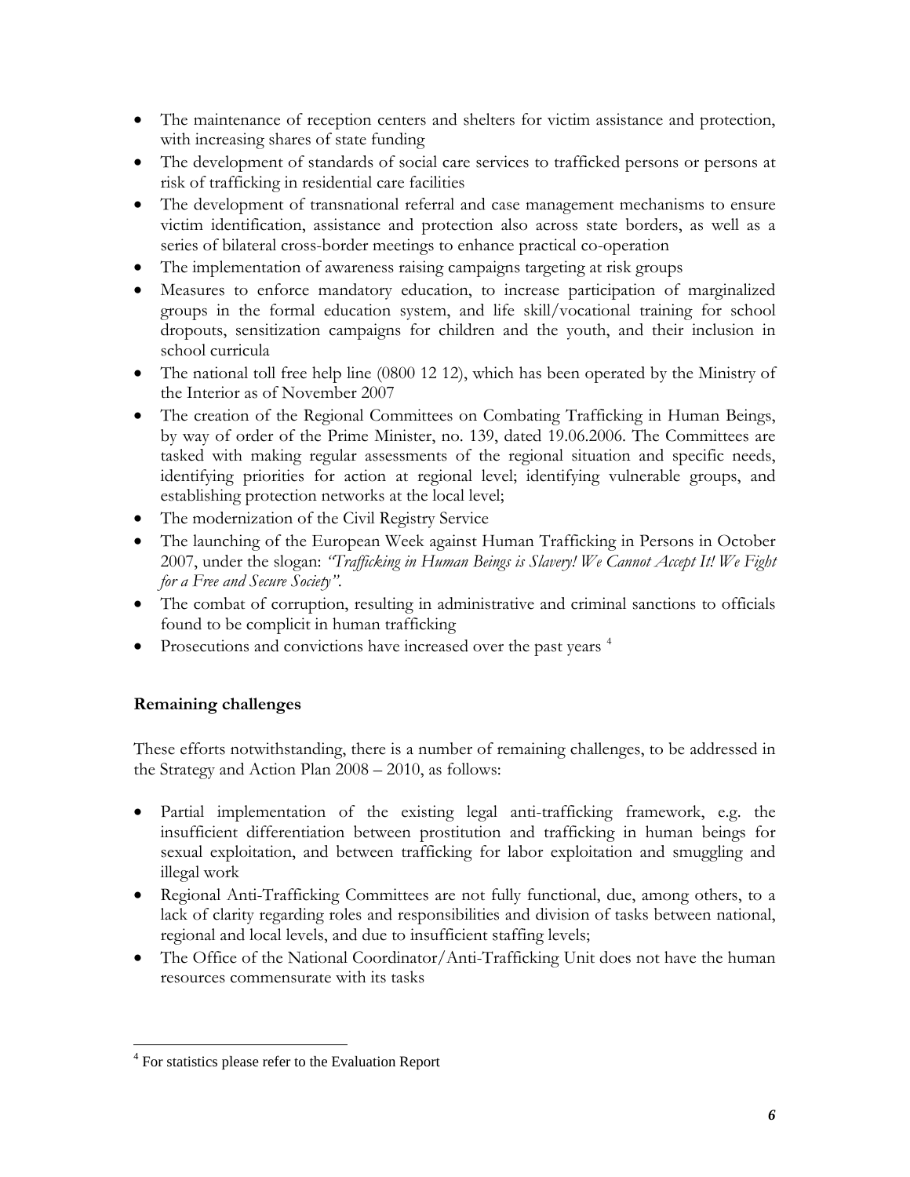- The maintenance of reception centers and shelters for victim assistance and protection, with increasing shares of state funding
- The development of standards of social care services to trafficked persons or persons at risk of trafficking in residential care facilities
- The development of transnational referral and case management mechanisms to ensure victim identification, assistance and protection also across state borders, as well as a series of bilateral cross-border meetings to enhance practical co-operation
- The implementation of awareness raising campaigns targeting at risk groups
- Measures to enforce mandatory education, to increase participation of marginalized groups in the formal education system, and life skill/vocational training for school dropouts, sensitization campaigns for children and the youth, and their inclusion in school curricula
- The national toll free help line (0800 12 12), which has been operated by the Ministry of the Interior as of November 2007
- The creation of the Regional Committees on Combating Trafficking in Human Beings, by way of order of the Prime Minister, no. 139, dated 19.06.2006. The Committees are tasked with making regular assessments of the regional situation and specific needs, identifying priorities for action at regional level; identifying vulnerable groups, and establishing protection networks at the local level;
- The modernization of the Civil Registry Service
- The launching of the European Week against Human Trafficking in Persons in October 2007, under the slogan: *"Trafficking in Human Beings is Slavery! We Cannot Accept It! We Fight for a Free and Secure Society"*.
- The combat of corruption, resulting in administrative and criminal sanctions to officials found to be complicit in human trafficking
- Prosecutions and convictions have increased over the past years [4]

**Remaining challenges**

These efforts notwithstanding, there is a number of remaining challenges, to be addressed in the Strategy and Action Plan 2008 – 2010, as follows:

- Partial implementation of the existing legal anti-trafficking framework, e.g. the insufficient differentiation between prostitution and trafficking in human beings for sexual exploitation, and between trafficking for labor exploitation and smuggling and illegal work
- Regional Anti-Trafficking Committees are not fully functional, due, among others, to a lack of clarity regarding roles and responsibilities and division of tasks between national, regional and local levels, and due to insufficient staffing levels;
- The Office of the National Coordinator/Anti-Trafficking Unit does not have the human resources commensurate with its tasks

[4] For statistics please refer to the Evaluation Report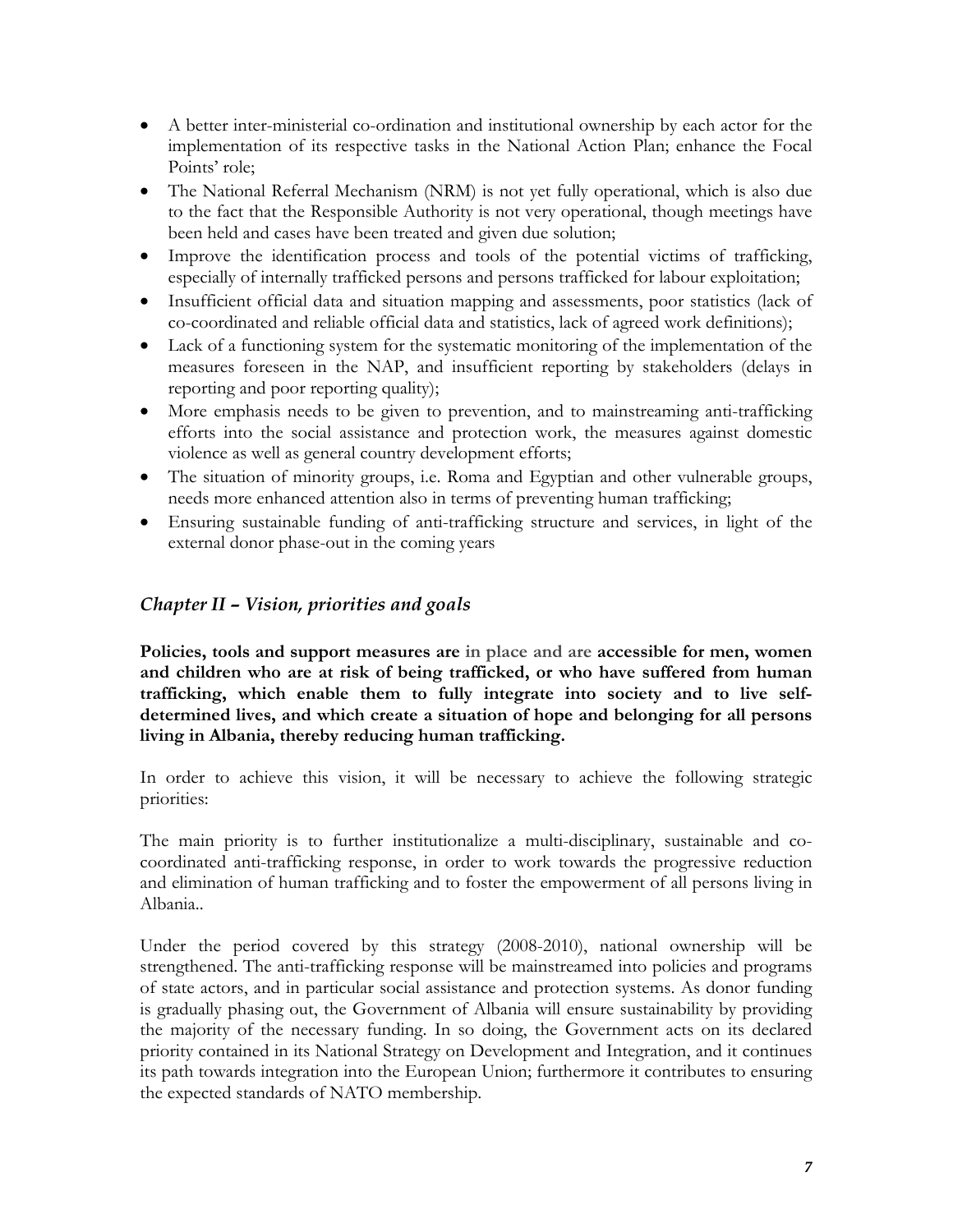- A better inter-ministerial co-ordination and institutional ownership by each actor for the implementation of its respective tasks in the National Action Plan; enhance the Focal Points' role;
- The National Referral Mechanism (NRM) is not yet fully operational, which is also due to the fact that the Responsible Authority is not very operational, though meetings have been held and cases have been treated and given due solution;
- Improve the identification process and tools of the potential victims of trafficking, especially of internally trafficked persons and persons trafficked for labour exploitation;
- Insufficient official data and situation mapping and assessments, poor statistics (lack of co-coordinated and reliable official data and statistics, lack of agreed work definitions);
- Lack of a functioning system for the systematic monitoring of the implementation of the measures foreseen in the NAP, and insufficient reporting by stakeholders (delays in reporting and poor reporting quality);
- More emphasis needs to be given to prevention, and to mainstreaming anti-trafficking efforts into the social assistance and protection work, the measures against domestic violence as well as general country development efforts;
- The situation of minority groups, i.e. Roma and Egyptian and other vulnerable groups, needs more enhanced attention also in terms of preventing human trafficking;
- Ensuring sustainable funding of anti-trafficking structure and services, in light of the external donor phase-out in the coming years

## *Chapter II – Vision, priorities and goals*

**Policies, tools and support measures are** in place and are **accessible for men, women and children who are at risk of being trafficked, or who have suffered from human trafficking, which enable them to fully integrate into society and to live self-determined lives, and which create a situation of hope and belonging for all persons living in Albania, thereby reducing human trafficking.**

In order to achieve this vision, it will be necessary to achieve the following strategic priorities:

The main priority is to further institutionalize a multi-disciplinary, sustainable and co-coordinated anti-trafficking response, in order to work towards the progressive reduction and elimination of human trafficking and to foster the empowerment of all persons living in Albania..

Under the period covered by this strategy (2008-2010), national ownership will be strengthened. The anti-trafficking response will be mainstreamed into policies and programs of state actors, and in particular social assistance and protection systems. As donor funding is gradually phasing out, the Government of Albania will ensure sustainability by providing the majority of the necessary funding. In so doing, the Government acts on its declared priority contained in its National Strategy on Development and Integration, and it continues its path towards integration into the European Union; furthermore it contributes to ensuring the expected standards of NATO membership.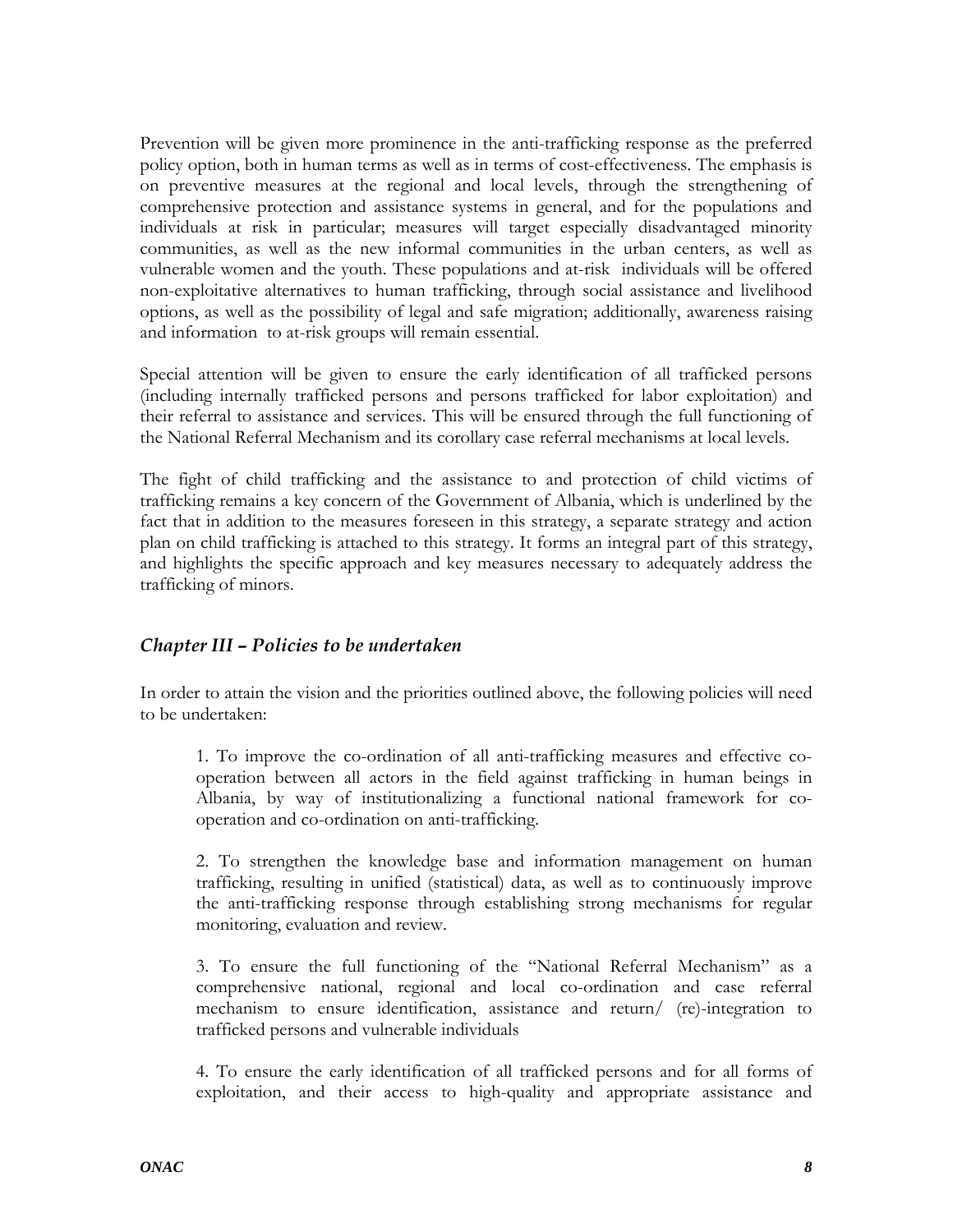Prevention will be given more prominence in the anti-trafficking response as the preferred policy option, both in human terms as well as in terms of cost-effectiveness. The emphasis is on preventive measures at the regional and local levels, through the strengthening of comprehensive protection and assistance systems in general, and for the populations and individuals at risk in particular; measures will target especially disadvantaged minority communities, as well as the new informal communities in the urban centers, as well as vulnerable women and the youth. These populations and at-risk individuals will be offered non-exploitative alternatives to human trafficking, through social assistance and livelihood options, as well as the possibility of legal and safe migration; additionally, awareness raising and information to at-risk groups will remain essential.

Special attention will be given to ensure the early identification of all trafficked persons (including internally trafficked persons and persons trafficked for labor exploitation) and their referral to assistance and services. This will be ensured through the full functioning of the National Referral Mechanism and its corollary case referral mechanisms at local levels.

The fight of child trafficking and the assistance to and protection of child victims of trafficking remains a key concern of the Government of Albania, which is underlined by the fact that in addition to the measures foreseen in this strategy, a separate strategy and action plan on child trafficking is attached to this strategy. It forms an integral part of this strategy, and highlights the specific approach and key measures necessary to adequately address the trafficking of minors.

### *Chapter III – Policies to be undertaken*

In order to attain the vision and the priorities outlined above, the following policies will need to be undertaken:

1. To improve the co-ordination of all anti-trafficking measures and effective co-operation between all actors in the field against trafficking in human beings in Albania, by way of institutionalizing a functional national framework for co-operation and co-ordination on anti-trafficking.

2. To strengthen the knowledge base and information management on human trafficking, resulting in unified (statistical) data, as well as to continuously improve the anti-trafficking response through establishing strong mechanisms for regular monitoring, evaluation and review.

3. To ensure the full functioning of the "National Referral Mechanism" as a comprehensive national, regional and local co-ordination and case referral mechanism to ensure identification, assistance and return/ (re)-integration to trafficked persons and vulnerable individuals

4. To ensure the early identification of all trafficked persons and for all forms of exploitation, and their access to high-quality and appropriate assistance and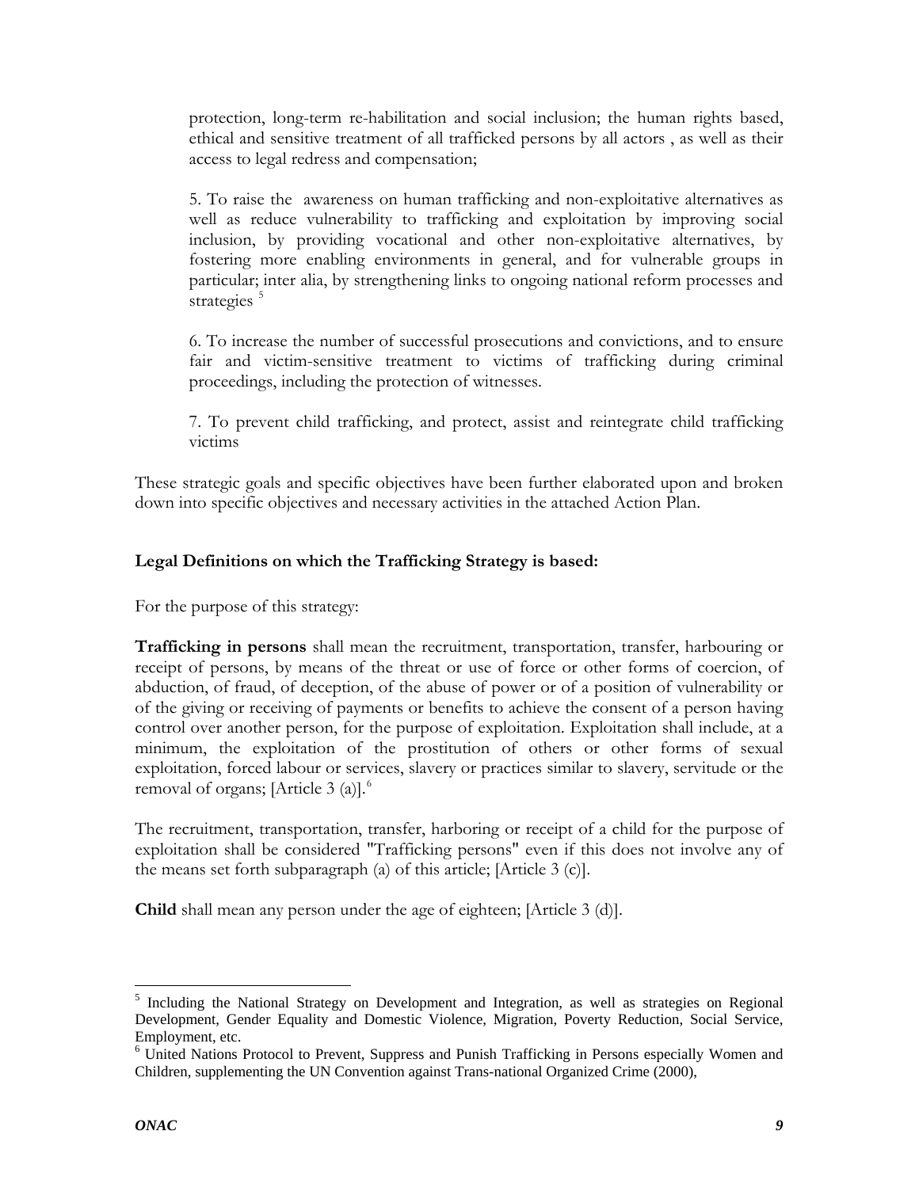protection, long-term re-habilitation and social inclusion; the human rights based, ethical and sensitive treatment of all trafficked persons by all actors , as well as their access to legal redress and compensation;

5. To raise the awareness on human trafficking and non-exploitative alternatives as well as reduce vulnerability to trafficking and exploitation by improving social inclusion, by providing vocational and other non-exploitative alternatives, by fostering more enabling environments in general, and for vulnerable groups in particular; inter alia, by strengthening links to ongoing national reform processes and strategies [5]

6. To increase the number of successful prosecutions and convictions, and to ensure fair and victim-sensitive treatment to victims of trafficking during criminal proceedings, including the protection of witnesses.

7. To prevent child trafficking, and protect, assist and reintegrate child trafficking victims

These strategic goals and specific objectives have been further elaborated upon and broken down into specific objectives and necessary activities in the attached Action Plan.

**Legal Definitions on which the Trafficking Strategy is based:**

For the purpose of this strategy:

**Trafficking in persons** shall mean the recruitment, transportation, transfer, harbouring or receipt of persons, by means of the threat or use of force or other forms of coercion, of abduction, of fraud, of deception, of the abuse of power or of a position of vulnerability or of the giving or receiving of payments or benefits to achieve the consent of a person having control over another person, for the purpose of exploitation. Exploitation shall include, at a minimum, the exploitation of the prostitution of others or other forms of sexual exploitation, forced labour or services, slavery or practices similar to slavery, servitude or the removal of organs; [Article 3 (a)].[6]

The recruitment, transportation, transfer, harboring or receipt of a child for the purpose of exploitation shall be considered "Trafficking persons" even if this does not involve any of the means set forth subparagraph (a) of this article; [Article 3 (c)].

**Child** shall mean any person under the age of eighteen; [Article 3 (d)].

---

[5] Including the National Strategy on Development and Integration, as well as strategies on Regional Development, Gender Equality and Domestic Violence, Migration, Poverty Reduction, Social Service, Employment, etc.

[6] United Nations Protocol to Prevent, Suppress and Punish Trafficking in Persons especially Women and Children, supplementing the UN Convention against Trans-national Organized Crime (2000),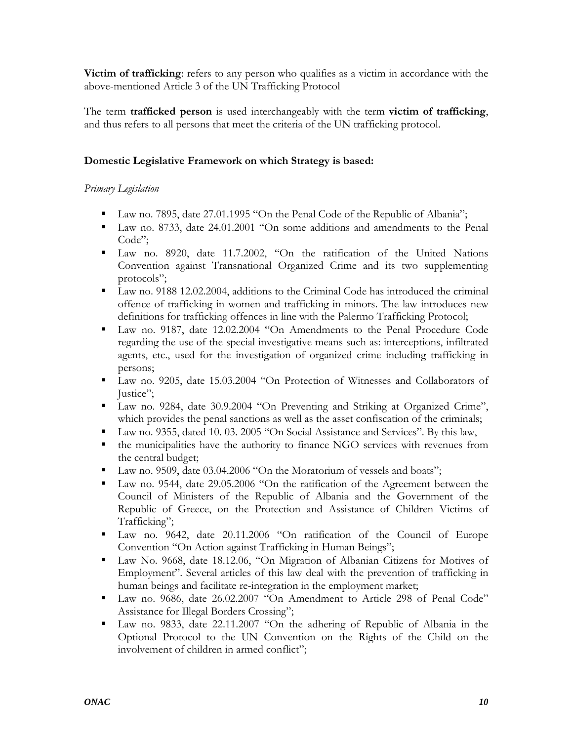**Victim of trafficking**: refers to any person who qualifies as a victim in accordance with the above-mentioned Article 3 of the UN Trafficking Protocol

The term **trafficked person** is used interchangeably with the term **victim of trafficking**, and thus refers to all persons that meet the criteria of the UN trafficking protocol.

**Domestic Legislative Framework on which Strategy is based:**

*Primary Legislation*

- Law no. 7895, date 27.01.1995 "On the Penal Code of the Republic of Albania";
- Law no. 8733, date 24.01.2001 "On some additions and amendments to the Penal Code";
- Law no. 8920, date 11.7.2002, "On the ratification of the United Nations Convention against Transnational Organized Crime and its two supplementing protocols";
- Law no. 9188 12.02.2004, additions to the Criminal Code has introduced the criminal offence of trafficking in women and trafficking in minors. The law introduces new definitions for trafficking offences in line with the Palermo Trafficking Protocol;
- Law no. 9187, date 12.02.2004 "On Amendments to the Penal Procedure Code regarding the use of the special investigative means such as: interceptions, infiltrated agents, etc., used for the investigation of organized crime including trafficking in persons;
- Law no. 9205, date 15.03.2004 "On Protection of Witnesses and Collaborators of Justice";
- Law no. 9284, date 30.9.2004 "On Preventing and Striking at Organized Crime", which provides the penal sanctions as well as the asset confiscation of the criminals;
- Law no. 9355, dated 10. 03. 2005 "On Social Assistance and Services". By this law,
- the municipalities have the authority to finance NGO services with revenues from the central budget;
- Law no. 9509, date 03.04.2006 "On the Moratorium of vessels and boats";
- Law no. 9544, date 29.05.2006 "On the ratification of the Agreement between the Council of Ministers of the Republic of Albania and the Government of the Republic of Greece, on the Protection and Assistance of Children Victims of Trafficking";
- Law no. 9642, date 20.11.2006 "On ratification of the Council of Europe Convention "On Action against Trafficking in Human Beings";
- Law No. 9668, date 18.12.06, "On Migration of Albanian Citizens for Motives of Employment". Several articles of this law deal with the prevention of trafficking in human beings and facilitate re-integration in the employment market;
- Law no. 9686, date 26.02.2007 "On Amendment to Article 298 of Penal Code" Assistance for Illegal Borders Crossing";
- Law no. 9833, date 22.11.2007 "On the adhering of Republic of Albania in the Optional Protocol to the UN Convention on the Rights of the Child on the involvement of children in armed conflict";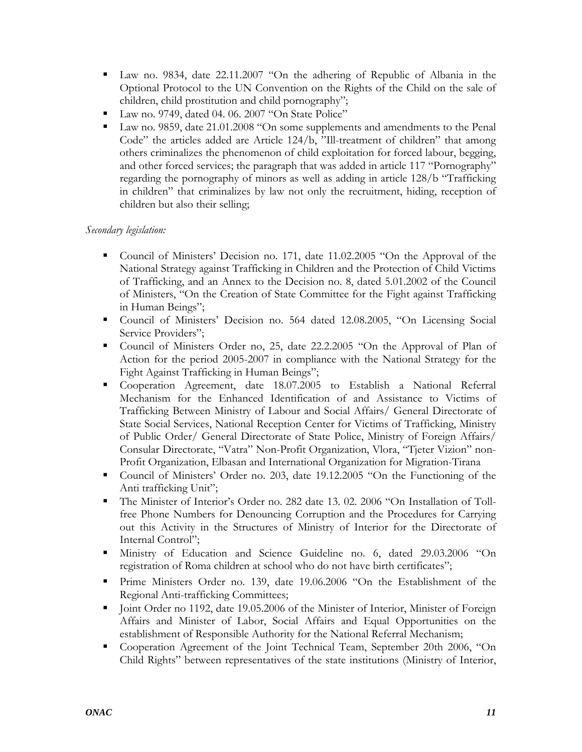- Law no. 9834, date 22.11.2007 "On the adhering of Republic of Albania in the Optional Protocol to the UN Convention on the Rights of the Child on the sale of children, child prostitution and child pornography";
- Law no. 9749, dated 04. 06. 2007 "On State Police"
- Law no. 9859, date 21.01.2008 "On some supplements and amendments to the Penal Code" the articles added are Article 124/b, "Ill-treatment of children" that among others criminalizes the phenomenon of child exploitation for forced labour, begging, and other forced services; the paragraph that was added in article 117 "Pornography" regarding the pornography of minors as well as adding in article 128/b "Trafficking in children" that criminalizes by law not only the recruitment, hiding, reception of children but also their selling;

*Secondary legislation:*

- Council of Ministers' Decision no. 171, date 11.02.2005 "On the Approval of the National Strategy against Trafficking in Children and the Protection of Child Victims of Trafficking, and an Annex to the Decision no. 8, dated 5.01.2002 of the Council of Ministers, "On the Creation of State Committee for the Fight against Trafficking in Human Beings";
- Council of Ministers' Decision no. 564 dated 12.08.2005, "On Licensing Social Service Providers";
- Council of Ministers Order no, 25, date 22.2.2005 "On the Approval of Plan of Action for the period 2005-2007 in compliance with the National Strategy for the Fight Against Trafficking in Human Beings";
- Cooperation Agreement, date 18.07.2005 to Establish a National Referral Mechanism for the Enhanced Identification of and Assistance to Victims of Trafficking Between Ministry of Labour and Social Affairs/ General Directorate of State Social Services, National Reception Center for Victims of Trafficking, Ministry of Public Order/ General Directorate of State Police, Ministry of Foreign Affairs/ Consular Directorate, "Vatra" Non-Profit Organization, Vlora, "Tjeter Vizion" non-Profit Organization, Elbasan and International Organization for Migration-Tirana
- Council of Ministers' Order no. 203, date 19.12.2005 "On the Functioning of the Anti trafficking Unit";
- The Minister of Interior's Order no. 282 date 13. 02. 2006 "On Installation of Toll-free Phone Numbers for Denouncing Corruption and the Procedures for Carrying out this Activity in the Structures of Ministry of Interior for the Directorate of Internal Control";
- Ministry of Education and Science Guideline no. 6, dated 29.03.2006 "On registration of Roma children at school who do not have birth certificates";
- Prime Ministers Order no. 139, date 19.06.2006 "On the Establishment of the Regional Anti-trafficking Committees;
- Joint Order no 1192, date 19.05.2006 of the Minister of Interior, Minister of Foreign Affairs and Minister of Labor, Social Affairs and Equal Opportunities on the establishment of Responsible Authority for the National Referral Mechanism;
- Cooperation Agreement of the Joint Technical Team, September 20th 2006, "On Child Rights" between representatives of the state institutions (Ministry of Interior,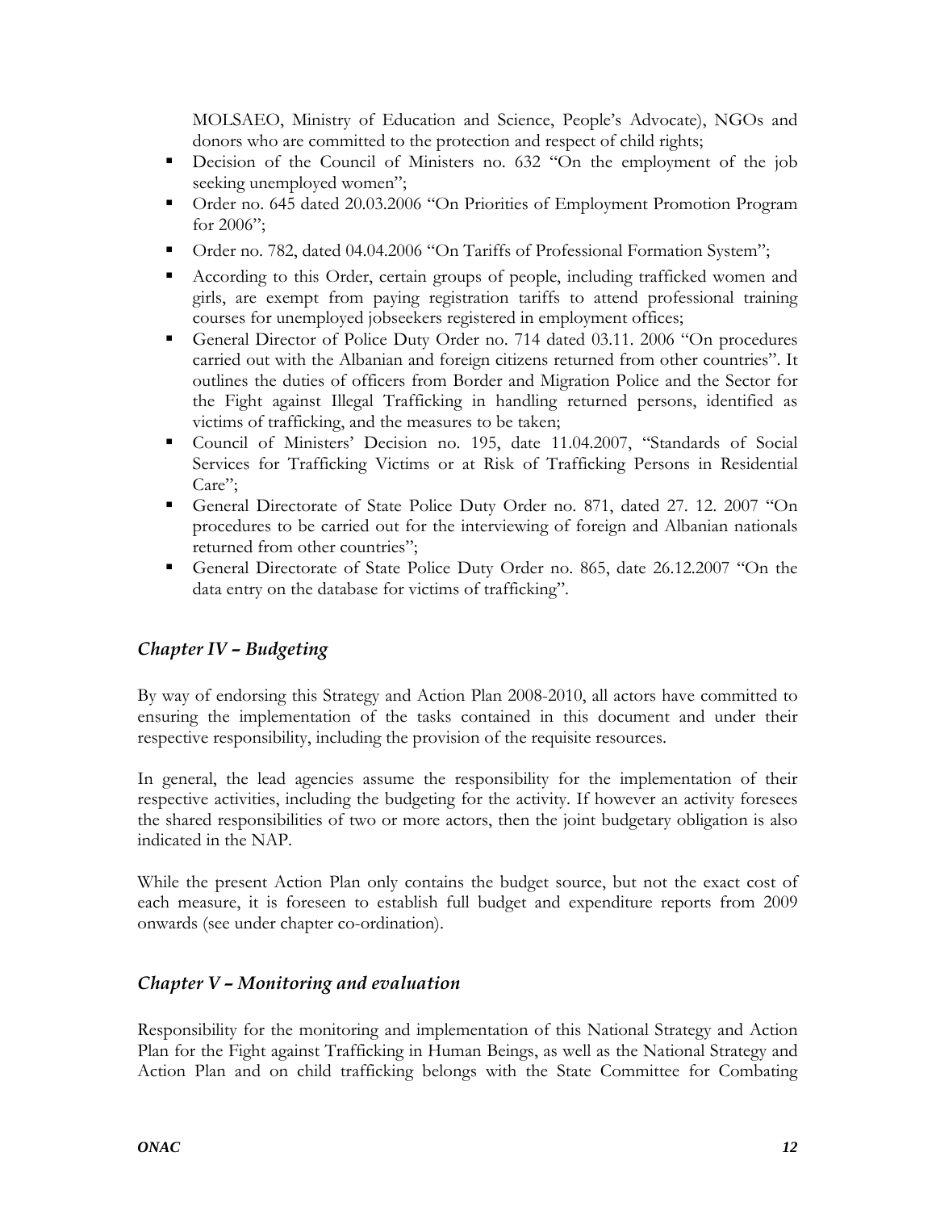MOLSAEO, Ministry of Education and Science, People's Advocate), NGOs and donors who are committed to the protection and respect of child rights;

- Decision of the Council of Ministers no. 632 "On the employment of the job seeking unemployed women";
- Order no. 645 dated 20.03.2006 "On Priorities of Employment Promotion Program for 2006";
- Order no. 782, dated 04.04.2006 "On Tariffs of Professional Formation System";
- According to this Order, certain groups of people, including trafficked women and girls, are exempt from paying registration tariffs to attend professional training courses for unemployed jobseekers registered in employment offices;
- General Director of Police Duty Order no. 714 dated 03.11. 2006 "On procedures carried out with the Albanian and foreign citizens returned from other countries". It outlines the duties of officers from Border and Migration Police and the Sector for the Fight against Illegal Trafficking in handling returned persons, identified as victims of trafficking, and the measures to be taken;
- Council of Ministers' Decision no. 195, date 11.04.2007, "Standards of Social Services for Trafficking Victims or at Risk of Trafficking Persons in Residential Care";
- General Directorate of State Police Duty Order no. 871, dated 27. 12. 2007 "On procedures to be carried out for the interviewing of foreign and Albanian nationals returned from other countries";
- General Directorate of State Police Duty Order no. 865, date 26.12.2007 "On the data entry on the database for victims of trafficking".

## *Chapter IV – Budgeting*

By way of endorsing this Strategy and Action Plan 2008-2010, all actors have committed to ensuring the implementation of the tasks contained in this document and under their respective responsibility, including the provision of the requisite resources.

In general, the lead agencies assume the responsibility for the implementation of their respective activities, including the budgeting for the activity. If however an activity foresees the shared responsibilities of two or more actors, then the joint budgetary obligation is also indicated in the NAP.

While the present Action Plan only contains the budget source, but not the exact cost of each measure, it is foreseen to establish full budget and expenditure reports from 2009 onwards (see under chapter co-ordination).

## *Chapter V – Monitoring and evaluation*

Responsibility for the monitoring and implementation of this National Strategy and Action Plan for the Fight against Trafficking in Human Beings, as well as the National Strategy and Action Plan and on child trafficking belongs with the State Committee for Combating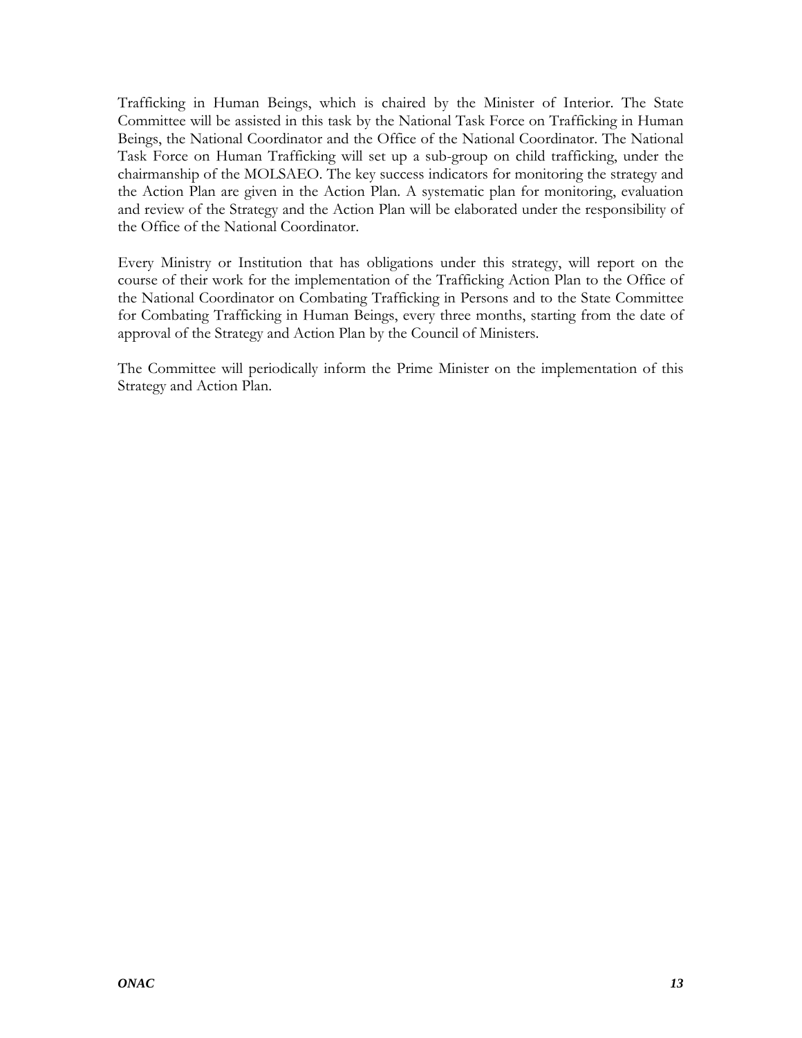Trafficking in Human Beings, which is chaired by the Minister of Interior. The State Committee will be assisted in this task by the National Task Force on Trafficking in Human Beings, the National Coordinator and the Office of the National Coordinator. The National Task Force on Human Trafficking will set up a sub-group on child trafficking, under the chairmanship of the MOLSAEO. The key success indicators for monitoring the strategy and the Action Plan are given in the Action Plan. A systematic plan for monitoring, evaluation and review of the Strategy and the Action Plan will be elaborated under the responsibility of the Office of the National Coordinator.

Every Ministry or Institution that has obligations under this strategy, will report on the course of their work for the implementation of the Trafficking Action Plan to the Office of the National Coordinator on Combating Trafficking in Persons and to the State Committee for Combating Trafficking in Human Beings, every three months, starting from the date of approval of the Strategy and Action Plan by the Council of Ministers.

The Committee will periodically inform the Prime Minister on the implementation of this Strategy and Action Plan.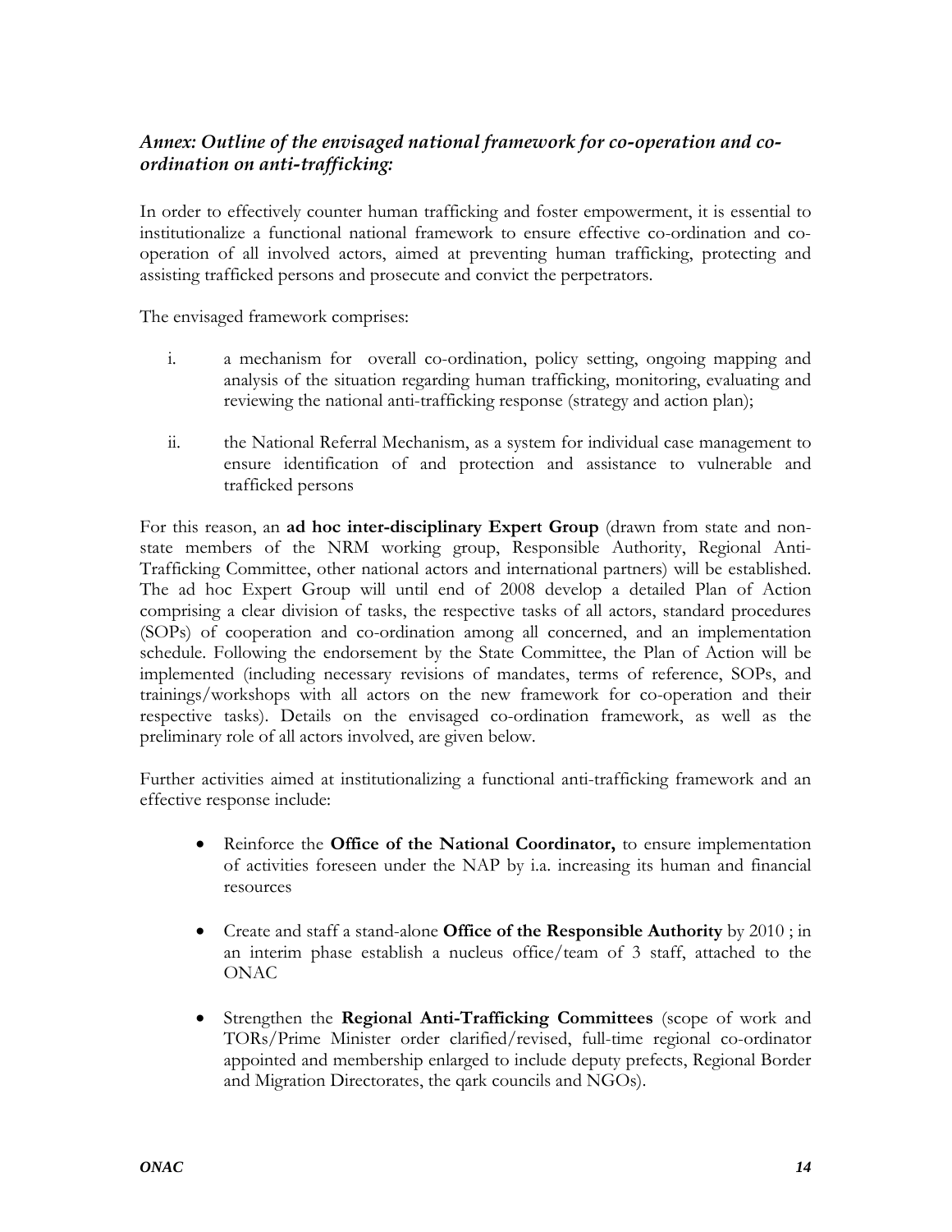### *Annex: Outline of the envisaged national framework for co-operation and co-ordination on anti-trafficking:*

In order to effectively counter human trafficking and foster empowerment, it is essential to institutionalize a functional national framework to ensure effective co-ordination and co-operation of all involved actors, aimed at preventing human trafficking, protecting and assisting trafficked persons and prosecute and convict the perpetrators.

The envisaged framework comprises:

i. a mechanism for overall co-ordination, policy setting, ongoing mapping and analysis of the situation regarding human trafficking, monitoring, evaluating and reviewing the national anti-trafficking response (strategy and action plan);

ii. the National Referral Mechanism, as a system for individual case management to ensure identification of and protection and assistance to vulnerable and trafficked persons

For this reason, an **ad hoc inter-disciplinary Expert Group** (drawn from state and non-state members of the NRM working group, Responsible Authority, Regional Anti-Trafficking Committee, other national actors and international partners) will be established. The ad hoc Expert Group will until end of 2008 develop a detailed Plan of Action comprising a clear division of tasks, the respective tasks of all actors, standard procedures (SOPs) of cooperation and co-ordination among all concerned, and an implementation schedule. Following the endorsement by the State Committee, the Plan of Action will be implemented (including necessary revisions of mandates, terms of reference, SOPs, and trainings/workshops with all actors on the new framework for co-operation and their respective tasks). Details on the envisaged co-ordination framework, as well as the preliminary role of all actors involved, are given below.

Further activities aimed at institutionalizing a functional anti-trafficking framework and an effective response include:

- Reinforce the **Office of the National Coordinator,** to ensure implementation of activities foreseen under the NAP by i.a. increasing its human and financial resources

- Create and staff a stand-alone **Office of the Responsible Authority** by 2010 ; in an interim phase establish a nucleus office/team of 3 staff, attached to the ONAC

- Strengthen the **Regional Anti-Trafficking Committees** (scope of work and TORs/Prime Minister order clarified/revised, full-time regional co-ordinator appointed and membership enlarged to include deputy prefects, Regional Border and Migration Directorates, the qark councils and NGOs).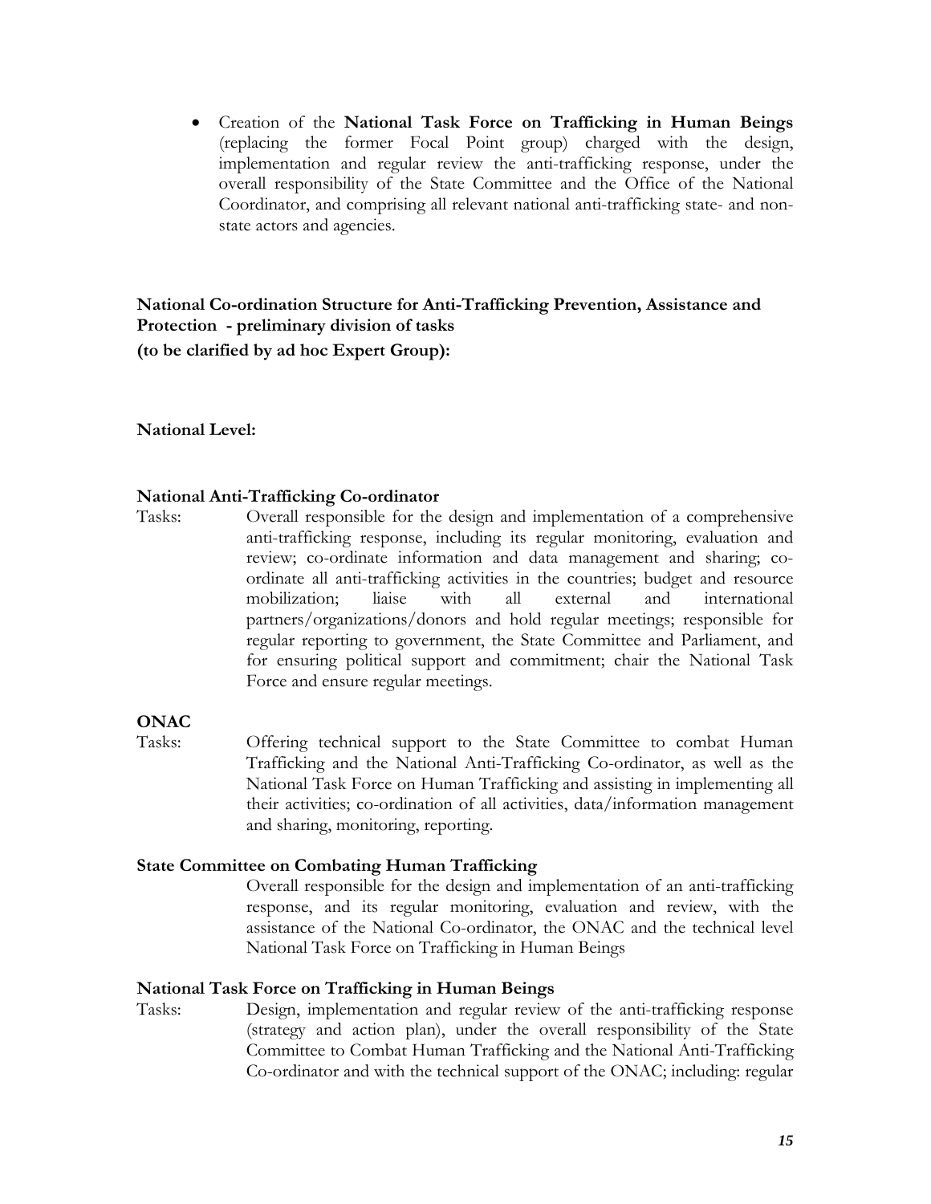- Creation of the **National Task Force on Trafficking in Human Beings** (replacing the former Focal Point group) charged with the design, implementation and regular review the anti-trafficking response, under the overall responsibility of the State Committee and the Office of the National Coordinator, and comprising all relevant national anti-trafficking state- and non-state actors and agencies.

**National Co-ordination Structure for Anti-Trafficking Prevention, Assistance and Protection - preliminary division of tasks**
**(to be clarified by ad hoc Expert Group):**

**National Level:**

**National Anti-Trafficking Co-ordinator**

Tasks: Overall responsible for the design and implementation of a comprehensive anti-trafficking response, including its regular monitoring, evaluation and review; co-ordinate information and data management and sharing; co-ordinate all anti-trafficking activities in the countries; budget and resource mobilization; liaise with all external and international partners/organizations/donors and hold regular meetings; responsible for regular reporting to government, the State Committee and Parliament, and for ensuring political support and commitment; chair the National Task Force and ensure regular meetings.

**ONAC**

Tasks: Offering technical support to the State Committee to combat Human Trafficking and the National Anti-Trafficking Co-ordinator, as well as the National Task Force on Human Trafficking and assisting in implementing all their activities; co-ordination of all activities, data/information management and sharing, monitoring, reporting.

**State Committee on Combating Human Trafficking**

Overall responsible for the design and implementation of an anti-trafficking response, and its regular monitoring, evaluation and review, with the assistance of the National Co-ordinator, the ONAC and the technical level National Task Force on Trafficking in Human Beings

**National Task Force on Trafficking in Human Beings**

Tasks: Design, implementation and regular review of the anti-trafficking response (strategy and action plan), under the overall responsibility of the State Committee to Combat Human Trafficking and the National Anti-Trafficking Co-ordinator and with the technical support of the ONAC; including: regular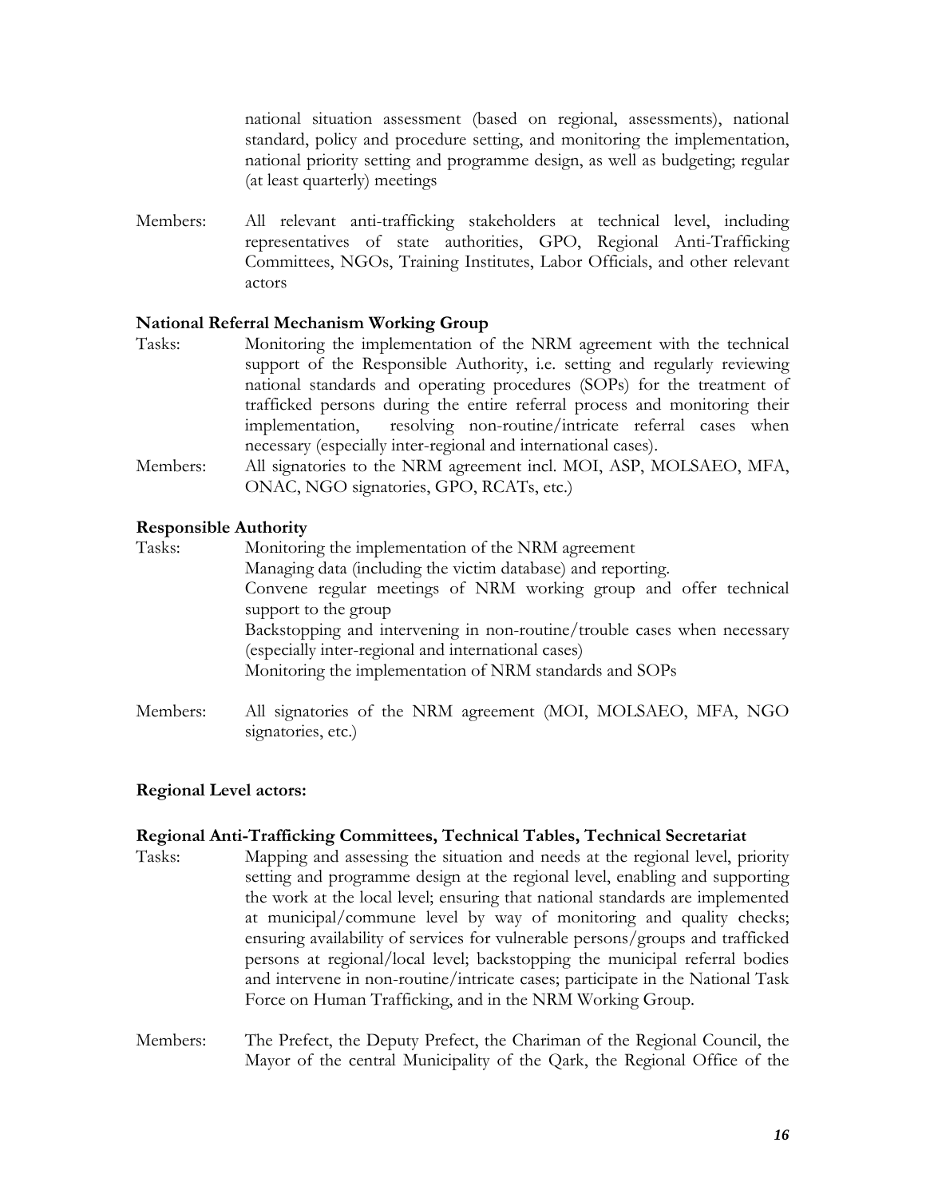national situation assessment (based on regional, assessments), national standard, policy and procedure setting, and monitoring the implementation, national priority setting and programme design, as well as budgeting; regular (at least quarterly) meetings

Members: All relevant anti-trafficking stakeholders at technical level, including representatives of state authorities, GPO, Regional Anti-Trafficking Committees, NGOs, Training Institutes, Labor Officials, and other relevant actors

**National Referral Mechanism Working Group**

Tasks: Monitoring the implementation of the NRM agreement with the technical support of the Responsible Authority, i.e. setting and regularly reviewing national standards and operating procedures (SOPs) for the treatment of trafficked persons during the entire referral process and monitoring their implementation, resolving non-routine/intricate referral cases when necessary (especially inter-regional and international cases).

Members: All signatories to the NRM agreement incl. MOI, ASP, MOLSAEO, MFA, ONAC, NGO signatories, GPO, RCATs, etc.)

**Responsible Authority**

Tasks: Monitoring the implementation of the NRM agreement
Managing data (including the victim database) and reporting.
Convene regular meetings of NRM working group and offer technical support to the group
Backstopping and intervening in non-routine/trouble cases when necessary (especially inter-regional and international cases)
Monitoring the implementation of NRM standards and SOPs

Members: All signatories of the NRM agreement (MOI, MOLSAEO, MFA, NGO signatories, etc.)

**Regional Level actors:**

**Regional Anti-Trafficking Committees, Technical Tables, Technical Secretariat**

Tasks: Mapping and assessing the situation and needs at the regional level, priority setting and programme design at the regional level, enabling and supporting the work at the local level; ensuring that national standards are implemented at municipal/commune level by way of monitoring and quality checks; ensuring availability of services for vulnerable persons/groups and trafficked persons at regional/local level; backstopping the municipal referral bodies and intervene in non-routine/intricate cases; participate in the National Task Force on Human Trafficking, and in the NRM Working Group.

Members: The Prefect, the Deputy Prefect, the Chariman of the Regional Council, the Mayor of the central Municipality of the Qark, the Regional Office of the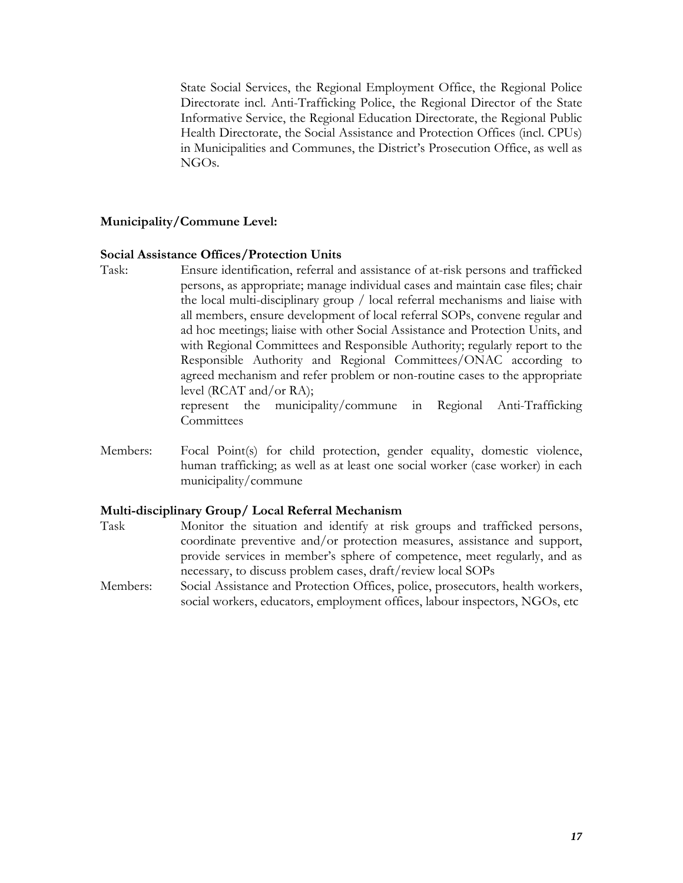State Social Services, the Regional Employment Office, the Regional Police Directorate incl. Anti-Trafficking Police, the Regional Director of the State Informative Service, the Regional Education Directorate, the Regional Public Health Directorate, the Social Assistance and Protection Offices (incl. CPUs) in Municipalities and Communes, the District's Prosecution Office, as well as NGOs.

**Municipality/Commune Level:**

**Social Assistance Offices/Protection Units**

| | |
|---|---|
| Task: | Ensure identification, referral and assistance of at-risk persons and trafficked persons, as appropriate; manage individual cases and maintain case files; chair the local multi-disciplinary group / local referral mechanisms and liaise with all members, ensure development of local referral SOPs, convene regular and ad hoc meetings; liaise with other Social Assistance and Protection Units, and with Regional Committees and Responsible Authority; regularly report to the Responsible Authority and Regional Committees/ONAC according to agreed mechanism and refer problem or non-routine cases to the appropriate level (RCAT and/or RA);<br>represent the municipality/commune in Regional Anti-Trafficking Committees |
| Members: | Focal Point(s) for child protection, gender equality, domestic violence, human trafficking; as well as at least one social worker (case worker) in each municipality/commune |

**Multi-disciplinary Group/ Local Referral Mechanism**

| | |
|---|---|
| Task | Monitor the situation and identify at risk groups and trafficked persons, coordinate preventive and/or protection measures, assistance and support, provide services in member's sphere of competence, meet regularly, and as necessary, to discuss problem cases, draft/review local SOPs |
| Members: | Social Assistance and Protection Offices, police, prosecutors, health workers, social workers, educators, employment offices, labour inspectors, NGOs, etc |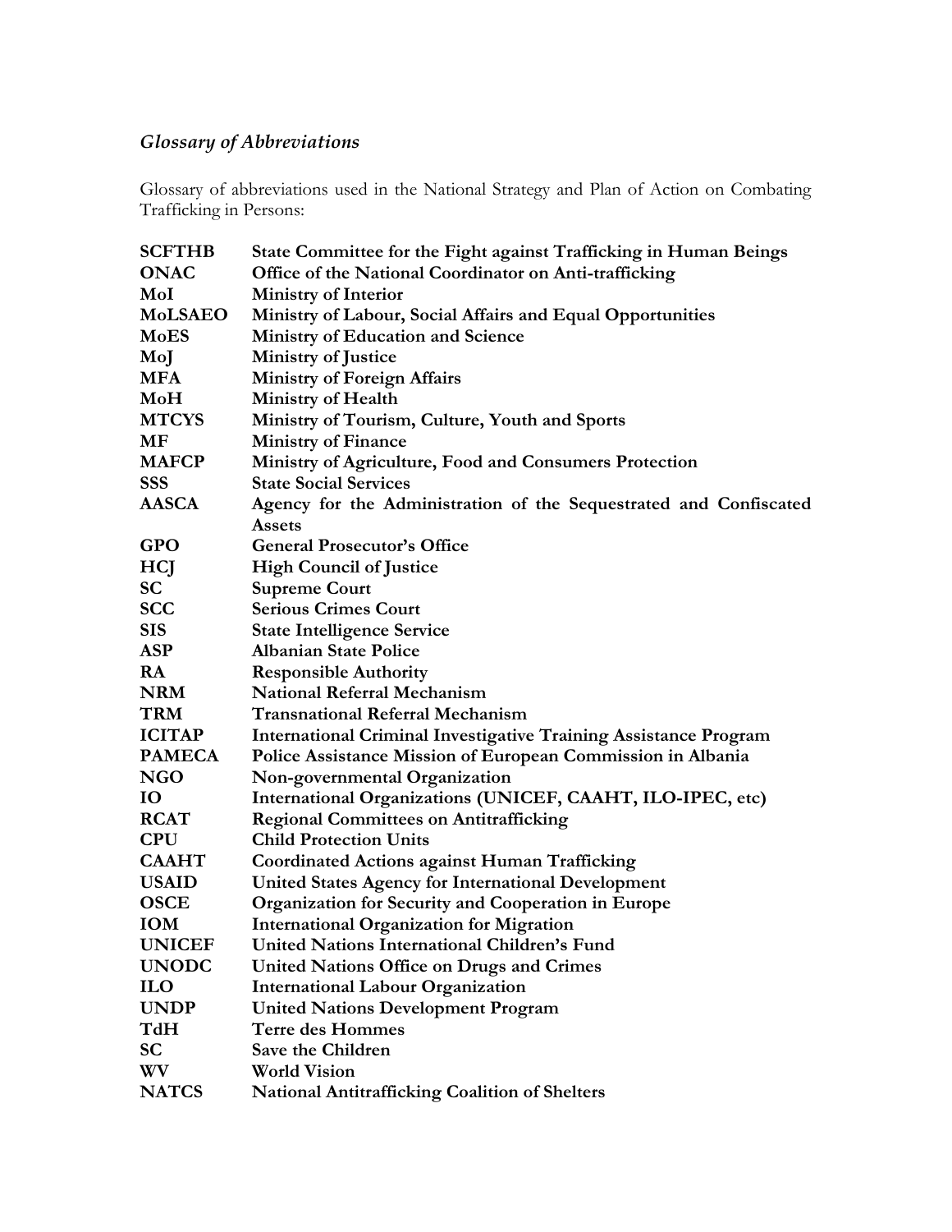## *Glossary of Abbreviations*

Glossary of abbreviations used in the National Strategy and Plan of Action on Combating Trafficking in Persons:

| | |
|---|---|
| **SCFTHB** | **State Committee for the Fight against Trafficking in Human Beings** |
| **ONAC** | **Office of the National Coordinator on Anti-trafficking** |
| **MoI** | **Ministry of Interior** |
| **MoLSAEO** | **Ministry of Labour, Social Affairs and Equal Opportunities** |
| **MoES** | **Ministry of Education and Science** |
| **MoJ** | **Ministry of Justice** |
| **MFA** | **Ministry of Foreign Affairs** |
| **MoH** | **Ministry of Health** |
| **MTCYS** | **Ministry of Tourism, Culture, Youth and Sports** |
| **MF** | **Ministry of Finance** |
| **MAFCP** | **Ministry of Agriculture, Food and Consumers Protection** |
| **SSS** | **State Social Services** |
| **AASCA** | **Agency for the Administration of the Sequestrated and Confiscated Assets** |
| **GPO** | **General Prosecutor's Office** |
| **HCJ** | **High Council of Justice** |
| **SC** | **Supreme Court** |
| **SCC** | **Serious Crimes Court** |
| **SIS** | **State Intelligence Service** |
| **ASP** | **Albanian State Police** |
| **RA** | **Responsible Authority** |
| **NRM** | **National Referral Mechanism** |
| **TRM** | **Transnational Referral Mechanism** |
| **ICITAP** | **International Criminal Investigative Training Assistance Program** |
| **PAMECA** | **Police Assistance Mission of European Commission in Albania** |
| **NGO** | **Non-governmental Organization** |
| **IO** | **International Organizations (UNICEF, CAAHT, ILO-IPEC, etc)** |
| **RCAT** | **Regional Committees on Antitrafficking** |
| **CPU** | **Child Protection Units** |
| **CAAHT** | **Coordinated Actions against Human Trafficking** |
| **USAID** | **United States Agency for International Development** |
| **OSCE** | **Organization for Security and Cooperation in Europe** |
| **IOM** | **International Organization for Migration** |
| **UNICEF** | **United Nations International Children's Fund** |
| **UNODC** | **United Nations Office on Drugs and Crimes** |
| **ILO** | **International Labour Organization** |
| **UNDP** | **United Nations Development Program** |
| **TdH** | **Terre des Hommes** |
| **SC** | **Save the Children** |
| **WV** | **World Vision** |
| **NATCS** | **National Antitrafficking Coalition of Shelters** |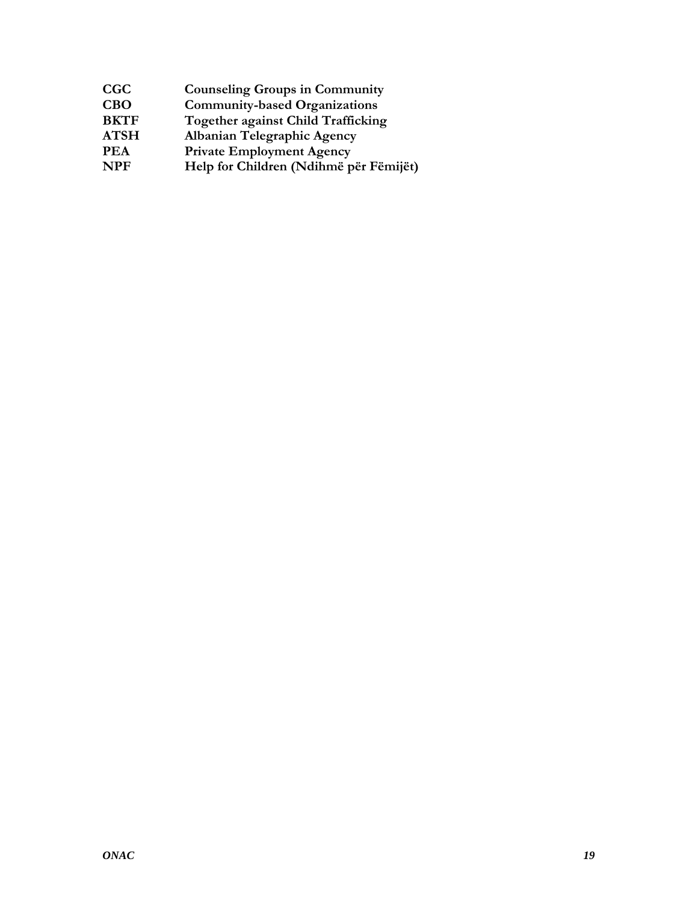| | |
|---|---|
| **CGC** | **Counseling Groups in Community** |
| **CBO** | **Community-based Organizations** |
| **BKTF** | **Together against Child Trafficking** |
| **ATSH** | **Albanian Telegraphic Agency** |
| **PEA** | **Private Employment Agency** |
| **NPF** | **Help for Children (Ndihmë për Fëmijët)** |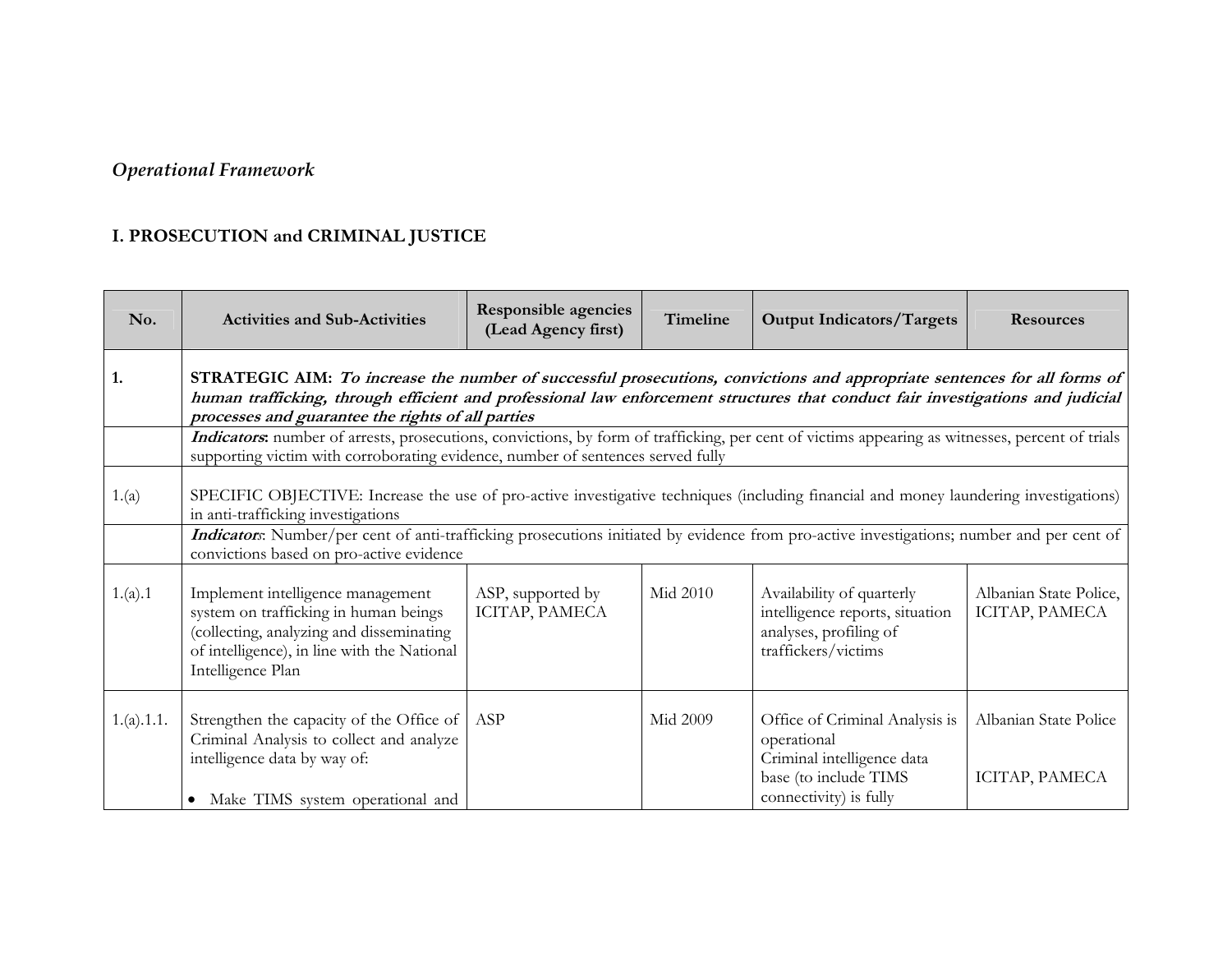*Operational Framework*

## I. PROSECUTION and CRIMINAL JUSTICE

| No. | Activities and Sub-Activities | Responsible agencies (Lead Agency first) | Timeline | Output Indicators/Targets | Resources |
|---|---|---|---|---|---|
| 1. | **STRATEGIC AIM:** ***To increase the number of successful prosecutions, convictions and appropriate sentences for all forms of human trafficking, through efficient and professional law enforcement structures that conduct fair investigations and judicial processes and guarantee the rights of all parties*** | | | | |
| | ***Indicators*:** number of arrests, prosecutions, convictions, by form of trafficking, per cent of victims appearing as witnesses, percent of trials supporting victim with corroborating evidence, number of sentences served fully | | | | |
| 1.(a) | SPECIFIC OBJECTIVE: Increase the use of pro-active investigative techniques (including financial and money laundering investigations) in anti-trafficking investigations | | | | |
| | ***Indicators***: Number/per cent of anti-trafficking prosecutions initiated by evidence from pro-active investigations; number and per cent of convictions based on pro-active evidence | | | | |
| 1.(a).1 | Implement intelligence management system on trafficking in human beings (collecting, analyzing and disseminating of intelligence), in line with the National Intelligence Plan | ASP, supported by ICITAP, PAMECA | Mid 2010 | Availability of quarterly intelligence reports, situation analyses, profiling of traffickers/victims | Albanian State Police, ICITAP, PAMECA |
| 1.(a).1.1. | Strengthen the capacity of the Office of Criminal Analysis to collect and analyze intelligence data by way of:<br><br>• Make TIMS system operational and | ASP | Mid 2009 | Office of Criminal Analysis is operational<br>Criminal intelligence data base (to include TIMS connectivity) is fully | Albanian State Police<br><br>ICITAP, PAMECA |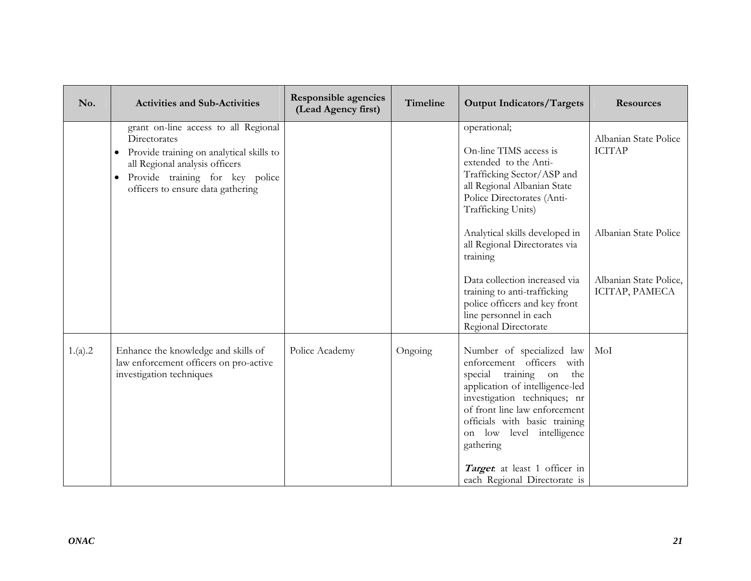| No. | Activities and Sub-Activities | Responsible agencies (Lead Agency first) | Timeline | Output Indicators/Targets | Resources |
|---|---|---|---|---|---|
| | grant on-line access to all Regional Directorates<br>• Provide training on analytical skills to all Regional analysis officers<br>• Provide training for key police officers to ensure data gathering | | | operational;<br><br>On-line TIMS access is extended to the Anti-Trafficking Sector/ASP and all Regional Albanian State Police Directorates (Anti-Trafficking Units)<br><br>Analytical skills developed in all Regional Directorates via training<br><br>Data collection increased via training to anti-trafficking police officers and key front line personnel in each Regional Directorate | Albanian State Police ICITAP<br><br>Albanian State Police<br><br>Albanian State Police, ICITAP, PAMECA |
| 1.(a).2 | Enhance the knowledge and skills of law enforcement officers on pro-active investigation techniques | Police Academy | Ongoing | Number of specialized law enforcement officers with special training on the application of intelligence-led investigation techniques; nr of front line law enforcement officials with basic training on low level intelligence gathering<br><br>***Target***: at least 1 officer in each Regional Directorate is | MoI |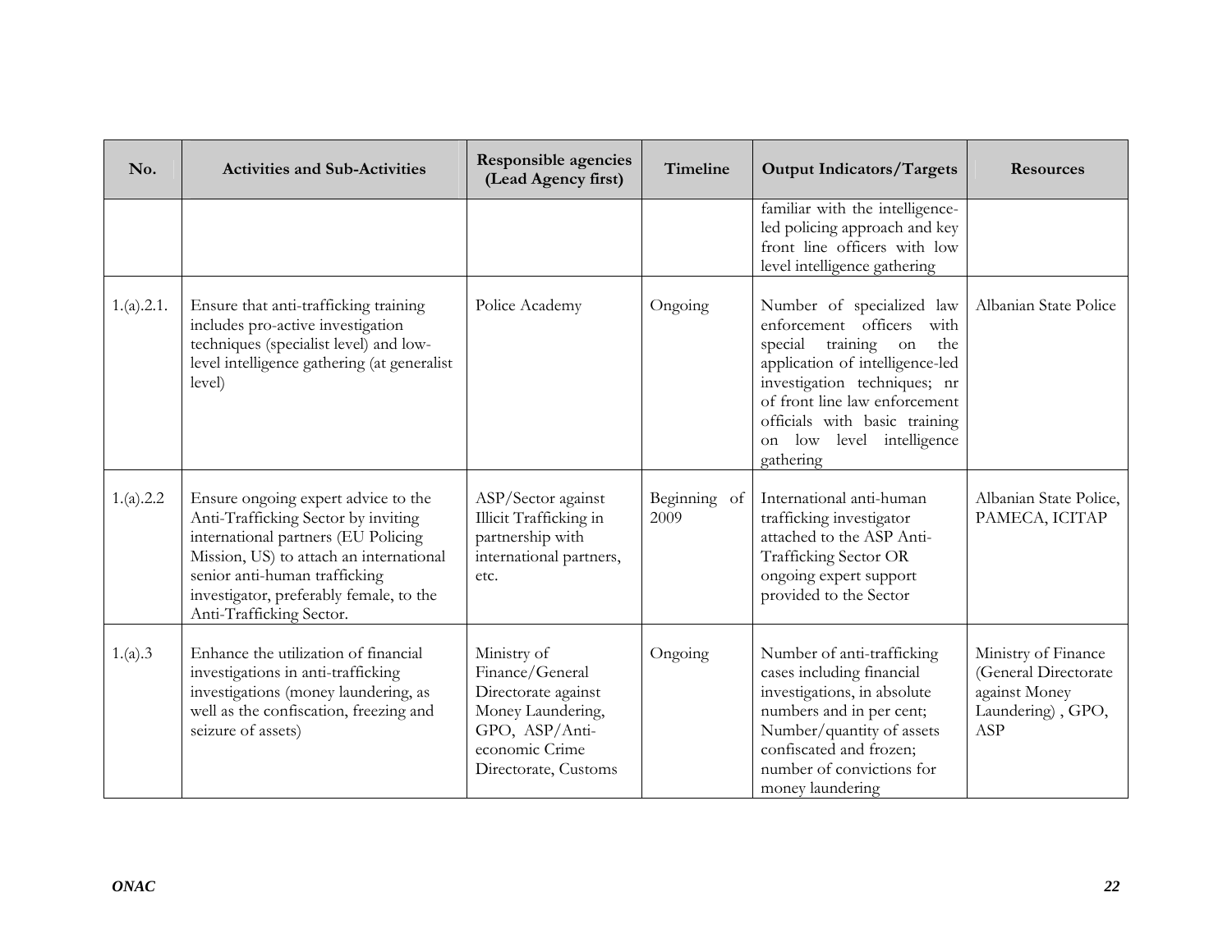| No. | Activities and Sub-Activities | Responsible agencies (Lead Agency first) | Timeline | Output Indicators/Targets | Resources |
|---|---|---|---|---|---|
| | | | | familiar with the intelligence-led policing approach and key front line officers with low level intelligence gathering | |
| 1.(a).2.1. | Ensure that anti-trafficking training includes pro-active investigation techniques (specialist level) and low-level intelligence gathering (at generalist level) | Police Academy | Ongoing | Number of specialized law enforcement officers with special training on the application of intelligence-led investigation techniques; nr of front line law enforcement officials with basic training on low level intelligence gathering | Albanian State Police |
| 1.(a).2.2 | Ensure ongoing expert advice to the Anti-Trafficking Sector by inviting international partners (EU Policing Mission, US) to attach an international senior anti-human trafficking investigator, preferably female, to the Anti-Trafficking Sector. | ASP/Sector against Illicit Trafficking in partnership with international partners, etc. | Beginning of 2009 | International anti-human trafficking investigator attached to the ASP Anti-Trafficking Sector OR ongoing expert support provided to the Sector | Albanian State Police, PAMECA, ICITAP |
| 1.(a).3 | Enhance the utilization of financial investigations in anti-trafficking investigations (money laundering, as well as the confiscation, freezing and seizure of assets) | Ministry of Finance/General Directorate against Money Laundering, GPO, ASP/Anti-economic Crime Directorate, Customs | Ongoing | Number of anti-trafficking cases including financial investigations, in absolute numbers and in per cent; Number/quantity of assets confiscated and frozen; number of convictions for money laundering | Ministry of Finance (General Directorate against Money Laundering) , GPO, ASP |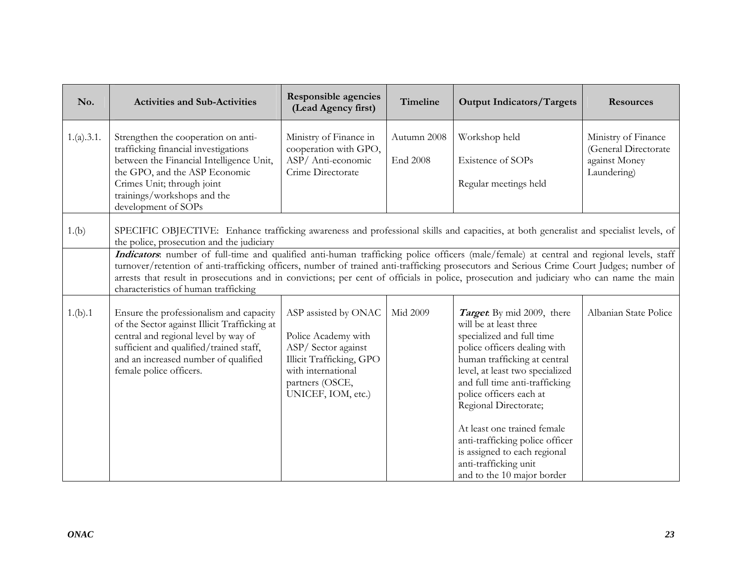| No. | Activities and Sub-Activities | Responsible agencies (Lead Agency first) | Timeline | Output Indicators/Targets | Resources |
|---|---|---|---|---|---|
| 1.(a).3.1. | Strengthen the cooperation on anti-trafficking financial investigations between the Financial Intelligence Unit, the GPO, and the ASP Economic Crimes Unit; through joint trainings/workshops and the development of SOPs | Ministry of Finance in cooperation with GPO, ASP/ Anti-economic Crime Directorate | Autumn 2008<br><br>End 2008 | Workshop held<br><br>Existence of SOPs<br><br>Regular meetings held | Ministry of Finance (General Directorate against Money Laundering) |
| 1.(b) | SPECIFIC OBJECTIVE: Enhance trafficking awareness and professional skills and capacities, at both generalist and specialist levels, of the police, prosecution and the judiciary | | | | |
| | ***Indicators***: number of full-time and qualified anti-human trafficking police officers (male/female) at central and regional levels, staff turnover/retention of anti-trafficking officers, number of trained anti-trafficking prosecutors and Serious Crime Court Judges; number of arrests that result in prosecutions and in convictions; per cent of officials in police, prosecution and judiciary who can name the main characteristics of human trafficking | | | | |
| 1.(b).1 | Ensure the professionalism and capacity of the Sector against Illicit Trafficking at central and regional level by way of sufficient and qualified/trained staff, and an increased number of qualified female police officers. | ASP assisted by ONAC<br><br>Police Academy with ASP/ Sector against Illicit Trafficking, GPO with international partners (OSCE, UNICEF, IOM, etc.) | Mid 2009 | ***Target***: By mid 2009, there will be at least three specialized and full time police officers dealing with human trafficking at central level, at least two specialized and full time anti-trafficking police officers each at Regional Directorate;<br><br>At least one trained female anti-trafficking police officer is assigned to each regional anti-trafficking unit and to the 10 major border | Albanian State Police |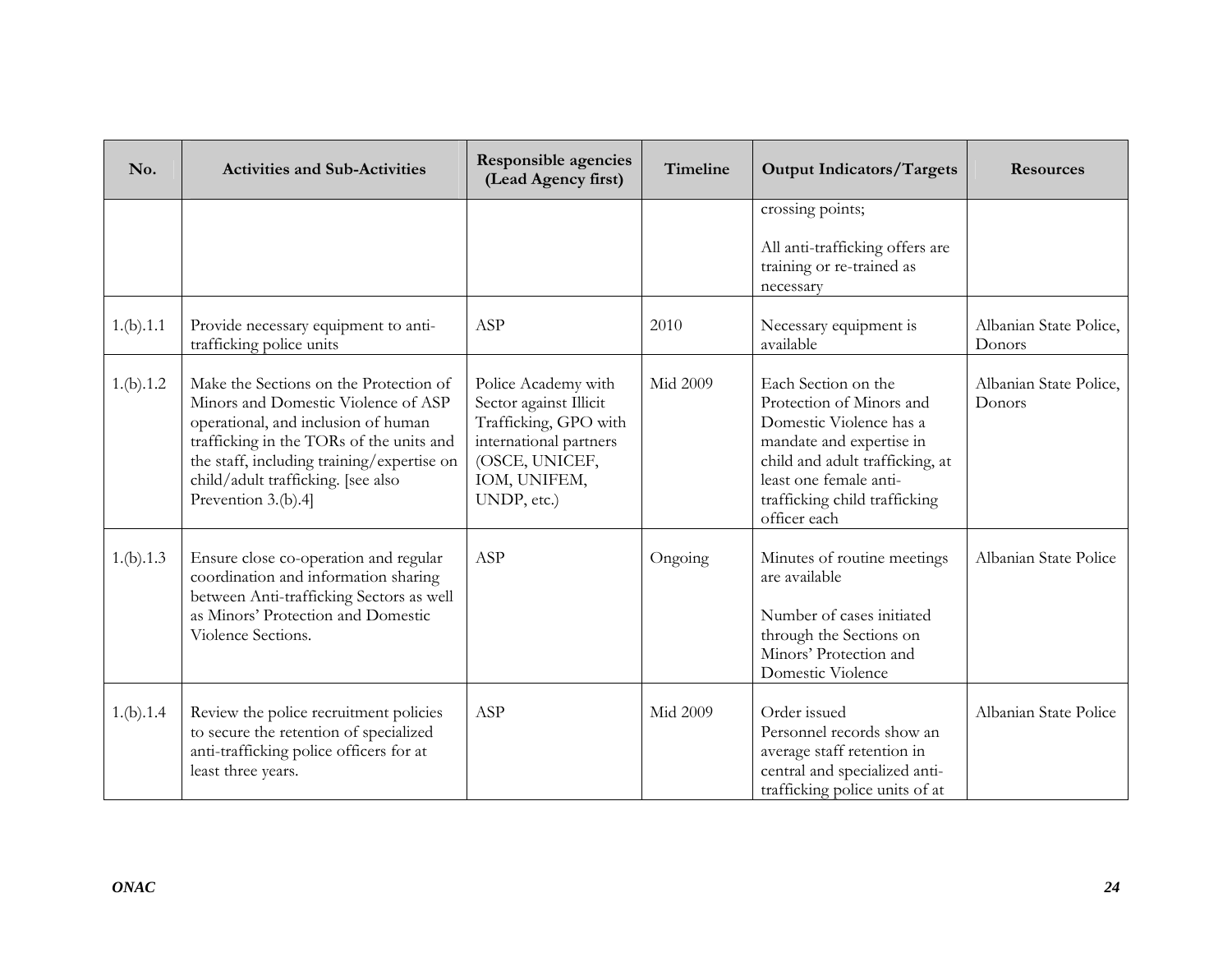| No. | Activities and Sub-Activities | Responsible agencies (Lead Agency first) | Timeline | Output Indicators/Targets | Resources |
|---|---|---|---|---|---|
| | | | | crossing points;<br><br>All anti-trafficking offers are training or re-trained as necessary | |
| 1.(b).1.1 | Provide necessary equipment to anti-trafficking police units | ASP | 2010 | Necessary equipment is available | Albanian State Police, Donors |
| 1.(b).1.2 | Make the Sections on the Protection of Minors and Domestic Violence of ASP operational, and inclusion of human trafficking in the TORs of the units and the staff, including training/expertise on child/adult trafficking. [see also Prevention 3.(b).4] | Police Academy with Sector against Illicit Trafficking, GPO with international partners (OSCE, UNICEF, IOM, UNIFEM, UNDP, etc.) | Mid 2009 | Each Section on the Protection of Minors and Domestic Violence has a mandate and expertise in child and adult trafficking, at least one female anti-trafficking child trafficking officer each | Albanian State Police, Donors |
| 1.(b).1.3 | Ensure close co-operation and regular coordination and information sharing between Anti-trafficking Sectors as well as Minors' Protection and Domestic Violence Sections. | ASP | Ongoing | Minutes of routine meetings are available<br><br>Number of cases initiated through the Sections on Minors' Protection and Domestic Violence | Albanian State Police |
| 1.(b).1.4 | Review the police recruitment policies to secure the retention of specialized anti-trafficking police officers for at least three years. | ASP | Mid 2009 | Order issued<br>Personnel records show an average staff retention in central and specialized anti-trafficking police units of at | Albanian State Police |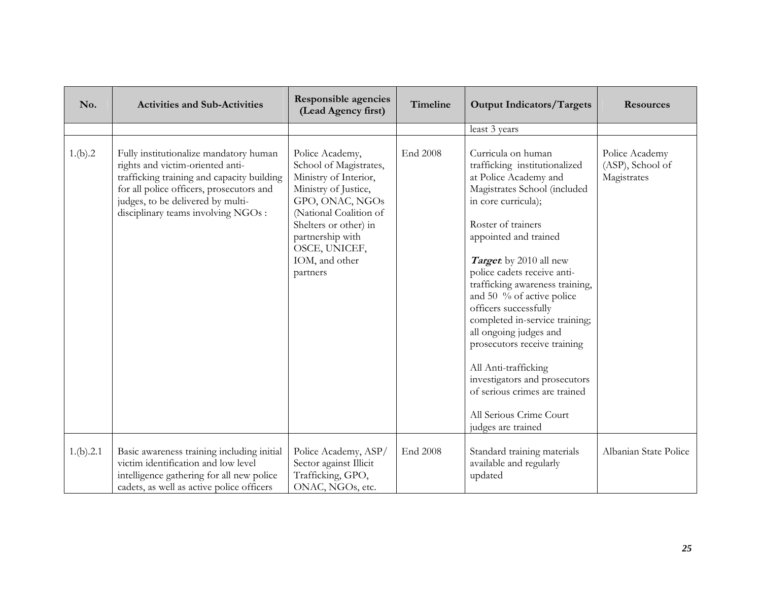| No. | Activities and Sub-Activities | Responsible agencies (Lead Agency first) | Timeline | Output Indicators/Targets | Resources |
|---|---|---|---|---|---|
| | | | | least 3 years | |
| 1.(b).2 | Fully institutionalize mandatory human rights and victim-oriented anti-trafficking training and capacity building for all police officers, prosecutors and judges, to be delivered by multi-disciplinary teams involving NGOs : | Police Academy, School of Magistrates, Ministry of Interior, Ministry of Justice, GPO, ONAC, NGOs (National Coalition of Shelters or other) in partnership with OSCE, UNICEF, IOM, and other partners | End 2008 | Curricula on human trafficking institutionalized at Police Academy and Magistrates School (included in core curricula);<br><br>Roster of trainers appointed and trained<br><br>***Target***: by 2010 all new police cadets receive anti-trafficking awareness training, and 50 % of active police officers successfully completed in-service training; all ongoing judges and prosecutors receive training<br><br>All Anti-trafficking investigators and prosecutors of serious crimes are trained<br><br>All Serious Crime Court judges are trained | Police Academy (ASP), School of Magistrates |
| 1.(b).2.1 | Basic awareness training including initial victim identification and low level intelligence gathering for all new police cadets, as well as active police officers | Police Academy, ASP/ Sector against Illicit Trafficking, GPO, ONAC, NGOs, etc. | End 2008 | Standard training materials available and regularly updated | Albanian State Police |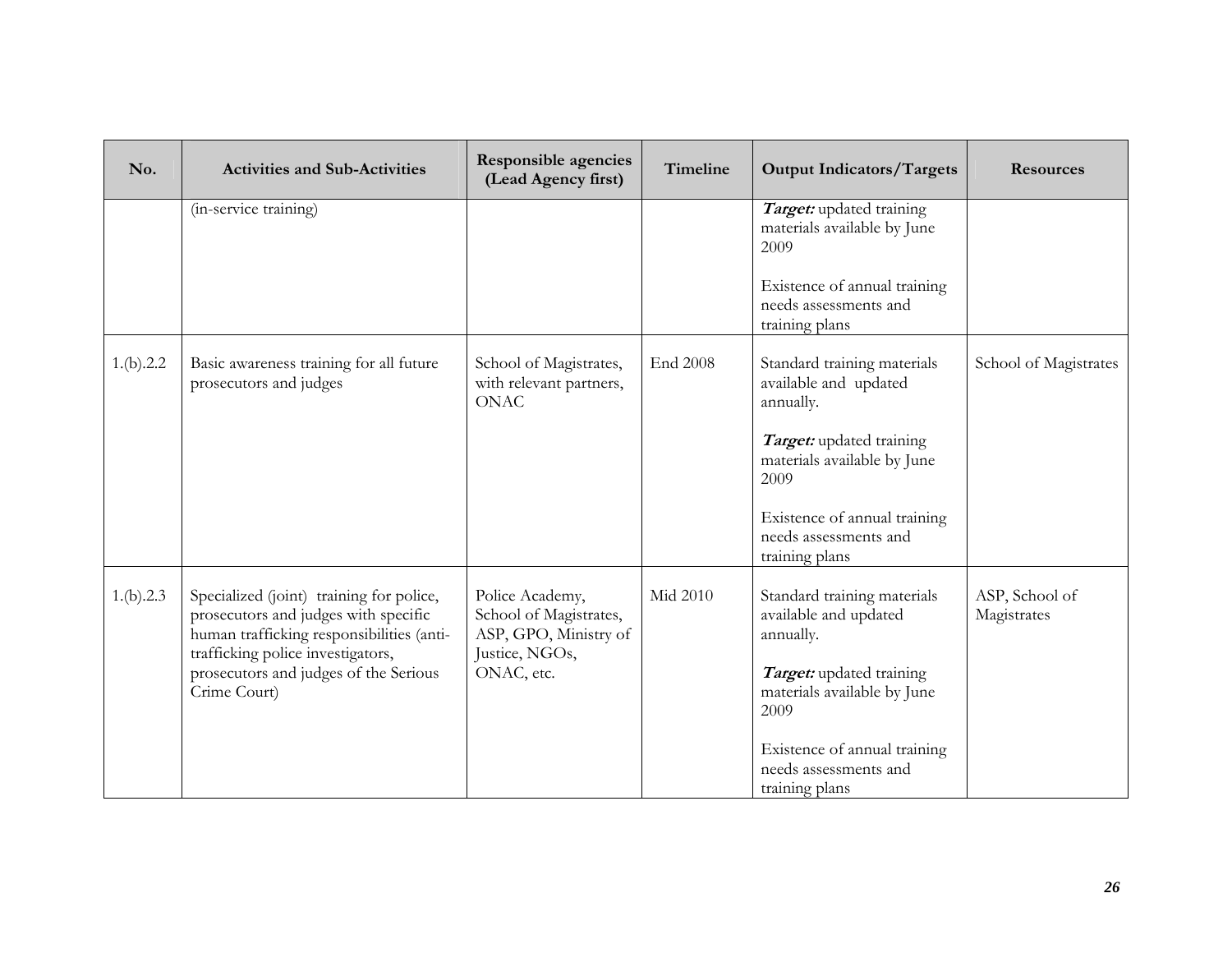| No. | Activities and Sub-Activities | Responsible agencies (Lead Agency first) | Timeline | Output Indicators/Targets | Resources |
|---|---|---|---|---|---|
| | (in-service training) | | | ***Target:*** updated training materials available by June 2009<br><br>Existence of annual training needs assessments and training plans | |
| 1.(b).2.2 | Basic awareness training for all future prosecutors and judges | School of Magistrates, with relevant partners, ONAC | End 2008 | Standard training materials available and updated annually.<br><br>***Target:*** updated training materials available by June 2009<br><br>Existence of annual training needs assessments and training plans | School of Magistrates |
| 1.(b).2.3 | Specialized (joint) training for police, prosecutors and judges with specific human trafficking responsibilities (anti-trafficking police investigators, prosecutors and judges of the Serious Crime Court) | Police Academy, School of Magistrates, ASP, GPO, Ministry of Justice, NGOs, ONAC, etc. | Mid 2010 | Standard training materials available and updated annually.<br><br>***Target:*** updated training materials available by June 2009<br><br>Existence of annual training needs assessments and training plans | ASP, School of Magistrates |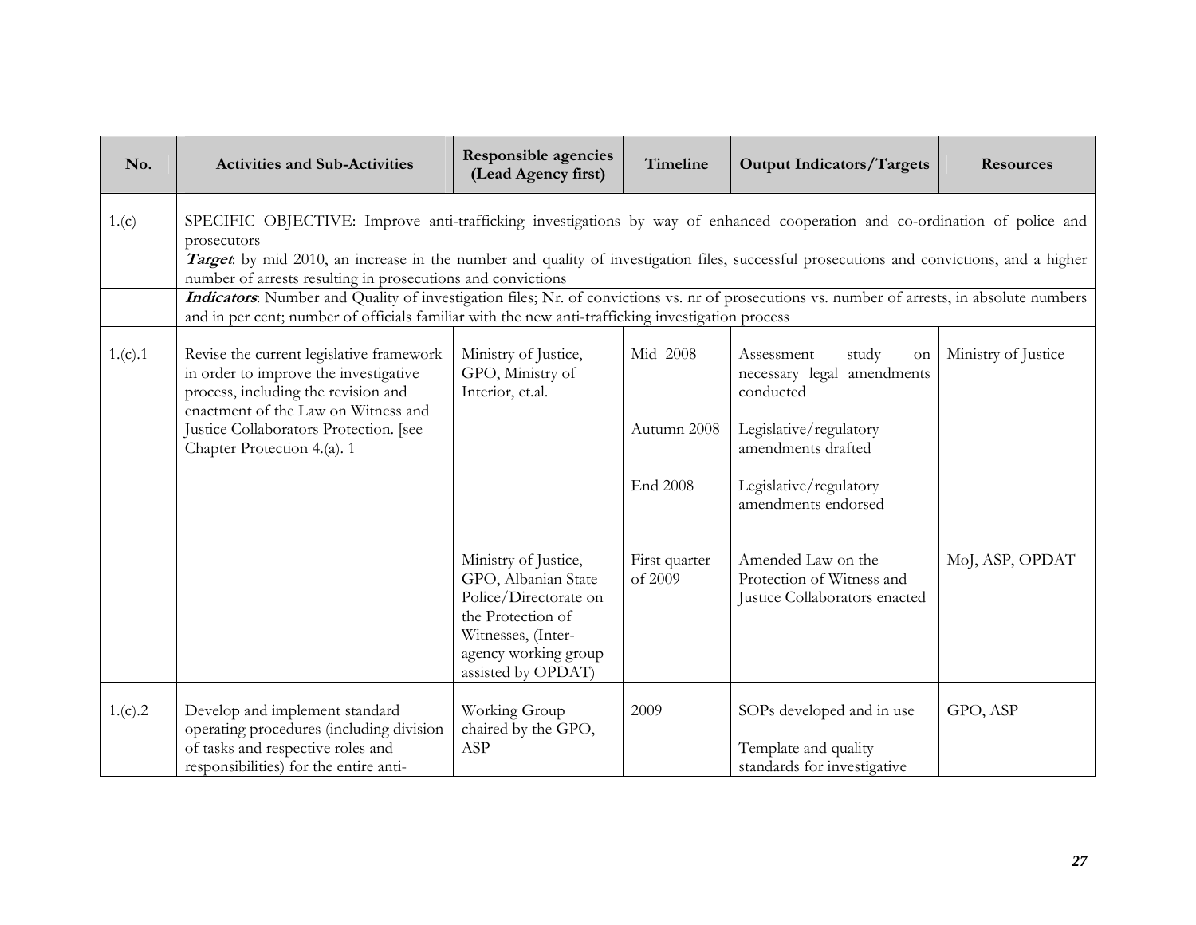| No. | Activities and Sub-Activities | Responsible agencies (Lead Agency first) | Timeline | Output Indicators/Targets | Resources |
|---|---|---|---|---|---|
| 1.(c) | SPECIFIC OBJECTIVE: Improve anti-trafficking investigations by way of enhanced cooperation and co-ordination of police and prosecutors | | | | |
| | ***Target***: by mid 2010, an increase in the number and quality of investigation files, successful prosecutions and convictions, and a higher number of arrests resulting in prosecutions and convictions | | | | |
| | ***Indicators***: Number and Quality of investigation files; Nr. of convictions vs. nr of prosecutions vs. number of arrests, in absolute numbers and in per cent; number of officials familiar with the new anti-trafficking investigation process | | | | |
| 1.(c).1 | Revise the current legislative framework in order to improve the investigative process, including the revision and enactment of the Law on Witness and Justice Collaborators Protection. [see Chapter Protection 4.(a). 1 | Ministry of Justice, GPO, Ministry of Interior, et.al. | Mid 2008<br><br>Autumn 2008<br><br>End 2008 | Assessment study on necessary legal amendments conducted<br><br>Legislative/regulatory amendments drafted<br><br>Legislative/regulatory amendments endorsed | Ministry of Justice |
| | | Ministry of Justice, GPO, Albanian State Police/Directorate on the Protection of Witnesses, (Inter-agency working group assisted by OPDAT) | First quarter of 2009 | Amended Law on the Protection of Witness and Justice Collaborators enacted | MoJ, ASP, OPDAT |
| 1.(c).2 | Develop and implement standard operating procedures (including division of tasks and respective roles and responsibilities) for the entire anti- | Working Group chaired by the GPO, ASP | 2009 | SOPs developed and in use<br><br>Template and quality standards for investigative | GPO, ASP |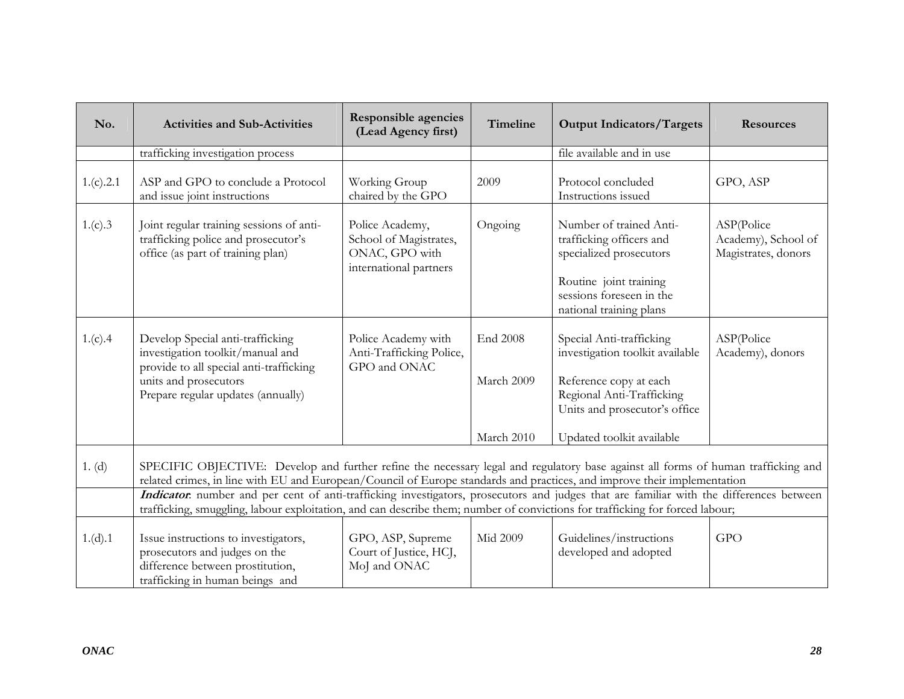| No. | Activities and Sub-Activities | Responsible agencies (Lead Agency first) | Timeline | Output Indicators/Targets | Resources |
|---|---|---|---|---|---|
| | trafficking investigation process | | | file available and in use | |
| 1.(c).2.1 | ASP and GPO to conclude a Protocol and issue joint instructions | Working Group chaired by the GPO | 2009 | Protocol concluded<br>Instructions issued | GPO, ASP |
| 1.(c).3 | Joint regular training sessions of anti-trafficking police and prosecutor's office (as part of training plan) | Police Academy, School of Magistrates, ONAC, GPO with international partners | Ongoing | Number of trained Anti-trafficking officers and specialized prosecutors<br><br>Routine joint training sessions foreseen in the national training plans | ASP(Police Academy), School of Magistrates, donors |
| 1.(c).4 | Develop Special anti-trafficking investigation toolkit/manual and provide to all special anti-trafficking units and prosecutors<br>Prepare regular updates (annually) | Police Academy with Anti-Trafficking Police, GPO and ONAC | End 2008<br><br>March 2009<br><br>March 2010 | Special Anti-trafficking investigation toolkit available<br><br>Reference copy at each Regional Anti-Trafficking Units and prosecutor's office<br><br>Updated toolkit available | ASP(Police Academy), donors |
| 1. (d) | SPECIFIC OBJECTIVE: Develop and further refine the necessary legal and regulatory base against all forms of human trafficking and related crimes, in line with EU and European/Council of Europe standards and practices, and improve their implementation | | | | |
| | ***Indicator***: number and per cent of anti-trafficking investigators, prosecutors and judges that are familiar with the differences between trafficking, smuggling, labour exploitation, and can describe them; number of convictions for trafficking for forced labour; | | | | |
| 1.(d).1 | Issue instructions to investigators, prosecutors and judges on the difference between prostitution, trafficking in human beings and | GPO, ASP, Supreme Court of Justice, HCJ, MoJ and ONAC | Mid 2009 | Guidelines/instructions developed and adopted | GPO |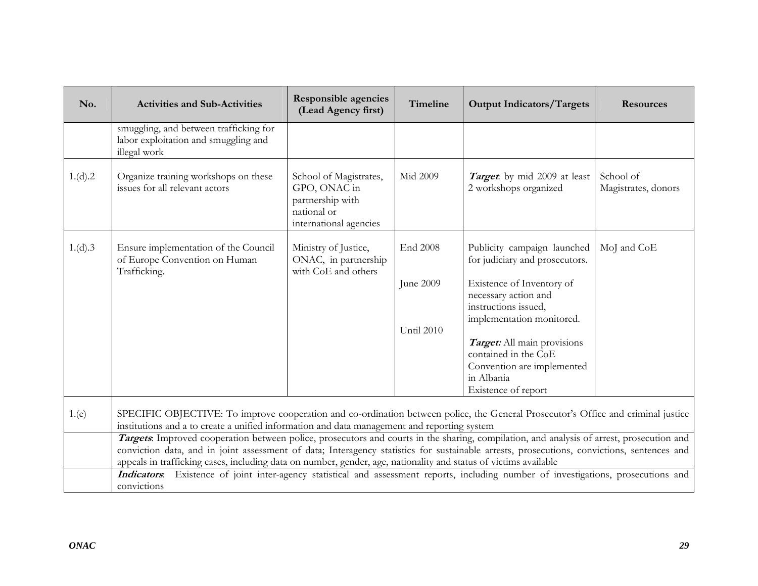| No. | Activities and Sub-Activities | Responsible agencies (Lead Agency first) | Timeline | Output Indicators/Targets | Resources |
|---|---|---|---|---|---|
| | smuggling, and between trafficking for labor exploitation and smuggling and illegal work | | | | |
| 1.(d).2 | Organize training workshops on these issues for all relevant actors | School of Magistrates, GPO, ONAC in partnership with national or international agencies | Mid 2009 | ***Target***: by mid 2009 at least 2 workshops organized | School of Magistrates, donors |
| 1.(d).3 | Ensure implementation of the Council of Europe Convention on Human Trafficking. | Ministry of Justice, ONAC, in partnership with CoE and others | End 2008<br><br>June 2009<br><br>Until 2010 | Publicity campaign launched for judiciary and prosecutors.<br><br>Existence of Inventory of necessary action and instructions issued, implementation monitored.<br><br>***Target:*** All main provisions contained in the CoE Convention are implemented in Albania<br>Existence of report | MoJ and CoE |
| 1.(e) | SPECIFIC OBJECTIVE: To improve cooperation and co-ordination between police, the General Prosecutor's Office and criminal justice institutions and a to create a unified information and data management and reporting system | | | | |
| | ***Targets***: Improved cooperation between police, prosecutors and courts in the sharing, compilation, and analysis of arrest, prosecution and conviction data, and in joint assessment of data; Interagency statistics for sustainable arrests, prosecutions, convictions, sentences and appeals in trafficking cases, including data on number, gender, age, nationality and status of victims available | | | | |
| | ***Indicators***: Existence of joint inter-agency statistical and assessment reports, including number of investigations, prosecutions and convictions | | | | |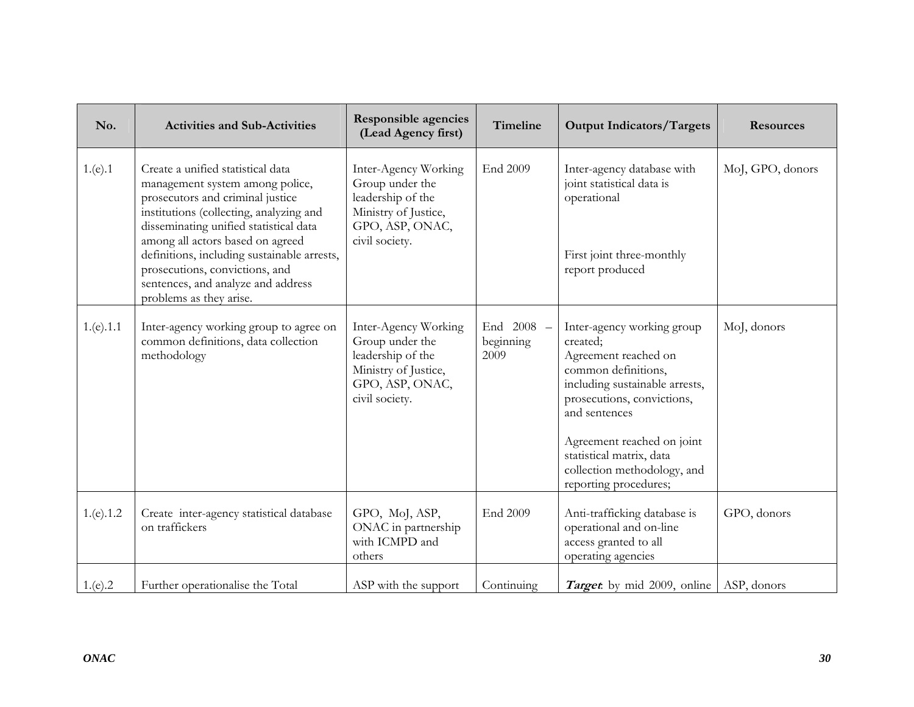| No. | Activities and Sub-Activities | Responsible agencies (Lead Agency first) | Timeline | Output Indicators/Targets | Resources |
|---|---|---|---|---|---|
| 1.(e).1 | Create a unified statistical data management system among police, prosecutors and criminal justice institutions (collecting, analyzing and disseminating unified statistical data among all actors based on agreed definitions, including sustainable arrests, prosecutions, convictions, and sentences, and analyze and address problems as they arise. | Inter-Agency Working Group under the leadership of the Ministry of Justice, GPO, ASP, ONAC, civil society. | End 2009 | Inter-agency database with joint statistical data is operational<br><br>First joint three-monthly report produced | MoJ, GPO, donors |
| 1.(e).1.1 | Inter-agency working group to agree on common definitions, data collection methodology | Inter-Agency Working Group under the leadership of the Ministry of Justice, GPO, ASP, ONAC, civil society. | End 2008 – beginning 2009 | Inter-agency working group created;<br>Agreement reached on common definitions, including sustainable arrests, prosecutions, convictions, and sentences<br><br>Agreement reached on joint statistical matrix, data collection methodology, and reporting procedures; | MoJ, donors |
| 1.(e).1.2 | Create inter-agency statistical database on traffickers | GPO, MoJ, ASP, ONAC in partnership with ICMPD and others | End 2009 | Anti-trafficking database is operational and on-line access granted to all operating agencies | GPO, donors |
| 1.(e).2 | Further operationalise the Total | ASP with the support | Continuing | ***Target***: by mid 2009, online | ASP, donors |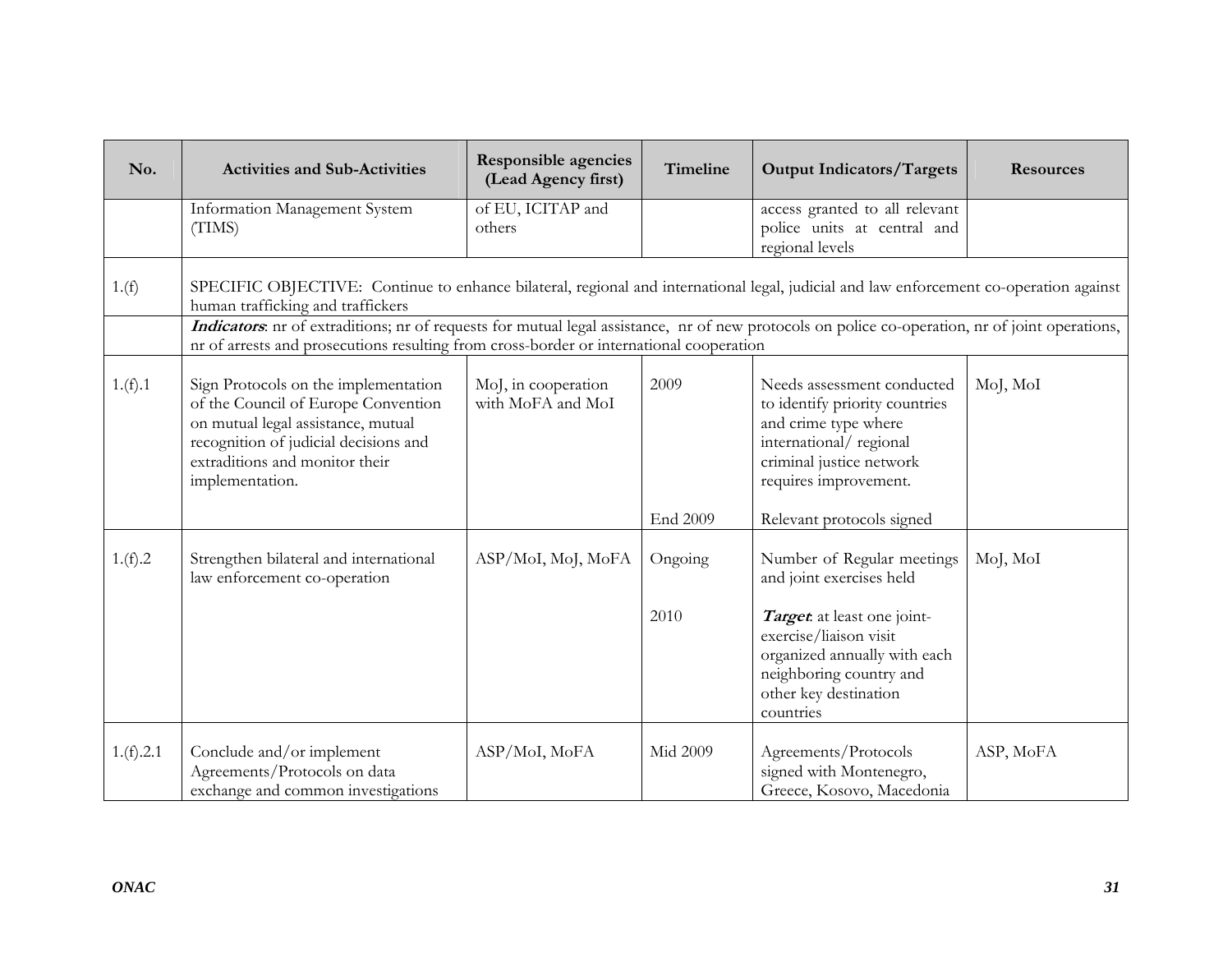| No. | Activities and Sub-Activities | Responsible agencies (Lead Agency first) | Timeline | Output Indicators/Targets | Resources |
|---|---|---|---|---|---|
| | Information Management System (TIMS) | of EU, ICITAP and others | | access granted to all relevant police units at central and regional levels | |
| 1.(f) | SPECIFIC OBJECTIVE: Continue to enhance bilateral, regional and international legal, judicial and law enforcement co-operation against human trafficking and traffickers | | | | |
| | ***Indicators***: nr of extraditions; nr of requests for mutual legal assistance, nr of new protocols on police co-operation, nr of joint operations, nr of arrests and prosecutions resulting from cross-border or international cooperation | | | | |
| 1.(f).1 | Sign Protocols on the implementation of the Council of Europe Convention on mutual legal assistance, mutual recognition of judicial decisions and extraditions and monitor their implementation. | MoJ, in cooperation with MoFA and MoI | 2009<br><br>End 2009 | Needs assessment conducted to identify priority countries and crime type where international/ regional criminal justice network requires improvement.<br><br>Relevant protocols signed | MoJ, MoI |
| 1.(f).2 | Strengthen bilateral and international law enforcement co-operation | ASP/MoI, MoJ, MoFA | Ongoing<br><br>2010 | Number of Regular meetings and joint exercises held<br><br>***Target***: at least one joint-exercise/liaison visit organized annually with each neighboring country and other key destination countries | MoJ, MoI |
| 1.(f).2.1 | Conclude and/or implement Agreements/Protocols on data exchange and common investigations | ASP/MoI, MoFA | Mid 2009 | Agreements/Protocols signed with Montenegro, Greece, Kosovo, Macedonia | ASP, MoFA |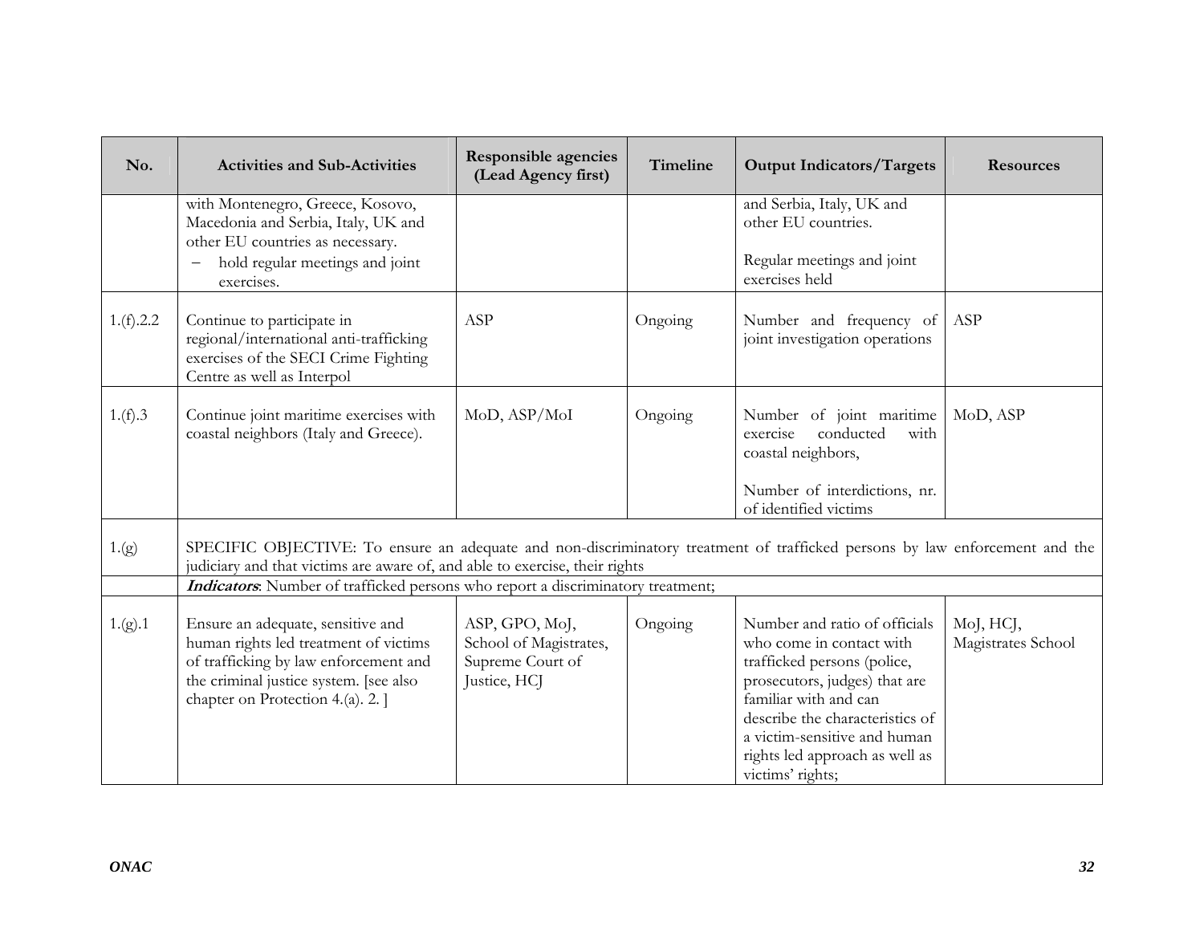| No. | Activities and Sub-Activities | Responsible agencies (Lead Agency first) | Timeline | Output Indicators/Targets | Resources |
|---|---|---|---|---|---|
| | with Montenegro, Greece, Kosovo, Macedonia and Serbia, Italy, UK and other EU countries as necessary.<br>– hold regular meetings and joint exercises. | | | and Serbia, Italy, UK and other EU countries.<br><br>Regular meetings and joint exercises held | |
| 1.(f).2.2 | Continue to participate in regional/international anti-trafficking exercises of the SECI Crime Fighting Centre as well as Interpol | ASP | Ongoing | Number and frequency of joint investigation operations | ASP |
| 1.(f).3 | Continue joint maritime exercises with coastal neighbors (Italy and Greece). | MoD, ASP/MoI | Ongoing | Number of joint maritime exercise conducted with coastal neighbors,<br><br>Number of interdictions, nr. of identified victims | MoD, ASP |
| 1.(g) | SPECIFIC OBJECTIVE: To ensure an adequate and non-discriminatory treatment of trafficked persons by law enforcement and the judiciary and that victims are aware of, and able to exercise, their rights | | | | |
| | ***Indicators***: Number of trafficked persons who report a discriminatory treatment; | | | | |
| 1.(g).1 | Ensure an adequate, sensitive and human rights led treatment of victims of trafficking by law enforcement and the criminal justice system. [see also chapter on Protection 4.(a). 2. ] | ASP, GPO, MoJ, School of Magistrates, Supreme Court of Justice, HCJ | Ongoing | Number and ratio of officials who come in contact with trafficked persons (police, prosecutors, judges) that are familiar with and can describe the characteristics of a victim-sensitive and human rights led approach as well as victims' rights; | MoJ, HCJ, Magistrates School |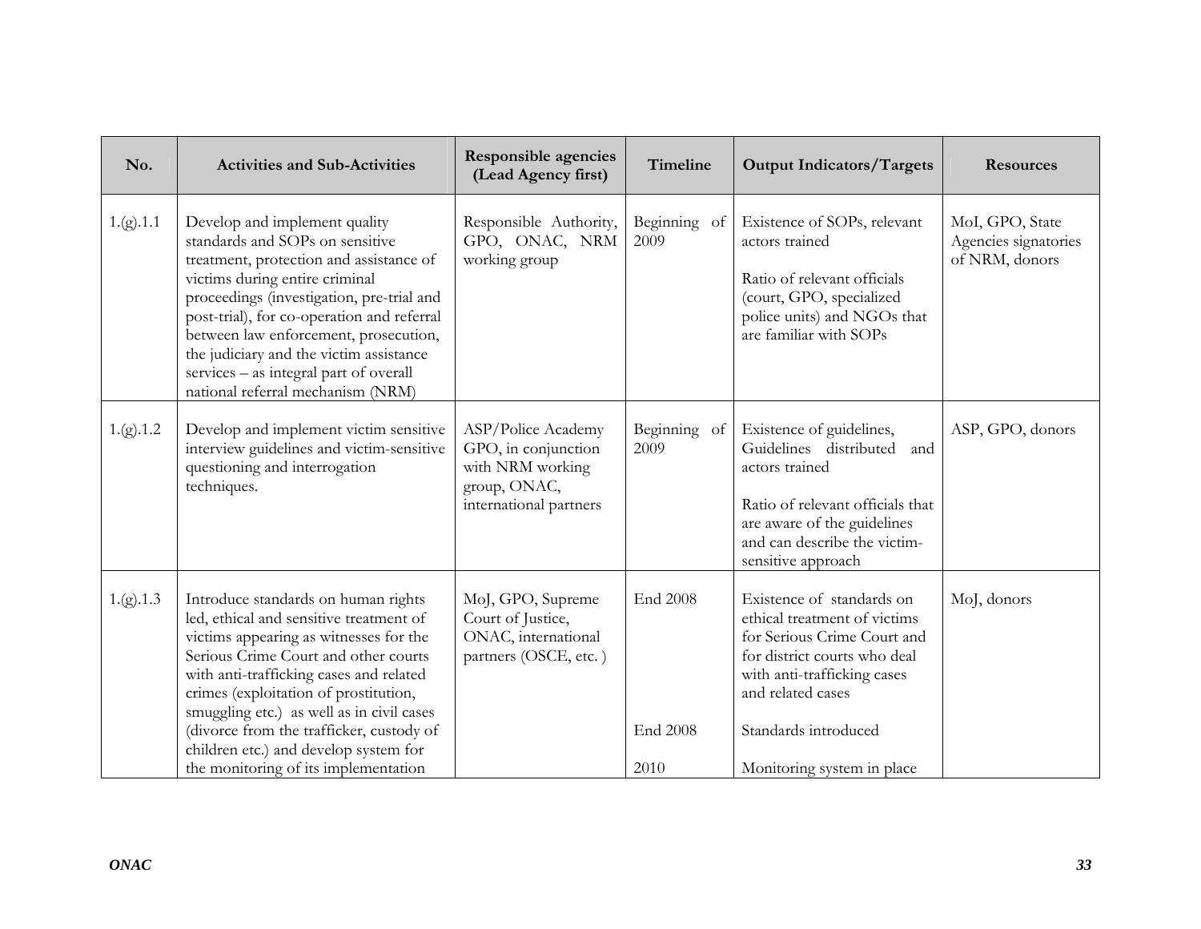| No. | Activities and Sub-Activities | Responsible agencies (Lead Agency first) | Timeline | Output Indicators/Targets | Resources |
|---|---|---|---|---|---|
| 1.(g).1.1 | Develop and implement quality standards and SOPs on sensitive treatment, protection and assistance of victims during entire criminal proceedings (investigation, pre-trial and post-trial), for co-operation and referral between law enforcement, prosecution, the judiciary and the victim assistance services – as integral part of overall national referral mechanism (NRM) | Responsible Authority, GPO, ONAC, NRM working group | Beginning of 2009 | Existence of SOPs, relevant actors trained<br><br>Ratio of relevant officials (court, GPO, specialized police units) and NGOs that are familiar with SOPs | MoI, GPO, State Agencies signatories of NRM, donors |
| 1.(g).1.2 | Develop and implement victim sensitive interview guidelines and victim-sensitive questioning and interrogation techniques. | ASP/Police Academy GPO, in conjunction with NRM working group, ONAC, international partners | Beginning of 2009 | Existence of guidelines, Guidelines distributed and actors trained<br><br>Ratio of relevant officials that are aware of the guidelines and can describe the victim-sensitive approach | ASP, GPO, donors |
| 1.(g).1.3 | Introduce standards on human rights led, ethical and sensitive treatment of victims appearing as witnesses for the Serious Crime Court and other courts with anti-trafficking cases and related crimes (exploitation of prostitution, smuggling etc.) as well as in civil cases (divorce from the trafficker, custody of children etc.) and develop system for the monitoring of its implementation | MoJ, GPO, Supreme Court of Justice, ONAC, international partners (OSCE, etc. ) | End 2008<br><br>End 2008<br><br>2010 | Existence of standards on ethical treatment of victims for Serious Crime Court and for district courts who deal with anti-trafficking cases and related cases<br><br>Standards introduced<br><br>Monitoring system in place | MoJ, donors |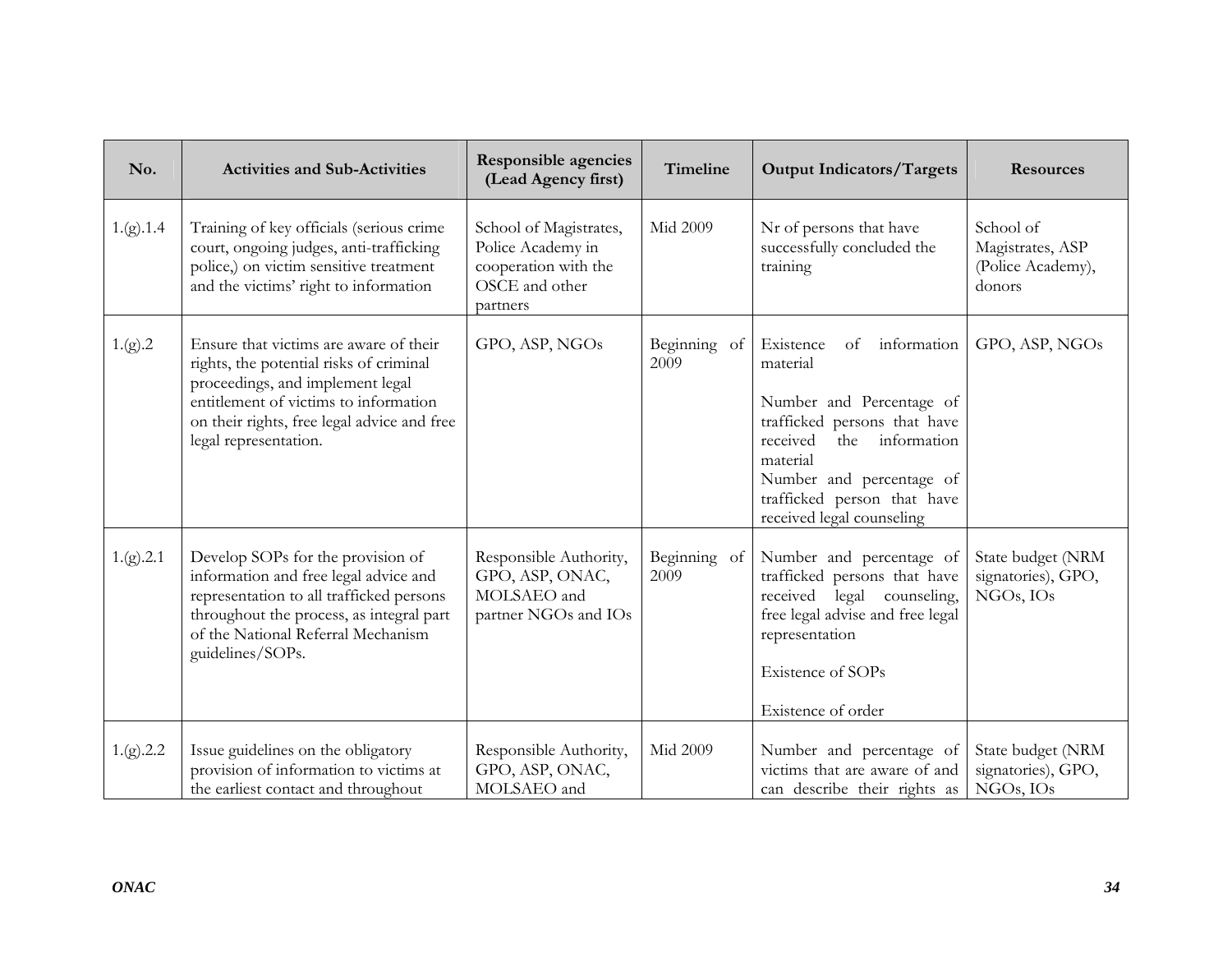| No. | Activities and Sub-Activities | Responsible agencies (Lead Agency first) | Timeline | Output Indicators/Targets | Resources |
|---|---|---|---|---|---|
| 1.(g).1.4 | Training of key officials (serious crime court, ongoing judges, anti-trafficking police,) on victim sensitive treatment and the victims' right to information | School of Magistrates, Police Academy in cooperation with the OSCE and other partners | Mid 2009 | Nr of persons that have successfully concluded the training | School of Magistrates, ASP (Police Academy), donors |
| 1.(g).2 | Ensure that victims are aware of their rights, the potential risks of criminal proceedings, and implement legal entitlement of victims to information on their rights, free legal advice and free legal representation. | GPO, ASP, NGOs | Beginning of 2009 | Existence of information material<br><br>Number and Percentage of trafficked persons that have received the information material<br>Number and percentage of trafficked person that have received legal counseling | GPO, ASP, NGOs |
| 1.(g).2.1 | Develop SOPs for the provision of information and free legal advice and representation to all trafficked persons throughout the process, as integral part of the National Referral Mechanism guidelines/SOPs. | Responsible Authority, GPO, ASP, ONAC, MOLSAEO and partner NGOs and IOs | Beginning of 2009 | Number and percentage of trafficked persons that have received legal counseling, free legal advise and free legal representation<br><br>Existence of SOPs<br><br>Existence of order | State budget (NRM signatories), GPO, NGOs, IOs |
| 1.(g).2.2 | Issue guidelines on the obligatory provision of information to victims at the earliest contact and throughout | Responsible Authority, GPO, ASP, ONAC, MOLSAEO and | Mid 2009 | Number and percentage of victims that are aware of and can describe their rights as | State budget (NRM signatories), GPO, NGOs, IOs |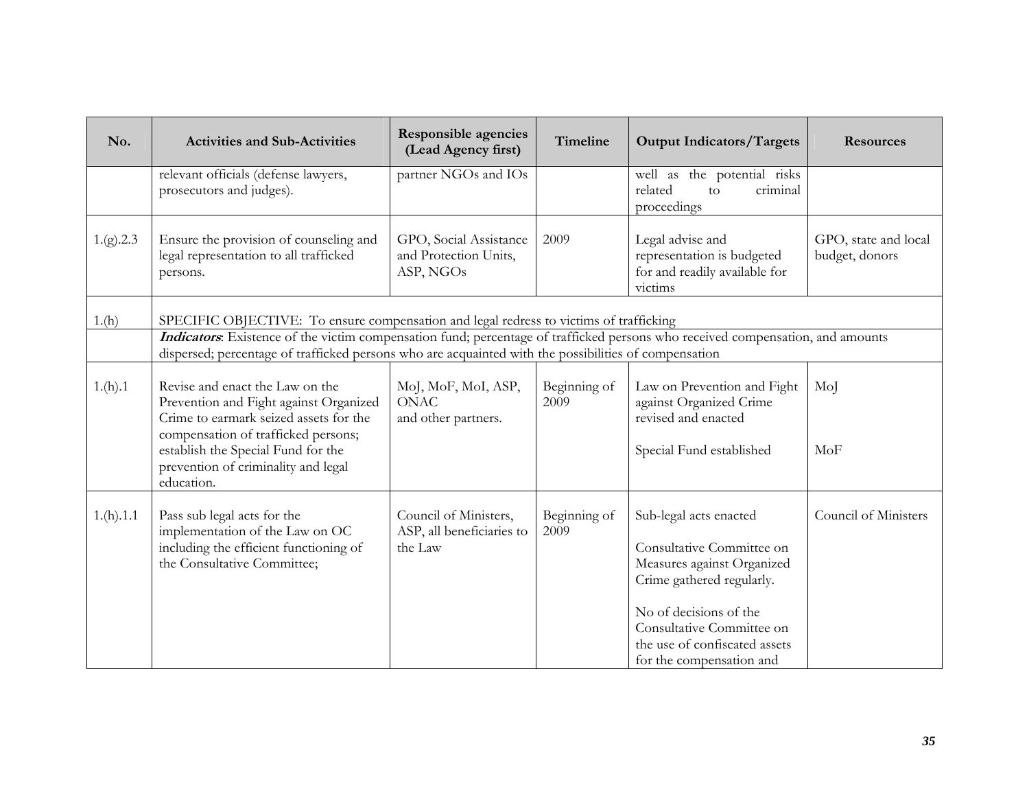| No. | Activities and Sub-Activities | Responsible agencies (Lead Agency first) | Timeline | Output Indicators/Targets | Resources |
|---|---|---|---|---|---|
| | relevant officials (defense lawyers, prosecutors and judges). | partner NGOs and IOs | | well as the potential risks related to criminal proceedings | |
| 1.(g).2.3 | Ensure the provision of counseling and legal representation to all trafficked persons. | GPO, Social Assistance and Protection Units, ASP, NGOs | 2009 | Legal advise and representation is budgeted for and readily available for victims | GPO, state and local budget, donors |
| 1.(h) | SPECIFIC OBJECTIVE: To ensure compensation and legal redress to victims of trafficking | | | | |
| | ***Indicators***: Existence of the victim compensation fund; percentage of trafficked persons who received compensation, and amounts dispersed; percentage of trafficked persons who are acquainted with the possibilities of compensation | | | | |
| 1.(h).1 | Revise and enact the Law on the Prevention and Fight against Organized Crime to earmark seized assets for the compensation of trafficked persons; establish the Special Fund for the prevention of criminality and legal education. | MoJ, MoF, MoI, ASP, ONAC and other partners. | Beginning of 2009 | Law on Prevention and Fight against Organized Crime revised and enacted<br><br>Special Fund established | MoJ<br><br>MoF |
| 1.(h).1.1 | Pass sub legal acts for the implementation of the Law on OC including the efficient functioning of the Consultative Committee; | Council of Ministers, ASP, all beneficiaries to the Law | Beginning of 2009 | Sub-legal acts enacted<br><br>Consultative Committee on Measures against Organized Crime gathered regularly.<br><br>No of decisions of the Consultative Committee on the use of confiscated assets for the compensation and | Council of Ministers |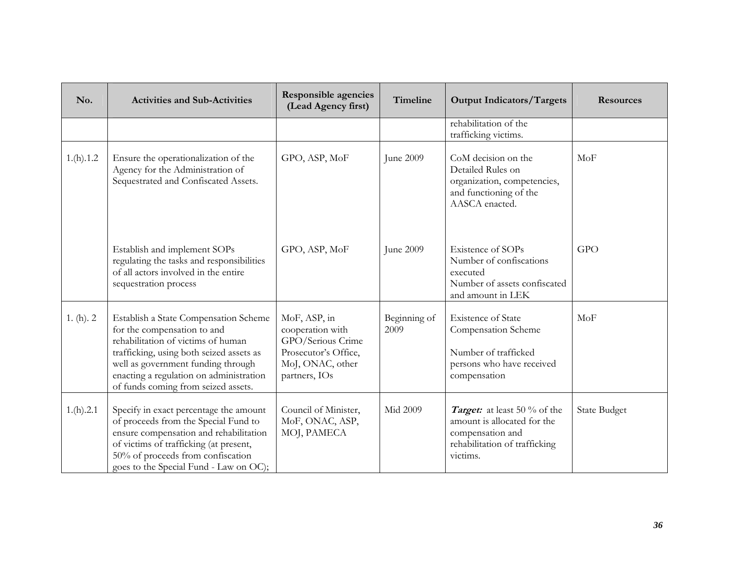| No. | Activities and Sub-Activities | Responsible agencies (Lead Agency first) | Timeline | Output Indicators/Targets | Resources |
|---|---|---|---|---|---|
| | | | | rehabilitation of the trafficking victims. | |
| 1.(h).1.2 | Ensure the operationalization of the Agency for the Administration of Sequestrated and Confiscated Assets. | GPO, ASP, MoF | June 2009 | CoM decision on the Detailed Rules on organization, competencies, and functioning of the AASCA enacted. | MoF |
| | Establish and implement SOPs regulating the tasks and responsibilities of all actors involved in the entire sequestration process | GPO, ASP, MoF | June 2009 | Existence of SOPs<br>Number of confiscations executed<br>Number of assets confiscated and amount in LEK | GPO |
| 1. (h). 2 | Establish a State Compensation Scheme for the compensation to and rehabilitation of victims of human trafficking, using both seized assets as well as government funding through enacting a regulation on administration of funds coming from seized assets. | MoF, ASP, in cooperation with GPO/Serious Crime Prosecutor's Office, MoJ, ONAC, other partners, IOs | Beginning of 2009 | Existence of State Compensation Scheme<br><br>Number of trafficked persons who have received compensation | MoF |
| 1.(h).2.1 | Specify in exact percentage the amount of proceeds from the Special Fund to ensure compensation and rehabilitation of victims of trafficking (at present, 50% of proceeds from confiscation goes to the Special Fund - Law on OC); | Council of Minister, MoF, ONAC, ASP, MOJ, PAMECA | Mid 2009 | ***Target:*** at least 50 % of the amount is allocated for the compensation and rehabilitation of trafficking victims. | State Budget |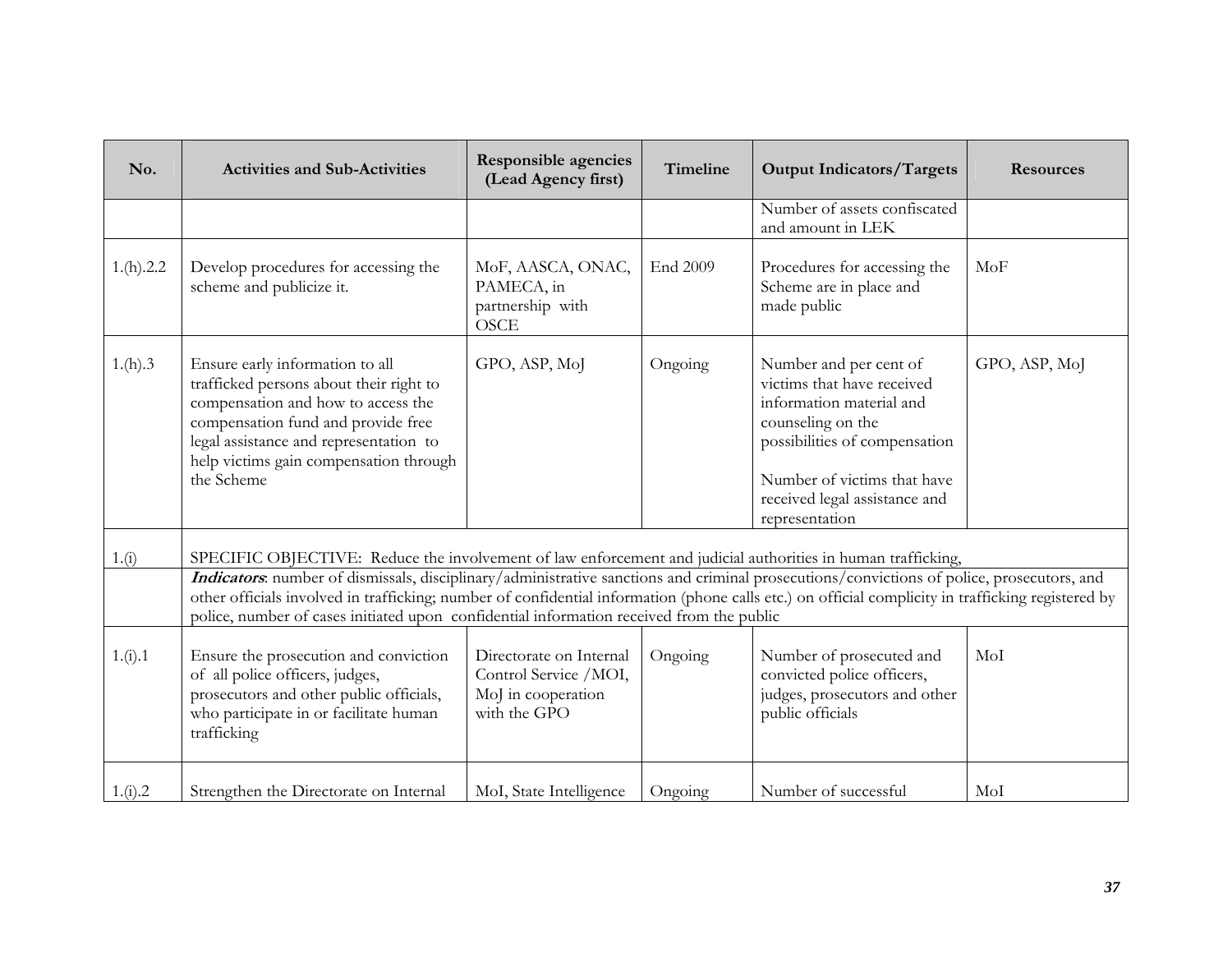| No. | Activities and Sub-Activities | Responsible agencies (Lead Agency first) | Timeline | Output Indicators/Targets | Resources |
|---|---|---|---|---|---|
| | | | | Number of assets confiscated and amount in LEK | |
| 1.(h).2.2 | Develop procedures for accessing the scheme and publicize it. | MoF, AASCA, ONAC, PAMECA, in partnership with OSCE | End 2009 | Procedures for accessing the Scheme are in place and made public | MoF |
| 1.(h).3 | Ensure early information to all trafficked persons about their right to compensation and how to access the compensation fund and provide free legal assistance and representation to help victims gain compensation through the Scheme | GPO, ASP, MoJ | Ongoing | Number and per cent of victims that have received information material and counseling on the possibilities of compensation<br><br>Number of victims that have received legal assistance and representation | GPO, ASP, MoJ |
| 1.(i) | SPECIFIC OBJECTIVE: Reduce the involvement of law enforcement and judicial authorities in human trafficking, | | | | |
| | ***Indicators***: number of dismissals, disciplinary/administrative sanctions and criminal prosecutions/convictions of police, prosecutors, and other officials involved in trafficking; number of confidential information (phone calls etc.) on official complicity in trafficking registered by police, number of cases initiated upon confidential information received from the public | | | | |
| 1.(i).1 | Ensure the prosecution and conviction of all police officers, judges, prosecutors and other public officials, who participate in or facilitate human trafficking | Directorate on Internal Control Service /MOI, MoJ in cooperation with the GPO | Ongoing | Number of prosecuted and convicted police officers, judges, prosecutors and other public officials | MoI |
| 1.(i).2 | Strengthen the Directorate on Internal | MoI, State Intelligence | Ongoing | Number of successful | MoI |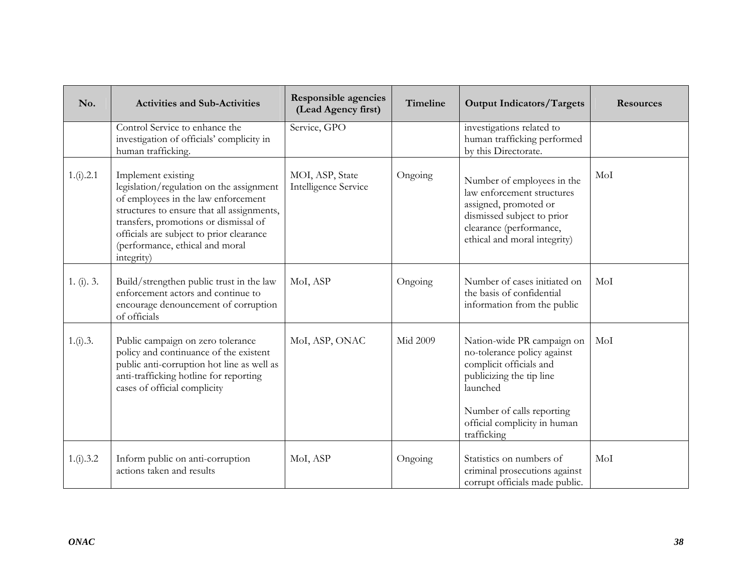| No. | Activities and Sub-Activities | Responsible agencies (Lead Agency first) | Timeline | Output Indicators/Targets | Resources |
|---|---|---|---|---|---|
| | Control Service to enhance the investigation of officials' complicity in human trafficking. | Service, GPO | | investigations related to human trafficking performed by this Directorate. | |
| 1.(i).2.1 | Implement existing legislation/regulation on the assignment of employees in the law enforcement structures to ensure that all assignments, transfers, promotions or dismissal of officials are subject to prior clearance (performance, ethical and moral integrity) | MOI, ASP, State Intelligence Service | Ongoing | Number of employees in the law enforcement structures assigned, promoted or dismissed subject to prior clearance (performance, ethical and moral integrity) | MoI |
| 1. (i). 3. | Build/strengthen public trust in the law enforcement actors and continue to encourage denouncement of corruption of officials | MoI, ASP | Ongoing | Number of cases initiated on the basis of confidential information from the public | MoI |
| 1.(i).3. | Public campaign on zero tolerance policy and continuance of the existent public anti-corruption hot line as well as anti-trafficking hotline for reporting cases of official complicity | MoI, ASP, ONAC | Mid 2009 | Nation-wide PR campaign on no-tolerance policy against complicit officials and publicizing the tip line launched<br><br>Number of calls reporting official complicity in human trafficking | MoI |
| 1.(i).3.2 | Inform public on anti-corruption actions taken and results | MoI, ASP | Ongoing | Statistics on numbers of criminal prosecutions against corrupt officials made public. | MoI |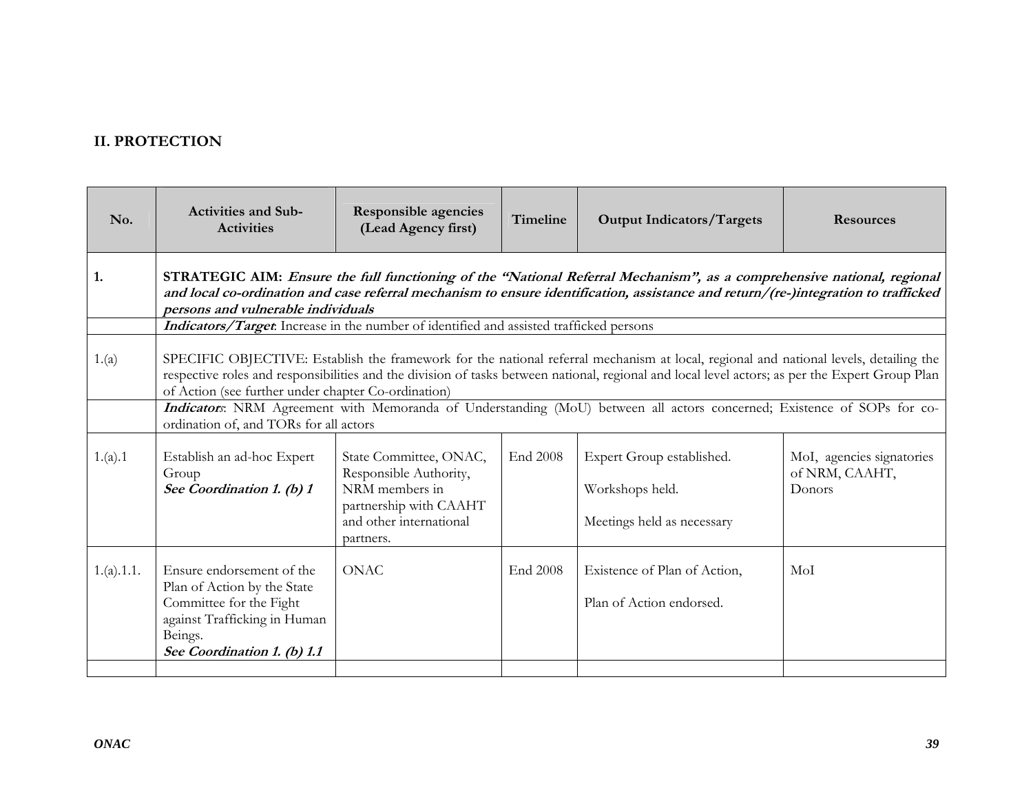## II. PROTECTION

| No. | Activities and Sub-Activities | Responsible agencies (Lead Agency first) | Timeline | Output Indicators/Targets | Resources |
|---|---|---|---|---|---|
| 1. | **STRATEGIC AIM:** ***Ensure the full functioning of the "National Referral Mechanism", as a comprehensive national, regional and local co-ordination and case referral mechanism to ensure identification, assistance and return/(re-)integration to trafficked persons and vulnerable individuals*** | | | | |
| | ***Indicators/Target***: Increase in the number of identified and assisted trafficked persons | | | | |
| 1.(a) | SPECIFIC OBJECTIVE: Establish the framework for the national referral mechanism at local, regional and national levels, detailing the respective roles and responsibilities and the division of tasks between national, regional and local level actors; as per the Expert Group Plan of Action (see further under chapter Co-ordination) | | | | |
| | ***Indicators***: NRM Agreement with Memoranda of Understanding (MoU) between all actors concerned; Existence of SOPs for co-ordination of, and TORs for all actors | | | | |
| 1.(a).1 | Establish an ad-hoc Expert Group<br>***See Coordination 1. (b) 1*** | State Committee, ONAC, Responsible Authority, NRM members in partnership with CAAHT and other international partners. | End 2008 | Expert Group established.<br><br>Workshops held.<br><br>Meetings held as necessary | MoI, agencies signatories of NRM, CAAHT, Donors |
| 1.(a).1.1. | Ensure endorsement of the Plan of Action by the State Committee for the Fight against Trafficking in Human Beings.<br>***See Coordination 1. (b) 1.1*** | ONAC | End 2008 | Existence of Plan of Action,<br><br>Plan of Action endorsed. | MoI |
| | | | | | |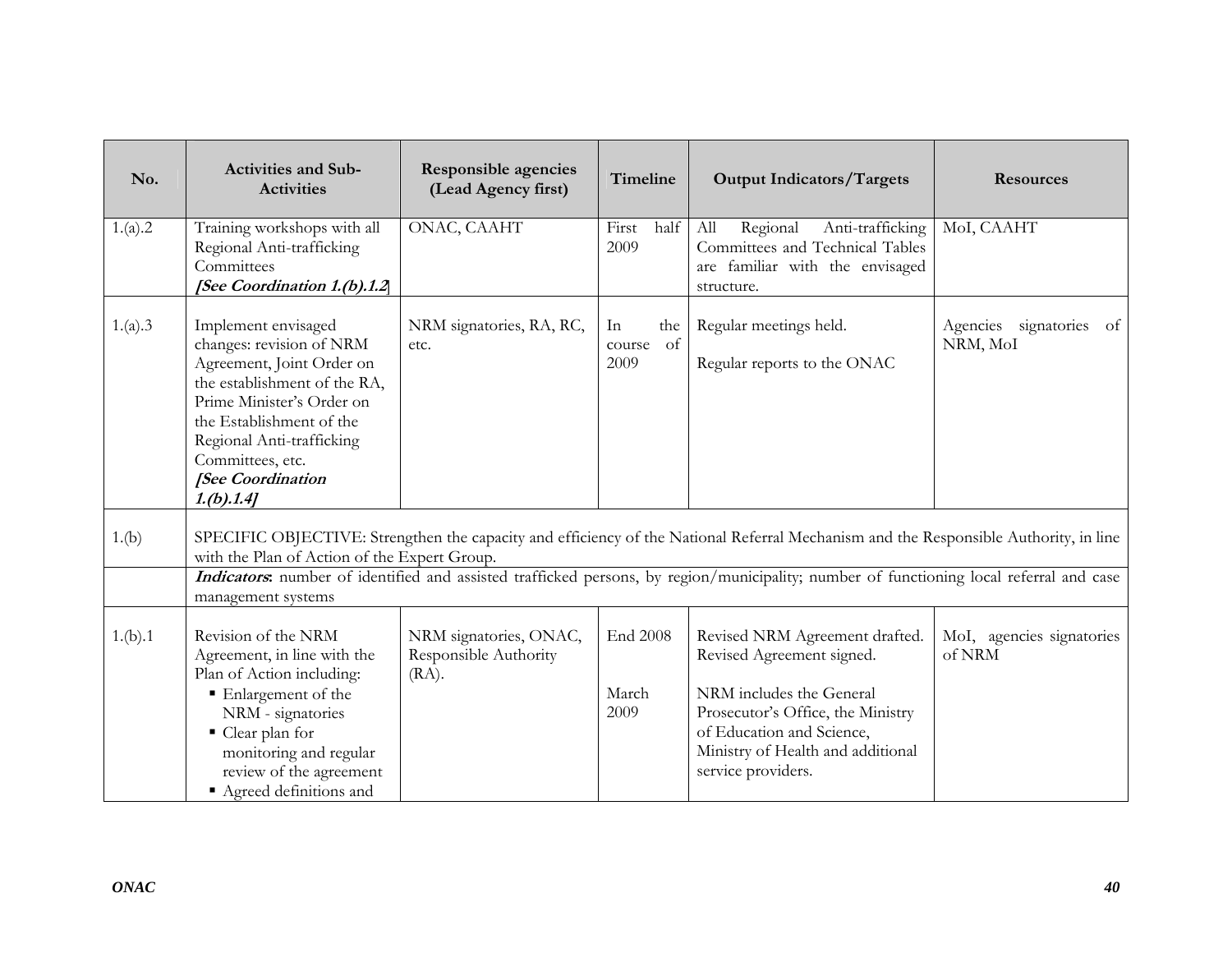| No. | Activities and Sub-Activities | Responsible agencies (Lead Agency first) | Timeline | Output Indicators/Targets | Resources |
|---|---|---|---|---|---|
| 1.(a).2 | Training workshops with all Regional Anti-trafficking Committees ***[See Coordination 1.(b).1.2]*** | ONAC, CAAHT | First half 2009 | All Regional Anti-trafficking Committees and Technical Tables are familiar with the envisaged structure. | MoI, CAAHT |
| 1.(a).3 | Implement envisaged changes: revision of NRM Agreement, Joint Order on the establishment of the RA, Prime Minister's Order on the Establishment of the Regional Anti-trafficking Committees, etc. ***[See Coordination 1.(b).1.4]*** | NRM signatories, RA, RC, etc. | In the course of 2009 | Regular meetings held.<br><br>Regular reports to the ONAC | Agencies signatories of NRM, MoI |
| 1.(b) | SPECIFIC OBJECTIVE: Strengthen the capacity and efficiency of the National Referral Mechanism and the Responsible Authority, in line with the Plan of Action of the Expert Group. | | | | |
| | ***Indicators***: number of identified and assisted trafficked persons, by region/municipality; number of functioning local referral and case management systems | | | | |
| 1.(b).1 | Revision of the NRM Agreement, in line with the Plan of Action including:<br>▪ Enlargement of the NRM - signatories<br>▪ Clear plan for monitoring and regular review of the agreement<br>▪ Agreed definitions and | NRM signatories, ONAC, Responsible Authority (RA). | End 2008<br><br>March 2009 | Revised NRM Agreement drafted. Revised Agreement signed.<br><br>NRM includes the General Prosecutor's Office, the Ministry of Education and Science, Ministry of Health and additional service providers. | MoI, agencies signatories of NRM |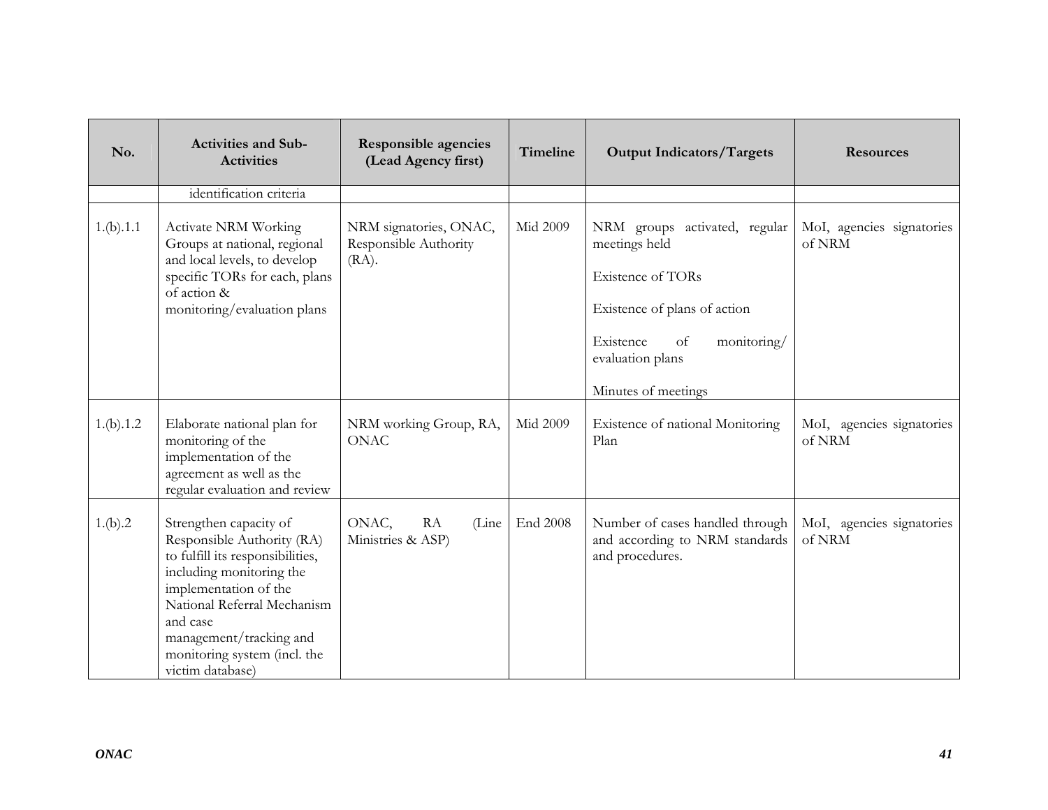| No. | Activities and Sub-Activities | Responsible agencies (Lead Agency first) | Timeline | Output Indicators/Targets | Resources |
|---|---|---|---|---|---|
| | identification criteria | | | | |
| 1.(b).1.1 | Activate NRM Working Groups at national, regional and local levels, to develop specific TORs for each, plans of action & monitoring/evaluation plans | NRM signatories, ONAC, Responsible Authority (RA). | Mid 2009 | NRM groups activated, regular meetings held<br><br>Existence of TORs<br><br>Existence of plans of action<br><br>Existence of monitoring/ evaluation plans<br><br>Minutes of meetings | MoI, agencies signatories of NRM |
| 1.(b).1.2 | Elaborate national plan for monitoring of the implementation of the agreement as well as the regular evaluation and review | NRM working Group, RA, ONAC | Mid 2009 | Existence of national Monitoring Plan | MoI, agencies signatories of NRM |
| 1.(b).2 | Strengthen capacity of Responsible Authority (RA) to fulfill its responsibilities, including monitoring the implementation of the National Referral Mechanism and case management/tracking and monitoring system (incl. the victim database) | ONAC, RA (Line Ministries & ASP) | End 2008 | Number of cases handled through and according to NRM standards and procedures. | MoI, agencies signatories of NRM |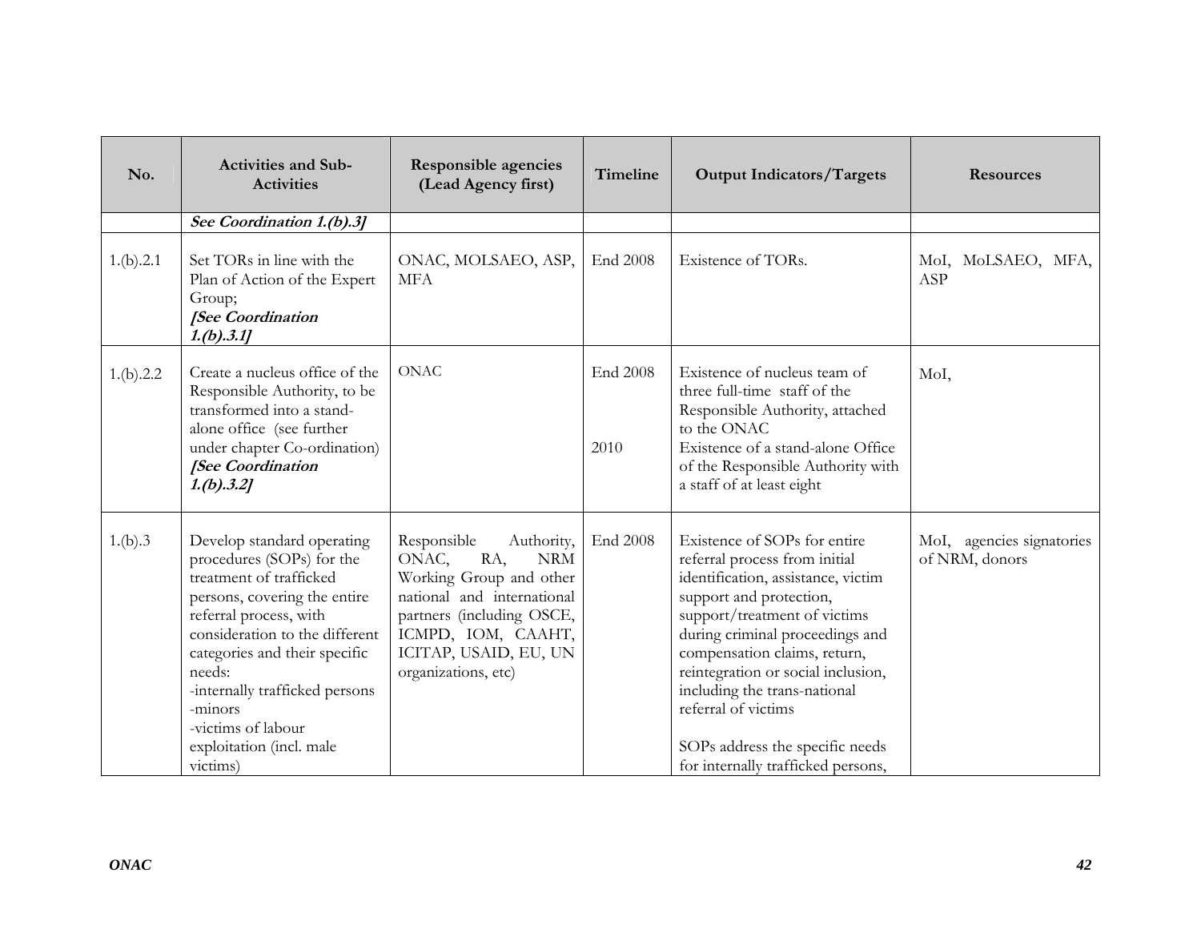| No. | Activities and Sub-Activities | Responsible agencies (Lead Agency first) | Timeline | Output Indicators/Targets | Resources |
|---|---|---|---|---|---|
| | ***See Coordination 1.(b).3]*** | | | | |
| 1.(b).2.1 | Set TORs in line with the Plan of Action of the Expert Group; ***[See Coordination 1.(b).3.1]*** | ONAC, MOLSAEO, ASP, MFA | End 2008 | Existence of TORs. | MoI, MoLSAEO, MFA, ASP |
| 1.(b).2.2 | Create a nucleus office of the Responsible Authority, to be transformed into a stand-alone office (see further under chapter Co-ordination) ***[See Coordination 1.(b).3.2]*** | ONAC | End 2008<br><br>2010 | Existence of nucleus team of three full-time staff of the Responsible Authority, attached to the ONAC<br>Existence of a stand-alone Office of the Responsible Authority with a staff of at least eight | MoI, |
| 1.(b).3 | Develop standard operating procedures (SOPs) for the treatment of trafficked persons, covering the entire referral process, with consideration to the different categories and their specific needs:<br>-internally trafficked persons<br>-minors<br>-victims of labour exploitation (incl. male victims) | Responsible Authority, ONAC, RA, NRM Working Group and other national and international partners (including OSCE, ICMPD, IOM, CAAHT, ICITAP, USAID, EU, UN organizations, etc) | End 2008 | Existence of SOPs for entire referral process from initial identification, assistance, victim support and protection, support/treatment of victims during criminal proceedings and compensation claims, return, reintegration or social inclusion, including the trans-national referral of victims<br><br>SOPs address the specific needs for internally trafficked persons, | MoI, agencies signatories of NRM, donors |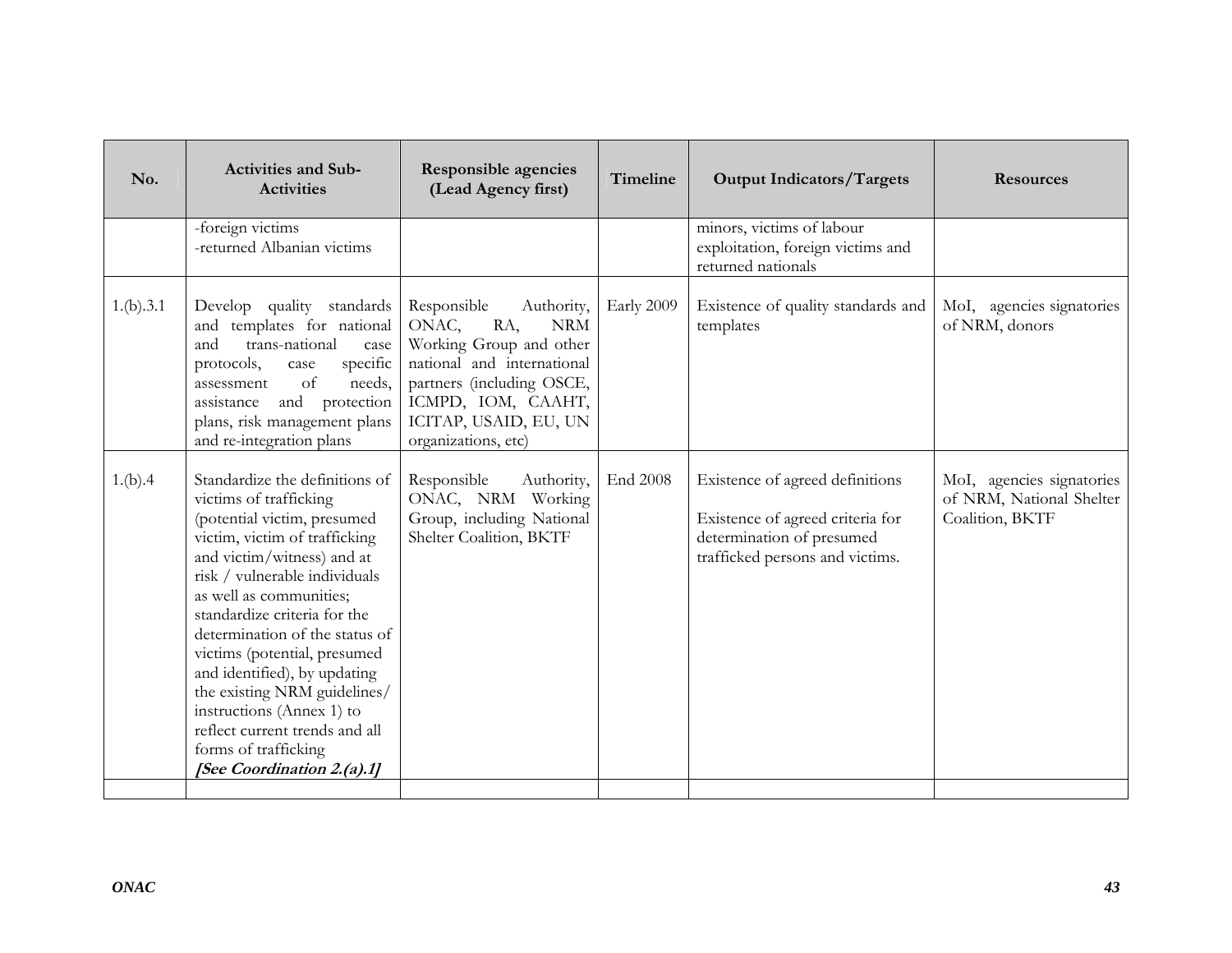| No. | Activities and Sub-Activities | Responsible agencies (Lead Agency first) | Timeline | Output Indicators/Targets | Resources |
|---|---|---|---|---|---|
| | -foreign victims<br>-returned Albanian victims | | | minors, victims of labour exploitation, foreign victims and returned nationals | |
| 1.(b).3.1 | Develop quality standards and templates for national and trans-national case protocols, case specific assessment of needs, assistance and protection plans, risk management plans and re-integration plans | Responsible Authority, ONAC, RA, NRM Working Group and other national and international partners (including OSCE, ICMPD, IOM, CAAHT, ICITAP, USAID, EU, UN organizations, etc) | Early 2009 | Existence of quality standards and templates | MoI, agencies signatories of NRM, donors |
| 1.(b).4 | Standardize the definitions of victims of trafficking (potential victim, presumed victim, victim of trafficking and victim/witness) and at risk / vulnerable individuals as well as communities; standardize criteria for the determination of the status of victims (potential, presumed and identified), by updating the existing NRM guidelines/ instructions (Annex 1) to reflect current trends and all forms of trafficking ***[See Coordination 2.(a).1]*** | Responsible Authority, ONAC, NRM Working Group, including National Shelter Coalition, BKTF | End 2008 | Existence of agreed definitions<br><br>Existence of agreed criteria for determination of presumed trafficked persons and victims. | MoI, agencies signatories of NRM, National Shelter Coalition, BKTF |
| | | | | | |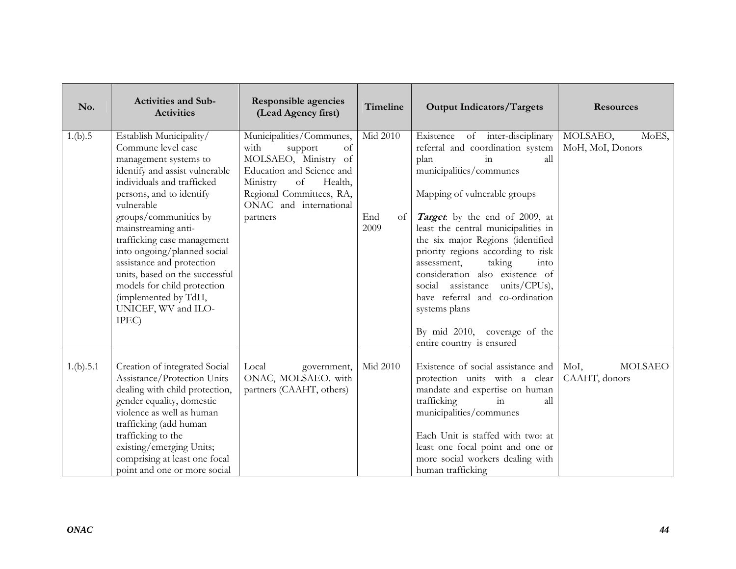| No. | Activities and Sub-Activities | Responsible agencies (Lead Agency first) | Timeline | Output Indicators/Targets | Resources |
|---|---|---|---|---|---|
| 1.(b).5 | Establish Municipality/ Commune level case management systems to identify and assist vulnerable individuals and trafficked persons, and to identify vulnerable groups/communities by mainstreaming anti-trafficking case management into ongoing/planned social assistance and protection units, based on the successful models for child protection (implemented by TdH, UNICEF, WV and ILO-IPEC) | Municipalities/Communes, with support of MOLSAEO, Ministry of Education and Science and Ministry of Health, Regional Committees, RA, ONAC and international partners | Mid 2010<br><br>End of 2009 | Existence of inter-disciplinary referral and coordination system plan in all municipalities/communes<br><br>Mapping of vulnerable groups<br><br>***Target***: by the end of 2009, at least the central municipalities in the six major Regions (identified priority regions according to risk assessment, taking into consideration also existence of social assistance units/CPUs), have referral and co-ordination systems plans<br><br>By mid 2010, coverage of the entire country is ensured | MOLSAEO, MoES, MoH, MoI, Donors |
| 1.(b).5.1 | Creation of integrated Social Assistance/Protection Units dealing with child protection, gender equality, domestic violence as well as human trafficking (add human trafficking to the existing/emerging Units; comprising at least one focal point and one or more social | Local government, ONAC, MOLSAEO. with partners (CAAHT, others) | Mid 2010 | Existence of social assistance and protection units with a clear mandate and expertise on human trafficking in all municipalities/communes<br><br>Each Unit is staffed with two: at least one focal point and one or more social workers dealing with human trafficking | MoI, MOLSAEO CAAHT, donors |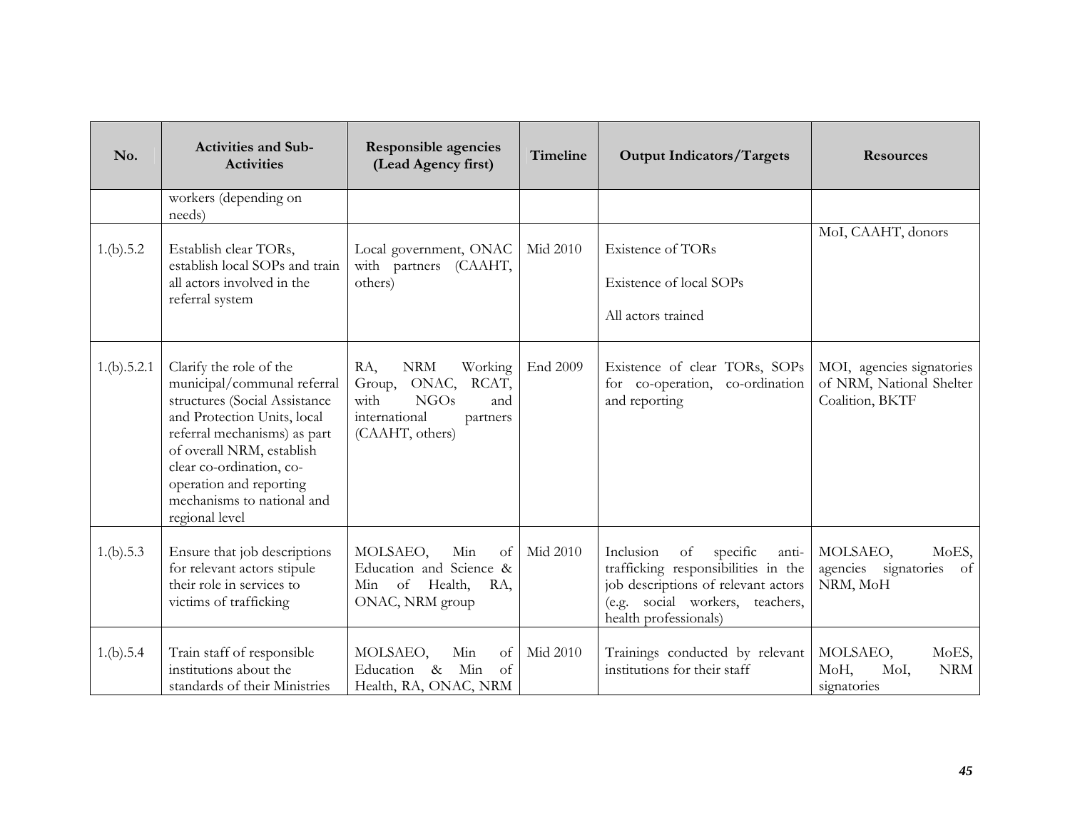| No. | Activities and Sub-Activities | Responsible agencies (Lead Agency first) | Timeline | Output Indicators/Targets | Resources |
|---|---|---|---|---|---|
| | workers (depending on needs) | | | | |
| 1.(b).5.2 | Establish clear TORs, establish local SOPs and train all actors involved in the referral system | Local government, ONAC with partners (CAAHT, others) | Mid 2010 | Existence of TORs<br><br>Existence of local SOPs<br><br>All actors trained | MoI, CAAHT, donors |
| 1.(b).5.2.1 | Clarify the role of the municipal/communal referral structures (Social Assistance and Protection Units, local referral mechanisms) as part of overall NRM, establish clear co-ordination, co-operation and reporting mechanisms to national and regional level | RA, NRM Working Group, ONAC, RCAT, with NGOs and international partners (CAAHT, others) | End 2009 | Existence of clear TORs, SOPs for co-operation, co-ordination and reporting | MOI, agencies signatories of NRM, National Shelter Coalition, BKTF |
| 1.(b).5.3 | Ensure that job descriptions for relevant actors stipule their role in services to victims of trafficking | MOLSAEO, Min of Education and Science & Min of Health, RA, ONAC, NRM group | Mid 2010 | Inclusion of specific anti-trafficking responsibilities in the job descriptions of relevant actors (e.g. social workers, teachers, health professionals) | MOLSAEO, MoES, agencies signatories of NRM, MoH |
| 1.(b).5.4 | Train staff of responsible institutions about the standards of their Ministries | MOLSAEO, Min of Education & Min of Health, RA, ONAC, NRM | Mid 2010 | Trainings conducted by relevant institutions for their staff | MOLSAEO, MoES, MoH, MoI, NRM signatories |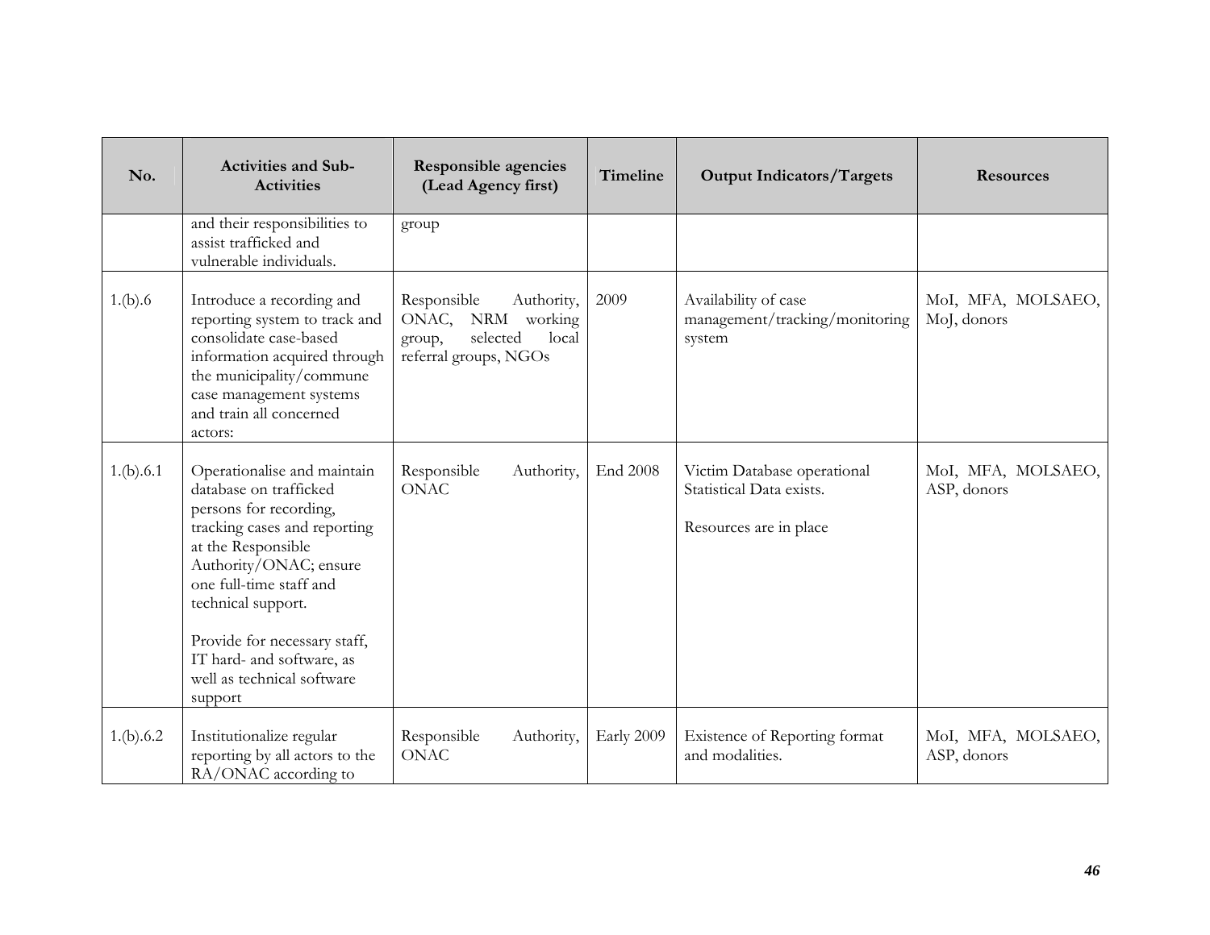| No. | Activities and Sub-Activities | Responsible agencies (Lead Agency first) | Timeline | Output Indicators/Targets | Resources |
|---|---|---|---|---|---|
| | and their responsibilities to assist trafficked and vulnerable individuals. | group | | | |
| 1.(b).6 | Introduce a recording and reporting system to track and consolidate case-based information acquired through the municipality/commune case management systems and train all concerned actors: | Responsible Authority, ONAC, NRM working group, selected local referral groups, NGOs | 2009 | Availability of case management/tracking/monitoring system | MoI, MFA, MOLSAEO, MoJ, donors |
| 1.(b).6.1 | Operationalise and maintain database on trafficked persons for recording, tracking cases and reporting at the Responsible Authority/ONAC; ensure one full-time staff and technical support.<br><br>Provide for necessary staff, IT hard- and software, as well as technical software support | Responsible Authority, ONAC | End 2008 | Victim Database operational Statistical Data exists.<br><br>Resources are in place | MoI, MFA, MOLSAEO, ASP, donors |
| 1.(b).6.2 | Institutionalize regular reporting by all actors to the RA/ONAC according to | Responsible Authority, ONAC | Early 2009 | Existence of Reporting format and modalities. | MoI, MFA, MOLSAEO, ASP, donors |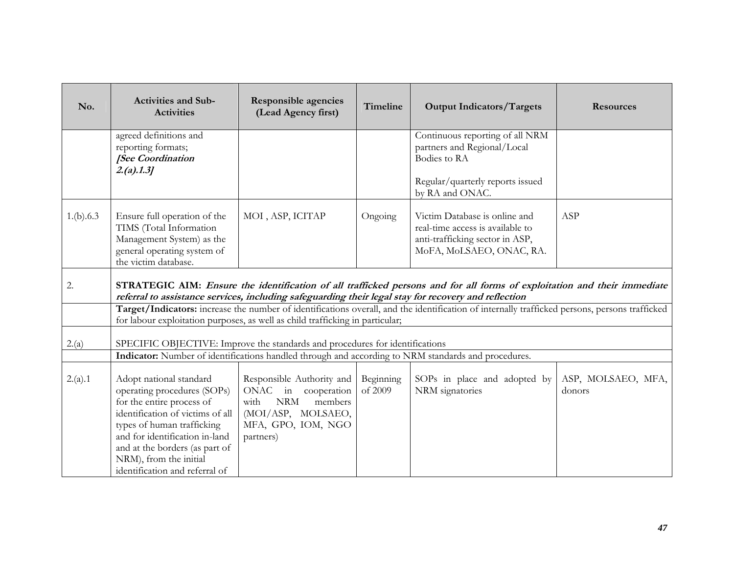| No. | Activities and Sub-Activities | Responsible agencies (Lead Agency first) | Timeline | Output Indicators/Targets | Resources |
|---|---|---|---|---|---|
| | agreed definitions and reporting formats; ***[See Coordination 2.(a).1.3]*** | | | Continuous reporting of all NRM partners and Regional/Local Bodies to RA<br><br>Regular/quarterly reports issued by RA and ONAC. | |
| 1.(b).6.3 | Ensure full operation of the TIMS (Total Information Management System) as the general operating system of the victim database. | MOI , ASP, ICITAP | Ongoing | Victim Database is online and real-time access is available to anti-trafficking sector in ASP, MoFA, MoLSAEO, ONAC, RA. | ASP |
| 2. | **STRATEGIC AIM:** ***Ensure the identification of all trafficked persons and for all forms of exploitation and their immediate referral to assistance services, including safeguarding their legal stay for recovery and reflection*** | | | | |
| | **Target/Indicators:** increase the number of identifications overall, and the identification of internally trafficked persons, persons trafficked for labour exploitation purposes, as well as child trafficking in particular; | | | | |
| 2.(a) | SPECIFIC OBJECTIVE: Improve the standards and procedures for identifications | | | | |
| | **Indicator:** Number of identifications handled through and according to NRM standards and procedures. | | | | |
| 2.(a).1 | Adopt national standard operating procedures (SOPs) for the entire process of identification of victims of all types of human trafficking and for identification in-land and at the borders (as part of NRM), from the initial identification and referral of | Responsible Authority and ONAC in cooperation with NRM members (MOI/ASP, MOLSAEO, MFA, GPO, IOM, NGO partners) | Beginning of 2009 | SOPs in place and adopted by NRM signatories | ASP, MOLSAEO, MFA, donors |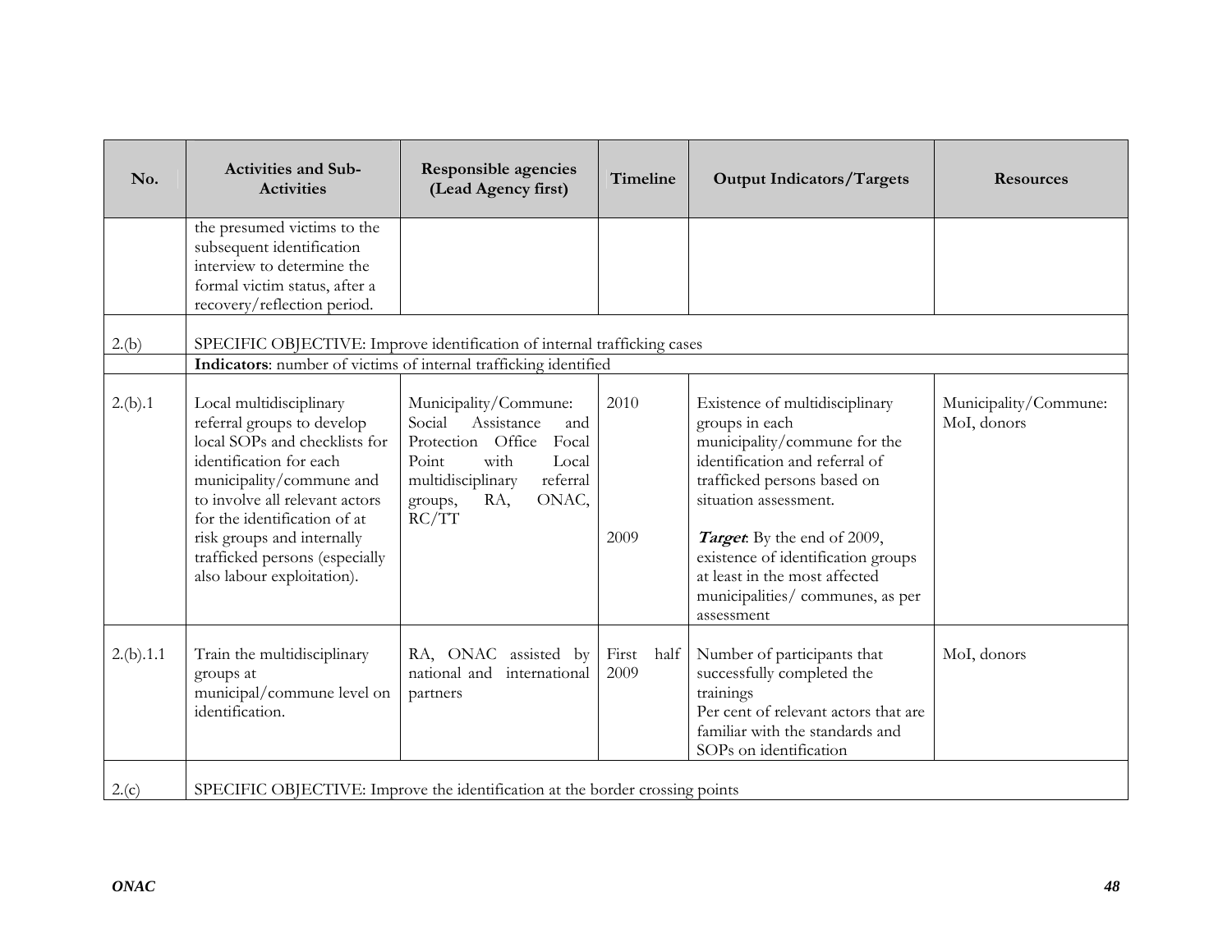| No. | Activities and Sub-Activities | Responsible agencies (Lead Agency first) | Timeline | Output Indicators/Targets | Resources |
|---|---|---|---|---|---|
| | the presumed victims to the subsequent identification interview to determine the formal victim status, after a recovery/reflection period. | | | | |
| 2.(b) | SPECIFIC OBJECTIVE: Improve identification of internal trafficking cases | | | | |
| | **Indicators**: number of victims of internal trafficking identified | | | | |
| 2.(b).1 | Local multidisciplinary referral groups to develop local SOPs and checklists for identification for each municipality/commune and to involve all relevant actors for the identification of at risk groups and internally trafficked persons (especially also labour exploitation). | Municipality/Commune: Social Assistance and Protection Office Focal Point with Local multidisciplinary referral groups, RA, ONAC, RC/TT | 2010<br><br>2009 | Existence of multidisciplinary groups in each municipality/commune for the identification and referral of trafficked persons based on situation assessment.<br><br>***Target***: By the end of 2009, existence of identification groups at least in the most affected municipalities/ communes, as per assessment | Municipality/Commune: MoI, donors |
| 2.(b).1.1 | Train the multidisciplinary groups at municipal/commune level on identification. | RA, ONAC assisted by national and international partners | First half 2009 | Number of participants that successfully completed the trainings<br>Per cent of relevant actors that are familiar with the standards and SOPs on identification | MoI, donors |
| 2.(c) | SPECIFIC OBJECTIVE: Improve the identification at the border crossing points | | | | |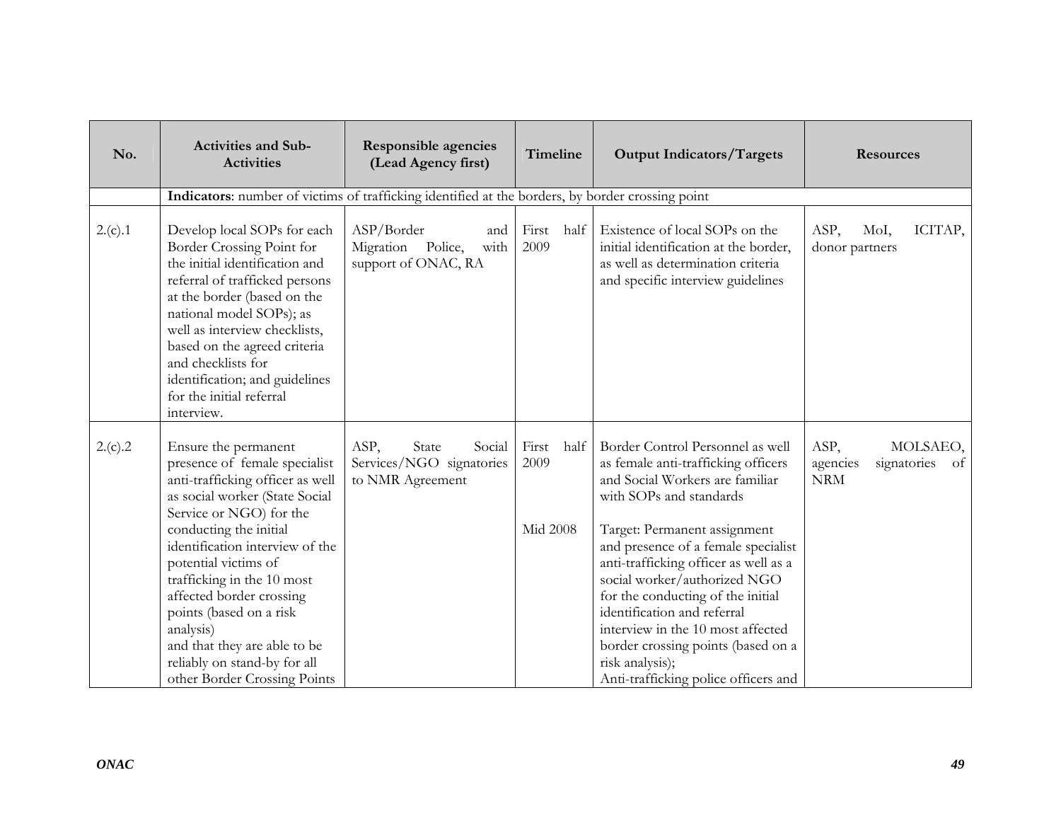| No. | Activities and Sub-Activities | Responsible agencies (Lead Agency first) | Timeline | Output Indicators/Targets | Resources |
|---|---|---|---|---|---|
| | **Indicators**: number of victims of trafficking identified at the borders, by border crossing point | | | | |
| 2.(c).1 | Develop local SOPs for each Border Crossing Point for the initial identification and referral of trafficked persons at the border (based on the national model SOPs); as well as interview checklists, based on the agreed criteria and checklists for identification; and guidelines for the initial referral interview. | ASP/Border and Migration Police, with support of ONAC, RA | First half 2009 | Existence of local SOPs on the initial identification at the border, as well as determination criteria and specific interview guidelines | ASP, MoI, ICITAP, donor partners |
| 2.(c).2 | Ensure the permanent presence of female specialist anti-trafficking officer as well as social worker (State Social Service or NGO) for the conducting the initial identification interview of the potential victims of trafficking in the 10 most affected border crossing points (based on a risk analysis) and that they are able to be reliably on stand-by for all other Border Crossing Points | ASP, State Social Services/NGO signatories to NMR Agreement | First half 2009<br><br>Mid 2008 | Border Control Personnel as well as female anti-trafficking officers and Social Workers are familiar with SOPs and standards<br><br>Target: Permanent assignment and presence of a female specialist anti-trafficking officer as well as a social worker/authorized NGO for the conducting of the initial identification and referral interview in the 10 most affected border crossing points (based on a risk analysis);<br>Anti-trafficking police officers and | ASP, MOLSAEO, agencies signatories of NRM |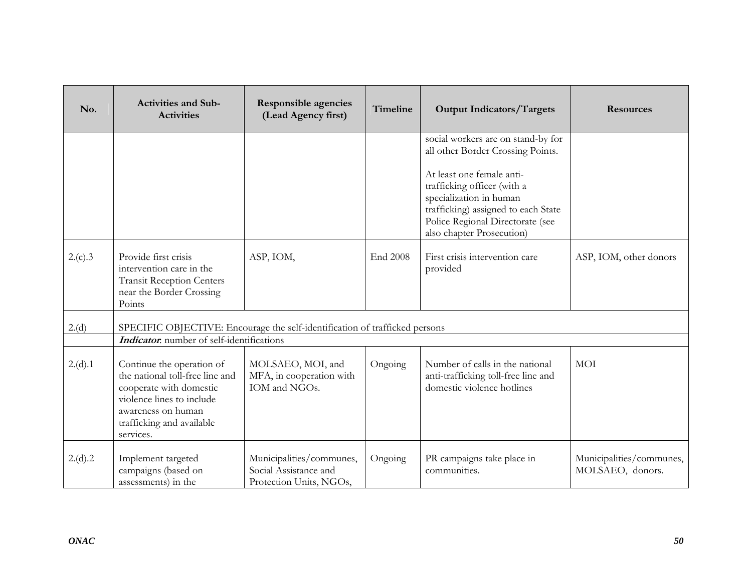| No. | Activities and Sub-Activities | Responsible agencies (Lead Agency first) | Timeline | Output Indicators/Targets | Resources |
|---|---|---|---|---|---|
| | | | | social workers are on stand-by for all other Border Crossing Points.<br><br>At least one female anti-trafficking officer (with a specialization in human trafficking) assigned to each State Police Regional Directorate (see also chapter Prosecution) | |
| 2.(c).3 | Provide first crisis intervention care in the Transit Reception Centers near the Border Crossing Points | ASP, IOM, | End 2008 | First crisis intervention care provided | ASP, IOM, other donors |
| 2.(d) | SPECIFIC OBJECTIVE: Encourage the self-identification of trafficked persons | | | | |
| | ***Indicator***: number of self-identifications | | | | |
| 2.(d).1 | Continue the operation of the national toll-free line and cooperate with domestic violence lines to include awareness on human trafficking and available services. | MOLSAEO, MOI, and MFA, in cooperation with IOM and NGOs. | Ongoing | Number of calls in the national anti-trafficking toll-free line and domestic violence hotlines | MOI |
| 2.(d).2 | Implement targeted campaigns (based on assessments) in the | Municipalities/communes, Social Assistance and Protection Units, NGOs, | Ongoing | PR campaigns take place in communities. | Municipalities/communes, MOLSAEO, donors. |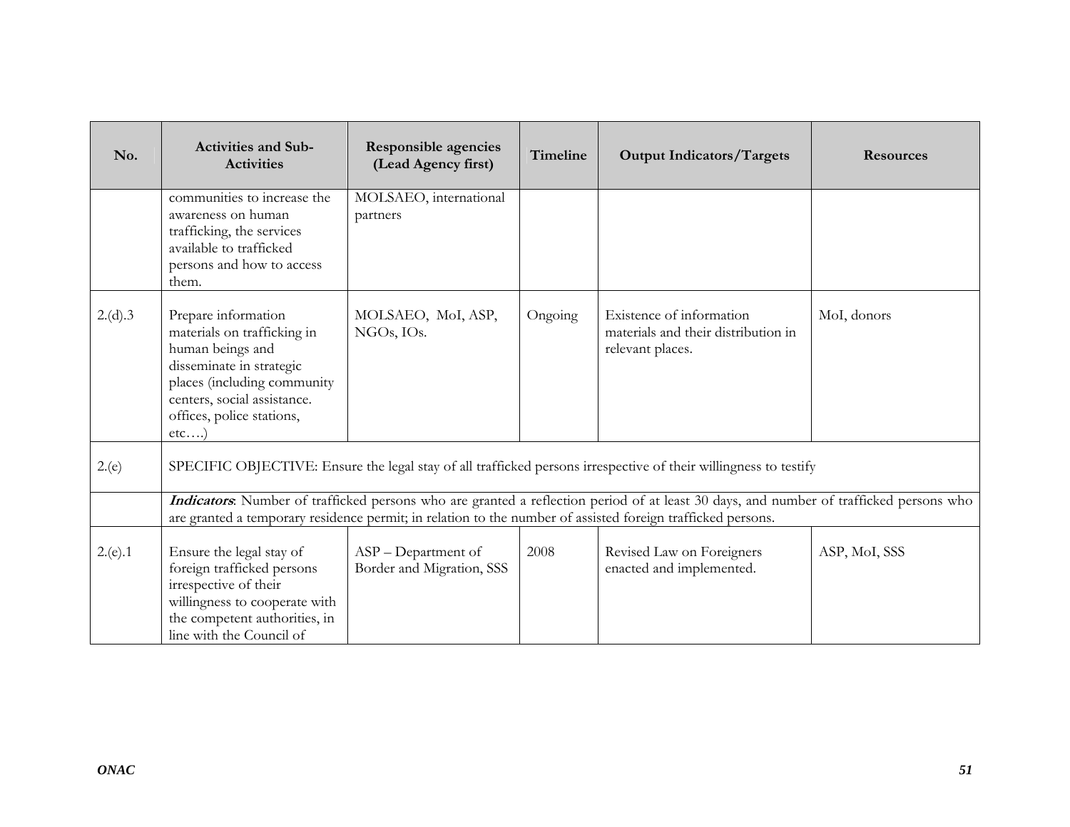| No. | Activities and Sub-Activities | Responsible agencies (Lead Agency first) | Timeline | Output Indicators/Targets | Resources |
|---|---|---|---|---|---|
| | communities to increase the awareness on human trafficking, the services available to trafficked persons and how to access them. | MOLSAEO, international partners | | | |
| 2.(d).3 | Prepare information materials on trafficking in human beings and disseminate in strategic places (including community centers, social assistance. offices, police stations, etc….) | MOLSAEO, MoI, ASP, NGOs, IOs. | Ongoing | Existence of information materials and their distribution in relevant places. | MoI, donors |
| 2.(e) | SPECIFIC OBJECTIVE: Ensure the legal stay of all trafficked persons irrespective of their willingness to testify | | | | |
| | ***Indicators***: Number of trafficked persons who are granted a reflection period of at least 30 days, and number of trafficked persons who are granted a temporary residence permit; in relation to the number of assisted foreign trafficked persons. | | | | |
| 2.(e).1 | Ensure the legal stay of foreign trafficked persons irrespective of their willingness to cooperate with the competent authorities, in line with the Council of | ASP – Department of Border and Migration, SSS | 2008 | Revised Law on Foreigners enacted and implemented. | ASP, MoI, SSS |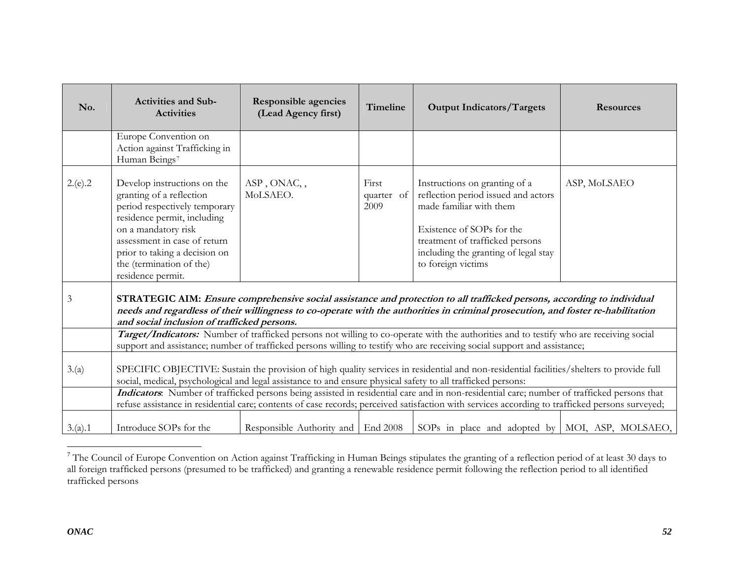| No. | Activities and Sub-Activities | Responsible agencies (Lead Agency first) | Timeline | Output Indicators/Targets | Resources |
|---|---|---|---|---|---|
| | Europe Convention on Action against Trafficking in Human Beings[7] | | | | |
| 2.(e).2 | Develop instructions on the granting of a reflection period respectively temporary residence permit, including on a mandatory risk assessment in case of return prior to taking a decision on the (termination of the) residence permit. | ASP , ONAC, , MoLSAEO. | First quarter of 2009 | Instructions on granting of a reflection period issued and actors made familiar with them<br><br>Existence of SOPs for the treatment of trafficked persons including the granting of legal stay to foreign victims | ASP, MoLSAEO |
| 3 | **STRATEGIC AIM:** ***Ensure comprehensive social assistance and protection to all trafficked persons, according to individual needs and regardless of their willingness to co-operate with the authorities in criminal prosecution, and foster re-habilitation and social inclusion of trafficked persons.*** | | | | |
| | ***Target/Indicators:*** Number of trafficked persons not willing to co-operate with the authorities and to testify who are receiving social support and assistance; number of trafficked persons willing to testify who are receiving social support and assistance; | | | | |
| 3.(a) | SPECIFIC OBJECTIVE: Sustain the provision of high quality services in residential and non-residential facilities/shelters to provide full social, medical, psychological and legal assistance to and ensure physical safety to all trafficked persons: | | | | |
| | ***Indicators***: Number of trafficked persons being assisted in residential care and in non-residential care; number of trafficked persons that refuse assistance in residential care; contents of case records; perceived satisfaction with services according to trafficked persons surveyed; | | | | |
| 3.(a).1 | Introduce SOPs for the | Responsible Authority and | End 2008 | SOPs in place and adopted by | MOI, ASP, MOLSAEO, |

[7] The Council of Europe Convention on Action against Trafficking in Human Beings stipulates the granting of a reflection period of at least 30 days to all foreign trafficked persons (presumed to be trafficked) and granting a renewable residence permit following the reflection period to all identified trafficked persons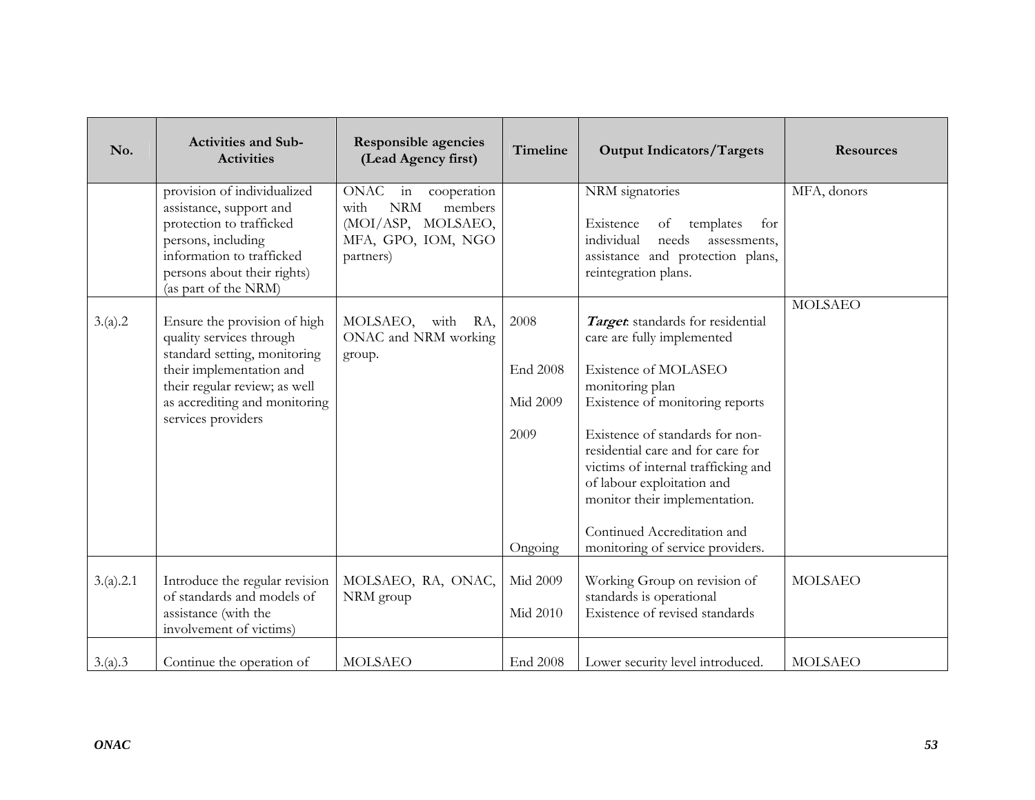| No. | Activities and Sub-Activities | Responsible agencies (Lead Agency first) | Timeline | Output Indicators/Targets | Resources |
|---|---|---|---|---|---|
| | provision of individualized assistance, support and protection to trafficked persons, including information to trafficked persons about their rights) (as part of the NRM) | ONAC in cooperation with NRM members (MOI/ASP, MOLSAEO, MFA, GPO, IOM, NGO partners) | | NRM signatories<br><br>Existence of templates for individual needs assessments, assistance and protection plans, reintegration plans. | MFA, donors |
| 3.(a).2 | Ensure the provision of high quality services through standard setting, monitoring their implementation and their regular review; as well as accrediting and monitoring services providers | MOLSAEO, with RA, ONAC and NRM working group. | 2008<br><br>End 2008<br><br>Mid 2009<br><br>2009<br><br><br><br><br><br>Ongoing | ***Target***: standards for residential care are fully implemented<br><br>Existence of MOLASEO monitoring plan<br>Existence of monitoring reports<br><br>Existence of standards for non-residential care and for care for victims of internal trafficking and of labour exploitation and monitor their implementation.<br><br>Continued Accreditation and monitoring of service providers. | MOLSAEO |
| 3.(a).2.1 | Introduce the regular revision of standards and models of assistance (with the involvement of victims) | MOLSAEO, RA, ONAC, NRM group | Mid 2009<br><br>Mid 2010 | Working Group on revision of standards is operational<br>Existence of revised standards | MOLSAEO |
| 3.(a).3 | Continue the operation of | MOLSAEO | End 2008 | Lower security level introduced. | MOLSAEO |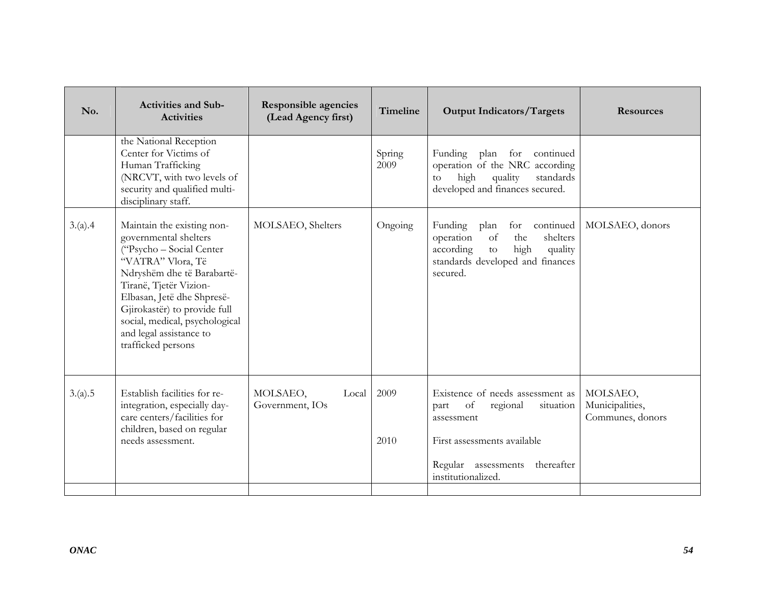| No. | Activities and Sub-Activities | Responsible agencies (Lead Agency first) | Timeline | Output Indicators/Targets | Resources |
|---|---|---|---|---|---|
| | the National Reception Center for Victims of Human Trafficking (NRCVT, with two levels of security and qualified multi-disciplinary staff. | | Spring 2009 | Funding plan for continued operation of the NRC according to high quality standards developed and finances secured. | |
| 3.(a).4 | Maintain the existing non-governmental shelters ("Psycho – Social Center "VATRA" Vlora, Të Ndryshëm dhe të Barabartë-Tiranë, Tjetër Vizion-Elbasan, Jetë dhe Shpresë-Gjirokastër) to provide full social, medical, psychological and legal assistance to trafficked persons | MOLSAEO, Shelters | Ongoing | Funding plan for continued operation of the shelters according to high quality standards developed and finances secured. | MOLSAEO, donors |
| 3.(a).5 | Establish facilities for re-integration, especially day-care centers/facilities for children, based on regular needs assessment. | MOLSAEO, Local Government, IOs | 2009<br><br>2010 | Existence of needs assessment as part of regional situation assessment<br><br>First assessments available<br><br>Regular assessments thereafter institutionalized. | MOLSAEO, Municipalities, Communes, donors |
| | | | | | |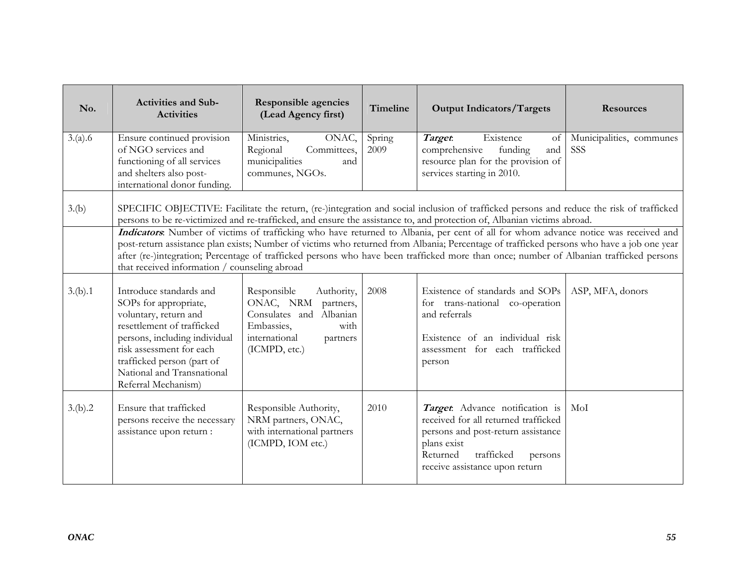| No. | Activities and Sub-Activities | Responsible agencies (Lead Agency first) | Timeline | Output Indicators/Targets | Resources |
|---|---|---|---|---|---|
| 3.(a).6 | Ensure continued provision of NGO services and functioning of all services and shelters also post-international donor funding. | Ministries, ONAC, Regional Committees, municipalities and communes, NGOs. | Spring 2009 | ***Target***: Existence of comprehensive funding and resource plan for the provision of services starting in 2010. | Municipalities, communes SSS |
| 3.(b) | SPECIFIC OBJECTIVE: Facilitate the return, (re-)integration and social inclusion of trafficked persons and reduce the risk of trafficked persons to be re-victimized and re-trafficked, and ensure the assistance to, and protection of, Albanian victims abroad. | | | | |
| | ***Indicators***: Number of victims of trafficking who have returned to Albania, per cent of all for whom advance notice was received and post-return assistance plan exists; Number of victims who returned from Albania; Percentage of trafficked persons who have a job one year after (re-)integration; Percentage of trafficked persons who have been trafficked more than once; number of Albanian trafficked persons that received information / counseling abroad | | | | |
| 3.(b).1 | Introduce standards and SOPs for appropriate, voluntary, return and resettlement of trafficked persons, including individual risk assessment for each trafficked person (part of National and Transnational Referral Mechanism) | Responsible Authority, ONAC, NRM partners, Consulates and Albanian Embassies, with international partners (ICMPD, etc.) | 2008 | Existence of standards and SOPs for trans-national co-operation and referrals<br><br>Existence of an individual risk assessment for each trafficked person | ASP, MFA, donors |
| 3.(b).2 | Ensure that trafficked persons receive the necessary assistance upon return : | Responsible Authority, NRM partners, ONAC, with international partners (ICMPD, IOM etc.) | 2010 | ***Target***: Advance notification is received for all returned trafficked persons and post-return assistance plans exist<br>Returned trafficked persons receive assistance upon return | MoI |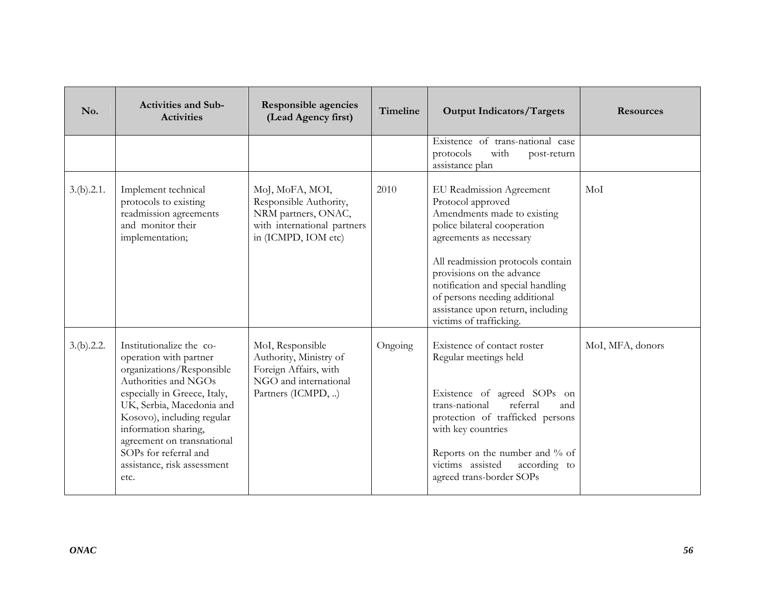| No. | Activities and Sub-Activities | Responsible agencies (Lead Agency first) | Timeline | Output Indicators/Targets | Resources |
|---|---|---|---|---|---|
| | | | | Existence of trans-national case protocols with post-return assistance plan | |
| 3.(b).2.1. | Implement technical protocols to existing readmission agreements and monitor their implementation; | MoJ, MoFA, MOI, Responsible Authority, NRM partners, ONAC, with international partners in (ICMPD, IOM etc) | 2010 | EU Readmission Agreement Protocol approved<br>Amendments made to existing police bilateral cooperation agreements as necessary<br><br>All readmission protocols contain provisions on the advance notification and special handling of persons needing additional assistance upon return, including victims of trafficking. | MoI |
| 3.(b).2.2. | Institutionalize the co-operation with partner organizations/Responsible Authorities and NGOs especially in Greece, Italy, UK, Serbia, Macedonia and Kosovo), including regular information sharing, agreement on transnational SOPs for referral and assistance, risk assessment etc. | MoI, Responsible Authority, Ministry of Foreign Affairs, with NGO and international Partners (ICMPD, ..) | Ongoing | Existence of contact roster<br>Regular meetings held<br><br>Existence of agreed SOPs on trans-national referral and protection of trafficked persons with key countries<br><br>Reports on the number and % of victims assisted according to agreed trans-border SOPs | MoI, MFA, donors |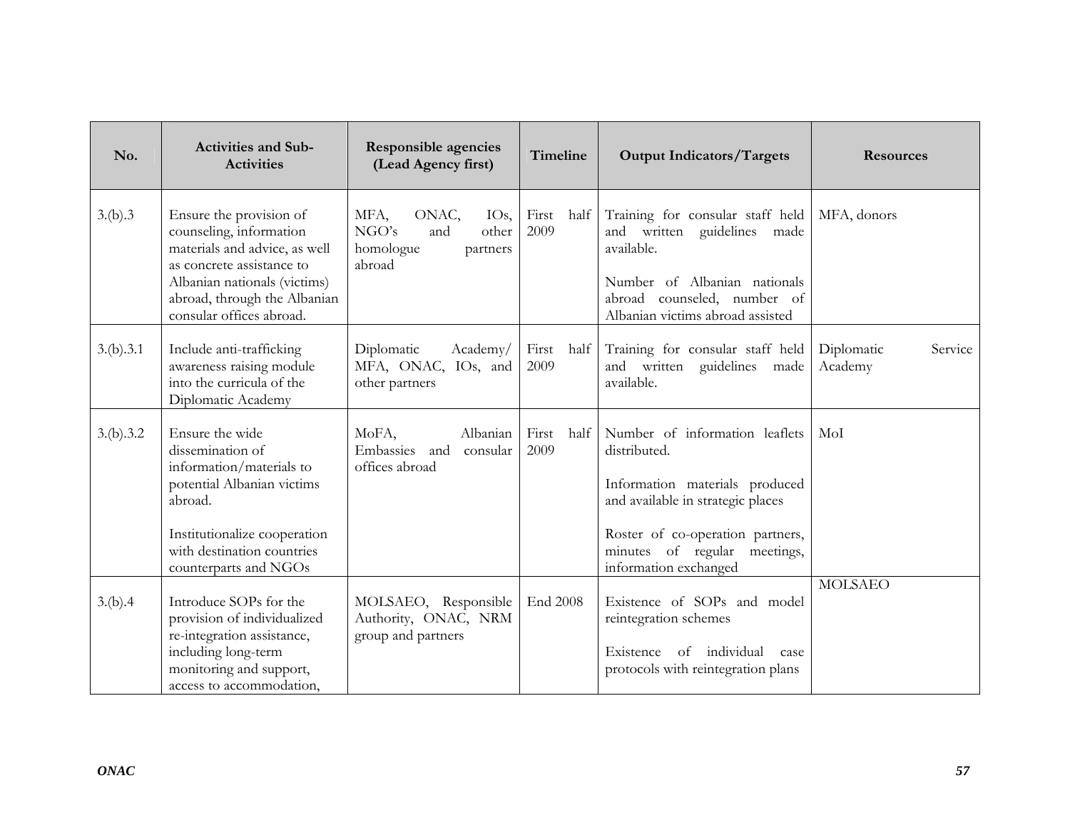| No. | Activities and Sub-Activities | Responsible agencies (Lead Agency first) | Timeline | Output Indicators/Targets | Resources |
|---|---|---|---|---|---|
| 3.(b).3 | Ensure the provision of counseling, information materials and advice, as well as concrete assistance to Albanian nationals (victims) abroad, through the Albanian consular offices abroad. | MFA, ONAC, IOs, NGO's and other homologue partners abroad | First half 2009 | Training for consular staff held and written guidelines made available.<br><br>Number of Albanian nationals abroad counseled, number of Albanian victims abroad assisted | MFA, donors |
| 3.(b).3.1 | Include anti-trafficking awareness raising module into the curricula of the Diplomatic Academy | Diplomatic Academy/ MFA, ONAC, IOs, and other partners | First half 2009 | Training for consular staff held and written guidelines made available. | Diplomatic Service Academy |
| 3.(b).3.2 | Ensure the wide dissemination of information/materials to potential Albanian victims abroad.<br><br>Institutionalize cooperation with destination countries counterparts and NGOs | MoFA, Albanian Embassies and consular offices abroad | First half 2009 | Number of information leaflets distributed.<br><br>Information materials produced and available in strategic places<br><br>Roster of co-operation partners, minutes of regular meetings, information exchanged | MoI |
| 3.(b).4 | Introduce SOPs for the provision of individualized re-integration assistance, including long-term monitoring and support, access to accommodation, | MOLSAEO, Responsible Authority, ONAC, NRM group and partners | End 2008 | Existence of SOPs and model reintegration schemes<br><br>Existence of individual case protocols with reintegration plans | MOLSAEO |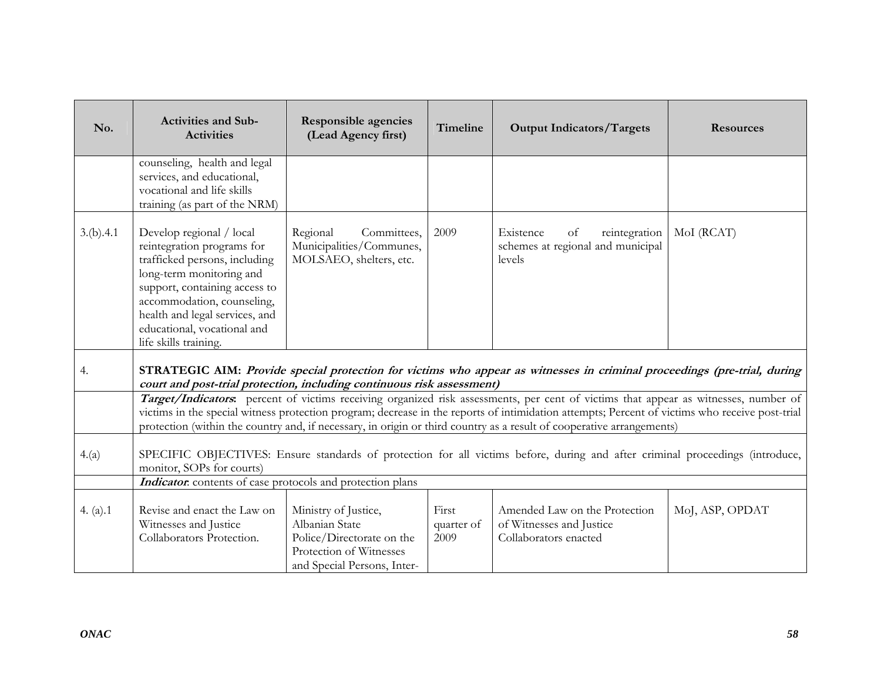| No. | Activities and Sub-Activities | Responsible agencies (Lead Agency first) | Timeline | Output Indicators/Targets | Resources |
|---|---|---|---|---|---|
| | counseling, health and legal services, and educational, vocational and life skills training (as part of the NRM) | | | | |
| 3.(b).4.1 | Develop regional / local reintegration programs for trafficked persons, including long-term monitoring and support, containing access to accommodation, counseling, health and legal services, and educational, vocational and life skills training. | Regional Committees, Municipalities/Communes, MOLSAEO, shelters, etc. | 2009 | Existence of reintegration schemes at regional and municipal levels | MoI (RCAT) |
| 4. | **STRATEGIC AIM:** ***Provide special protection for victims who appear as witnesses in criminal proceedings (pre-trial, during court and post-trial protection, including continuous risk assessment)*** | | | | |
| | ***Target/Indicators*:** percent of victims receiving organized risk assessments, per cent of victims that appear as witnesses, number of victims in the special witness protection program; decrease in the reports of intimidation attempts; Percent of victims who receive post-trial protection (within the country and, if necessary, in origin or third country as a result of cooperative arrangements) | | | | |
| 4.(a) | SPECIFIC OBJECTIVES: Ensure standards of protection for all victims before, during and after criminal proceedings (introduce, monitor, SOPs for courts) | | | | |
| | ***Indicator*:** contents of case protocols and protection plans | | | | |
| 4. (a).1 | Revise and enact the Law on Witnesses and Justice Collaborators Protection. | Ministry of Justice, Albanian State Police/Directorate on the Protection of Witnesses and Special Persons, Inter- | First quarter of 2009 | Amended Law on the Protection of Witnesses and Justice Collaborators enacted | MoJ, ASP, OPDAT |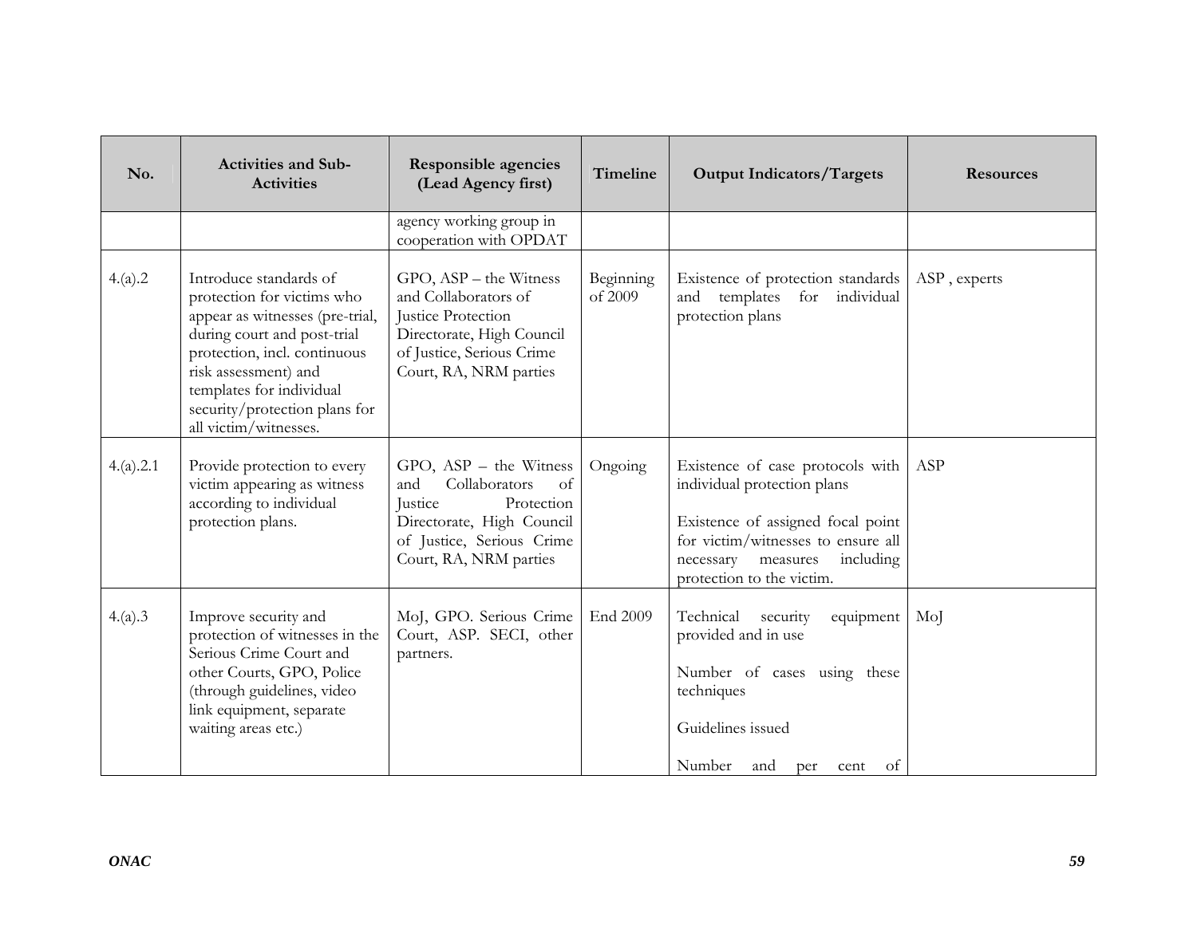| No. | Activities and Sub-Activities | Responsible agencies (Lead Agency first) | Timeline | Output Indicators/Targets | Resources |
|---|---|---|---|---|---|
| | | agency working group in cooperation with OPDAT | | | |
| 4.(a).2 | Introduce standards of protection for victims who appear as witnesses (pre-trial, during court and post-trial protection, incl. continuous risk assessment) and templates for individual security/protection plans for all victim/witnesses. | GPO, ASP – the Witness and Collaborators of Justice Protection Directorate, High Council of Justice, Serious Crime Court, RA, NRM parties | Beginning of 2009 | Existence of protection standards and templates for individual protection plans | ASP , experts |
| 4.(a).2.1 | Provide protection to every victim appearing as witness according to individual protection plans. | GPO, ASP – the Witness and Collaborators of Justice Protection Directorate, High Council of Justice, Serious Crime Court, RA, NRM parties | Ongoing | Existence of case protocols with individual protection plans<br><br>Existence of assigned focal point for victim/witnesses to ensure all necessary measures including protection to the victim. | ASP |
| 4.(a).3 | Improve security and protection of witnesses in the Serious Crime Court and other Courts, GPO, Police (through guidelines, video link equipment, separate waiting areas etc.) | MoJ, GPO. Serious Crime Court, ASP. SECI, other partners. | End 2009 | Technical security equipment provided and in use<br><br>Number of cases using these techniques<br><br>Guidelines issued<br><br>Number and per cent of | MoJ |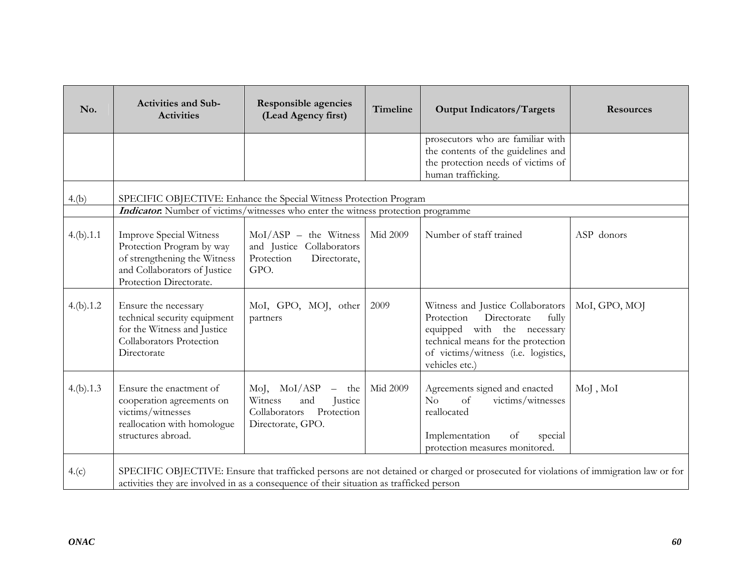| No. | Activities and Sub-Activities | Responsible agencies (Lead Agency first) | Timeline | Output Indicators/Targets | Resources |
|---|---|---|---|---|---|
| | | | | prosecutors who are familiar with the contents of the guidelines and the protection needs of victims of human trafficking. | |
| 4.(b) | SPECIFIC OBJECTIVE: Enhance the Special Witness Protection Program | | | | |
| | ***Indicator*:** Number of victims/witnesses who enter the witness protection programme | | | | |
| 4.(b).1.1 | Improve Special Witness Protection Program by way of strengthening the Witness and Collaborators of Justice Protection Directorate. | MoI/ASP – the Witness and Justice Collaborators Protection Directorate, GPO. | Mid 2009 | Number of staff trained | ASP donors |
| 4.(b).1.2 | Ensure the necessary technical security equipment for the Witness and Justice Collaborators Protection Directorate | MoI, GPO, MOJ, other partners | 2009 | Witness and Justice Collaborators Protection Directorate fully equipped with the necessary technical means for the protection of victims/witness (i.e. logistics, vehicles etc.) | MoI, GPO, MOJ |
| 4.(b).1.3 | Ensure the enactment of cooperation agreements on victims/witnesses reallocation with homologue structures abroad. | MoJ, MoI/ASP – the Witness and Justice Collaborators Protection Directorate, GPO. | Mid 2009 | Agreements signed and enacted<br>No of victims/witnesses reallocated<br><br>Implementation of special protection measures monitored. | MoJ , MoI |
| 4.(c) | SPECIFIC OBJECTIVE: Ensure that trafficked persons are not detained or charged or prosecuted for violations of immigration law or for activities they are involved in as a consequence of their situation as trafficked person | | | | |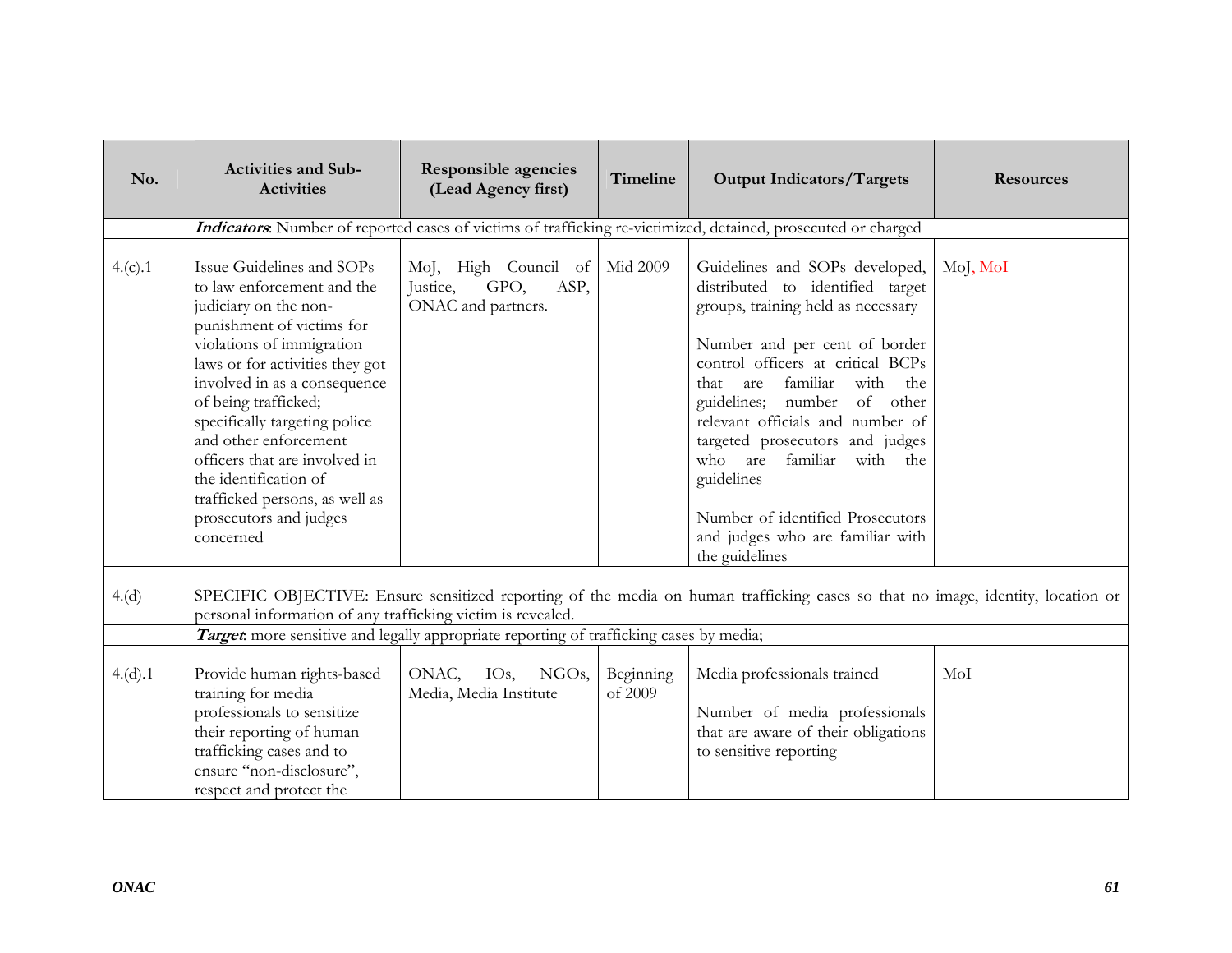| No. | Activities and Sub-Activities | Responsible agencies (Lead Agency first) | Timeline | Output Indicators/Targets | Resources |
|---|---|---|---|---|---|
| | ***Indicators***: Number of reported cases of victims of trafficking re-victimized, detained, prosecuted or charged | | | | |
| 4.(c).1 | Issue Guidelines and SOPs to law enforcement and the judiciary on the non-punishment of victims for violations of immigration laws or for activities they got involved in as a consequence of being trafficked; specifically targeting police and other enforcement officers that are involved in the identification of trafficked persons, as well as prosecutors and judges concerned | MoJ, High Council of Justice, GPO, ASP, ONAC and partners. | Mid 2009 | Guidelines and SOPs developed, distributed to identified target groups, training held as necessary<br><br>Number and per cent of border control officers at critical BCPs that are familiar with the guidelines; number of other relevant officials and number of targeted prosecutors and judges who are familiar with the guidelines<br><br>Number of identified Prosecutors and judges who are familiar with the guidelines | MoJ, MoI |
| 4.(d) | SPECIFIC OBJECTIVE: Ensure sensitized reporting of the media on human trafficking cases so that no image, identity, location or personal information of any trafficking victim is revealed. | | | | |
| | ***Target***: more sensitive and legally appropriate reporting of trafficking cases by media; | | | | |
| 4.(d).1 | Provide human rights-based training for media professionals to sensitize their reporting of human trafficking cases and to ensure "non-disclosure", respect and protect the | ONAC, IOs, NGOs, Media, Media Institute | Beginning of 2009 | Media professionals trained<br><br>Number of media professionals that are aware of their obligations to sensitive reporting | MoI |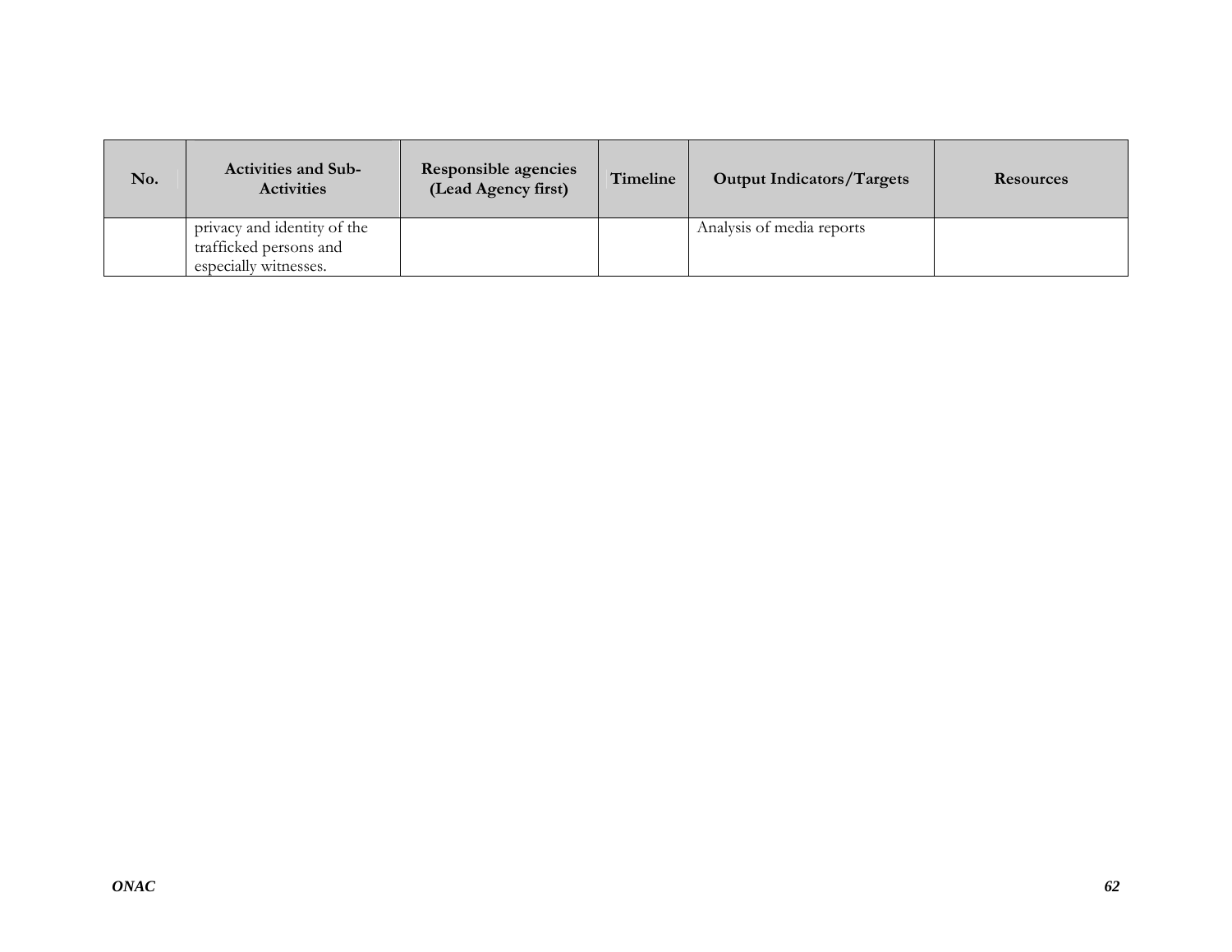| No. | Activities and Sub-Activities | Responsible agencies (Lead Agency first) | Timeline | Output Indicators/Targets | Resources |
|---|---|---|---|---|---|
| | privacy and identity of the trafficked persons and especially witnesses. | | | Analysis of media reports | |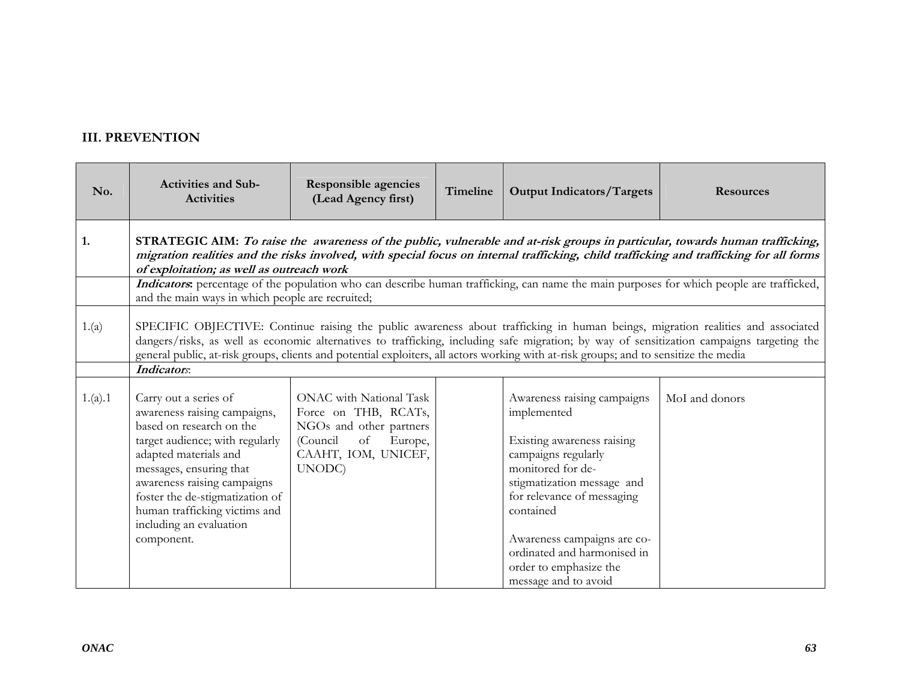## III. PREVENTION

| No. | Activities and Sub-Activities | Responsible agencies (Lead Agency first) | Timeline | Output Indicators/Targets | Resources |
|---|---|---|---|---|---|
| 1. | **STRATEGIC AIM:** ***To raise the awareness of the public, vulnerable and at-risk groups in particular, towards human trafficking, migration realities and the risks involved, with special focus on internal trafficking, child trafficking and trafficking for all forms of exploitation; as well as outreach work*** | | | | |
| | ***Indicators*****:** percentage of the population who can describe human trafficking, can name the main purposes for which people are trafficked, and the main ways in which people are recruited; | | | | |
| 1.(a) | SPECIFIC OBJECTIVE: Continue raising the public awareness about trafficking in human beings, migration realities and associated dangers/risks, as well as economic alternatives to trafficking, including safe migration; by way of sensitization campaigns targeting the general public, at-risk groups, clients and potential exploiters, all actors working with at-risk groups; and to sensitize the media | | | | |
| | ***Indicators*****:** | | | | |
| 1.(a).1 | Carry out a series of awareness raising campaigns, based on research on the target audience; with regularly adapted materials and messages, ensuring that awareness raising campaigns foster the de-stigmatization of human trafficking victims and including an evaluation component. | ONAC with National Task Force on THB, RCATs, NGOs and other partners (Council of Europe, CAAHT, IOM, UNICEF, UNODC) | | Awareness raising campaigns implemented<br><br>Existing awareness raising campaigns regularly monitored for de-stigmatization message and for relevance of messaging contained<br><br>Awareness campaigns are co-ordinated and harmonised in order to emphasize the message and to avoid | MoI and donors |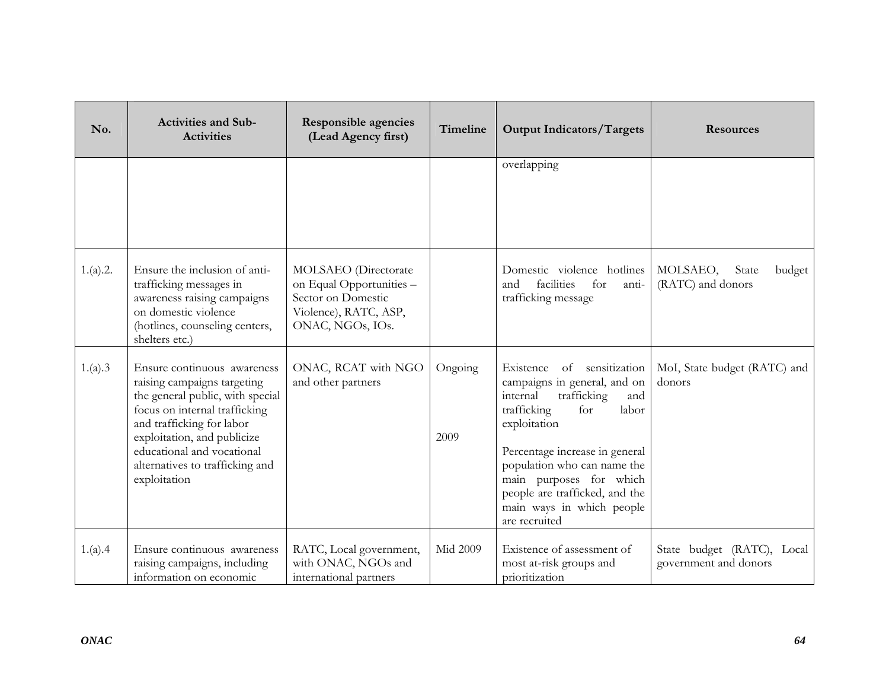| No. | Activities and Sub-Activities | Responsible agencies (Lead Agency first) | Timeline | Output Indicators/Targets | Resources |
|---|---|---|---|---|---|
| | | | | overlapping | |
| 1.(a).2. | Ensure the inclusion of anti-trafficking messages in awareness raising campaigns on domestic violence (hotlines, counseling centers, shelters etc.) | MOLSAEO (Directorate on Equal Opportunities – Sector on Domestic Violence), RATC, ASP, ONAC, NGOs, IOs. | | Domestic violence hotlines and facilities for anti-trafficking message | MOLSAEO, State budget (RATC) and donors |
| 1.(a).3 | Ensure continuous awareness raising campaigns targeting the general public, with special focus on internal trafficking and trafficking for labor exploitation, and publicize educational and vocational alternatives to trafficking and exploitation | ONAC, RCAT with NGO and other partners | Ongoing<br><br>2009 | Existence of sensitization campaigns in general, and on internal trafficking and trafficking for labor exploitation<br><br>Percentage increase in general population who can name the main purposes for which people are trafficked, and the main ways in which people are recruited | MoI, State budget (RATC) and donors |
| 1.(a).4 | Ensure continuous awareness raising campaigns, including information on economic | RATC, Local government, with ONAC, NGOs and international partners | Mid 2009 | Existence of assessment of most at-risk groups and prioritization | State budget (RATC), Local government and donors |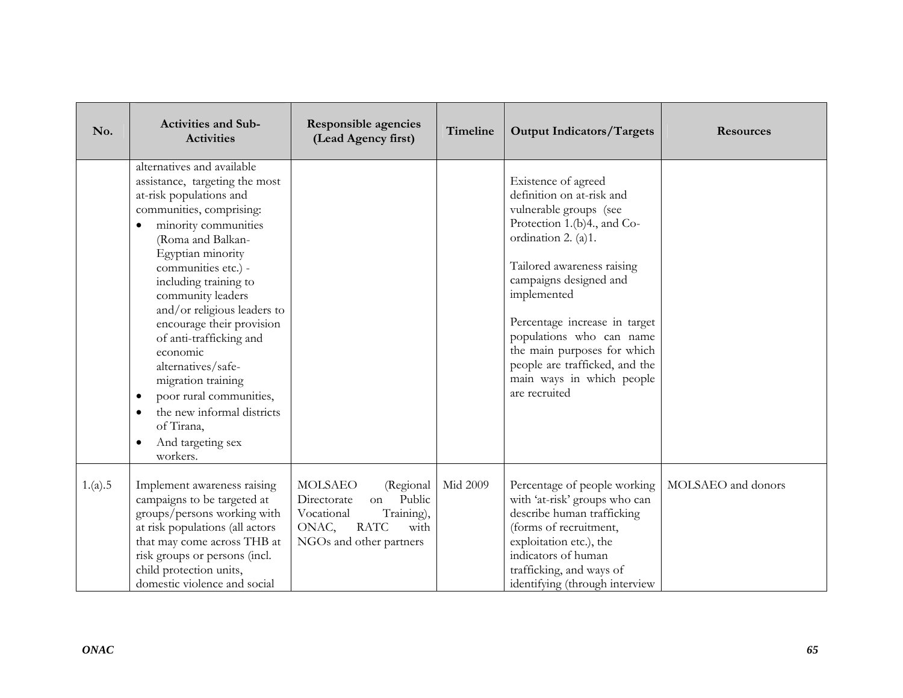| No. | Activities and Sub-Activities | Responsible agencies (Lead Agency first) | Timeline | Output Indicators/Targets | Resources |
|---|---|---|---|---|---|
| | alternatives and available assistance, targeting the most at-risk populations and communities, comprising:<br>• minority communities (Roma and Balkan-Egyptian minority communities etc.) - including training to community leaders and/or religious leaders to encourage their provision of anti-trafficking and economic alternatives/safe-migration training<br>• poor rural communities,<br>• the new informal districts of Tirana,<br>• And targeting sex workers. | | | Existence of agreed definition on at-risk and vulnerable groups (see Protection 1.(b)4., and Co-ordination 2. (a)1.<br><br>Tailored awareness raising campaigns designed and implemented<br><br>Percentage increase in target populations who can name the main purposes for which people are trafficked, and the main ways in which people are recruited | |
| 1.(a).5 | Implement awareness raising campaigns to be targeted at groups/persons working with at risk populations (all actors that may come across THB at risk groups or persons (incl. child protection units, domestic violence and social | MOLSAEO (Regional Directorate on Public Vocational Training), ONAC, RATC with NGOs and other partners | Mid 2009 | Percentage of people working with 'at-risk' groups who can describe human trafficking (forms of recruitment, exploitation etc.), the indicators of human trafficking, and ways of identifying (through interview | MOLSAEO and donors |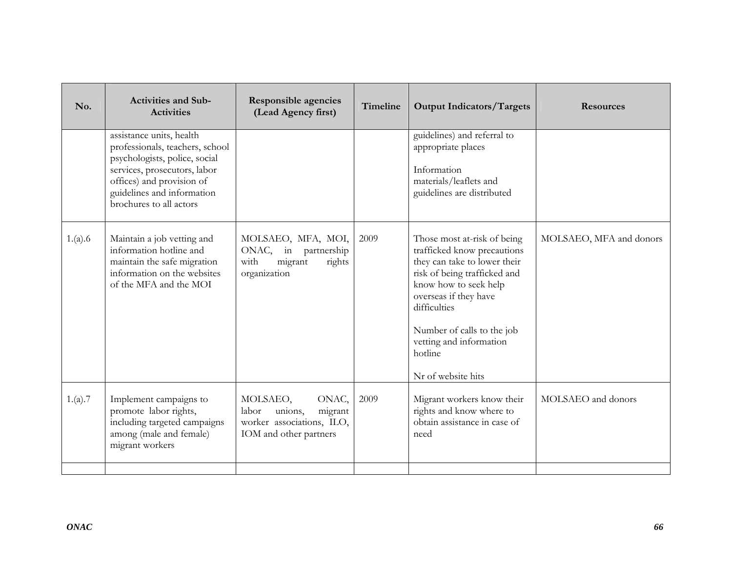| No. | Activities and Sub-Activities | Responsible agencies (Lead Agency first) | Timeline | Output Indicators/Targets | Resources |
|---|---|---|---|---|---|
| | assistance units, health professionals, teachers, school psychologists, police, social services, prosecutors, labor offices) and provision of guidelines and information brochures to all actors | | | guidelines) and referral to appropriate places<br><br>Information materials/leaflets and guidelines are distributed | |
| 1.(a).6 | Maintain a job vetting and information hotline and maintain the safe migration information on the websites of the MFA and the MOI | MOLSAEO, MFA, MOI, ONAC, in partnership with migrant rights organization | 2009 | Those most at-risk of being trafficked know precautions they can take to lower their risk of being trafficked and know how to seek help overseas if they have difficulties<br><br>Number of calls to the job vetting and information hotline<br><br>Nr of website hits | MOLSAEO, MFA and donors |
| 1.(a).7 | Implement campaigns to promote labor rights, including targeted campaigns among (male and female) migrant workers | MOLSAEO, ONAC, labor unions, migrant worker associations, ILO, IOM and other partners | 2009 | Migrant workers know their rights and know where to obtain assistance in case of need | MOLSAEO and donors |
| | | | | | |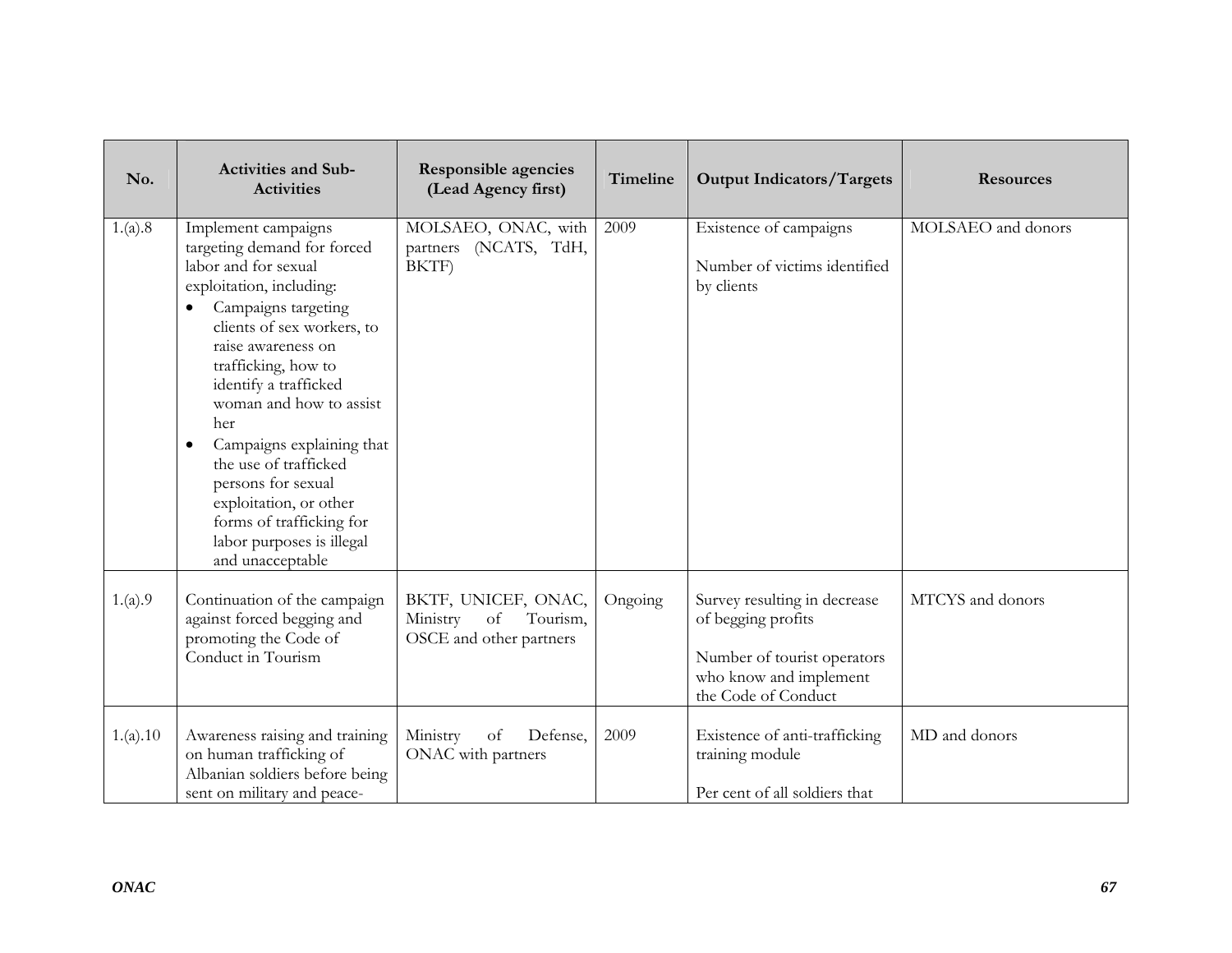| No. | Activities and Sub-Activities | Responsible agencies (Lead Agency first) | Timeline | Output Indicators/Targets | Resources |
|---|---|---|---|---|---|
| 1.(a).8 | Implement campaigns targeting demand for forced labor and for sexual exploitation, including:<br>• Campaigns targeting clients of sex workers, to raise awareness on trafficking, how to identify a trafficked woman and how to assist her<br>• Campaigns explaining that the use of trafficked persons for sexual exploitation, or other forms of trafficking for labor purposes is illegal and unacceptable | MOLSAEO, ONAC, with partners (NCATS, TdH, BKTF) | 2009 | Existence of campaigns<br><br>Number of victims identified by clients | MOLSAEO and donors |
| 1.(a).9 | Continuation of the campaign against forced begging and promoting the Code of Conduct in Tourism | BKTF, UNICEF, ONAC, Ministry of Tourism, OSCE and other partners | Ongoing | Survey resulting in decrease of begging profits<br><br>Number of tourist operators who know and implement the Code of Conduct | MTCYS and donors |
| 1.(a).10 | Awareness raising and training on human trafficking of Albanian soldiers before being sent on military and peace- | Ministry of Defense, ONAC with partners | 2009 | Existence of anti-trafficking training module<br><br>Per cent of all soldiers that | MD and donors |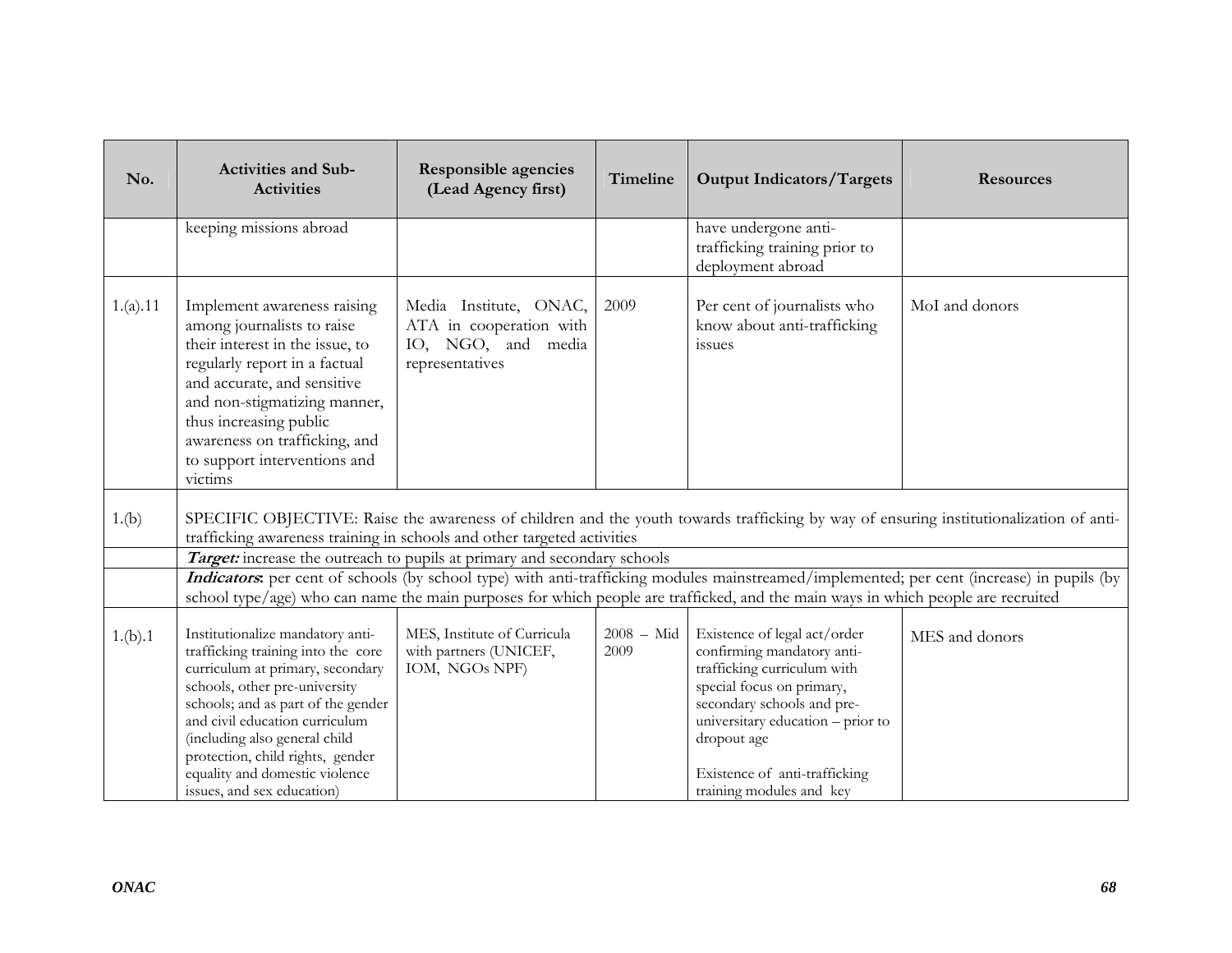| No. | Activities and Sub-Activities | Responsible agencies (Lead Agency first) | Timeline | Output Indicators/Targets | Resources |
|---|---|---|---|---|---|
| | keeping missions abroad | | | have undergone anti-trafficking training prior to deployment abroad | |
| 1.(a).11 | Implement awareness raising among journalists to raise their interest in the issue, to regularly report in a factual and accurate, and sensitive and non-stigmatizing manner, thus increasing public awareness on trafficking, and to support interventions and victims | Media Institute, ONAC, ATA in cooperation with IO, NGO, and media representatives | 2009 | Per cent of journalists who know about anti-trafficking issues | MoI and donors |
| 1.(b) | SPECIFIC OBJECTIVE: Raise the awareness of children and the youth towards trafficking by way of ensuring institutionalization of anti-trafficking awareness training in schools and other targeted activities | | | | |
| | ***Target:*** increase the outreach to pupils at primary and secondary schools | | | | |
| | ***Indicators***: per cent of schools (by school type) with anti-trafficking modules mainstreamed/implemented; per cent (increase) in pupils (by school type/age) who can name the main purposes for which people are trafficked, and the main ways in which people are recruited | | | | |
| 1.(b).1 | Institutionalize mandatory anti-trafficking training into the core curriculum at primary, secondary schools, other pre-university schools; and as part of the gender and civil education curriculum (including also general child protection, child rights, gender equality and domestic violence issues, and sex education) | MES, Institute of Curricula with partners (UNICEF, IOM, NGOs NPF) | 2008 – Mid 2009 | Existence of legal act/order confirming mandatory anti-trafficking curriculum with special focus on primary, secondary schools and pre-universitary education – prior to dropout age<br><br>Existence of anti-trafficking training modules and key | MES and donors |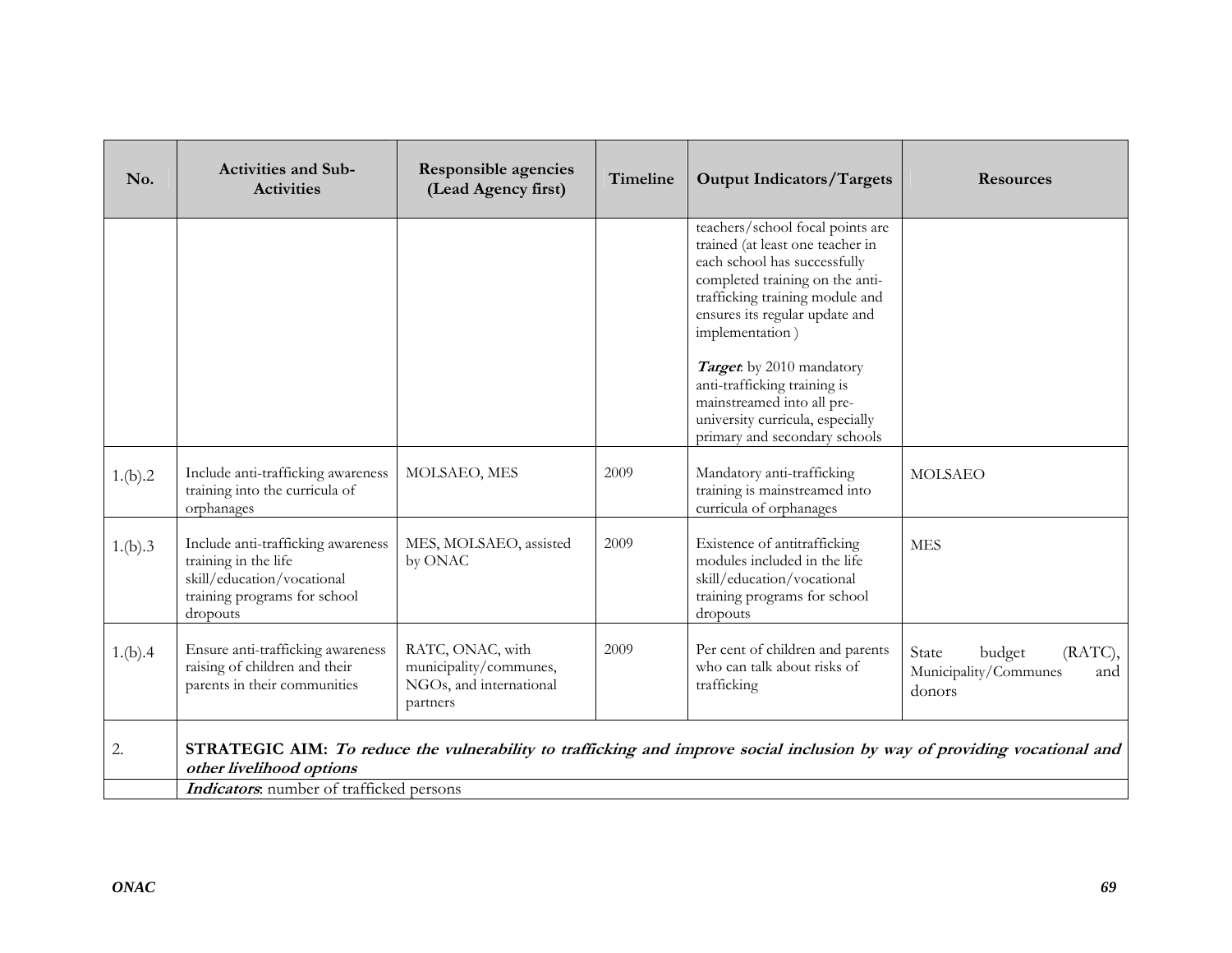| No. | Activities and Sub-Activities | Responsible agencies (Lead Agency first) | Timeline | Output Indicators/Targets | Resources |
|---|---|---|---|---|---|
| | | | | teachers/school focal points are trained (at least one teacher in each school has successfully completed training on the anti-trafficking training module and ensures its regular update and implementation )<br><br>***Target***: by 2010 mandatory anti-trafficking training is mainstreamed into all pre-university curricula, especially primary and secondary schools | |
| 1.(b).2 | Include anti-trafficking awareness training into the curricula of orphanages | MOLSAEO, MES | 2009 | Mandatory anti-trafficking training is mainstreamed into curricula of orphanages | MOLSAEO |
| 1.(b).3 | Include anti-trafficking awareness training in the life skill/education/vocational training programs for school dropouts | MES, MOLSAEO, assisted by ONAC | 2009 | Existence of antitrafficking modules included in the life skill/education/vocational training programs for school dropouts | MES |
| 1.(b).4 | Ensure anti-trafficking awareness raising of children and their parents in their communities | RATC, ONAC, with municipality/communes, NGOs, and international partners | 2009 | Per cent of children and parents who can talk about risks of trafficking | State budget (RATC), Municipality/Communes and donors |
| 2. | **STRATEGIC AIM:** ***To reduce the vulnerability to trafficking and improve social inclusion by way of providing vocational and other livelihood options*** | | | | |
| | ***Indicators***: number of trafficked persons | | | | |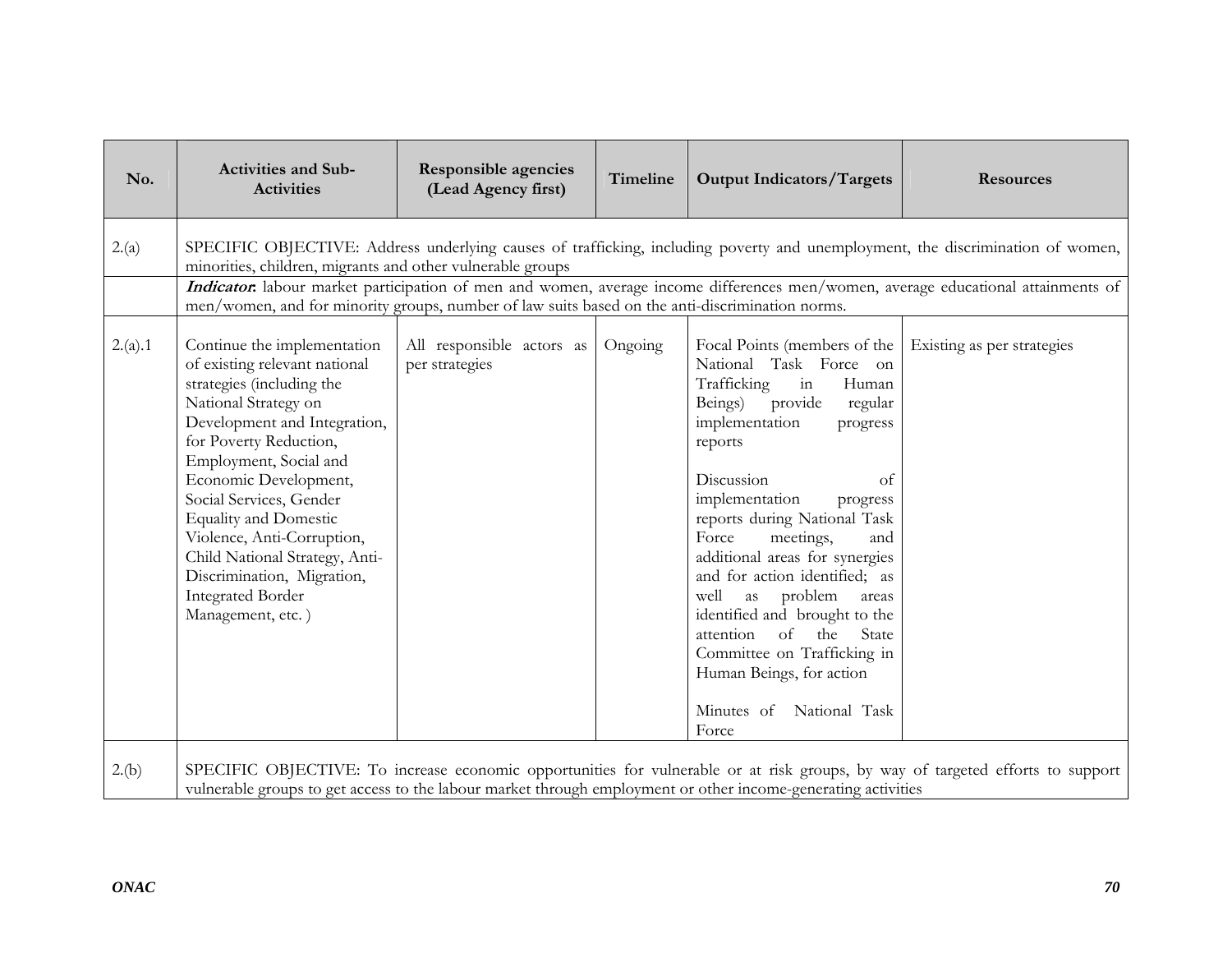| No. | Activities and Sub-Activities | Responsible agencies (Lead Agency first) | Timeline | Output Indicators/Targets | Resources |
|---|---|---|---|---|---|
| 2.(a) | SPECIFIC OBJECTIVE: Address underlying causes of trafficking, including poverty and unemployment, the discrimination of women, minorities, children, migrants and other vulnerable groups | | | | |
| | ***Indicator*:** labour market participation of men and women, average income differences men/women, average educational attainments of men/women, and for minority groups, number of law suits based on the anti-discrimination norms. | | | | |
| 2.(a).1 | Continue the implementation of existing relevant national strategies (including the National Strategy on Development and Integration, for Poverty Reduction, Employment, Social and Economic Development, Social Services, Gender Equality and Domestic Violence, Anti-Corruption, Child National Strategy, Anti-Discrimination, Migration, Integrated Border Management, etc. ) | All responsible actors as per strategies | Ongoing | Focal Points (members of the National Task Force on Trafficking in Human Beings) provide regular implementation progress reports<br><br>Discussion of implementation progress reports during National Task Force meetings, and additional areas for synergies and for action identified; as well as problem areas identified and brought to the attention of the State Committee on Trafficking in Human Beings, for action<br><br>Minutes of National Task Force | Existing as per strategies |
| 2.(b) | SPECIFIC OBJECTIVE: To increase economic opportunities for vulnerable or at risk groups, by way of targeted efforts to support vulnerable groups to get access to the labour market through employment or other income-generating activities | | | | |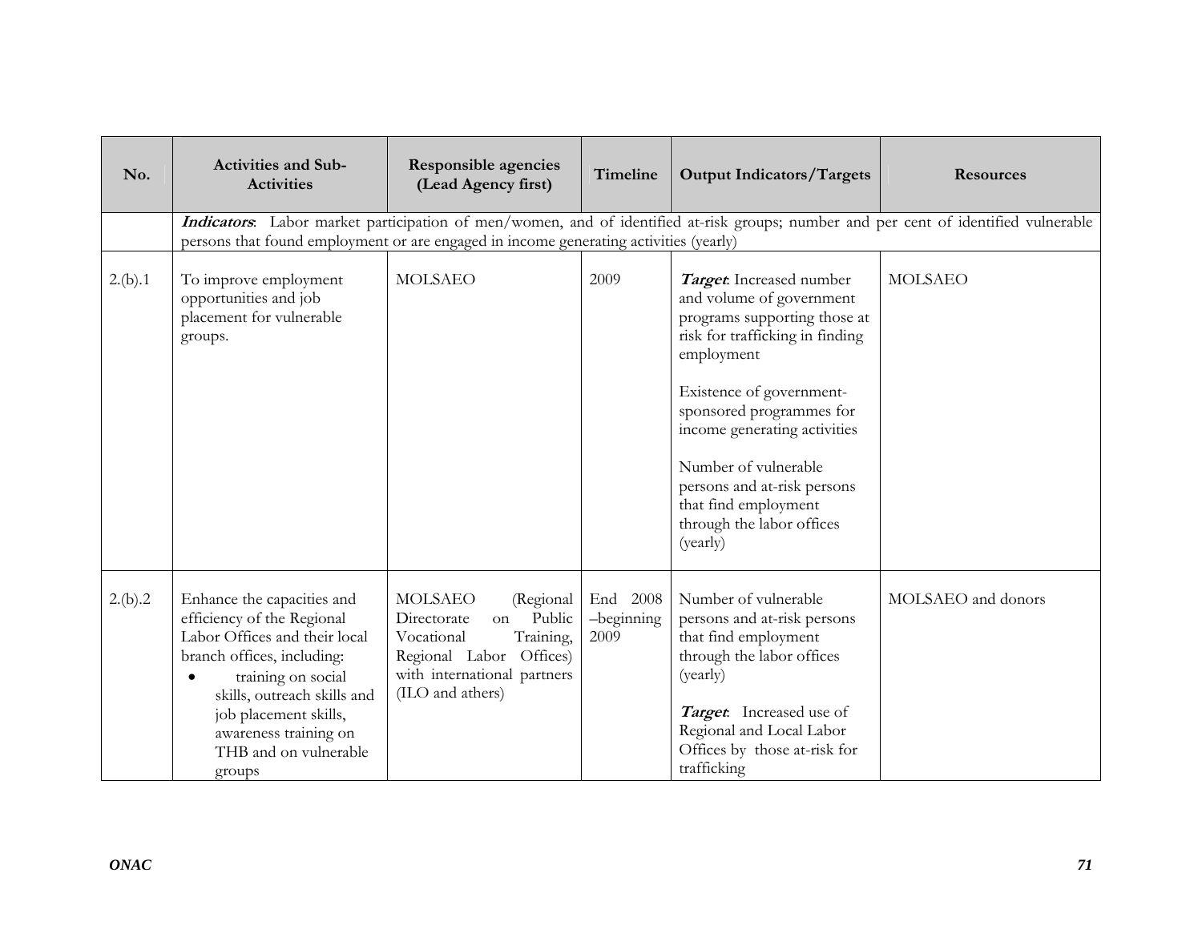| No. | Activities and Sub-Activities | Responsible agencies (Lead Agency first) | Timeline | Output Indicators/Targets | Resources |
|---|---|---|---|---|---|
| | ***Indicators***: Labor market participation of men/women, and of identified at-risk groups; number and per cent of identified vulnerable persons that found employment or are engaged in income generating activities (yearly) | | | | |
| 2.(b).1 | To improve employment opportunities and job placement for vulnerable groups. | MOLSAEO | 2009 | ***Target***: Increased number and volume of government programs supporting those at risk for trafficking in finding employment<br><br>Existence of government-sponsored programmes for income generating activities<br><br>Number of vulnerable persons and at-risk persons that find employment through the labor offices (yearly) | MOLSAEO |
| 2.(b).2 | Enhance the capacities and efficiency of the Regional Labor Offices and their local branch offices, including:<br>• training on social skills, outreach skills and job placement skills, awareness training on THB and on vulnerable groups | MOLSAEO (Regional Directorate on Public Vocational Training, Regional Labor Offices) with international partners (ILO and athers) | End 2008 –beginning 2009 | Number of vulnerable persons and at-risk persons that find employment through the labor offices (yearly)<br><br>***Target***: Increased use of Regional and Local Labor Offices by those at-risk for trafficking | MOLSAEO and donors |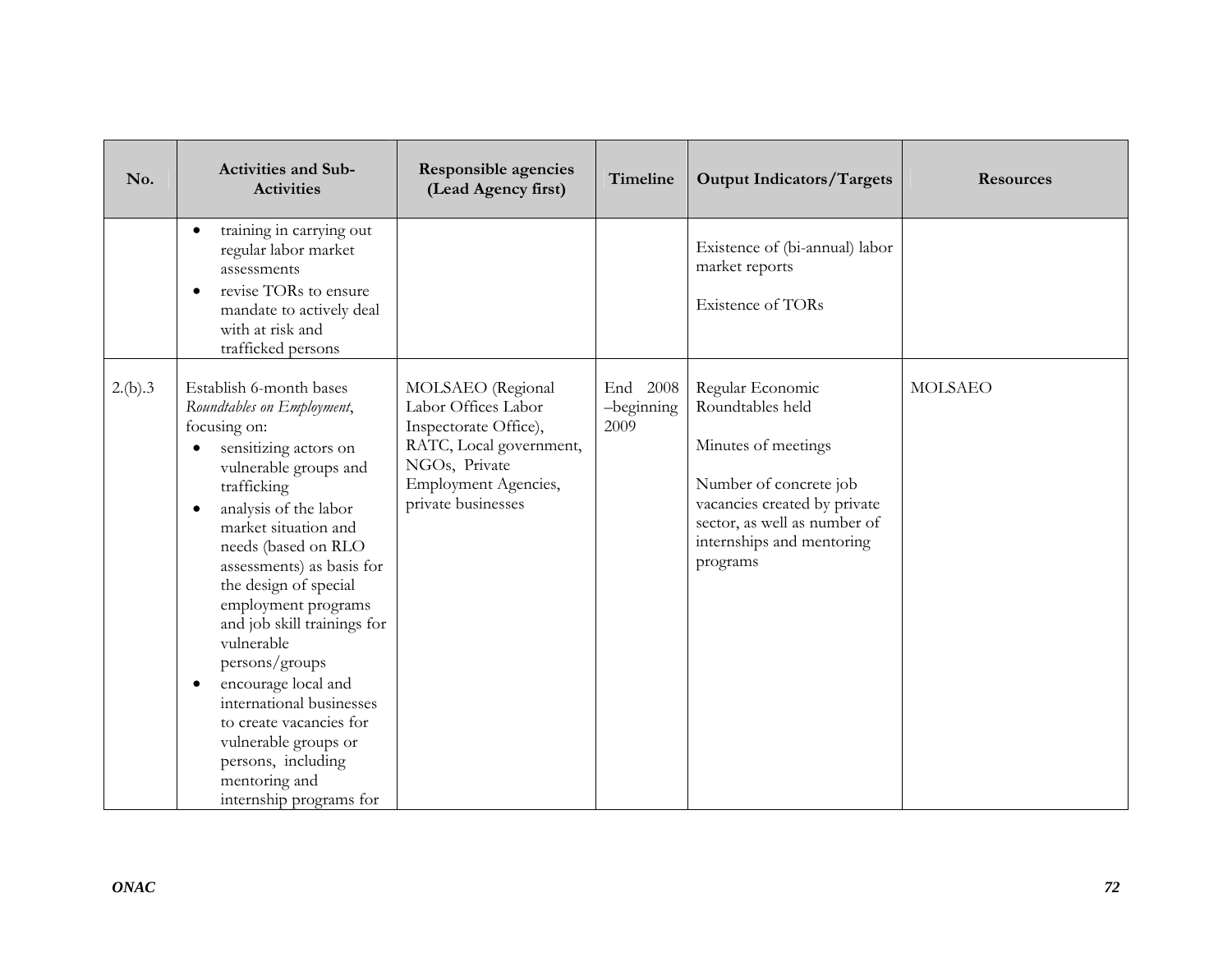| No. | Activities and Sub-Activities | Responsible agencies (Lead Agency first) | Timeline | Output Indicators/Targets | Resources |
|---|---|---|---|---|---|
| | • training in carrying out regular labor market assessments<br>• revise TORs to ensure mandate to actively deal with at risk and trafficked persons | | | Existence of (bi-annual) labor market reports<br><br>Existence of TORs | |
| 2.(b).3 | Establish 6-month bases *Roundtables on Employment*, focusing on:<br>• sensitizing actors on vulnerable groups and trafficking<br>• analysis of the labor market situation and needs (based on RLO assessments) as basis for the design of special employment programs and job skill trainings for vulnerable persons/groups<br>• encourage local and international businesses to create vacancies for vulnerable groups or persons, including mentoring and internship programs for | MOLSAEO (Regional Labor Offices Labor Inspectorate Office), RATC, Local government, NGOs, Private Employment Agencies, private businesses | End 2008 –beginning 2009 | Regular Economic Roundtables held<br><br>Minutes of meetings<br><br>Number of concrete job vacancies created by private sector, as well as number of internships and mentoring programs | MOLSAEO |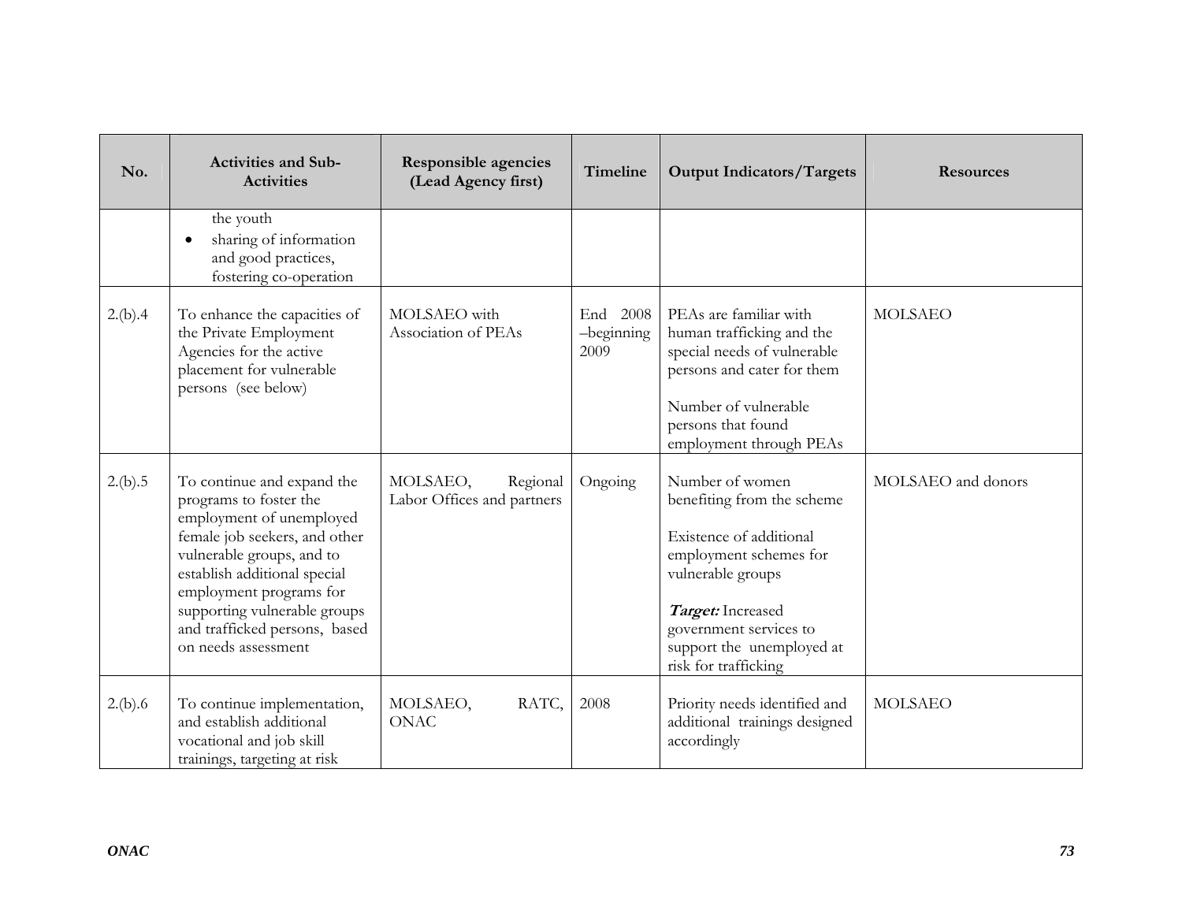| No. | Activities and Sub-Activities | Responsible agencies (Lead Agency first) | Timeline | Output Indicators/Targets | Resources |
|---|---|---|---|---|---|
| | the youth<br>• sharing of information and good practices, fostering co-operation | | | | |
| 2.(b).4 | To enhance the capacities of the Private Employment Agencies for the active placement for vulnerable persons (see below) | MOLSAEO with Association of PEAs | End 2008 –beginning 2009 | PEAs are familiar with human trafficking and the special needs of vulnerable persons and cater for them<br><br>Number of vulnerable persons that found employment through PEAs | MOLSAEO |
| 2.(b).5 | To continue and expand the programs to foster the employment of unemployed female job seekers, and other vulnerable groups, and to establish additional special employment programs for supporting vulnerable groups and trafficked persons, based on needs assessment | MOLSAEO, Regional Labor Offices and partners | Ongoing | Number of women benefiting from the scheme<br><br>Existence of additional employment schemes for vulnerable groups<br><br>***Target:*** Increased government services to support the unemployed at risk for trafficking | MOLSAEO and donors |
| 2.(b).6 | To continue implementation, and establish additional vocational and job skill trainings, targeting at risk | MOLSAEO, RATC, ONAC | 2008 | Priority needs identified and additional trainings designed accordingly | MOLSAEO |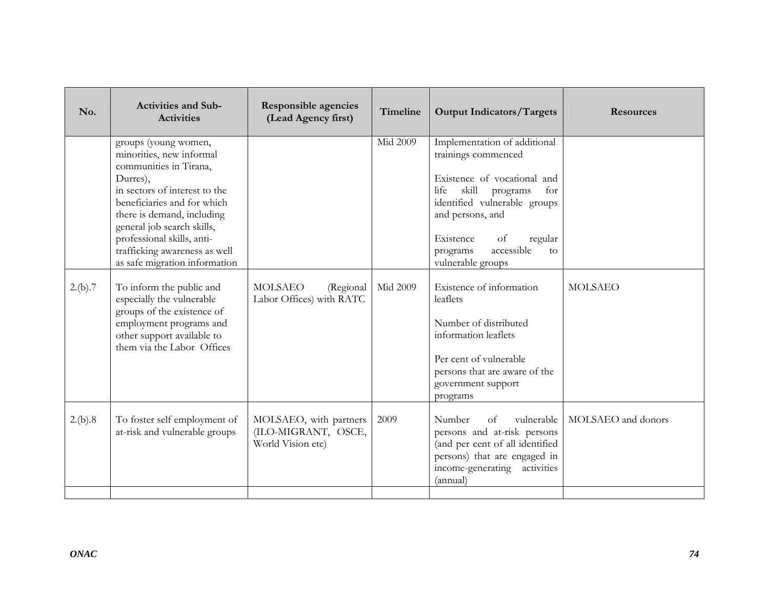| No. | Activities and Sub-Activities | Responsible agencies (Lead Agency first) | Timeline | Output Indicators/Targets | Resources |
|---|---|---|---|---|---|
| | groups (young women, minorities, new informal communities in Tirana, Durres), in sectors of interest to the beneficiaries and for which there is demand, including general job search skills, professional skills, anti-trafficking awareness as well as safe migration information | | Mid 2009 | Implementation of additional trainings commenced<br><br>Existence of vocational and life skill programs for identified vulnerable groups and persons, and<br><br>Existence of regular programs accessible to vulnerable groups | |
| 2.(b).7 | To inform the public and especially the vulnerable groups of the existence of employment programs and other support available to them via the Labor Offices | MOLSAEO (Regional Labor Offices) with RATC | Mid 2009 | Existence of information leaflets<br><br>Number of distributed information leaflets<br><br>Per cent of vulnerable persons that are aware of the government support programs | MOLSAEO |
| 2.(b).8 | To foster self employment of at-risk and vulnerable groups | MOLSAEO, with partners (ILO-MIGRANT, OSCE, World Vision etc) | 2009 | Number of vulnerable persons and at-risk persons (and per cent of all identified persons) that are engaged in income-generating activities (annual) | MOLSAEO and donors |
| | | | | | |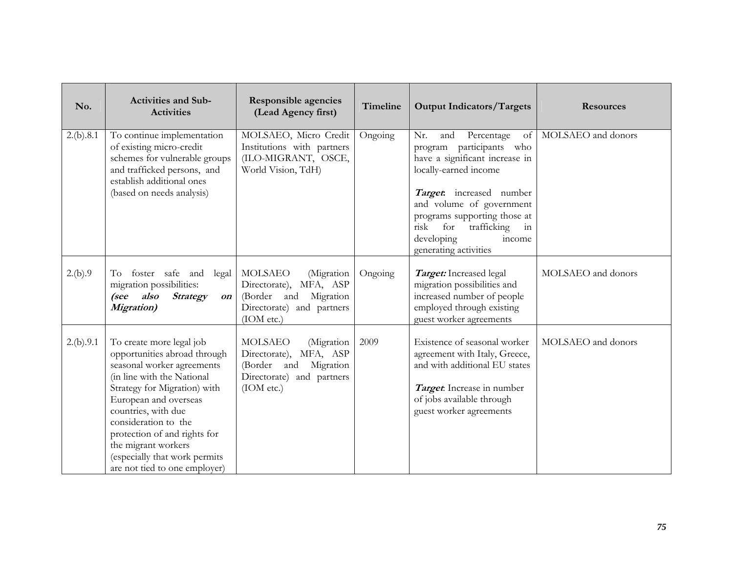| No. | Activities and Sub-Activities | Responsible agencies (Lead Agency first) | Timeline | Output Indicators/Targets | Resources |
|---|---|---|---|---|---|
| 2.(b).8.1 | To continue implementation of existing micro-credit schemes for vulnerable groups and trafficked persons, and establish additional ones (based on needs analysis) | MOLSAEO, Micro Credit Institutions with partners (ILO-MIGRANT, OSCE, World Vision, TdH) | Ongoing | Nr. and Percentage of program participants who have a significant increase in locally-earned income<br><br>***Target***: increased number and volume of government programs supporting those at risk for trafficking in developing income generating activities | MOLSAEO and donors |
| 2.(b).9 | To foster safe and legal migration possibilities: ***(see also Strategy on Migration)*** | MOLSAEO (Migration Directorate), MFA, ASP (Border and Migration Directorate) and partners (IOM etc.) | Ongoing | ***Target:*** Increased legal migration possibilities and increased number of people employed through existing guest worker agreements | MOLSAEO and donors |
| 2.(b).9.1 | To create more legal job opportunities abroad through seasonal worker agreements (in line with the National Strategy for Migration) with European and overseas countries, with due consideration to the protection of and rights for the migrant workers (especially that work permits are not tied to one employer) | MOLSAEO (Migration Directorate), MFA, ASP (Border and Migration Directorate) and partners (IOM etc.) | 2009 | Existence of seasonal worker agreement with Italy, Greece, and with additional EU states<br><br>***Target***: Increase in number of jobs available through guest worker agreements | MOLSAEO and donors |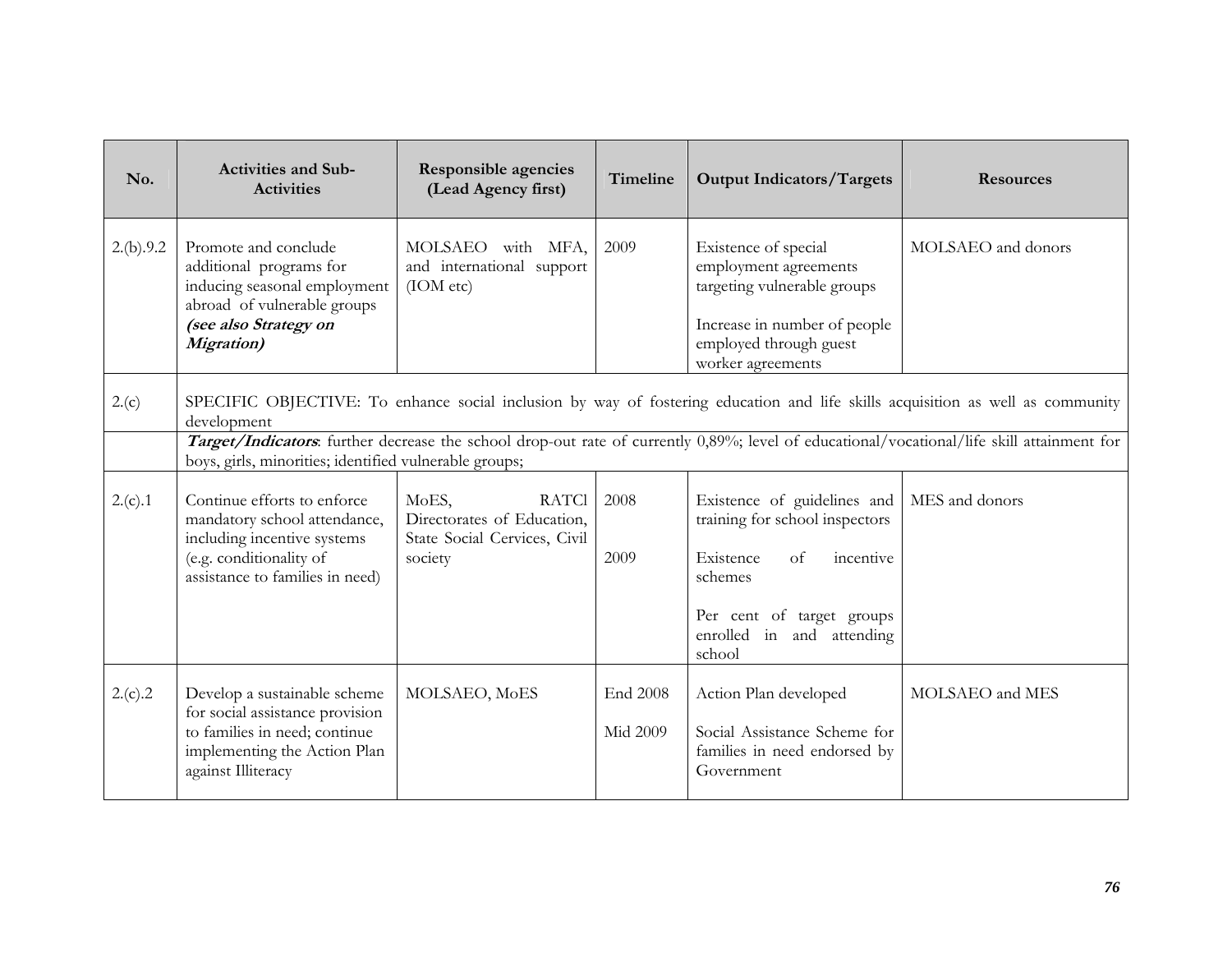| No. | Activities and Sub-Activities | Responsible agencies (Lead Agency first) | Timeline | Output Indicators/Targets | Resources |
|---|---|---|---|---|---|
| 2.(b).9.2 | Promote and conclude additional programs for inducing seasonal employment abroad of vulnerable groups ***(see also Strategy on Migration)*** | MOLSAEO with MFA, and international support (IOM etc) | 2009 | Existence of special employment agreements targeting vulnerable groups<br><br>Increase in number of people employed through guest worker agreements | MOLSAEO and donors |
| 2.(c) | SPECIFIC OBJECTIVE: To enhance social inclusion by way of fostering education and life skills acquisition as well as community development | | | | |
| | ***Target/Indicators***: further decrease the school drop-out rate of currently 0,89%; level of educational/vocational/life skill attainment for boys, girls, minorities; identified vulnerable groups; | | | | |
| 2.(c).1 | Continue efforts to enforce mandatory school attendance, including incentive systems (e.g. conditionality of assistance to families in need) | MoES, RATCl Directorates of Education, State Social Cervices, Civil society | 2008<br><br>2009 | Existence of guidelines and training for school inspectors<br><br>Existence of incentive schemes<br><br>Per cent of target groups enrolled in and attending school | MES and donors |
| 2.(c).2 | Develop a sustainable scheme for social assistance provision to families in need; continue implementing the Action Plan against Illiteracy | MOLSAEO, MoES | End 2008<br><br>Mid 2009 | Action Plan developed<br><br>Social Assistance Scheme for families in need endorsed by Government | MOLSAEO and MES |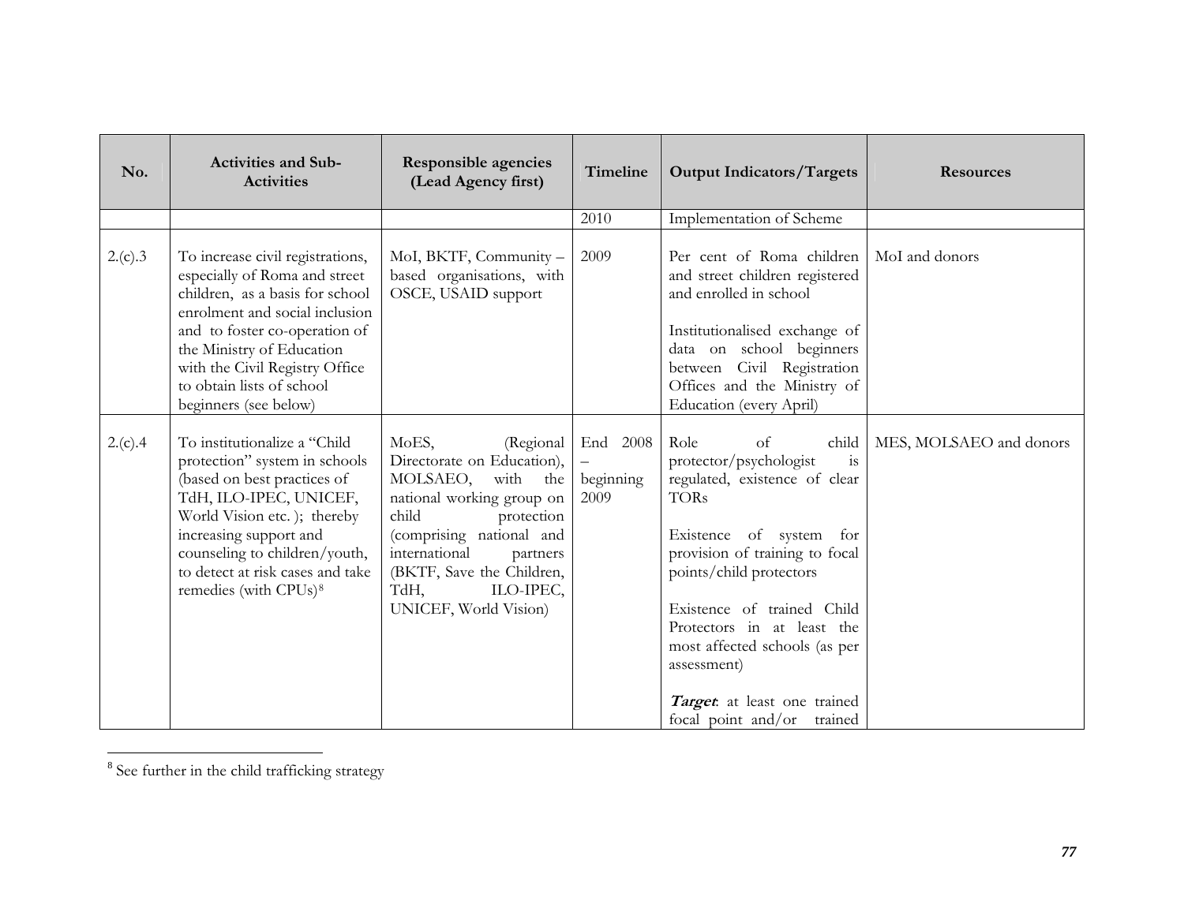| No. | Activities and Sub-Activities | Responsible agencies (Lead Agency first) | Timeline | Output Indicators/Targets | Resources |
|---|---|---|---|---|---|
| | | | 2010 | Implementation of Scheme | |
| 2.(c).3 | To increase civil registrations, especially of Roma and street children, as a basis for school enrolment and social inclusion and to foster co-operation of the Ministry of Education with the Civil Registry Office to obtain lists of school beginners (see below) | MoI, BKTF, Community – based organisations, with OSCE, USAID support | 2009 | Per cent of Roma children and street children registered and enrolled in school<br><br>Institutionalised exchange of data on school beginners between Civil Registration Offices and the Ministry of Education (every April) | MoI and donors |
| 2.(c).4 | To institutionalize a "Child protection" system in schools (based on best practices of TdH, ILO-IPEC, UNICEF, World Vision etc. ); thereby increasing support and counseling to children/youth, to detect at risk cases and take remedies (with CPUs)[8] | MoES, (Regional Directorate on Education), MOLSAEO, with the national working group on child protection (comprising national and international partners (BKTF, Save the Children, TdH, ILO-IPEC, UNICEF, World Vision) | End 2008 – beginning 2009 | Role of child protector/psychologist is regulated, existence of clear TORs<br><br>Existence of system for provision of training to focal points/child protectors<br><br>Existence of trained Child Protectors in at least the most affected schools (as per assessment)<br><br>***Target***: at least one trained focal point and/or trained | MES, MOLSAEO and donors |

[8] See further in the child trafficking strategy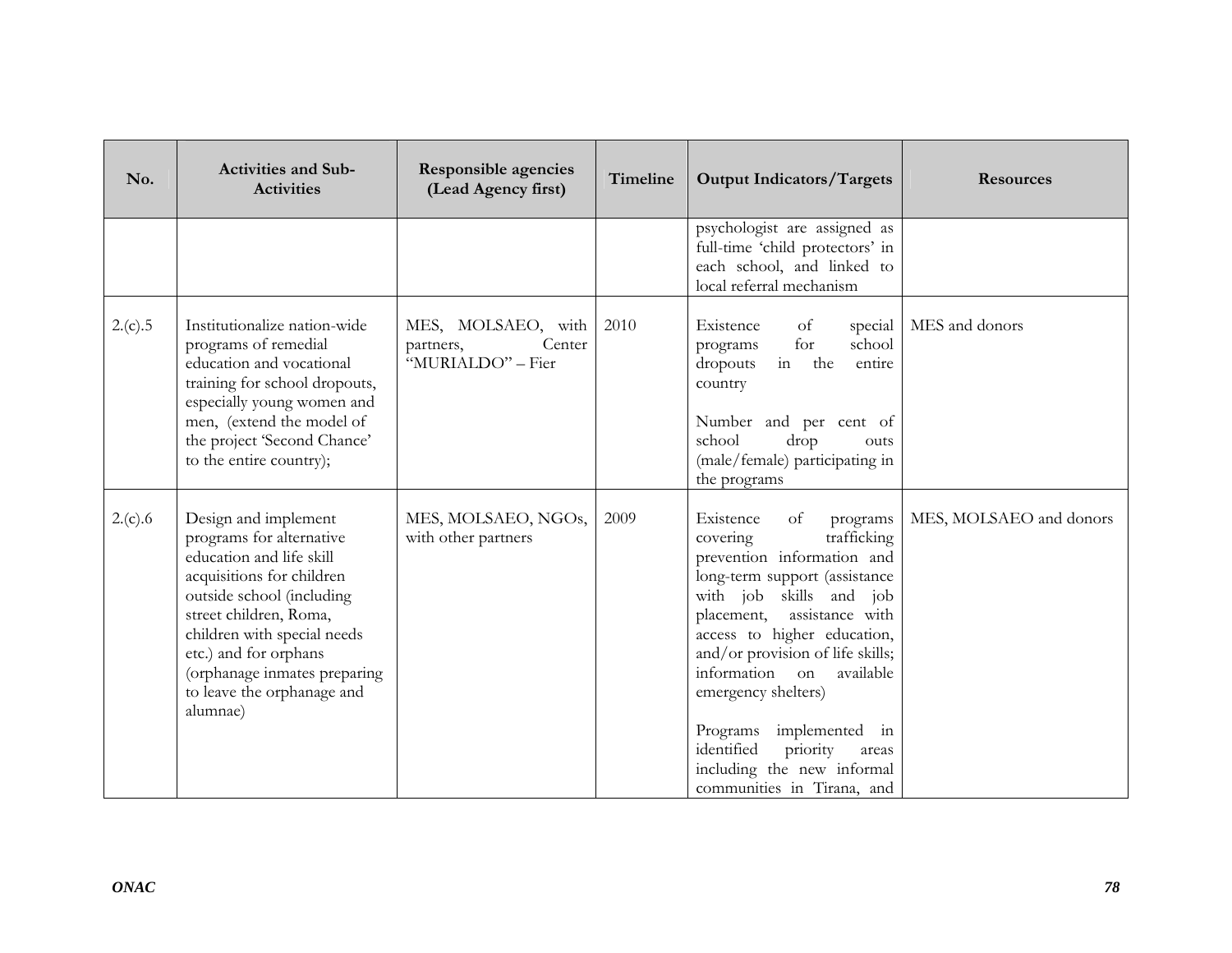| No. | Activities and Sub-Activities | Responsible agencies (Lead Agency first) | Timeline | Output Indicators/Targets | Resources |
| --- | --- | --- | --- | --- | --- |
| | | | | psychologist are assigned as full-time 'child protectors' in each school, and linked to local referral mechanism | |
| 2.(c).5 | Institutionalize nation-wide programs of remedial education and vocational training for school dropouts, especially young women and men, (extend the model of the project 'Second Chance' to the entire country); | MES, MOLSAEO, with partners, Center "MURIALDO" – Fier | 2010 | Existence of special programs for school dropouts in the entire country<br><br>Number and per cent of school drop outs (male/female) participating in the programs | MES and donors |
| 2.(c).6 | Design and implement programs for alternative education and life skill acquisitions for children outside school (including street children, Roma, children with special needs etc.) and for orphans (orphanage inmates preparing to leave the orphanage and alumnae) | MES, MOLSAEO, NGOs, with other partners | 2009 | Existence of programs covering trafficking prevention information and long-term support (assistance with job skills and job placement, assistance with access to higher education, and/or provision of life skills; information on available emergency shelters)<br><br>Programs implemented in identified priority areas including the new informal communities in Tirana, and | MES, MOLSAEO and donors |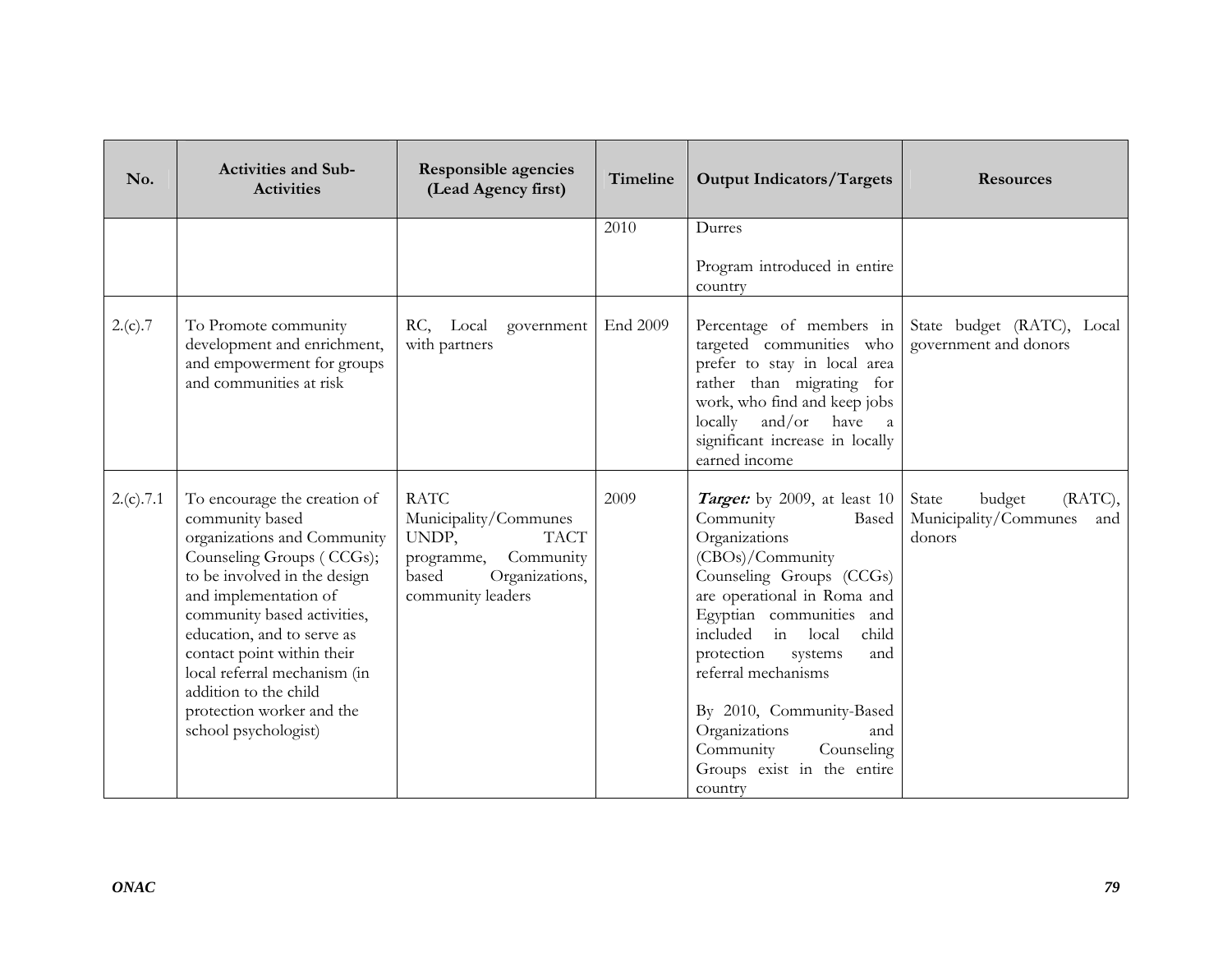| No. | Activities and Sub-Activities | Responsible agencies (Lead Agency first) | Timeline | Output Indicators/Targets | Resources |
|---|---|---|---|---|---|
| | | | 2010 | Durres<br><br>Program introduced in entire country | |
| 2.(c).7 | To Promote community development and enrichment, and empowerment for groups and communities at risk | RC, Local government with partners | End 2009 | Percentage of members in targeted communities who prefer to stay in local area rather than migrating for work, who find and keep jobs locally and/or have a significant increase in locally earned income | State budget (RATC), Local government and donors |
| 2.(c).7.1 | To encourage the creation of community based organizations and Community Counseling Groups ( CCGs); to be involved in the design and implementation of community based activities, education, and to serve as contact point within their local referral mechanism (in addition to the child protection worker and the school psychologist) | RATC<br>Municipality/Communes<br>UNDP, TACT programme, Community based Organizations, community leaders | 2009 | ***Target:*** by 2009, at least 10 Community Based Organizations (CBOs)/Community Counseling Groups (CCGs) are operational in Roma and Egyptian communities and included in local child protection systems and referral mechanisms<br><br>By 2010, Community-Based Organizations and Community Counseling Groups exist in the entire country | State budget (RATC), Municipality/Communes and donors |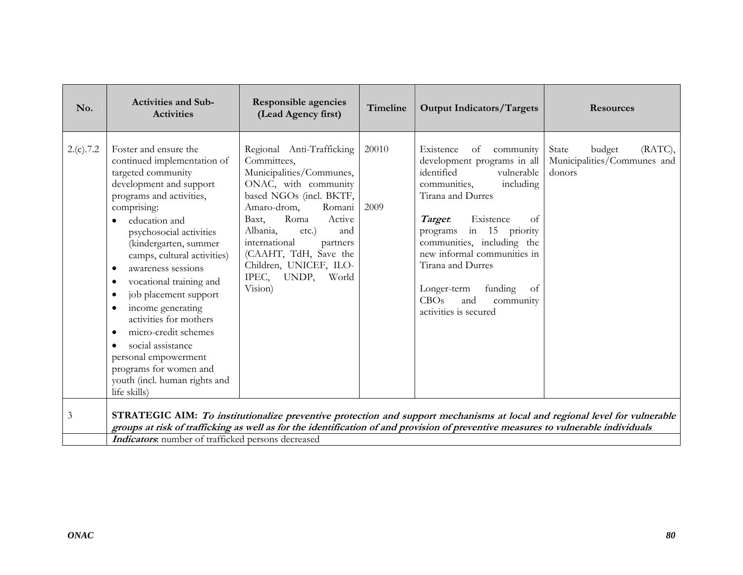| No. | Activities and Sub-Activities | Responsible agencies (Lead Agency first) | Timeline | Output Indicators/Targets | Resources |
|---|---|---|---|---|---|
| 2.(c).7.2 | Foster and ensure the continued implementation of targeted community development and support programs and activities, comprising:<br>• education and psychosocial activities (kindergarten, summer camps, cultural activities)<br>• awareness sessions<br>• vocational training and<br>• job placement support<br>• income generating activities for mothers<br>• micro-credit schemes<br>• social assistance<br>personal empowerment programs for women and youth (incl. human rights and life skills) | Regional Anti-Trafficking Committees, Municipalities/Communes, ONAC, with community based NGOs (incl. BKTF, Amaro-drom, Romani Baxt, Roma Active Albania, etc.) and international partners (CAAHT, TdH, Save the Children, UNICEF, ILO-IPEC, UNDP, World Vision) | 20010<br><br>2009 | Existence of community development programs in all identified vulnerable communities, including Tirana and Durres<br><br>***Target***: Existence of programs in 15 priority communities, including the new informal communities in Tirana and Durres<br><br>Longer-term funding of CBOs and community activities is secured | State budget (RATC), Municipalities/Communes and donors |
| 3 | **STRATEGIC AIM:** ***To institutionalize preventive protection and support mechanisms at local and regional level for vulnerable groups at risk of trafficking as well as for the identification of and provision of preventive measures to vulnerable individuals*** | | | | |
| | ***Indicators***: number of trafficked persons decreased | | | | |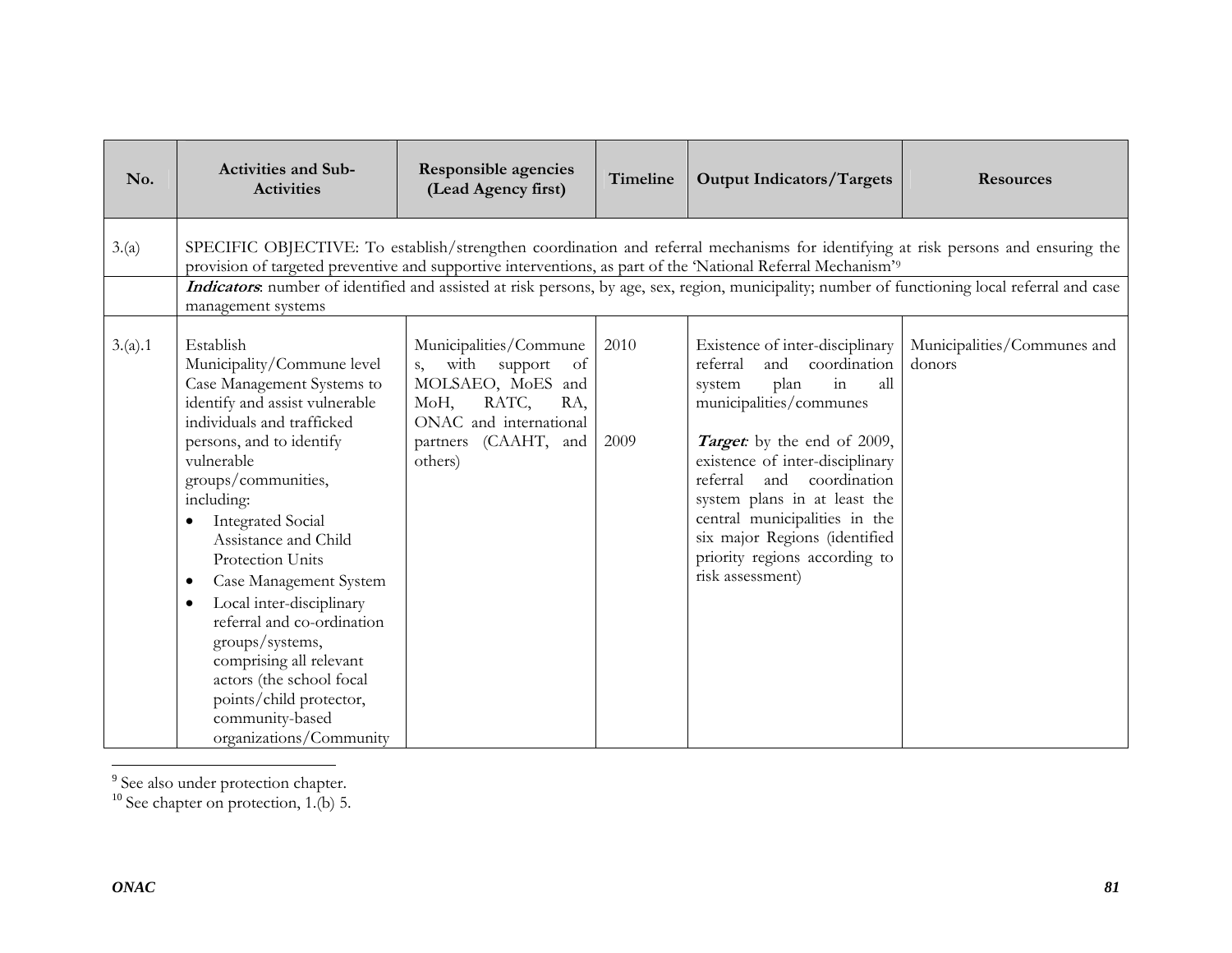| No. | Activities and Sub-Activities | Responsible agencies (Lead Agency first) | Timeline | Output Indicators/Targets | Resources |
|---|---|---|---|---|---|
| 3.(a) | SPECIFIC OBJECTIVE: To establish/strengthen coordination and referral mechanisms for identifying at risk persons and ensuring the provision of targeted preventive and supportive interventions, as part of the 'National Referral Mechanism'[9] | | | | |
| | ***Indicators***: number of identified and assisted at risk persons, by age, sex, region, municipality; number of functioning local referral and case management systems | | | | |
| 3.(a).1 | Establish Municipality/Commune level Case Management Systems to identify and assist vulnerable individuals and trafficked persons, and to identify vulnerable groups/communities, including:<br>• Integrated Social Assistance and Child Protection Units<br>• Case Management System<br>• Local inter-disciplinary referral and co-ordination groups/systems, comprising all relevant actors (the school focal points/child protector, community-based organizations/Community | Municipalities/Communes, with support of MOLSAEO, MoES and MoH, RATC, RA, ONAC and international partners (CAAHT, and others) | 2010<br><br>2009 | Existence of inter-disciplinary referral and coordination system plan in all municipalities/communes<br><br>***Target:*** by the end of 2009, existence of inter-disciplinary referral and coordination system plans in at least the central municipalities in the six major Regions (identified priority regions according to risk assessment) | Municipalities/Communes and donors |

[9] See also under protection chapter.

[10] See chapter on protection, 1.(b) 5.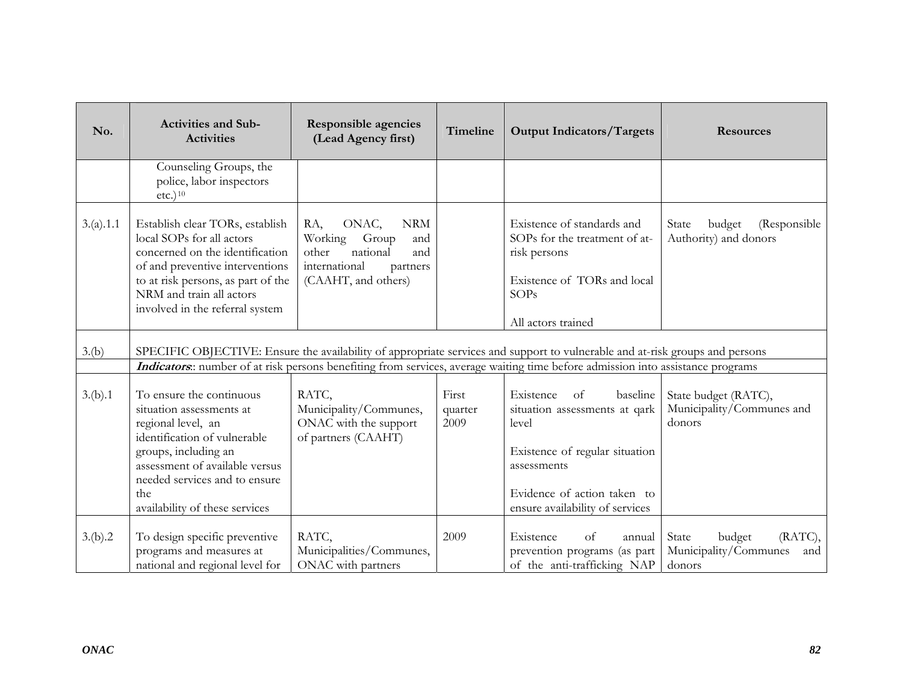| No. | Activities and Sub-Activities | Responsible agencies (Lead Agency first) | Timeline | Output Indicators/Targets | Resources |
|---|---|---|---|---|---|
| | Counseling Groups, the police, labor inspectors etc.)[10] | | | | |
| 3.(a).1.1 | Establish clear TORs, establish local SOPs for all actors concerned on the identification of and preventive interventions to at risk persons, as part of the NRM and train all actors involved in the referral system | RA, ONAC, NRM Working Group and other national and international partners (CAAHT, and others) | | Existence of standards and SOPs for the treatment of at-risk persons<br><br>Existence of TORs and local SOPs<br><br>All actors trained | State budget (Responsible Authority) and donors |
| 3.(b) | SPECIFIC OBJECTIVE: Ensure the availability of appropriate services and support to vulnerable and at-risk groups and persons | | | | |
| | ***Indicators***:: number of at risk persons benefiting from services, average waiting time before admission into assistance programs | | | | |
| 3.(b).1 | To ensure the continuous situation assessments at regional level, an identification of vulnerable groups, including an assessment of available versus needed services and to ensure the availability of these services | RATC, Municipality/Communes, ONAC with the support of partners (CAAHT) | First quarter 2009 | Existence of baseline situation assessments at qark level<br><br>Existence of regular situation assessments<br><br>Evidence of action taken to ensure availability of services | State budget (RATC), Municipality/Communes and donors |
| 3.(b).2 | To design specific preventive programs and measures at national and regional level for | RATC, Municipalities/Communes, ONAC with partners | 2009 | Existence of annual prevention programs (as part of the anti-trafficking NAP | State budget (RATC), Municipality/Communes and donors |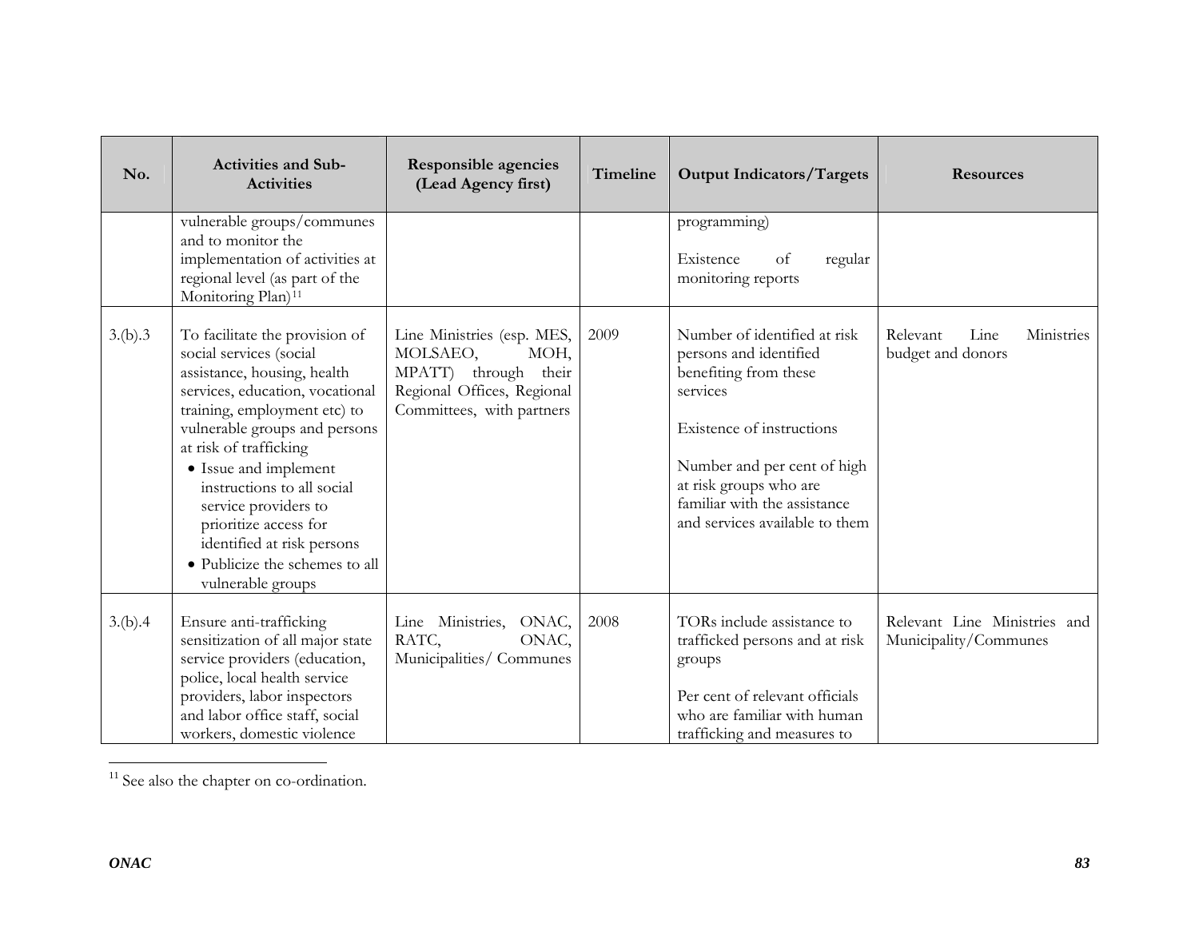| No. | Activities and Sub-Activities | Responsible agencies (Lead Agency first) | Timeline | Output Indicators/Targets | Resources |
|---|---|---|---|---|---|
| | vulnerable groups/communes and to monitor the implementation of activities at regional level (as part of the Monitoring Plan)[11] | | | programming)<br><br>Existence of regular monitoring reports | |
| 3.(b).3 | To facilitate the provision of social services (social assistance, housing, health services, education, vocational training, employment etc) to vulnerable groups and persons at risk of trafficking<br>• Issue and implement instructions to all social service providers to prioritize access for identified at risk persons<br>• Publicize the schemes to all vulnerable groups | Line Ministries (esp. MES, MOLSAEO, MOH, MPATT) through their Regional Offices, Regional Committees, with partners | 2009 | Number of identified at risk persons and identified benefiting from these services<br><br>Existence of instructions<br><br>Number and per cent of high at risk groups who are familiar with the assistance and services available to them | Relevant Line Ministries budget and donors |
| 3.(b).4 | Ensure anti-trafficking sensitization of all major state service providers (education, police, local health service providers, labor inspectors and labor office staff, social workers, domestic violence | Line Ministries, ONAC, RATC, ONAC, Municipalities/ Communes | 2008 | TORs include assistance to trafficked persons and at risk groups<br><br>Per cent of relevant officials who are familiar with human trafficking and measures to | Relevant Line Ministries and Municipality/Communes |

[11] See also the chapter on co-ordination.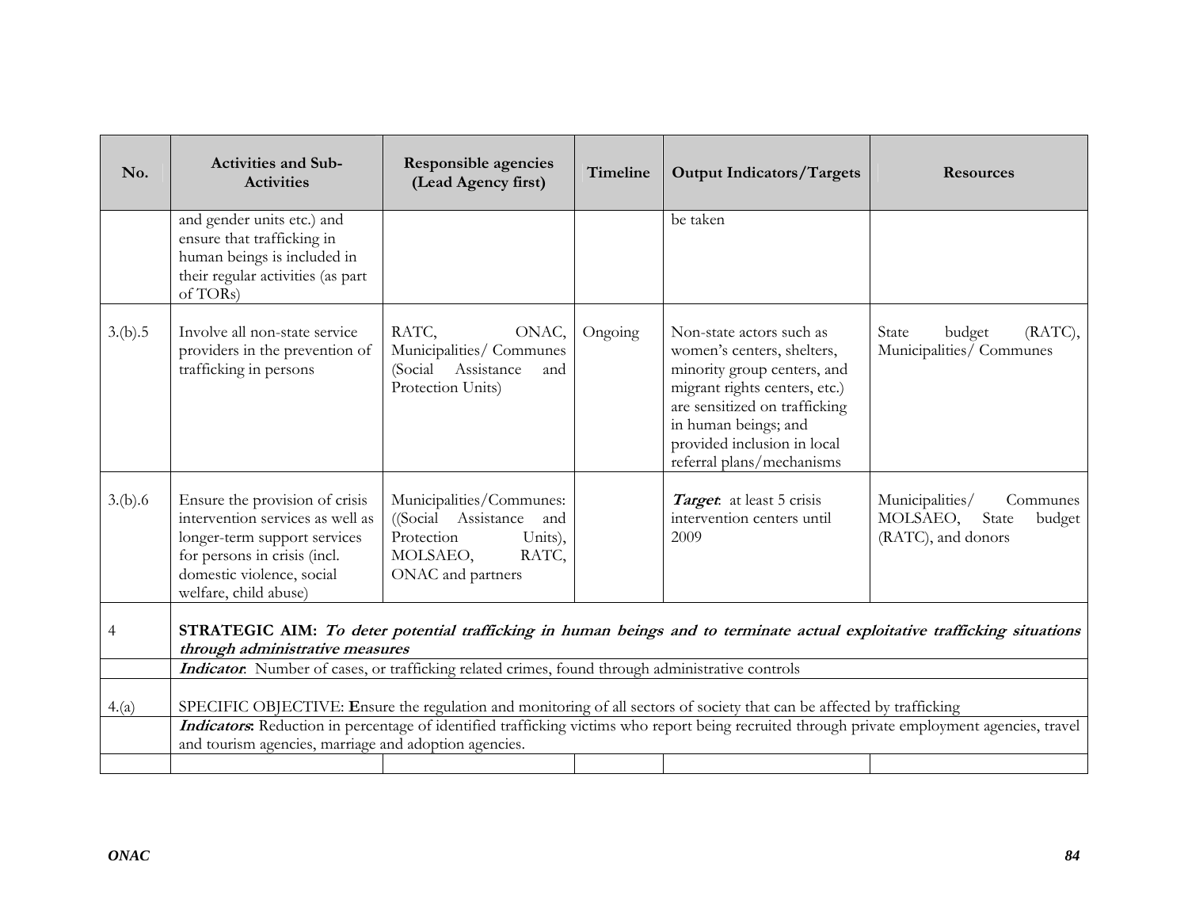| No. | Activities and Sub-Activities | Responsible agencies (Lead Agency first) | Timeline | Output Indicators/Targets | Resources |
|---|---|---|---|---|---|
| | and gender units etc.) and ensure that trafficking in human beings is included in their regular activities (as part of TORs) | | | be taken | |
| 3.(b).5 | Involve all non-state service providers in the prevention of trafficking in persons | RATC, ONAC, Municipalities/ Communes (Social Assistance and Protection Units) | Ongoing | Non-state actors such as women's centers, shelters, minority group centers, and migrant rights centers, etc.) are sensitized on trafficking in human beings; and provided inclusion in local referral plans/mechanisms | State budget (RATC), Municipalities/ Communes |
| 3.(b).6 | Ensure the provision of crisis intervention services as well as longer-term support services for persons in crisis (incl. domestic violence, social welfare, child abuse) | Municipalities/Communes: ((Social Assistance and Protection Units), MOLSAEO, RATC, ONAC and partners | | ***Target***: at least 5 crisis intervention centers until 2009 | Municipalities/ Communes MOLSAEO, State budget (RATC), and donors |
| 4 | **STRATEGIC AIM:** ***To deter potential trafficking in human beings and to terminate actual exploitative trafficking situations through administrative measures*** | | | | |
| | ***Indicator***: Number of cases, or trafficking related crimes, found through administrative controls | | | | |
| 4.(a) | SPECIFIC OBJECTIVE: **E**nsure the regulation and monitoring of all sectors of society that can be affected by trafficking | | | | |
| | ***Indicators***: Reduction in percentage of identified trafficking victims who report being recruited through private employment agencies, travel and tourism agencies, marriage and adoption agencies. | | | | |
| | | | | | |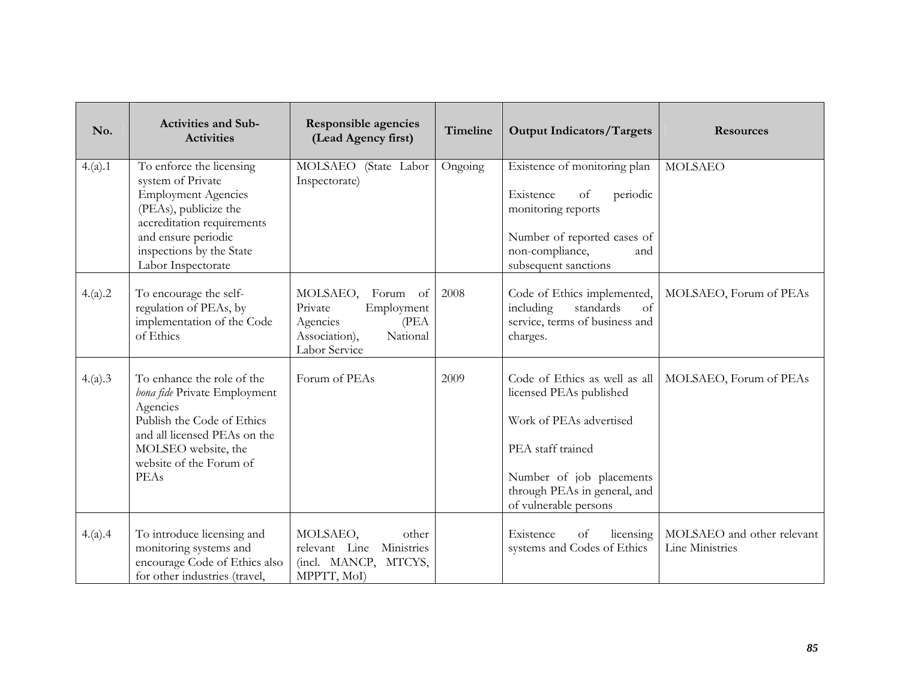| No. | Activities and Sub-Activities | Responsible agencies (Lead Agency first) | Timeline | Output Indicators/Targets | Resources |
|---|---|---|---|---|---|
| 4.(a).1 | To enforce the licensing system of Private Employment Agencies (PEAs), publicize the accreditation requirements and ensure periodic inspections by the State Labor Inspectorate | MOLSAEO (State Labor Inspectorate) | Ongoing | Existence of monitoring plan<br><br>Existence of periodic monitoring reports<br><br>Number of reported cases of non-compliance, and subsequent sanctions | MOLSAEO |
| 4.(a).2 | To encourage the self-regulation of PEAs, by implementation of the Code of Ethics | MOLSAEO, Forum of Private Employment Agencies (PEA Association), National Labor Service | 2008 | Code of Ethics implemented, including standards of service, terms of business and charges. | MOLSAEO, Forum of PEAs |
| 4.(a).3 | To enhance the role of the *bona fide* Private Employment Agencies<br>Publish the Code of Ethics and all licensed PEAs on the MOLSEO website, the website of the Forum of PEAs | Forum of PEAs | 2009 | Code of Ethics as well as all licensed PEAs published<br><br>Work of PEAs advertised<br><br>PEA staff trained<br><br>Number of job placements through PEAs in general, and of vulnerable persons | MOLSAEO, Forum of PEAs |
| 4.(a).4 | To introduce licensing and monitoring systems and encourage Code of Ethics also for other industries (travel, | MOLSAEO, other relevant Line Ministries (incl. MANCP, MTCYS, MPPTT, MoI) | | Existence of licensing systems and Codes of Ethics | MOLSAEO and other relevant Line Ministries |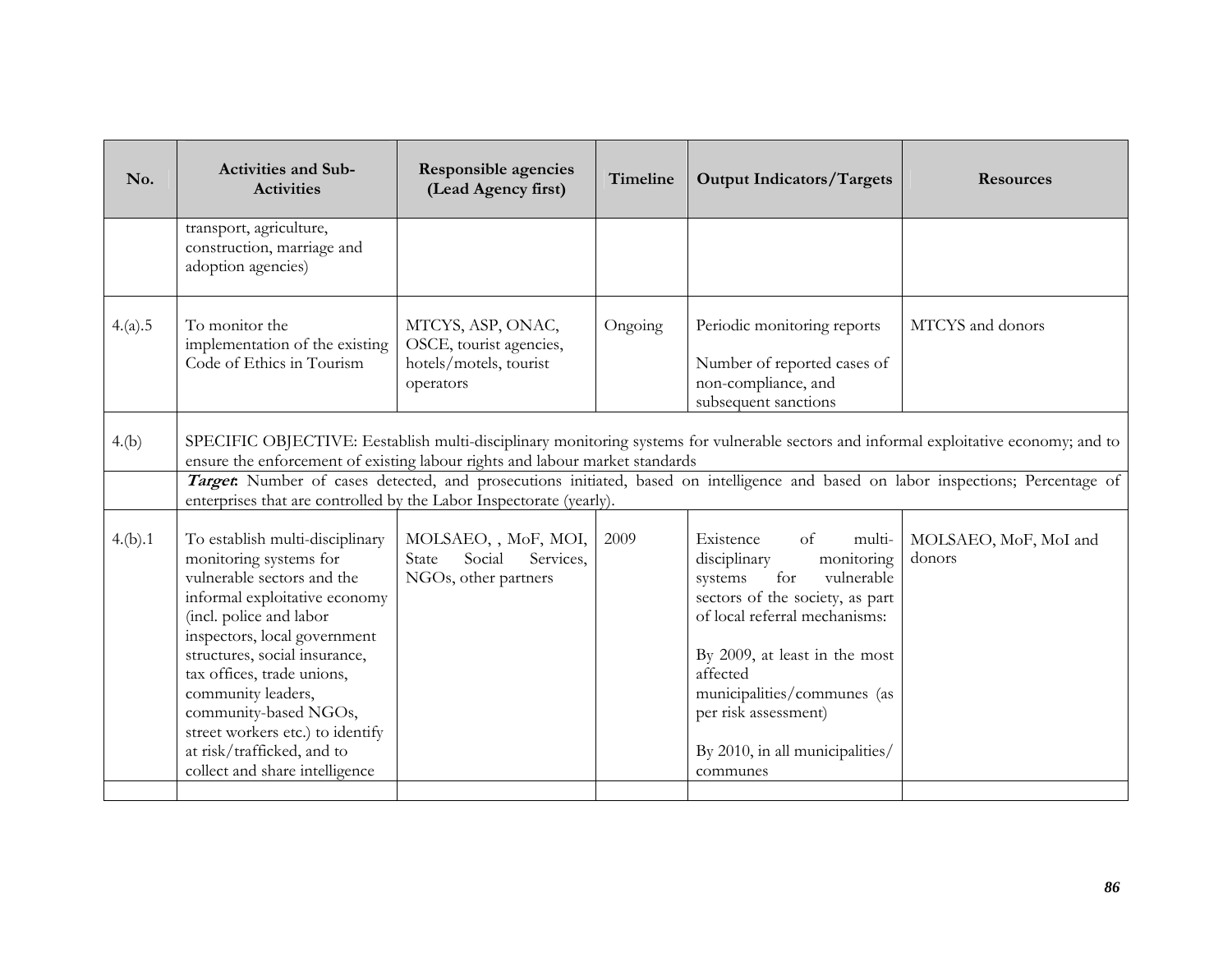| No. | Activities and Sub-Activities | Responsible agencies (Lead Agency first) | Timeline | Output Indicators/Targets | Resources |
|---|---|---|---|---|---|
| | transport, agriculture, construction, marriage and adoption agencies) | | | | |
| 4.(a).5 | To monitor the implementation of the existing Code of Ethics in Tourism | MTCYS, ASP, ONAC, OSCE, tourist agencies, hotels/motels, tourist operators | Ongoing | Periodic monitoring reports<br><br>Number of reported cases of non-compliance, and subsequent sanctions | MTCYS and donors |
| 4.(b) | SPECIFIC OBJECTIVE: Eestablish multi-disciplinary monitoring systems for vulnerable sectors and informal exploitative economy; and to ensure the enforcement of existing labour rights and labour market standards | | | | |
| | ***Target*:** Number of cases detected, and prosecutions initiated, based on intelligence and based on labor inspections; Percentage of enterprises that are controlled by the Labor Inspectorate (yearly). | | | | |
| 4.(b).1 | To establish multi-disciplinary monitoring systems for vulnerable sectors and the informal exploitative economy (incl. police and labor inspectors, local government structures, social insurance, tax offices, trade unions, community leaders, community-based NGOs, street workers etc.) to identify at risk/trafficked, and to collect and share intelligence | MOLSAEO, , MoF, MOI, State Social Services, NGOs, other partners | 2009 | Existence of multi-disciplinary monitoring systems for vulnerable sectors of the society, as part of local referral mechanisms:<br><br>By 2009, at least in the most affected municipalities/communes (as per risk assessment)<br><br>By 2010, in all municipalities/ communes | MOLSAEO, MoF, MoI and donors |
| | | | | | |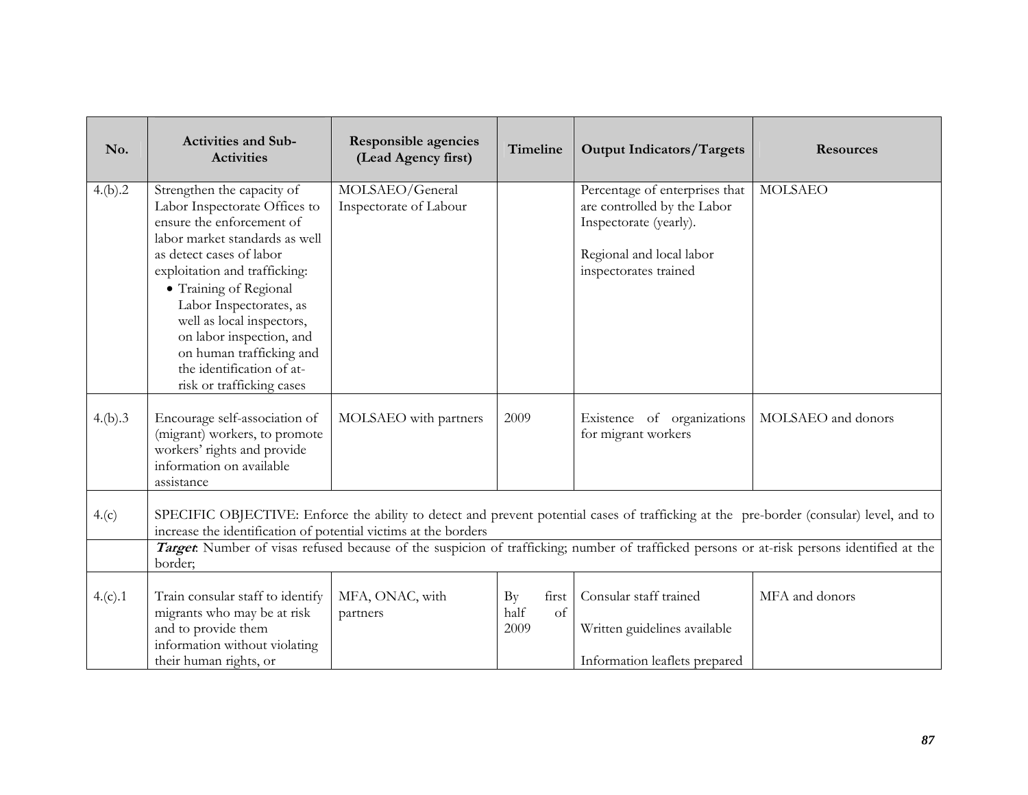| No. | Activities and Sub-Activities | Responsible agencies (Lead Agency first) | Timeline | Output Indicators/Targets | Resources |
|---|---|---|---|---|---|
| 4.(b).2 | Strengthen the capacity of Labor Inspectorate Offices to ensure the enforcement of labor market standards as well as detect cases of labor exploitation and trafficking:<br>• Training of Regional Labor Inspectorates, as well as local inspectors, on labor inspection, and on human trafficking and the identification of at-risk or trafficking cases | MOLSAEO/General Inspectorate of Labour | | Percentage of enterprises that are controlled by the Labor Inspectorate (yearly).<br><br>Regional and local labor inspectorates trained | MOLSAEO |
| 4.(b).3 | Encourage self-association of (migrant) workers, to promote workers' rights and provide information on available assistance | MOLSAEO with partners | 2009 | Existence of organizations for migrant workers | MOLSAEO and donors |
| 4.(c) | SPECIFIC OBJECTIVE: Enforce the ability to detect and prevent potential cases of trafficking at the pre-border (consular) level, and to increase the identification of potential victims at the borders | | | | |
| | ***Target***: Number of visas refused because of the suspicion of trafficking; number of trafficked persons or at-risk persons identified at the border; | | | | |
| 4.(c).1 | Train consular staff to identify migrants who may be at risk and to provide them information without violating their human rights, or | MFA, ONAC, with partners | By first half of 2009 | Consular staff trained<br><br>Written guidelines available<br><br>Information leaflets prepared | MFA and donors |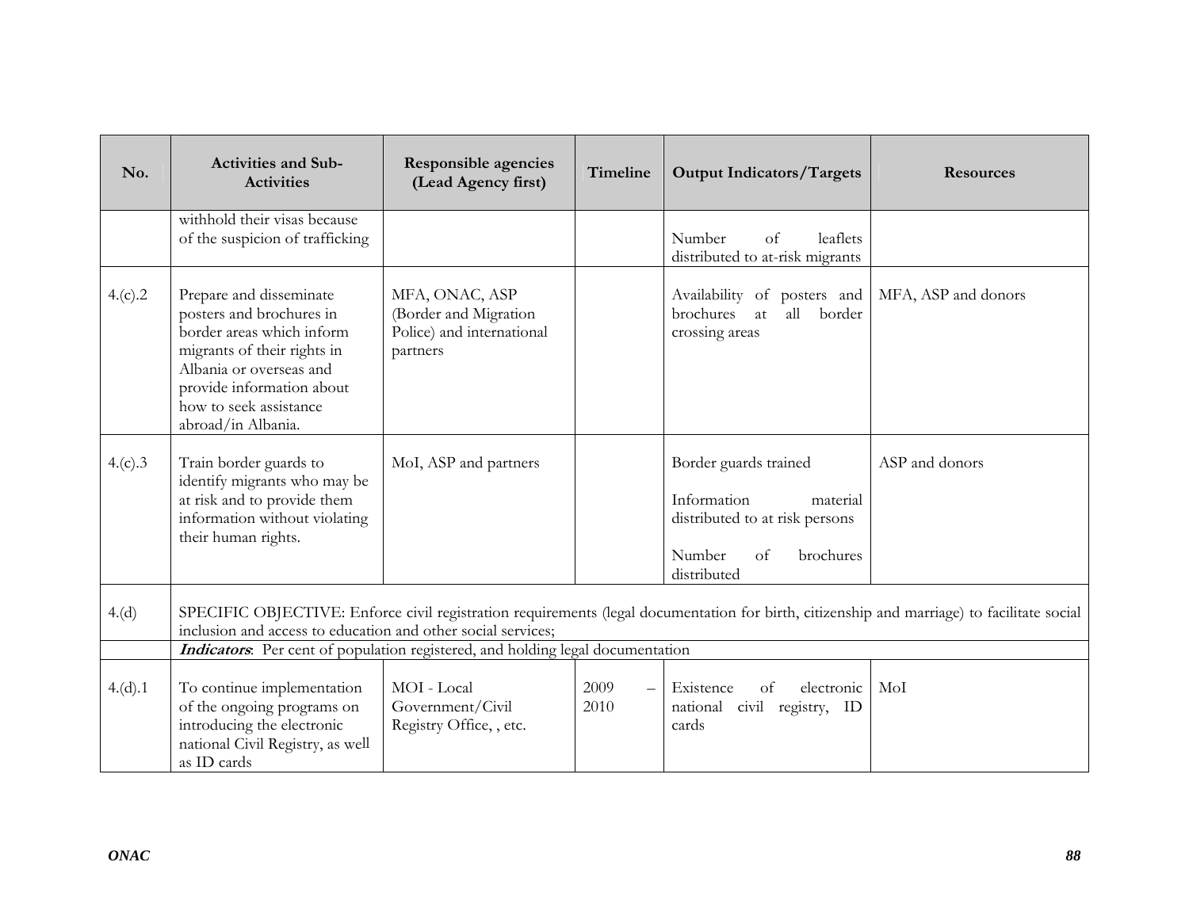| No. | Activities and Sub-Activities | Responsible agencies (Lead Agency first) | Timeline | Output Indicators/Targets | Resources |
|---|---|---|---|---|---|
| | withhold their visas because of the suspicion of trafficking | | | Number of leaflets distributed to at-risk migrants | |
| 4.(c).2 | Prepare and disseminate posters and brochures in border areas which inform migrants of their rights in Albania or overseas and provide information about how to seek assistance abroad/in Albania. | MFA, ONAC, ASP (Border and Migration Police) and international partners | | Availability of posters and brochures at all border crossing areas | MFA, ASP and donors |
| 4.(c).3 | Train border guards to identify migrants who may be at risk and to provide them information without violating their human rights. | MoI, ASP and partners | | Border guards trained<br><br>Information material distributed to at risk persons<br><br>Number of brochures distributed | ASP and donors |
| 4.(d) | SPECIFIC OBJECTIVE: Enforce civil registration requirements (legal documentation for birth, citizenship and marriage) to facilitate social inclusion and access to education and other social services; | | | | |
| | ***Indicators***: Per cent of population registered, and holding legal documentation | | | | |
| 4.(d).1 | To continue implementation of the ongoing programs on introducing the electronic national Civil Registry, as well as ID cards | MOI - Local Government/Civil Registry Office, , etc. | 2009 – 2010 | Existence of electronic national civil registry, ID cards | MoI |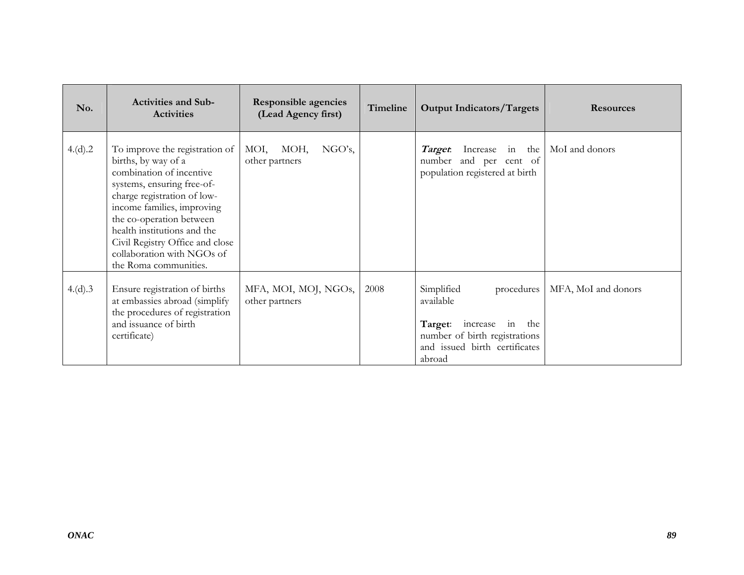| No. | Activities and Sub-Activities | Responsible agencies (Lead Agency first) | Timeline | Output Indicators/Targets | Resources |
|---|---|---|---|---|---|
| 4.(d).2 | To improve the registration of births, by way of a combination of incentive systems, ensuring free-of-charge registration of low-income families, improving the co-operation between health institutions and the Civil Registry Office and close collaboration with NGOs of the Roma communities. | MOI, MOH, NGO's, other partners | | ***Target***: Increase in the number and per cent of population registered at birth | MoI and donors |
| 4.(d).3 | Ensure registration of births at embassies abroad (simplify the procedures of registration and issuance of birth certificate) | MFA, MOI, MOJ, NGOs, other partners | 2008 | Simplified procedures available<br><br>**Target**: increase in the number of birth registrations and issued birth certificates abroad | MFA, MoI and donors |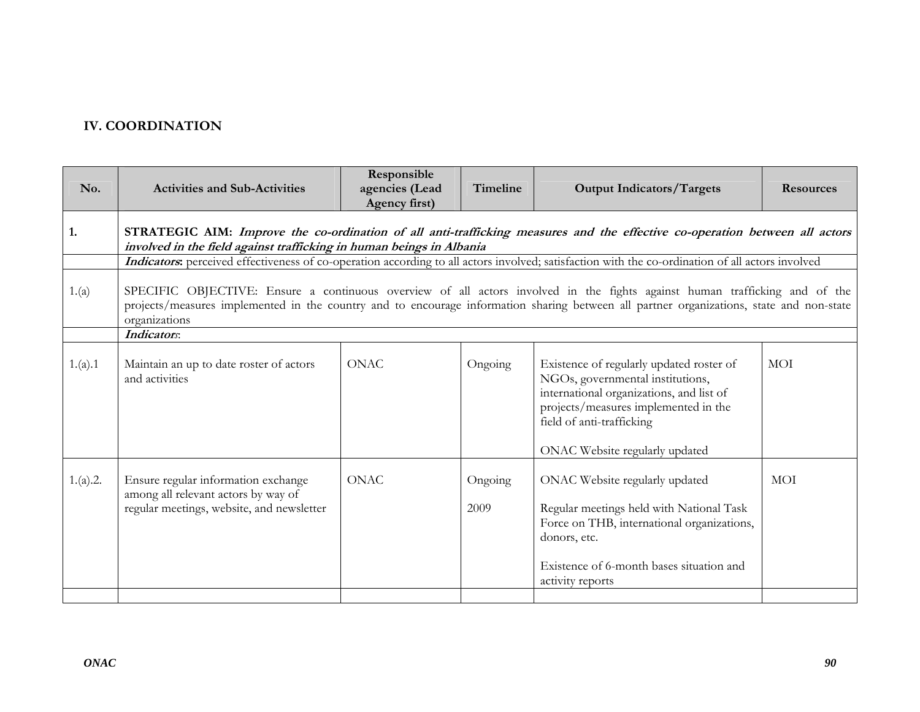## IV. COORDINATION

| No. | Activities and Sub-Activities | Responsible agencies (Lead Agency first) | Timeline | Output Indicators/Targets | Resources |
|---|---|---|---|---|---|
| 1. | **STRATEGIC AIM:** ***Improve the co-ordination of all anti-trafficking measures and the effective co-operation between all actors involved in the field against trafficking in human beings in Albania*** | | | | |
| | ***Indicators*:** perceived effectiveness of co-operation according to all actors involved; satisfaction with the co-ordination of all actors involved | | | | |
| 1.(a) | SPECIFIC OBJECTIVE: Ensure a continuous overview of all actors involved in the fights against human trafficking and of the projects/measures implemented in the country and to encourage information sharing between all partner organizations, state and non-state organizations | | | | |
| | ***Indicators***: | | | | |
| 1.(a).1 | Maintain an up to date roster of actors and activities | ONAC | Ongoing | Existence of regularly updated roster of NGOs, governmental institutions, international organizations, and list of projects/measures implemented in the field of anti-trafficking<br><br>ONAC Website regularly updated | MOI |
| 1.(a).2. | Ensure regular information exchange among all relevant actors by way of regular meetings, website, and newsletter | ONAC | Ongoing<br><br>2009 | ONAC Website regularly updated<br><br>Regular meetings held with National Task Force on THB, international organizations, donors, etc.<br><br>Existence of 6-month bases situation and activity reports | MOI |
| | | | | | |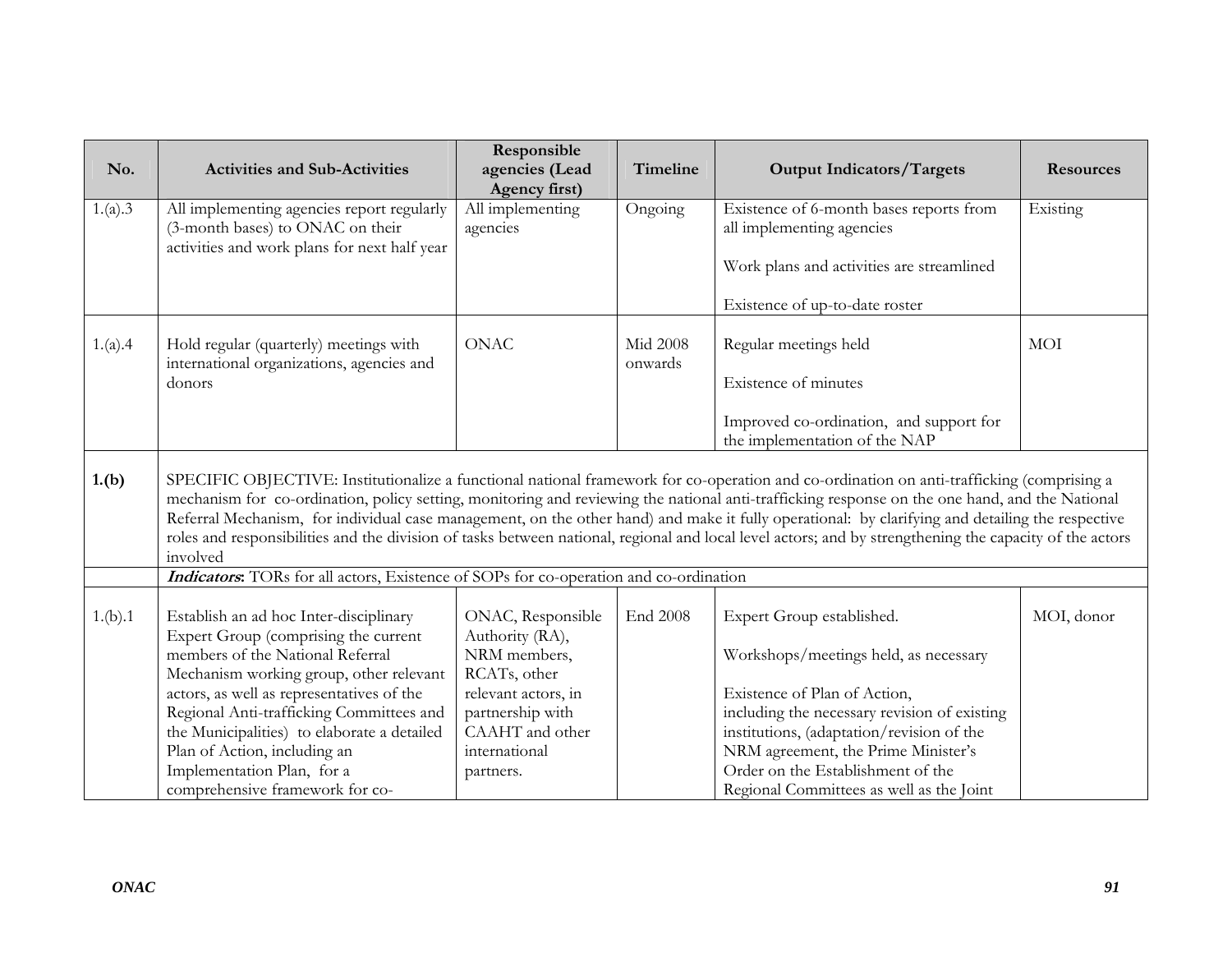| No. | Activities and Sub-Activities | Responsible agencies (Lead Agency first) | Timeline | Output Indicators/Targets | Resources |
|---|---|---|---|---|---|
| 1.(a).3 | All implementing agencies report regularly (3-month bases) to ONAC on their activities and work plans for next half year | All implementing agencies | Ongoing | Existence of 6-month bases reports from all implementing agencies<br><br>Work plans and activities are streamlined<br><br>Existence of up-to-date roster | Existing |
| 1.(a).4 | Hold regular (quarterly) meetings with international organizations, agencies and donors | ONAC | Mid 2008 onwards | Regular meetings held<br><br>Existence of minutes<br><br>Improved co-ordination, and support for the implementation of the NAP | MOI |
| **1.(b)** | SPECIFIC OBJECTIVE: Institutionalize a functional national framework for co-operation and co-ordination on anti-trafficking (comprising a mechanism for co-ordination, policy setting, monitoring and reviewing the national anti-trafficking response on the one hand, and the National Referral Mechanism, for individual case management, on the other hand) and make it fully operational: by clarifying and detailing the respective roles and responsibilities and the division of tasks between national, regional and local level actors; and by strengthening the capacity of the actors involved | | | | |
| | ***Indicators*:** TORs for all actors, Existence of SOPs for co-operation and co-ordination | | | | |
| 1.(b).1 | Establish an ad hoc Inter-disciplinary Expert Group (comprising the current members of the National Referral Mechanism working group, other relevant actors, as well as representatives of the Regional Anti-trafficking Committees and the Municipalities) to elaborate a detailed Plan of Action, including an Implementation Plan, for a comprehensive framework for co- | ONAC, Responsible Authority (RA), NRM members, RCATs, other relevant actors, in partnership with CAAHT and other international partners. | End 2008 | Expert Group established.<br><br>Workshops/meetings held, as necessary<br><br>Existence of Plan of Action, including the necessary revision of existing institutions, (adaptation/revision of the NRM agreement, the Prime Minister's Order on the Establishment of the Regional Committees as well as the Joint | MOI, donor |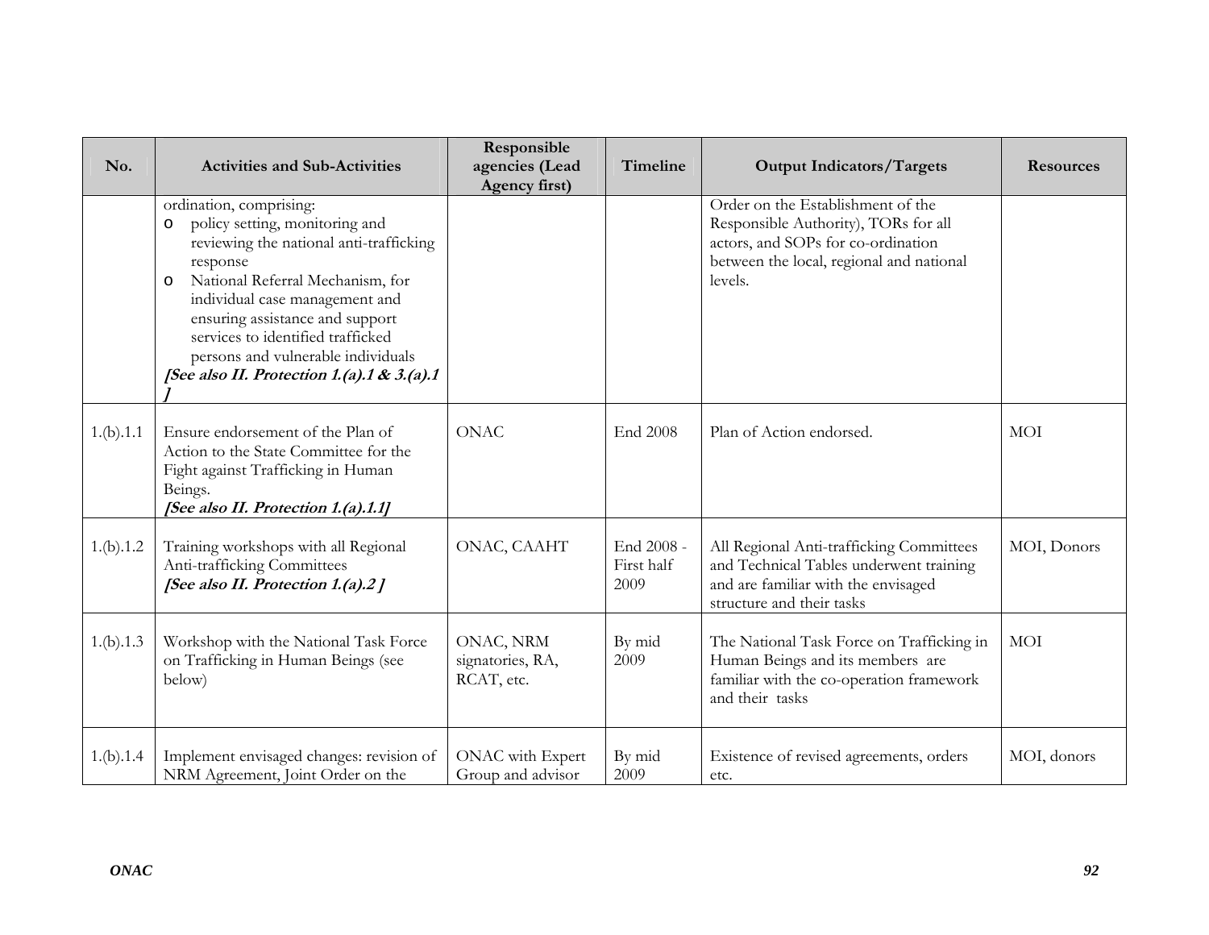| No. | Activities and Sub-Activities | Responsible agencies (Lead Agency first) | Timeline | Output Indicators/Targets | Resources |
|---|---|---|---|---|---|
| | ordination, comprising:<br>o policy setting, monitoring and reviewing the national anti-trafficking response<br>o National Referral Mechanism, for individual case management and ensuring assistance and support services to identified trafficked persons and vulnerable individuals<br>***[See also II. Protection 1.(a).1 & 3.(a).1 ]*** | | | Order on the Establishment of the Responsible Authority), TORs for all actors, and SOPs for co-ordination between the local, regional and national levels. | |
| 1.(b).1.1 | Ensure endorsement of the Plan of Action to the State Committee for the Fight against Trafficking in Human Beings.<br>***[See also II. Protection 1.(a).1.1]*** | ONAC | End 2008 | Plan of Action endorsed. | MOI |
| 1.(b).1.2 | Training workshops with all Regional Anti-trafficking Committees<br>***[See also II. Protection 1.(a).2 ]*** | ONAC, CAAHT | End 2008 - First half 2009 | All Regional Anti-trafficking Committees and Technical Tables underwent training and are familiar with the envisaged structure and their tasks | MOI, Donors |
| 1.(b).1.3 | Workshop with the National Task Force on Trafficking in Human Beings (see below) | ONAC, NRM signatories, RA, RCAT, etc. | By mid 2009 | The National Task Force on Trafficking in Human Beings and its members are familiar with the co-operation framework and their tasks | MOI |
| 1.(b).1.4 | Implement envisaged changes: revision of NRM Agreement, Joint Order on the | ONAC with Expert Group and advisor | By mid 2009 | Existence of revised agreements, orders etc. | MOI, donors |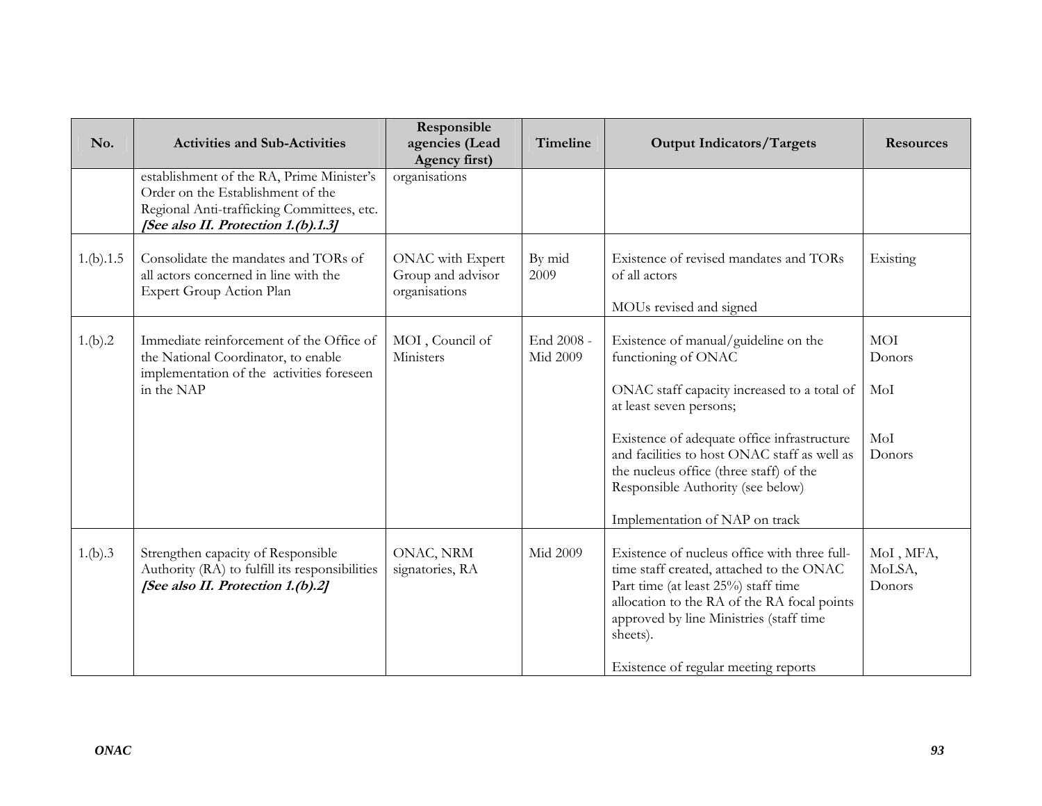| No. | Activities and Sub-Activities | Responsible agencies (Lead Agency first) | Timeline | Output Indicators/Targets | Resources |
|---|---|---|---|---|---|
| | establishment of the RA, Prime Minister's Order on the Establishment of the Regional Anti-trafficking Committees, etc. ***[See also II. Protection 1.(b).1.3]*** | organisations | | | |
| 1.(b).1.5 | Consolidate the mandates and TORs of all actors concerned in line with the Expert Group Action Plan | ONAC with Expert Group and advisor organisations | By mid 2009 | Existence of revised mandates and TORs of all actors<br><br>MOUs revised and signed | Existing |
| 1.(b).2 | Immediate reinforcement of the Office of the National Coordinator, to enable implementation of the activities foreseen in the NAP | MOI , Council of Ministers | End 2008 - Mid 2009 | Existence of manual/guideline on the functioning of ONAC<br><br>ONAC staff capacity increased to a total of at least seven persons;<br><br>Existence of adequate office infrastructure and facilities to host ONAC staff as well as the nucleus office (three staff) of the Responsible Authority (see below)<br><br>Implementation of NAP on track | MOI<br>Donors<br><br>MoI<br><br>MoI<br>Donors |
| 1.(b).3 | Strengthen capacity of Responsible Authority (RA) to fulfill its responsibilities ***[See also II. Protection 1.(b).2]*** | ONAC, NRM signatories, RA | Mid 2009 | Existence of nucleus office with three full-time staff created, attached to the ONAC Part time (at least 25%) staff time allocation to the RA of the RA focal points approved by line Ministries (staff time sheets).<br><br>Existence of regular meeting reports | MoI , MFA, MoLSA, Donors |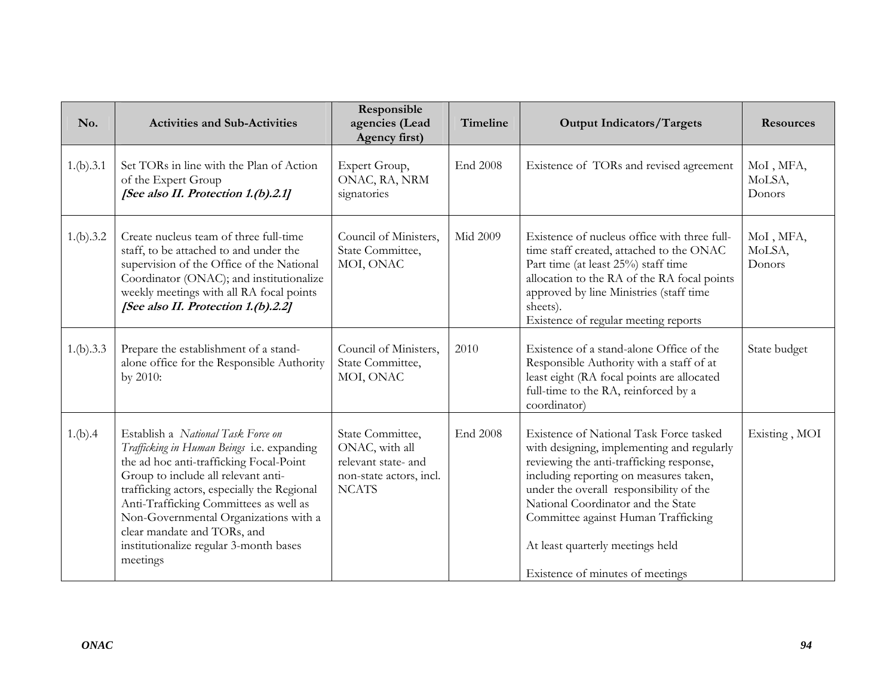| No. | Activities and Sub-Activities | Responsible agencies (Lead Agency first) | Timeline | Output Indicators/Targets | Resources |
|---|---|---|---|---|---|
| 1.(b).3.1 | Set TORs in line with the Plan of Action of the Expert Group ***[See also II. Protection 1.(b).2.1]*** | Expert Group, ONAC, RA, NRM signatories | End 2008 | Existence of TORs and revised agreement | MoI , MFA, MoLSA, Donors |
| 1.(b).3.2 | Create nucleus team of three full-time staff, to be attached to and under the supervision of the Office of the National Coordinator (ONAC); and institutionalize weekly meetings with all RA focal points ***[See also II. Protection 1.(b).2.2]*** | Council of Ministers, State Committee, MOI, ONAC | Mid 2009 | Existence of nucleus office with three full-time staff created, attached to the ONAC Part time (at least 25%) staff time allocation to the RA of the RA focal points approved by line Ministries (staff time sheets). Existence of regular meeting reports | MoI , MFA, MoLSA, Donors |
| 1.(b).3.3 | Prepare the establishment of a stand-alone office for the Responsible Authority by 2010: | Council of Ministers, State Committee, MOI, ONAC | 2010 | Existence of a stand-alone Office of the Responsible Authority with a staff of at least eight (RA focal points are allocated full-time to the RA, reinforced by a coordinator) | State budget |
| 1.(b).4 | Establish a *National Task Force on Trafficking in Human Beings* i.e. expanding the ad hoc anti-trafficking Focal-Point Group to include all relevant anti-trafficking actors, especially the Regional Anti-Trafficking Committees as well as Non-Governmental Organizations with a clear mandate and TORs, and institutionalize regular 3-month bases meetings | State Committee, ONAC, with all relevant state- and non-state actors, incl. NCATS | End 2008 | Existence of National Task Force tasked with designing, implementing and regularly reviewing the anti-trafficking response, including reporting on measures taken, under the overall responsibility of the National Coordinator and the State Committee against Human Trafficking<br><br>At least quarterly meetings held<br><br>Existence of minutes of meetings | Existing , MOI |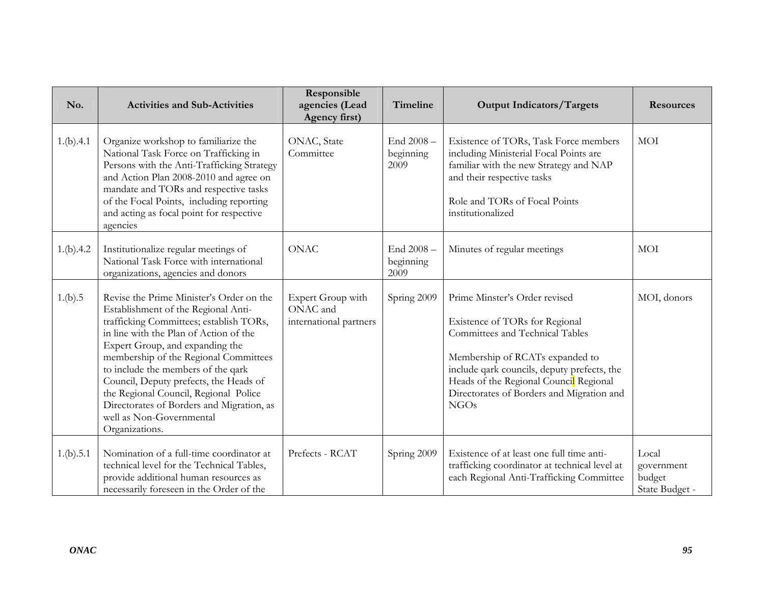| No. | Activities and Sub-Activities | Responsible agencies (Lead Agency first) | Timeline | Output Indicators/Targets | Resources |
|---|---|---|---|---|---|
| 1.(b).4.1 | Organize workshop to familiarize the National Task Force on Trafficking in Persons with the Anti-Trafficking Strategy and Action Plan 2008-2010 and agree on mandate and TORs and respective tasks of the Focal Points, including reporting and acting as focal point for respective agencies | ONAC, State Committee | End 2008 – beginning 2009 | Existence of TORs, Task Force members including Ministerial Focal Points are familiar with the new Strategy and NAP and their respective tasks<br><br>Role and TORs of Focal Points institutionalized | MOI |
| 1.(b).4.2 | Institutionalize regular meetings of National Task Force with international organizations, agencies and donors | ONAC | End 2008 – beginning 2009 | Minutes of regular meetings | MOI |
| 1.(b).5 | Revise the Prime Minister's Order on the Establishment of the Regional Anti-trafficking Committees; establish TORs, in line with the Plan of Action of the Expert Group, and expanding the membership of the Regional Committees to include the members of the qark Council, Deputy prefects, the Heads of the Regional Council, Regional Police Directorates of Borders and Migration, as well as Non-Governmental Organizations. | Expert Group with ONAC and international partners | Spring 2009 | Prime Minster's Order revised<br><br>Existence of TORs for Regional Committees and Technical Tables<br><br>Membership of RCATs expanded to include qark councils, deputy prefects, the Heads of the Regional Council Regional Directorates of Borders and Migration and NGOs | MOI, donors |
| 1.(b).5.1 | Nomination of a full-time coordinator at technical level for the Technical Tables, provide additional human resources as necessarily foreseen in the Order of the | Prefects - RCAT | Spring 2009 | Existence of at least one full time anti-trafficking coordinator at technical level at each Regional Anti-Trafficking Committee | Local government budget<br>State Budget - |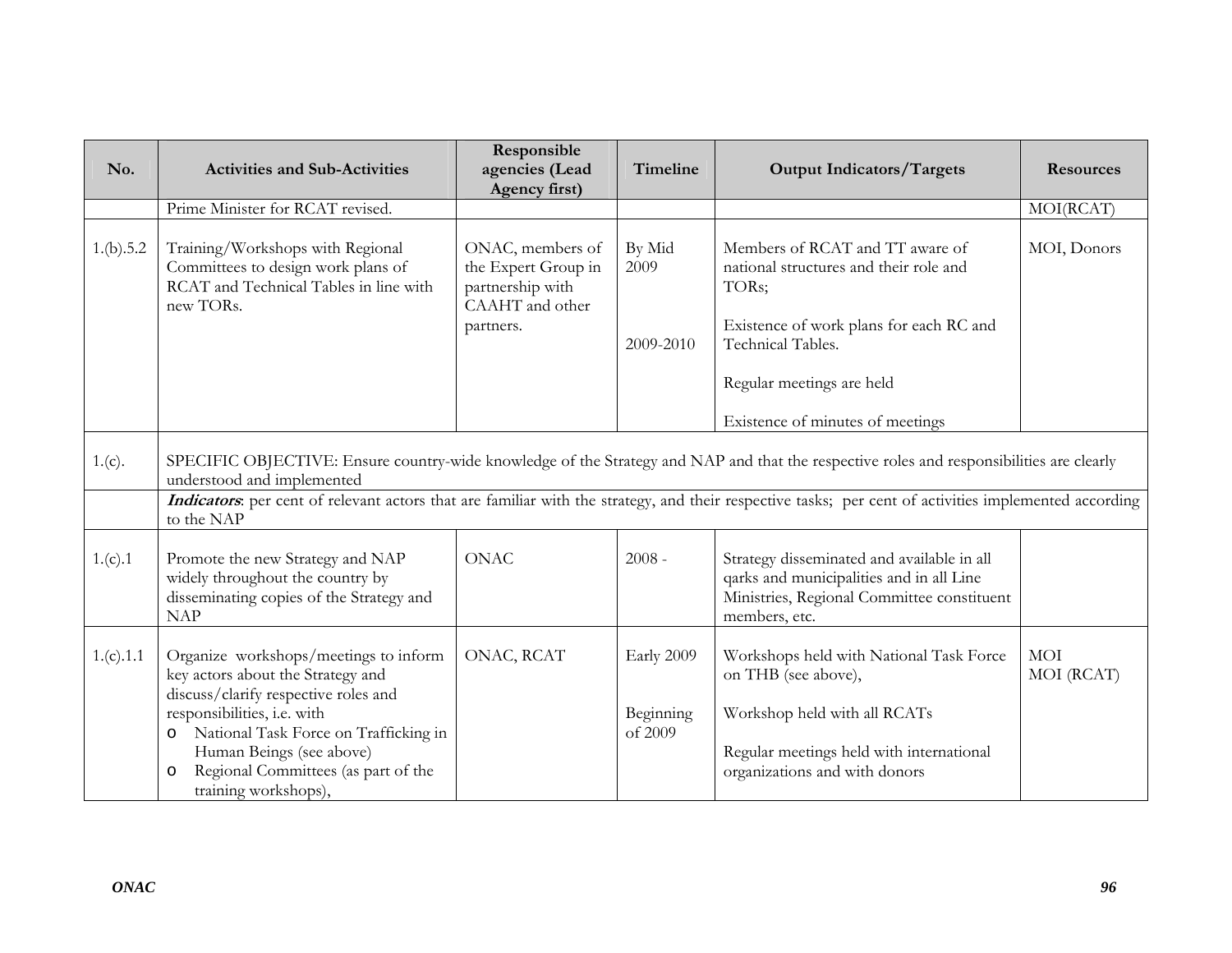| No. | Activities and Sub-Activities | Responsible agencies (Lead Agency first) | Timeline | Output Indicators/Targets | Resources |
|---|---|---|---|---|---|
| | Prime Minister for RCAT revised. | | | | MOI(RCAT) |
| 1.(b).5.2 | Training/Workshops with Regional Committees to design work plans of RCAT and Technical Tables in line with new TORs. | ONAC, members of the Expert Group in partnership with CAAHT and other partners. | By Mid 2009<br><br>2009-2010 | Members of RCAT and TT aware of national structures and their role and TORs;<br><br>Existence of work plans for each RC and Technical Tables.<br><br>Regular meetings are held<br><br>Existence of minutes of meetings | MOI, Donors |
| 1.(c). | SPECIFIC OBJECTIVE: Ensure country-wide knowledge of the Strategy and NAP and that the respective roles and responsibilities are clearly understood and implemented | | | | |
| | ***Indicators***: per cent of relevant actors that are familiar with the strategy, and their respective tasks; per cent of activities implemented according to the NAP | | | | |
| 1.(c).1 | Promote the new Strategy and NAP widely throughout the country by disseminating copies of the Strategy and NAP | ONAC | 2008 - | Strategy disseminated and available in all qarks and municipalities and in all Line Ministries, Regional Committee constituent members, etc. | |
| 1.(c).1.1 | Organize workshops/meetings to inform key actors about the Strategy and discuss/clarify respective roles and responsibilities, i.e. with<br>o National Task Force on Trafficking in Human Beings (see above)<br>o Regional Committees (as part of the training workshops), | ONAC, RCAT | Early 2009<br><br>Beginning of 2009 | Workshops held with National Task Force on THB (see above),<br><br>Workshop held with all RCATs<br><br>Regular meetings held with international organizations and with donors | MOI<br>MOI (RCAT) |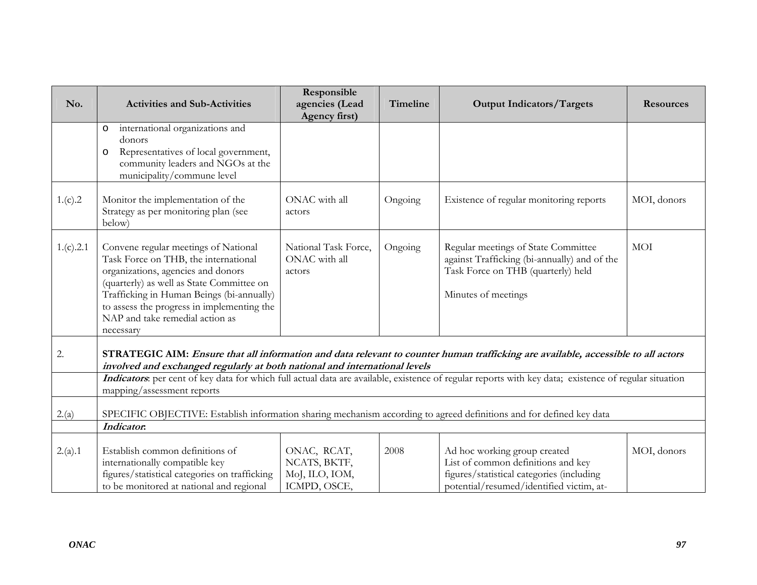| No. | Activities and Sub-Activities | Responsible agencies (Lead Agency first) | Timeline | Output Indicators/Targets | Resources |
|---|---|---|---|---|---|
| | o international organizations and donors<br>o Representatives of local government, community leaders and NGOs at the municipality/commune level | | | | |
| 1.(c).2 | Monitor the implementation of the Strategy as per monitoring plan (see below) | ONAC with all actors | Ongoing | Existence of regular monitoring reports | MOI, donors |
| 1.(c).2.1 | Convene regular meetings of National Task Force on THB, the international organizations, agencies and donors (quarterly) as well as State Committee on Trafficking in Human Beings (bi-annually) to assess the progress in implementing the NAP and take remedial action as necessary | National Task Force, ONAC with all actors | Ongoing | Regular meetings of State Committee against Trafficking (bi-annually) and of the Task Force on THB (quarterly) held<br><br>Minutes of meetings | MOI |
| 2. | **STRATEGIC AIM:** ***Ensure that all information and data relevant to counter human trafficking are available, accessible to all actors involved and exchanged regularly at both national and international levels*** | | | | |
| | ***Indicators***: per cent of key data for which full actual data are available, existence of regular reports with key data; existence of regular situation mapping/assessment reports | | | | |
| 2.(a) | SPECIFIC OBJECTIVE: Establish information sharing mechanism according to agreed definitions and for defined key data | | | | |
| | ***Indicator***: | | | | |
| 2.(a).1 | Establish common definitions of internationally compatible key figures/statistical categories on trafficking to be monitored at national and regional | ONAC, RCAT, NCATS, BKTF, MoJ, ILO, IOM, ICMPD, OSCE, | 2008 | Ad hoc working group created<br>List of common definitions and key figures/statistical categories (including potential/resumed/identified victim, at- | MOI, donors |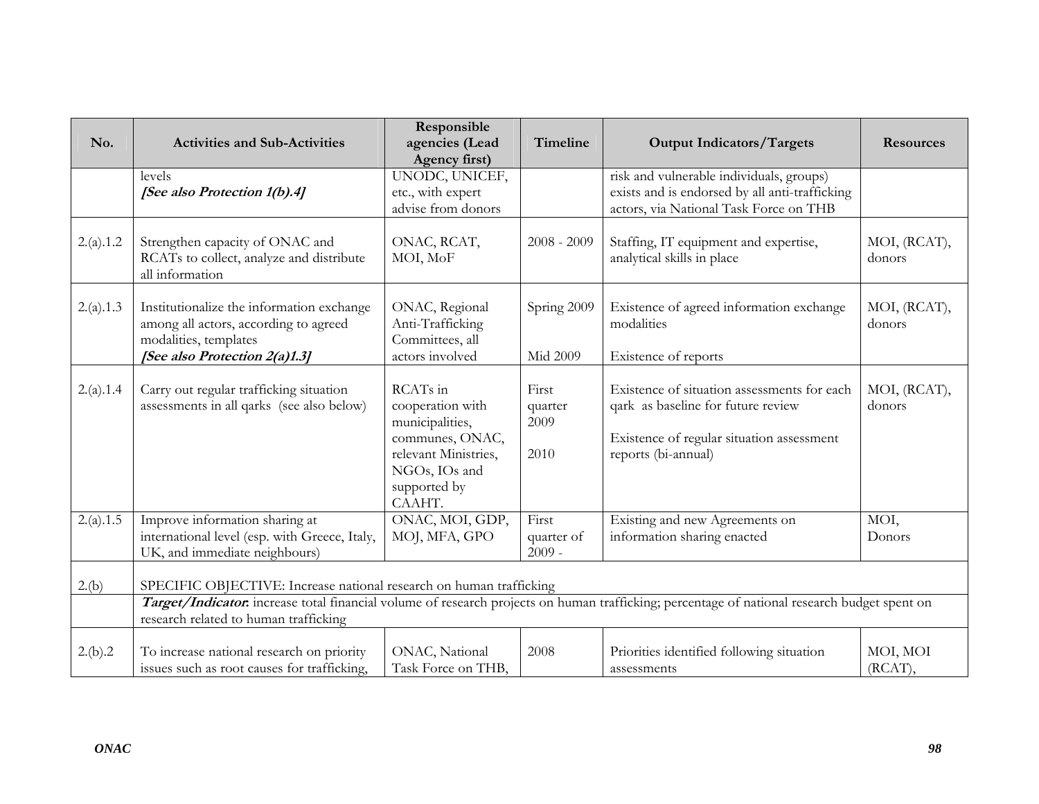| No. | Activities and Sub-Activities | Responsible agencies (Lead Agency first) | Timeline | Output Indicators/Targets | Resources |
|---|---|---|---|---|---|
| | levels<br>***[See also Protection 1(b).4]*** | UNODC, UNICEF, etc., with expert advise from donors | | risk and vulnerable individuals, groups) exists and is endorsed by all anti-trafficking actors, via National Task Force on THB | |
| 2.(a).1.2 | Strengthen capacity of ONAC and RCATs to collect, analyze and distribute all information | ONAC, RCAT, MOI, MoF | 2008 - 2009 | Staffing, IT equipment and expertise, analytical skills in place | MOI, (RCAT), donors |
| 2.(a).1.3 | Institutionalize the information exchange among all actors, according to agreed modalities, templates<br>***[See also Protection 2(a)1.3]*** | ONAC, Regional Anti-Trafficking Committees, all actors involved | Spring 2009<br><br>Mid 2009 | Existence of agreed information exchange modalities<br><br>Existence of reports | MOI, (RCAT), donors |
| 2.(a).1.4 | Carry out regular trafficking situation assessments in all qarks (see also below) | RCATs in cooperation with municipalities, communes, ONAC, relevant Ministries, NGOs, IOs and supported by CAAHT. | First quarter 2009<br><br>2010 | Existence of situation assessments for each qark as baseline for future review<br><br>Existence of regular situation assessment reports (bi-annual) | MOI, (RCAT), donors |
| 2.(a).1.5 | Improve information sharing at international level (esp. with Greece, Italy, UK, and immediate neighbours) | ONAC, MOI, GDP, MOJ, MFA, GPO | First quarter of 2009 - | Existing and new Agreements on information sharing enacted | MOI, Donors |
| 2.(b) | SPECIFIC OBJECTIVE: Increase national research on human trafficking | | | | |
| | ***Target/Indicator*:** increase total financial volume of research projects on human trafficking; percentage of national research budget spent on research related to human trafficking | | | | |
| 2.(b).2 | To increase national research on priority issues such as root causes for trafficking, | ONAC, National Task Force on THB, | 2008 | Priorities identified following situation assessments | MOI, MOI (RCAT), |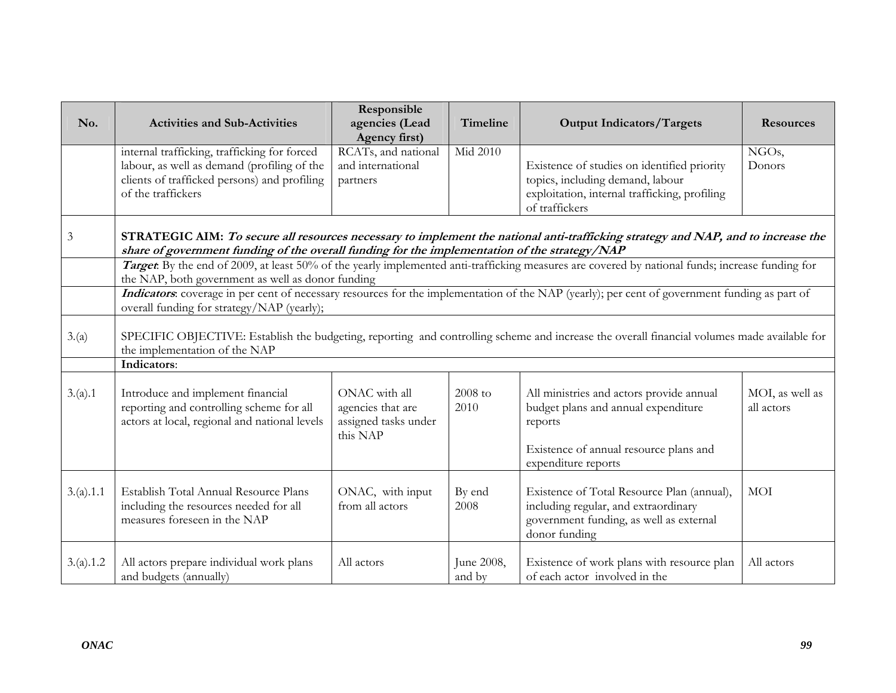| No. | Activities and Sub-Activities | Responsible agencies (Lead Agency first) | Timeline | Output Indicators/Targets | Resources |
|---|---|---|---|---|---|
| | internal trafficking, trafficking for forced labour, as well as demand (profiling of the clients of trafficked persons) and profiling of the traffickers | RCATs, and national and international partners | Mid 2010 | Existence of studies on identified priority topics, including demand, labour exploitation, internal trafficking, profiling of traffickers | NGOs, Donors |
| 3 | **STRATEGIC AIM:** ***To secure all resources necessary to implement the national anti-trafficking strategy and NAP, and to increase the share of government funding of the overall funding for the implementation of the strategy/NAP*** | | | | |
| | ***Target***: By the end of 2009, at least 50% of the yearly implemented anti-trafficking measures are covered by national funds; increase funding for the NAP, both government as well as donor funding | | | | |
| | ***Indicators***: coverage in per cent of necessary resources for the implementation of the NAP (yearly); per cent of government funding as part of overall funding for strategy/NAP (yearly); | | | | |
| 3.(a) | SPECIFIC OBJECTIVE: Establish the budgeting, reporting and controlling scheme and increase the overall financial volumes made available for the implementation of the NAP | | | | |
| | **Indicators**: | | | | |
| 3.(a).1 | Introduce and implement financial reporting and controlling scheme for all actors at local, regional and national levels | ONAC with all agencies that are assigned tasks under this NAP | 2008 to 2010 | All ministries and actors provide annual budget plans and annual expenditure reports<br><br>Existence of annual resource plans and expenditure reports | MOI, as well as all actors |
| 3.(a).1.1 | Establish Total Annual Resource Plans including the resources needed for all measures foreseen in the NAP | ONAC, with input from all actors | By end 2008 | Existence of Total Resource Plan (annual), including regular, and extraordinary government funding, as well as external donor funding | MOI |
| 3.(a).1.2 | All actors prepare individual work plans and budgets (annually) | All actors | June 2008, and by | Existence of work plans with resource plan of each actor involved in the | All actors |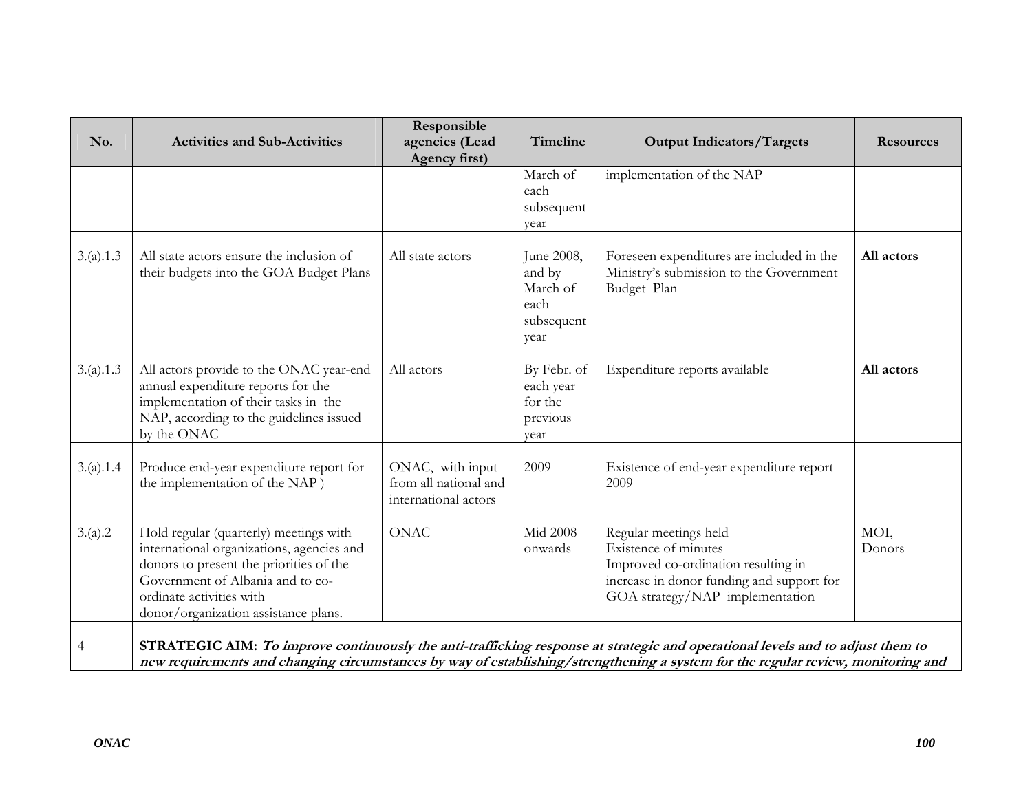| No. | Activities and Sub-Activities | Responsible agencies (Lead Agency first) | Timeline | Output Indicators/Targets | Resources |
|---|---|---|---|---|---|
| | | | March of each subsequent year | implementation of the NAP | |
| 3.(a).1.3 | All state actors ensure the inclusion of their budgets into the GOA Budget Plans | All state actors | June 2008, and by March of each subsequent year | Foreseen expenditures are included in the Ministry's submission to the Government Budget Plan | **All actors** |
| 3.(a).1.3 | All actors provide to the ONAC year-end annual expenditure reports for the implementation of their tasks in the NAP, according to the guidelines issued by the ONAC | All actors | By Febr. of each year for the previous year | Expenditure reports available | **All actors** |
| 3.(a).1.4 | Produce end-year expenditure report for the implementation of the NAP ) | ONAC, with input from all national and international actors | 2009 | Existence of end-year expenditure report 2009 | |
| 3.(a).2 | Hold regular (quarterly) meetings with international organizations, agencies and donors to present the priorities of the Government of Albania and to co-ordinate activities with donor/organization assistance plans. | ONAC | Mid 2008 onwards | Regular meetings held<br>Existence of minutes<br>Improved co-ordination resulting in increase in donor funding and support for GOA strategy/NAP implementation | MOI, Donors |
| 4 | **STRATEGIC AIM:** ***To improve continuously the anti-trafficking response at strategic and operational levels and to adjust them to new requirements and changing circumstances by way of establishing/strengthening a system for the regular review, monitoring and*** | | | | |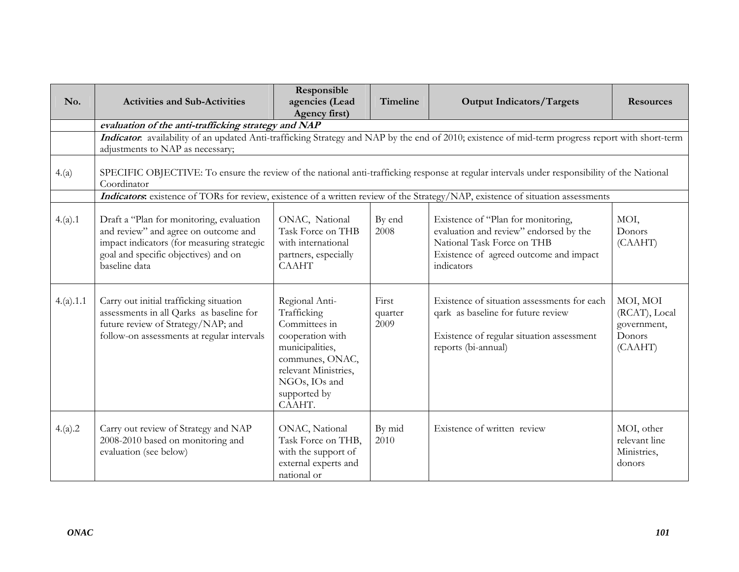| No. | Activities and Sub-Activities | Responsible agencies (Lead Agency first) | Timeline | Output Indicators/Targets | Resources |
|---|---|---|---|---|---|
| | ***evaluation of the anti-trafficking strategy and NAP*** | | | | |
| | ***Indicator***: availability of an updated Anti-trafficking Strategy and NAP by the end of 2010; existence of mid-term progress report with short-term adjustments to NAP as necessary; | | | | |
| 4.(a) | SPECIFIC OBJECTIVE: To ensure the review of the national anti-trafficking response at regular intervals under responsibility of the National Coordinator | | | | |
| | ***Indicators***: existence of TORs for review, existence of a written review of the Strategy/NAP, existence of situation assessments | | | | |
| 4.(a).1 | Draft a "Plan for monitoring, evaluation and review" and agree on outcome and impact indicators (for measuring strategic goal and specific objectives) and on baseline data | ONAC, National Task Force on THB with international partners, especially CAAHT | By end 2008 | Existence of "Plan for monitoring, evaluation and review" endorsed by the National Task Force on THB<br>Existence of agreed outcome and impact indicators | MOI, Donors (CAAHT) |
| 4.(a).1.1 | Carry out initial trafficking situation assessments in all Qarks as baseline for future review of Strategy/NAP; and follow-on assessments at regular intervals | Regional Anti-Trafficking Committees in cooperation with municipalities, communes, ONAC, relevant Ministries, NGOs, IOs and supported by CAAHT. | First quarter 2009 | Existence of situation assessments for each qark as baseline for future review<br><br>Existence of regular situation assessment reports (bi-annual) | MOI, MOI (RCAT), Local government, Donors (CAAHT) |
| 4.(a).2 | Carry out review of Strategy and NAP 2008-2010 based on monitoring and evaluation (see below) | ONAC, National Task Force on THB, with the support of external experts and national or | By mid 2010 | Existence of written review | MOI, other relevant line Ministries, donors |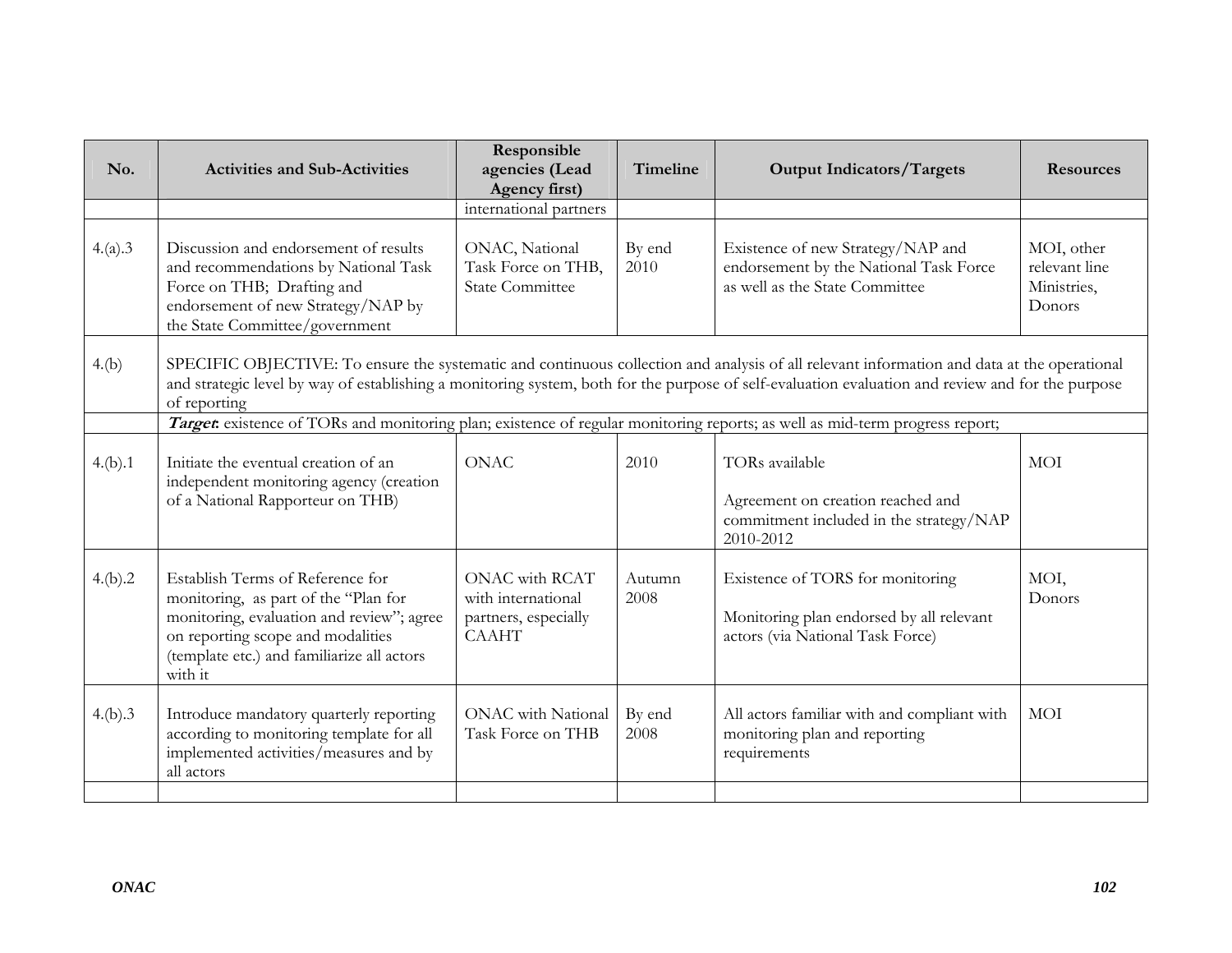| No. | Activities and Sub-Activities | Responsible agencies (Lead Agency first) | Timeline | Output Indicators/Targets | Resources |
|---|---|---|---|---|---|
| | | international partners | | | |
| 4.(a).3 | Discussion and endorsement of results and recommendations by National Task Force on THB; Drafting and endorsement of new Strategy/NAP by the State Committee/government | ONAC, National Task Force on THB, State Committee | By end 2010 | Existence of new Strategy/NAP and endorsement by the National Task Force as well as the State Committee | MOI, other relevant line Ministries, Donors |
| 4.(b) | SPECIFIC OBJECTIVE: To ensure the systematic and continuous collection and analysis of all relevant information and data at the operational and strategic level by way of establishing a monitoring system, both for the purpose of self-evaluation evaluation and review and for the purpose of reporting | | | | |
| | ***Target*:** existence of TORs and monitoring plan; existence of regular monitoring reports; as well as mid-term progress report; | | | | |
| 4.(b).1 | Initiate the eventual creation of an independent monitoring agency (creation of a National Rapporteur on THB) | ONAC | 2010 | TORs available<br><br>Agreement on creation reached and commitment included in the strategy/NAP 2010-2012 | MOI |
| 4.(b).2 | Establish Terms of Reference for monitoring, as part of the "Plan for monitoring, evaluation and review"; agree on reporting scope and modalities (template etc.) and familiarize all actors with it | ONAC with RCAT with international partners, especially CAAHT | Autumn 2008 | Existence of TORS for monitoring<br><br>Monitoring plan endorsed by all relevant actors (via National Task Force) | MOI, Donors |
| 4.(b).3 | Introduce mandatory quarterly reporting according to monitoring template for all implemented activities/measures and by all actors | ONAC with National Task Force on THB | By end 2008 | All actors familiar with and compliant with monitoring plan and reporting requirements | MOI |
| | | | | | |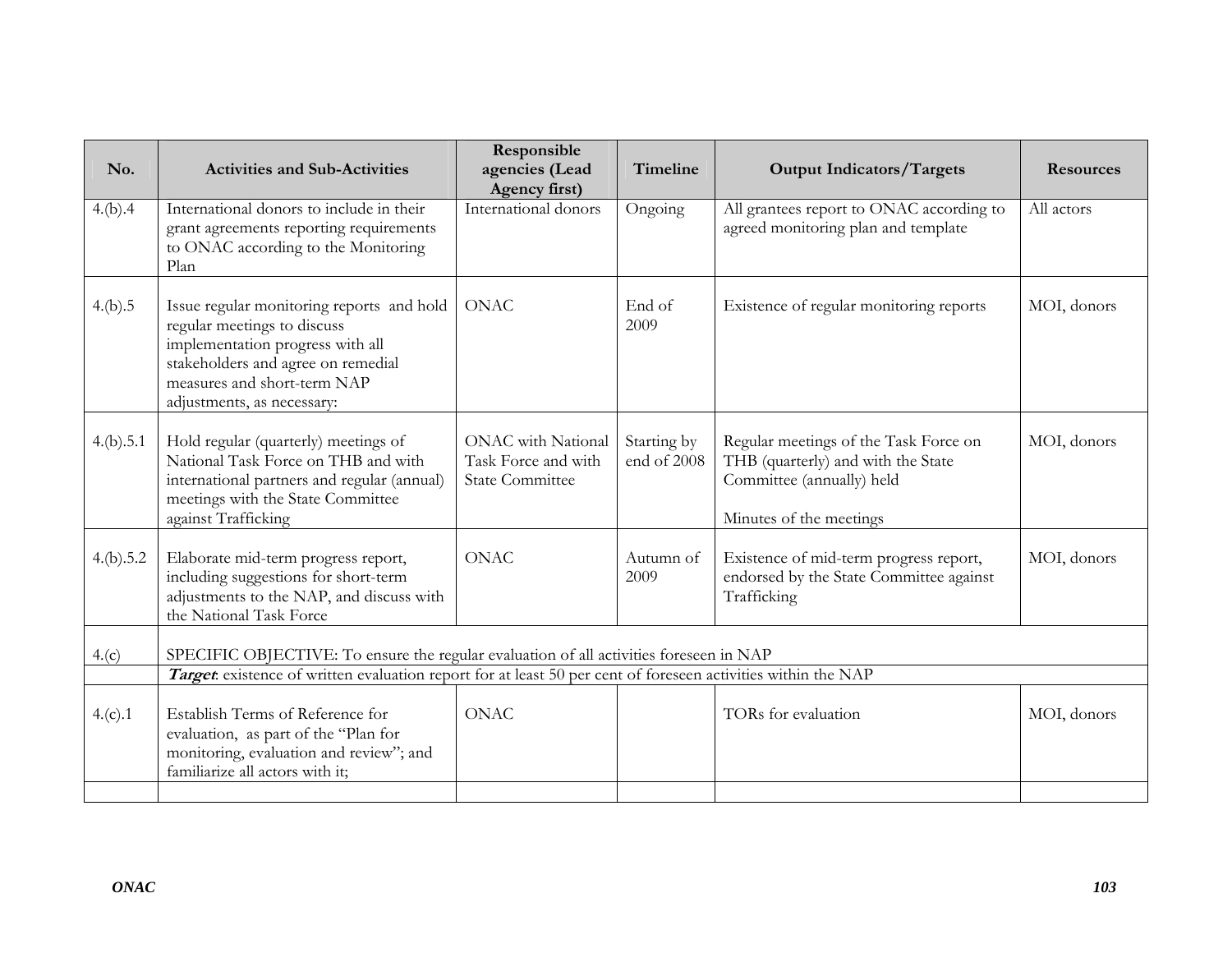| No. | Activities and Sub-Activities | Responsible agencies (Lead Agency first) | Timeline | Output Indicators/Targets | Resources |
|---|---|---|---|---|---|
| 4.(b).4 | International donors to include in their grant agreements reporting requirements to ONAC according to the Monitoring Plan | International donors | Ongoing | All grantees report to ONAC according to agreed monitoring plan and template | All actors |
| 4.(b).5 | Issue regular monitoring reports and hold regular meetings to discuss implementation progress with all stakeholders and agree on remedial measures and short-term NAP adjustments, as necessary: | ONAC | End of 2009 | Existence of regular monitoring reports | MOI, donors |
| 4.(b).5.1 | Hold regular (quarterly) meetings of National Task Force on THB and with international partners and regular (annual) meetings with the State Committee against Trafficking | ONAC with National Task Force and with State Committee | Starting by end of 2008 | Regular meetings of the Task Force on THB (quarterly) and with the State Committee (annually) held<br><br>Minutes of the meetings | MOI, donors |
| 4.(b).5.2 | Elaborate mid-term progress report, including suggestions for short-term adjustments to the NAP, and discuss with the National Task Force | ONAC | Autumn of 2009 | Existence of mid-term progress report, endorsed by the State Committee against Trafficking | MOI, donors |
| 4.(c) | SPECIFIC OBJECTIVE: To ensure the regular evaluation of all activities foreseen in NAP | | | | |
| | ***Target***: existence of written evaluation report for at least 50 per cent of foreseen activities within the NAP | | | | |
| 4.(c).1 | Establish Terms of Reference for evaluation, as part of the "Plan for monitoring, evaluation and review"; and familiarize all actors with it; | ONAC | | TORs for evaluation | MOI, donors |
| | | | | | |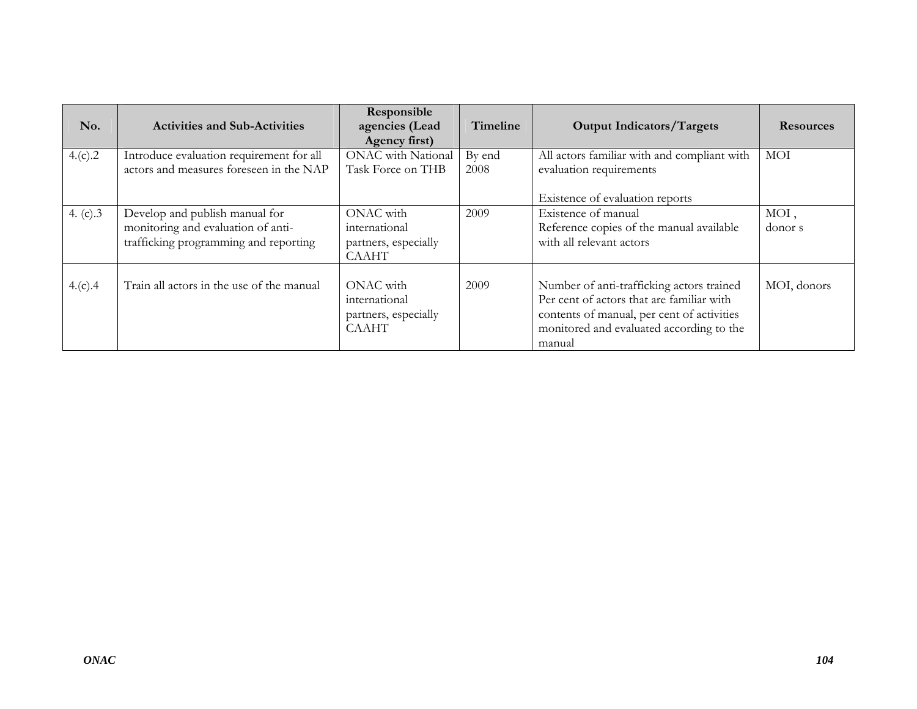| No. | Activities and Sub-Activities | Responsible agencies (Lead Agency first) | Timeline | Output Indicators/Targets | Resources |
|---|---|---|---|---|---|
| 4.(c).2 | Introduce evaluation requirement for all actors and measures foreseen in the NAP | ONAC with National Task Force on THB | By end 2008 | All actors familiar with and compliant with evaluation requirements<br><br>Existence of evaluation reports | MOI |
| 4. (c).3 | Develop and publish manual for monitoring and evaluation of anti-trafficking programming and reporting | ONAC with international partners, especially CAAHT | 2009 | Existence of manual<br>Reference copies of the manual available with all relevant actors | MOI , donor s |
| 4.(c).4 | Train all actors in the use of the manual | ONAC with international partners, especially CAAHT | 2009 | Number of anti-trafficking actors trained<br>Per cent of actors that are familiar with contents of manual, per cent of activities monitored and evaluated according to the manual | MOI, donors |